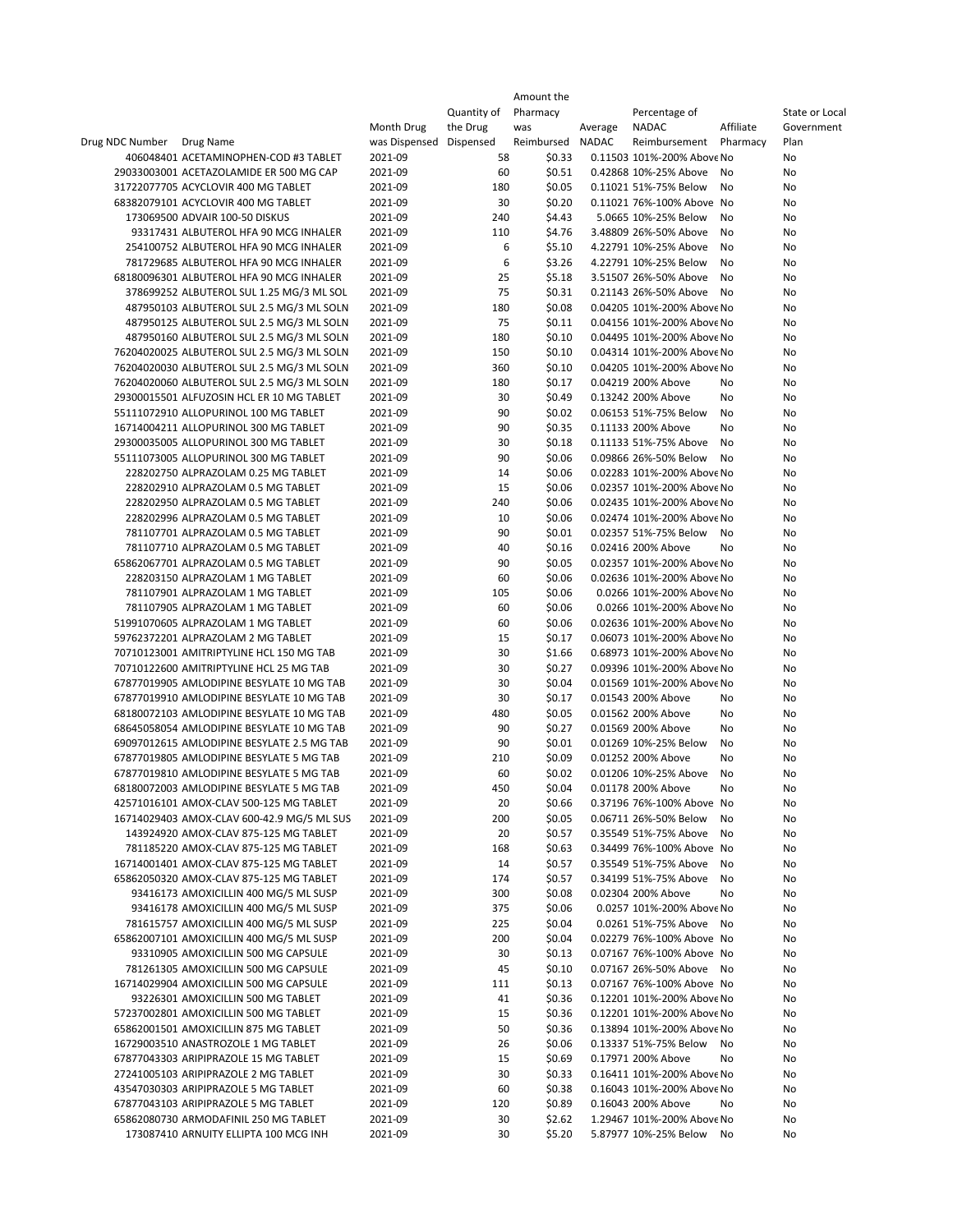| Drug NDC Number | Drug Name | Month Drug was Dispensed | Quantity of the Drug Dispensed | Amount the Pharmacy was Reimbursed | Average NADAC | Percentage of NADAC Reimbursement | Affiliate Pharmacy | State or Local Government Plan |
|---|---|---|---|---|---|---|---|---|
| 406048401 | ACETAMINOPHEN-COD #3 TABLET | 2021-09 | 58 | $0.33 | 0.11503 | 101%-200% Above | No | No |
| 29033003001 | ACETAZOLAMIDE ER 500 MG CAP | 2021-09 | 60 | $0.51 | 0.42868 | 10%-25% Above | No | No |
| 31722077705 | ACYCLOVIR 400 MG TABLET | 2021-09 | 180 | $0.05 | 0.11021 | 51%-75% Below | No | No |
| 68382079101 | ACYCLOVIR 400 MG TABLET | 2021-09 | 30 | $0.20 | 0.11021 | 76%-100% Above | No | No |
| 173069500 | ADVAIR 100-50 DISKUS | 2021-09 | 240 | $4.43 | 5.0665 | 10%-25% Below | No | No |
| 93317431 | ALBUTEROL HFA 90 MCG INHALER | 2021-09 | 110 | $4.76 | 3.48809 | 26%-50% Above | No | No |
| 254100752 | ALBUTEROL HFA 90 MCG INHALER | 2021-09 | 6 | $5.10 | 4.22791 | 10%-25% Above | No | No |
| 781729685 | ALBUTEROL HFA 90 MCG INHALER | 2021-09 | 6 | $3.26 | 4.22791 | 10%-25% Below | No | No |
| 68180096301 | ALBUTEROL HFA 90 MCG INHALER | 2021-09 | 25 | $5.18 | 3.51507 | 26%-50% Above | No | No |
| 378699252 | ALBUTEROL SUL 1.25 MG/3 ML SOL | 2021-09 | 75 | $0.31 | 0.21143 | 26%-50% Above | No | No |
| 487950103 | ALBUTEROL SUL 2.5 MG/3 ML SOLN | 2021-09 | 180 | $0.08 | 0.04205 | 101%-200% Above | No | No |
| 487950125 | ALBUTEROL SUL 2.5 MG/3 ML SOLN | 2021-09 | 75 | $0.11 | 0.04156 | 101%-200% Above | No | No |
| 487950160 | ALBUTEROL SUL 2.5 MG/3 ML SOLN | 2021-09 | 180 | $0.10 | 0.04495 | 101%-200% Above | No | No |
| 76204020025 | ALBUTEROL SUL 2.5 MG/3 ML SOLN | 2021-09 | 150 | $0.10 | 0.04314 | 101%-200% Above | No | No |
| 76204020030 | ALBUTEROL SUL 2.5 MG/3 ML SOLN | 2021-09 | 360 | $0.10 | 0.04205 | 101%-200% Above | No | No |
| 76204020060 | ALBUTEROL SUL 2.5 MG/3 ML SOLN | 2021-09 | 180 | $0.17 | 0.04219 | 200% Above | No | No |
| 29300015501 | ALFUZOSIN HCL ER 10 MG TABLET | 2021-09 | 30 | $0.49 | 0.13242 | 200% Above | No | No |
| 55111072910 | ALLOPURINOL 100 MG TABLET | 2021-09 | 90 | $0.02 | 0.06153 | 51%-75% Below | No | No |
| 16714004211 | ALLOPURINOL 300 MG TABLET | 2021-09 | 90 | $0.35 | 0.11133 | 200% Above | No | No |
| 29300035005 | ALLOPURINOL 300 MG TABLET | 2021-09 | 30 | $0.18 | 0.11133 | 51%-75% Above | No | No |
| 55111073005 | ALLOPURINOL 300 MG TABLET | 2021-09 | 90 | $0.06 | 0.09866 | 26%-50% Below | No | No |
| 228202750 | ALPRAZOLAM 0.25 MG TABLET | 2021-09 | 14 | $0.06 | 0.02283 | 101%-200% Above | No | No |
| 228202910 | ALPRAZOLAM 0.5 MG TABLET | 2021-09 | 15 | $0.06 | 0.02357 | 101%-200% Above | No | No |
| 228202950 | ALPRAZOLAM 0.5 MG TABLET | 2021-09 | 240 | $0.06 | 0.02435 | 101%-200% Above | No | No |
| 228202996 | ALPRAZOLAM 0.5 MG TABLET | 2021-09 | 10 | $0.06 | 0.02474 | 101%-200% Above | No | No |
| 781107701 | ALPRAZOLAM 0.5 MG TABLET | 2021-09 | 90 | $0.01 | 0.02357 | 51%-75% Below | No | No |
| 781107710 | ALPRAZOLAM 0.5 MG TABLET | 2021-09 | 40 | $0.16 | 0.02416 | 200% Above | No | No |
| 65862067701 | ALPRAZOLAM 0.5 MG TABLET | 2021-09 | 90 | $0.05 | 0.02357 | 101%-200% Above | No | No |
| 228203150 | ALPRAZOLAM 1 MG TABLET | 2021-09 | 60 | $0.06 | 0.02636 | 101%-200% Above | No | No |
| 781107901 | ALPRAZOLAM 1 MG TABLET | 2021-09 | 105 | $0.06 | 0.0266 | 101%-200% Above | No | No |
| 781107905 | ALPRAZOLAM 1 MG TABLET | 2021-09 | 60 | $0.06 | 0.0266 | 101%-200% Above | No | No |
| 51991070605 | ALPRAZOLAM 1 MG TABLET | 2021-09 | 60 | $0.06 | 0.02636 | 101%-200% Above | No | No |
| 59762372201 | ALPRAZOLAM 2 MG TABLET | 2021-09 | 15 | $0.17 | 0.06073 | 101%-200% Above | No | No |
| 70710123001 | AMITRIPTYLINE HCL 150 MG TAB | 2021-09 | 30 | $1.66 | 0.68973 | 101%-200% Above | No | No |
| 70710122600 | AMITRIPTYLINE HCL 25 MG TAB | 2021-09 | 30 | $0.27 | 0.09396 | 101%-200% Above | No | No |
| 67877019905 | AMLODIPINE BESYLATE 10 MG TAB | 2021-09 | 30 | $0.04 | 0.01569 | 101%-200% Above | No | No |
| 67877019910 | AMLODIPINE BESYLATE 10 MG TAB | 2021-09 | 30 | $0.17 | 0.01543 | 200% Above | No | No |
| 68180072103 | AMLODIPINE BESYLATE 10 MG TAB | 2021-09 | 480 | $0.05 | 0.01562 | 200% Above | No | No |
| 68645058054 | AMLODIPINE BESYLATE 10 MG TAB | 2021-09 | 90 | $0.27 | 0.01569 | 200% Above | No | No |
| 69097012615 | AMLODIPINE BESYLATE 2.5 MG TAB | 2021-09 | 90 | $0.01 | 0.01269 | 10%-25% Below | No | No |
| 67877019805 | AMLODIPINE BESYLATE 5 MG TAB | 2021-09 | 210 | $0.09 | 0.01252 | 200% Above | No | No |
| 67877019810 | AMLODIPINE BESYLATE 5 MG TAB | 2021-09 | 60 | $0.02 | 0.01206 | 10%-25% Above | No | No |
| 68180072003 | AMLODIPINE BESYLATE 5 MG TAB | 2021-09 | 450 | $0.04 | 0.01178 | 200% Above | No | No |
| 42571016101 | AMOX-CLAV 500-125 MG TABLET | 2021-09 | 20 | $0.66 | 0.37196 | 76%-100% Above | No | No |
| 16714029403 | AMOX-CLAV 600-42.9 MG/5 ML SUS | 2021-09 | 200 | $0.05 | 0.06711 | 26%-50% Below | No | No |
| 143924920 | AMOX-CLAV 875-125 MG TABLET | 2021-09 | 20 | $0.57 | 0.35549 | 51%-75% Above | No | No |
| 781185220 | AMOX-CLAV 875-125 MG TABLET | 2021-09 | 168 | $0.63 | 0.34499 | 76%-100% Above | No | No |
| 16714001401 | AMOX-CLAV 875-125 MG TABLET | 2021-09 | 14 | $0.57 | 0.35549 | 51%-75% Above | No | No |
| 65862050320 | AMOX-CLAV 875-125 MG TABLET | 2021-09 | 174 | $0.57 | 0.34199 | 51%-75% Above | No | No |
| 93416173 | AMOXICILLIN 400 MG/5 ML SUSP | 2021-09 | 300 | $0.08 | 0.02304 | 200% Above | No | No |
| 93416178 | AMOXICILLIN 400 MG/5 ML SUSP | 2021-09 | 375 | $0.06 | 0.0257 | 101%-200% Above | No | No |
| 781615757 | AMOXICILLIN 400 MG/5 ML SUSP | 2021-09 | 225 | $0.04 | 0.0261 | 51%-75% Above | No | No |
| 65862007101 | AMOXICILLIN 400 MG/5 ML SUSP | 2021-09 | 200 | $0.04 | 0.02279 | 76%-100% Above | No | No |
| 93310905 | AMOXICILLIN 500 MG CAPSULE | 2021-09 | 30 | $0.13 | 0.07167 | 76%-100% Above | No | No |
| 781261305 | AMOXICILLIN 500 MG CAPSULE | 2021-09 | 45 | $0.10 | 0.07167 | 26%-50% Above | No | No |
| 16714029904 | AMOXICILLIN 500 MG CAPSULE | 2021-09 | 111 | $0.13 | 0.07167 | 76%-100% Above | No | No |
| 93226301 | AMOXICILLIN 500 MG TABLET | 2021-09 | 41 | $0.36 | 0.12201 | 101%-200% Above | No | No |
| 57237002801 | AMOXICILLIN 500 MG TABLET | 2021-09 | 15 | $0.36 | 0.12201 | 101%-200% Above | No | No |
| 65862001501 | AMOXICILLIN 875 MG TABLET | 2021-09 | 50 | $0.36 | 0.13894 | 101%-200% Above | No | No |
| 16729003510 | ANASTROZOLE 1 MG TABLET | 2021-09 | 26 | $0.06 | 0.13337 | 51%-75% Below | No | No |
| 67877043303 | ARIPIPRAZOLE 15 MG TABLET | 2021-09 | 15 | $0.69 | 0.17971 | 200% Above | No | No |
| 27241005103 | ARIPIPRAZOLE 2 MG TABLET | 2021-09 | 30 | $0.33 | 0.16411 | 101%-200% Above | No | No |
| 43547030303 | ARIPIPRAZOLE 5 MG TABLET | 2021-09 | 60 | $0.38 | 0.16043 | 101%-200% Above | No | No |
| 67877043103 | ARIPIPRAZOLE 5 MG TABLET | 2021-09 | 120 | $0.89 | 0.16043 | 200% Above | No | No |
| 65862080730 | ARMODAFINIL 250 MG TABLET | 2021-09 | 30 | $2.62 | 1.29467 | 101%-200% Above | No | No |
| 173087410 | ARNUITY ELLIPTA 100 MCG INH | 2021-09 | 30 | $5.20 | 5.87977 | 10%-25% Below | No | No |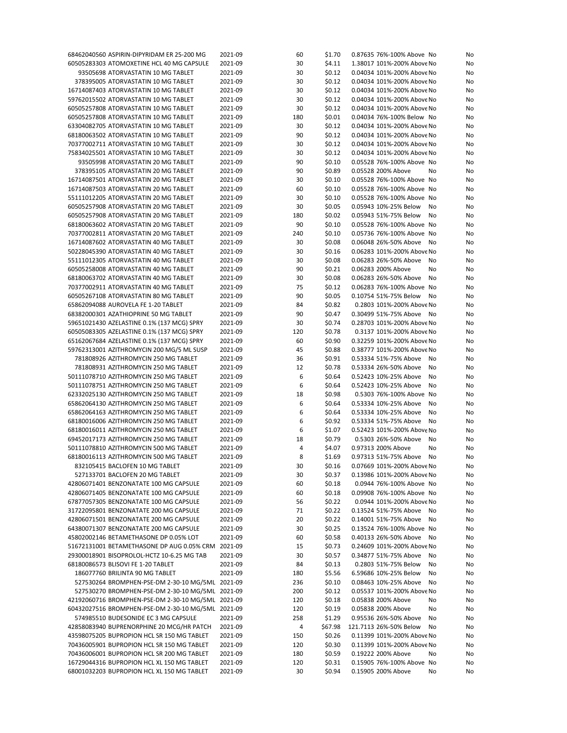| | | | | | | | |
|---|---|---|---|---|---|---|---|
| 68462040560 ASPIRIN-DIPYRIDAM ER 25-200 MG | 2021-09 | 60 | $1.70 | 0.87635 | 76%-100% Above | No | No |
| 60505283303 ATOMOXETINE HCL 40 MG CAPSULE | 2021-09 | 30 | $4.11 | 1.38017 | 101%-200% Above | No | No |
| 93505698 ATORVASTATIN 10 MG TABLET | 2021-09 | 30 | $0.12 | 0.04034 | 101%-200% Above | No | No |
| 378395005 ATORVASTATIN 10 MG TABLET | 2021-09 | 30 | $0.12 | 0.04034 | 101%-200% Above | No | No |
| 16714087403 ATORVASTATIN 10 MG TABLET | 2021-09 | 30 | $0.12 | 0.04034 | 101%-200% Above | No | No |
| 59762015502 ATORVASTATIN 10 MG TABLET | 2021-09 | 30 | $0.12 | 0.04034 | 101%-200% Above | No | No |
| 60505257808 ATORVASTATIN 10 MG TABLET | 2021-09 | 30 | $0.12 | 0.04034 | 101%-200% Above | No | No |
| 60505257808 ATORVASTATIN 10 MG TABLET | 2021-09 | 180 | $0.01 | 0.04034 | 76%-100% Below | No | No |
| 63304082705 ATORVASTATIN 10 MG TABLET | 2021-09 | 30 | $0.12 | 0.04034 | 101%-200% Above | No | No |
| 68180063502 ATORVASTATIN 10 MG TABLET | 2021-09 | 90 | $0.12 | 0.04034 | 101%-200% Above | No | No |
| 70377002711 ATORVASTATIN 10 MG TABLET | 2021-09 | 30 | $0.12 | 0.04034 | 101%-200% Above | No | No |
| 75834025501 ATORVASTATIN 10 MG TABLET | 2021-09 | 30 | $0.12 | 0.04034 | 101%-200% Above | No | No |
| 93505998 ATORVASTATIN 20 MG TABLET | 2021-09 | 90 | $0.10 | 0.05528 | 76%-100% Above | No | No |
| 378395105 ATORVASTATIN 20 MG TABLET | 2021-09 | 90 | $0.89 | 0.05528 | 200% Above | No | No |
| 16714087501 ATORVASTATIN 20 MG TABLET | 2021-09 | 30 | $0.10 | 0.05528 | 76%-100% Above | No | No |
| 16714087503 ATORVASTATIN 20 MG TABLET | 2021-09 | 60 | $0.10 | 0.05528 | 76%-100% Above | No | No |
| 55111012205 ATORVASTATIN 20 MG TABLET | 2021-09 | 30 | $0.10 | 0.05528 | 76%-100% Above | No | No |
| 60505257908 ATORVASTATIN 20 MG TABLET | 2021-09 | 30 | $0.05 | 0.05943 | 10%-25% Below | No | No |
| 60505257908 ATORVASTATIN 20 MG TABLET | 2021-09 | 180 | $0.02 | 0.05943 | 51%-75% Below | No | No |
| 68180063602 ATORVASTATIN 20 MG TABLET | 2021-09 | 90 | $0.10 | 0.05528 | 76%-100% Above | No | No |
| 70377002811 ATORVASTATIN 20 MG TABLET | 2021-09 | 240 | $0.10 | 0.05736 | 76%-100% Above | No | No |
| 16714087602 ATORVASTATIN 40 MG TABLET | 2021-09 | 30 | $0.08 | 0.06048 | 26%-50% Above | No | No |
| 50228045390 ATORVASTATIN 40 MG TABLET | 2021-09 | 30 | $0.16 | 0.06283 | 101%-200% Above | No | No |
| 55111012305 ATORVASTATIN 40 MG TABLET | 2021-09 | 30 | $0.08 | 0.06283 | 26%-50% Above | No | No |
| 60505258008 ATORVASTATIN 40 MG TABLET | 2021-09 | 90 | $0.21 | 0.06283 | 200% Above | No | No |
| 68180063702 ATORVASTATIN 40 MG TABLET | 2021-09 | 30 | $0.08 | 0.06283 | 26%-50% Above | No | No |
| 70377002911 ATORVASTATIN 40 MG TABLET | 2021-09 | 75 | $0.12 | 0.06283 | 76%-100% Above | No | No |
| 60505267108 ATORVASTATIN 80 MG TABLET | 2021-09 | 90 | $0.05 | 0.10754 | 51%-75% Below | No | No |
| 65862094088 AUROVELA FE 1-20 TABLET | 2021-09 | 84 | $0.82 | 0.2803 | 101%-200% Above | No | No |
| 68382000301 AZATHIOPRINE 50 MG TABLET | 2021-09 | 90 | $0.47 | 0.30499 | 51%-75% Above | No | No |
| 59651021430 AZELASTINE 0.1% (137 MCG) SPRY | 2021-09 | 30 | $0.74 | 0.28703 | 101%-200% Above | No | No |
| 60505083305 AZELASTINE 0.1% (137 MCG) SPRY | 2021-09 | 120 | $0.78 | 0.3137 | 101%-200% Above | No | No |
| 65162067684 AZELASTINE 0.1% (137 MCG) SPRY | 2021-09 | 60 | $0.90 | 0.32259 | 101%-200% Above | No | No |
| 59762313001 AZITHROMYCIN 200 MG/5 ML SUSP | 2021-09 | 45 | $0.88 | 0.38777 | 101%-200% Above | No | No |
| 781808926 AZITHROMYCIN 250 MG TABLET | 2021-09 | 36 | $0.91 | 0.53334 | 51%-75% Above | No | No |
| 781808931 AZITHROMYCIN 250 MG TABLET | 2021-09 | 12 | $0.78 | 0.53334 | 26%-50% Above | No | No |
| 50111078710 AZITHROMYCIN 250 MG TABLET | 2021-09 | 6 | $0.64 | 0.52423 | 10%-25% Above | No | No |
| 50111078751 AZITHROMYCIN 250 MG TABLET | 2021-09 | 6 | $0.64 | 0.52423 | 10%-25% Above | No | No |
| 62332025130 AZITHROMYCIN 250 MG TABLET | 2021-09 | 18 | $0.98 | 0.5303 | 76%-100% Above | No | No |
| 65862064130 AZITHROMYCIN 250 MG TABLET | 2021-09 | 6 | $0.64 | 0.53334 | 10%-25% Above | No | No |
| 65862064163 AZITHROMYCIN 250 MG TABLET | 2021-09 | 6 | $0.64 | 0.53334 | 10%-25% Above | No | No |
| 68180016006 AZITHROMYCIN 250 MG TABLET | 2021-09 | 6 | $0.92 | 0.53334 | 51%-75% Above | No | No |
| 68180016011 AZITHROMYCIN 250 MG TABLET | 2021-09 | 6 | $1.07 | 0.52423 | 101%-200% Above | No | No |
| 69452017173 AZITHROMYCIN 250 MG TABLET | 2021-09 | 18 | $0.79 | 0.5303 | 26%-50% Above | No | No |
| 50111078810 AZITHROMYCIN 500 MG TABLET | 2021-09 | 4 | $4.07 | 0.97313 | 200% Above | No | No |
| 68180016113 AZITHROMYCIN 500 MG TABLET | 2021-09 | 8 | $1.69 | 0.97313 | 51%-75% Above | No | No |
| 832105415 BACLOFEN 10 MG TABLET | 2021-09 | 30 | $0.16 | 0.07669 | 101%-200% Above | No | No |
| 527133701 BACLOFEN 20 MG TABLET | 2021-09 | 30 | $0.37 | 0.13986 | 101%-200% Above | No | No |
| 42806071401 BENZONATATE 100 MG CAPSULE | 2021-09 | 60 | $0.18 | 0.0944 | 76%-100% Above | No | No |
| 42806071405 BENZONATATE 100 MG CAPSULE | 2021-09 | 60 | $0.18 | 0.09908 | 76%-100% Above | No | No |
| 67877057305 BENZONATATE 100 MG CAPSULE | 2021-09 | 56 | $0.22 | 0.0944 | 101%-200% Above | No | No |
| 31722095801 BENZONATATE 200 MG CAPSULE | 2021-09 | 71 | $0.22 | 0.13524 | 51%-75% Above | No | No |
| 42806071501 BENZONATATE 200 MG CAPSULE | 2021-09 | 20 | $0.22 | 0.14001 | 51%-75% Above | No | No |
| 64380071307 BENZONATATE 200 MG CAPSULE | 2021-09 | 30 | $0.25 | 0.13524 | 76%-100% Above | No | No |
| 45802002146 BETAMETHASONE DP 0.05% LOT | 2021-09 | 60 | $0.58 | 0.40133 | 26%-50% Above | No | No |
| 51672131001 BETAMETHASONE DP AUG 0.05% CRM | 2021-09 | 15 | $0.73 | 0.24609 | 101%-200% Above | No | No |
| 29300018901 BISOPROLOL-HCTZ 10-6.25 MG TAB | 2021-09 | 30 | $0.57 | 0.34877 | 51%-75% Above | No | No |
| 68180086573 BLISOVI FE 1-20 TABLET | 2021-09 | 84 | $0.13 | 0.2803 | 51%-75% Below | No | No |
| 186077760 BRILINTA 90 MG TABLET | 2021-09 | 180 | $5.56 | 6.59686 | 10%-25% Below | No | No |
| 527530264 BROMPHEN-PSE-DM 2-30-10 MG/5ML | 2021-09 | 236 | $0.10 | 0.08463 | 10%-25% Above | No | No |
| 527530270 BROMPHEN-PSE-DM 2-30-10 MG/5ML | 2021-09 | 200 | $0.12 | 0.05537 | 101%-200% Above | No | No |
| 42192060716 BROMPHEN-PSE-DM 2-30-10 MG/5ML | 2021-09 | 120 | $0.18 | 0.05838 | 200% Above | No | No |
| 60432027516 BROMPHEN-PSE-DM 2-30-10 MG/5ML | 2021-09 | 120 | $0.19 | 0.05838 | 200% Above | No | No |
| 574985510 BUDESONIDE EC 3 MG CAPSULE | 2021-09 | 258 | $1.29 | 0.95536 | 26%-50% Above | No | No |
| 42858083940 BUPRENORPHINE 20 MCG/HR PATCH | 2021-09 | 4 | $67.98 | 121.7113 | 26%-50% Below | No | No |
| 43598075205 BUPROPION HCL SR 150 MG TABLET | 2021-09 | 150 | $0.26 | 0.11399 | 101%-200% Above | No | No |
| 70436005901 BUPROPION HCL SR 150 MG TABLET | 2021-09 | 120 | $0.30 | 0.11399 | 101%-200% Above | No | No |
| 70436006001 BUPROPION HCL SR 200 MG TABLET | 2021-09 | 180 | $0.59 | 0.19222 | 200% Above | No | No |
| 16729044316 BUPROPION HCL XL 150 MG TABLET | 2021-09 | 120 | $0.31 | 0.15905 | 76%-100% Above | No | No |
| 68001032203 BUPROPION HCL XL 150 MG TABLET | 2021-09 | 30 | $0.94 | 0.15905 | 200% Above | No | No |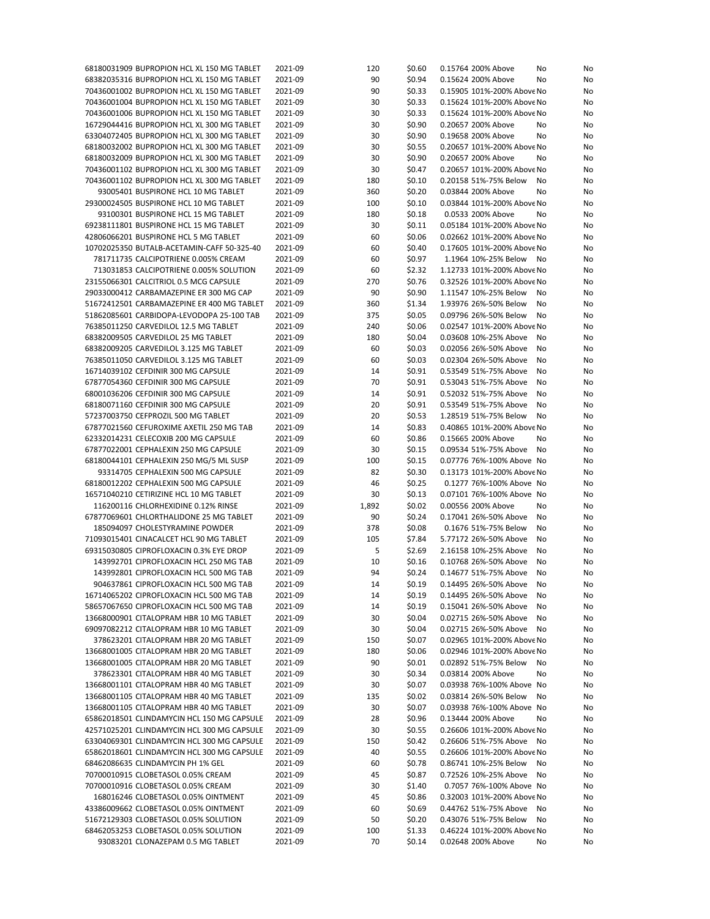| | | | | | | | |
|---|---|---|---|---|---|---|---|
| 68180031909 | BUPROPION HCL XL 150 MG TABLET | 2021-09 | 120 | \$0.60 | 0.15764 | 200% Above | No | No |
| 68382035316 | BUPROPION HCL XL 150 MG TABLET | 2021-09 | 90 | \$0.94 | 0.15624 | 200% Above | No | No |
| 70436001002 | BUPROPION HCL XL 150 MG TABLET | 2021-09 | 90 | \$0.33 | 0.15905 | 101%-200% Above | No | No |
| 70436001004 | BUPROPION HCL XL 150 MG TABLET | 2021-09 | 30 | \$0.33 | 0.15624 | 101%-200% Above | No | No |
| 70436001006 | BUPROPION HCL XL 150 MG TABLET | 2021-09 | 30 | \$0.33 | 0.15624 | 101%-200% Above | No | No |
| 16729044416 | BUPROPION HCL XL 300 MG TABLET | 2021-09 | 30 | \$0.90 | 0.20657 | 200% Above | No | No |
| 63304072405 | BUPROPION HCL XL 300 MG TABLET | 2021-09 | 30 | \$0.90 | 0.19658 | 200% Above | No | No |
| 68180032002 | BUPROPION HCL XL 300 MG TABLET | 2021-09 | 30 | \$0.55 | 0.20657 | 101%-200% Above | No | No |
| 68180032009 | BUPROPION HCL XL 300 MG TABLET | 2021-09 | 30 | \$0.90 | 0.20657 | 200% Above | No | No |
| 70436001102 | BUPROPION HCL XL 300 MG TABLET | 2021-09 | 30 | \$0.47 | 0.20657 | 101%-200% Above | No | No |
| 70436001102 | BUPROPION HCL XL 300 MG TABLET | 2021-09 | 180 | \$0.10 | 0.20158 | 51%-75% Below | No | No |
| 93005401 | BUSPIRONE HCL 10 MG TABLET | 2021-09 | 360 | \$0.20 | 0.03844 | 200% Above | No | No |
| 29300024505 | BUSPIRONE HCL 10 MG TABLET | 2021-09 | 100 | \$0.10 | 0.03844 | 101%-200% Above | No | No |
| 93100301 | BUSPIRONE HCL 15 MG TABLET | 2021-09 | 180 | \$0.18 | 0.0533 | 200% Above | No | No |
| 69238111801 | BUSPIRONE HCL 15 MG TABLET | 2021-09 | 30 | \$0.11 | 0.05184 | 101%-200% Above | No | No |
| 42806066201 | BUSPIRONE HCL 5 MG TABLET | 2021-09 | 60 | \$0.06 | 0.02662 | 101%-200% Above | No | No |
| 10702025350 | BUTALB-ACETAMIN-CAFF 50-325-40 | 2021-09 | 60 | \$0.40 | 0.17605 | 101%-200% Above | No | No |
| 781711735 | CALCIPOTRIENE 0.005% CREAM | 2021-09 | 60 | \$0.97 | 1.1964 | 10%-25% Below | No | No |
| 713031853 | CALCIPOTRIENE 0.005% SOLUTION | 2021-09 | 60 | \$2.32 | 1.12733 | 101%-200% Above | No | No |
| 23155066301 | CALCITRIOL 0.5 MCG CAPSULE | 2021-09 | 270 | \$0.76 | 0.32526 | 101%-200% Above | No | No |
| 29033000412 | CARBAMAZEPINE ER 300 MG CAP | 2021-09 | 90 | \$0.90 | 1.11547 | 10%-25% Below | No | No |
| 51672412501 | CARBAMAZEPINE ER 400 MG TABLET | 2021-09 | 360 | \$1.34 | 1.93976 | 26%-50% Below | No | No |
| 51862085601 | CARBIDOPA-LEVODOPA 25-100 TAB | 2021-09 | 375 | \$0.05 | 0.09796 | 26%-50% Below | No | No |
| 76385011250 | CARVEDILOL 12.5 MG TABLET | 2021-09 | 240 | \$0.06 | 0.02547 | 101%-200% Above | No | No |
| 68382009505 | CARVEDILOL 25 MG TABLET | 2021-09 | 180 | \$0.04 | 0.03608 | 10%-25% Above | No | No |
| 68382009205 | CARVEDILOL 3.125 MG TABLET | 2021-09 | 60 | \$0.03 | 0.02056 | 26%-50% Above | No | No |
| 76385011050 | CARVEDILOL 3.125 MG TABLET | 2021-09 | 60 | \$0.03 | 0.02304 | 26%-50% Above | No | No |
| 16714039102 | CEFDINIR 300 MG CAPSULE | 2021-09 | 14 | \$0.91 | 0.53549 | 51%-75% Above | No | No |
| 67877054360 | CEFDINIR 300 MG CAPSULE | 2021-09 | 70 | \$0.91 | 0.53043 | 51%-75% Above | No | No |
| 68001036206 | CEFDINIR 300 MG CAPSULE | 2021-09 | 14 | \$0.91 | 0.52032 | 51%-75% Above | No | No |
| 68180071160 | CEFDINIR 300 MG CAPSULE | 2021-09 | 20 | \$0.91 | 0.53549 | 51%-75% Above | No | No |
| 57237003750 | CEFPROZIL 500 MG TABLET | 2021-09 | 20 | \$0.53 | 1.28519 | 51%-75% Below | No | No |
| 67877021560 | CEFUROXIME AXETIL 250 MG TAB | 2021-09 | 14 | \$0.83 | 0.40865 | 101%-200% Above | No | No |
| 62332014231 | CELECOXIB 200 MG CAPSULE | 2021-09 | 60 | \$0.86 | 0.15665 | 200% Above | No | No |
| 67877022001 | CEPHALEXIN 250 MG CAPSULE | 2021-09 | 30 | \$0.15 | 0.09534 | 51%-75% Above | No | No |
| 68180044101 | CEPHALEXIN 250 MG/5 ML SUSP | 2021-09 | 100 | \$0.15 | 0.07776 | 76%-100% Above | No | No |
| 93314705 | CEPHALEXIN 500 MG CAPSULE | 2021-09 | 82 | \$0.30 | 0.13173 | 101%-200% Above | No | No |
| 68180012202 | CEPHALEXIN 500 MG CAPSULE | 2021-09 | 46 | \$0.25 | 0.1277 | 76%-100% Above | No | No |
| 16571040210 | CETIRIZINE HCL 10 MG TABLET | 2021-09 | 30 | \$0.13 | 0.07101 | 76%-100% Above | No | No |
| 116200116 | CHLORHEXIDINE 0.12% RINSE | 2021-09 | 1,892 | \$0.02 | 0.00556 | 200% Above | No | No |
| 67877069601 | CHLORTHALIDONE 25 MG TABLET | 2021-09 | 90 | \$0.24 | 0.17041 | 26%-50% Above | No | No |
| 185094097 | CHOLESTYRAMINE POWDER | 2021-09 | 378 | \$0.08 | 0.1676 | 51%-75% Below | No | No |
| 71093015401 | CINACALCET HCL 90 MG TABLET | 2021-09 | 105 | \$7.84 | 5.77172 | 26%-50% Above | No | No |
| 69315030805 | CIPROFLOXACIN 0.3% EYE DROP | 2021-09 | 5 | \$2.69 | 2.16158 | 10%-25% Above | No | No |
| 143992701 | CIPROFLOXACIN HCL 250 MG TAB | 2021-09 | 10 | \$0.16 | 0.10768 | 26%-50% Above | No | No |
| 143992801 | CIPROFLOXACIN HCL 500 MG TAB | 2021-09 | 94 | \$0.24 | 0.14677 | 51%-75% Above | No | No |
| 904637861 | CIPROFLOXACIN HCL 500 MG TAB | 2021-09 | 14 | \$0.19 | 0.14495 | 26%-50% Above | No | No |
| 16714065202 | CIPROFLOXACIN HCL 500 MG TAB | 2021-09 | 14 | \$0.19 | 0.14495 | 26%-50% Above | No | No |
| 58657067650 | CIPROFLOXACIN HCL 500 MG TAB | 2021-09 | 14 | \$0.19 | 0.15041 | 26%-50% Above | No | No |
| 13668000901 | CITALOPRAM HBR 10 MG TABLET | 2021-09 | 30 | \$0.04 | 0.02715 | 26%-50% Above | No | No |
| 69097082212 | CITALOPRAM HBR 10 MG TABLET | 2021-09 | 30 | \$0.04 | 0.02715 | 26%-50% Above | No | No |
| 378623201 | CITALOPRAM HBR 20 MG TABLET | 2021-09 | 150 | \$0.07 | 0.02965 | 101%-200% Above | No | No |
| 13668001005 | CITALOPRAM HBR 20 MG TABLET | 2021-09 | 180 | \$0.06 | 0.02946 | 101%-200% Above | No | No |
| 13668001005 | CITALOPRAM HBR 20 MG TABLET | 2021-09 | 90 | \$0.01 | 0.02892 | 51%-75% Below | No | No |
| 378623301 | CITALOPRAM HBR 40 MG TABLET | 2021-09 | 30 | \$0.34 | 0.03814 | 200% Above | No | No |
| 13668001101 | CITALOPRAM HBR 40 MG TABLET | 2021-09 | 30 | \$0.07 | 0.03938 | 76%-100% Above | No | No |
| 13668001105 | CITALOPRAM HBR 40 MG TABLET | 2021-09 | 135 | \$0.02 | 0.03814 | 26%-50% Below | No | No |
| 13668001105 | CITALOPRAM HBR 40 MG TABLET | 2021-09 | 30 | \$0.07 | 0.03938 | 76%-100% Above | No | No |
| 65862018501 | CLINDAMYCIN HCL 150 MG CAPSULE | 2021-09 | 28 | \$0.96 | 0.13444 | 200% Above | No | No |
| 42571025201 | CLINDAMYCIN HCL 300 MG CAPSULE | 2021-09 | 30 | \$0.55 | 0.26606 | 101%-200% Above | No | No |
| 63304069301 | CLINDAMYCIN HCL 300 MG CAPSULE | 2021-09 | 150 | \$0.42 | 0.26606 | 51%-75% Above | No | No |
| 65862018601 | CLINDAMYCIN HCL 300 MG CAPSULE | 2021-09 | 40 | \$0.55 | 0.26606 | 101%-200% Above | No | No |
| 68462086635 | CLINDAMYCIN PH 1% GEL | 2021-09 | 60 | \$0.78 | 0.86741 | 10%-25% Below | No | No |
| 70700010915 | CLOBETASOL 0.05% CREAM | 2021-09 | 45 | \$0.87 | 0.72526 | 10%-25% Above | No | No |
| 70700010916 | CLOBETASOL 0.05% CREAM | 2021-09 | 30 | \$1.40 | 0.7057 | 76%-100% Above | No | No |
| 168016246 | CLOBETASOL 0.05% OINTMENT | 2021-09 | 45 | \$0.86 | 0.32003 | 101%-200% Above | No | No |
| 43386009662 | CLOBETASOL 0.05% OINTMENT | 2021-09 | 60 | \$0.69 | 0.44762 | 51%-75% Above | No | No |
| 51672129303 | CLOBETASOL 0.05% SOLUTION | 2021-09 | 50 | \$0.20 | 0.43076 | 51%-75% Below | No | No |
| 68462053253 | CLOBETASOL 0.05% SOLUTION | 2021-09 | 100 | \$1.33 | 0.46224 | 101%-200% Above | No | No |
| 93083201 | CLONAZEPAM 0.5 MG TABLET | 2021-09 | 70 | \$0.14 | 0.02648 | 200% Above | No | No |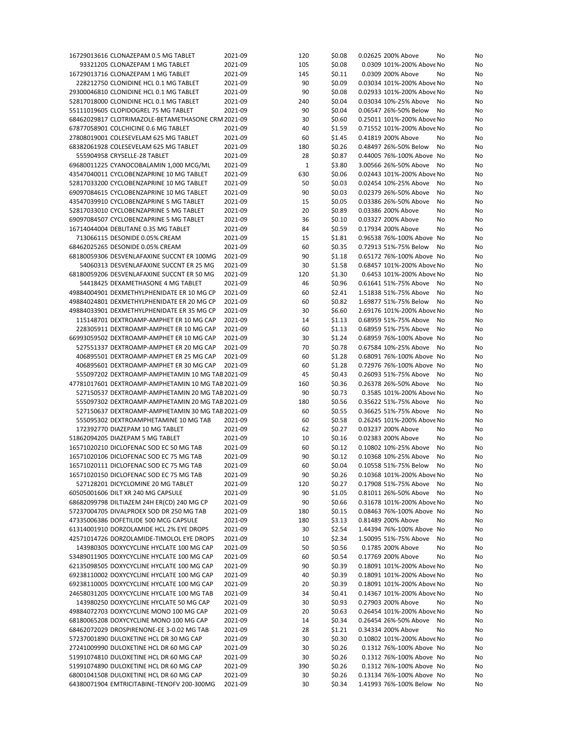| | | | | | | | | |
|---|---|---|---|---|---|---|---|---|
| 16729013616 | CLONAZEPAM 0.5 MG TABLET | 2021-09 | 120 | $0.08 | 0.02625 | 200% Above | No | No |
| 93321205 | CLONAZEPAM 1 MG TABLET | 2021-09 | 105 | $0.08 | 0.0309 | 101%-200% Above | No | No |
| 16729013716 | CLONAZEPAM 1 MG TABLET | 2021-09 | 145 | $0.11 | 0.0309 | 200% Above | No | No |
| 228212750 | CLONIDINE HCL 0.1 MG TABLET | 2021-09 | 90 | $0.09 | 0.03034 | 101%-200% Above | No | No |
| 29300046810 | CLONIDINE HCL 0.1 MG TABLET | 2021-09 | 90 | $0.08 | 0.02933 | 101%-200% Above | No | No |
| 52817018000 | CLONIDINE HCL 0.1 MG TABLET | 2021-09 | 240 | $0.04 | 0.03034 | 10%-25% Above | No | No |
| 55111019605 | CLOPIDOGREL 75 MG TABLET | 2021-09 | 90 | $0.04 | 0.06547 | 26%-50% Below | No | No |
| 68462029817 | CLOTRIMAZOLE-BETAMETHASONE CRM | 2021-09 | 30 | $0.60 | 0.25011 | 101%-200% Above | No | No |
| 67877058901 | COLCHICINE 0.6 MG TABLET | 2021-09 | 40 | $1.59 | 0.71552 | 101%-200% Above | No | No |
| 27808019001 | COLESEVELAM 625 MG TABLET | 2021-09 | 60 | $1.45 | 0.41819 | 200% Above | No | No |
| 68382061928 | COLESEVELAM 625 MG TABLET | 2021-09 | 180 | $0.26 | 0.48497 | 26%-50% Below | No | No |
| 555904958 | CRYSELLE-28 TABLET | 2021-09 | 28 | $0.87 | 0.44005 | 76%-100% Above | No | No |
| 69680011225 | CYANOCOBALAMIN 1,000 MCG/ML | 2021-09 | 1 | $3.80 | 3.00566 | 26%-50% Above | No | No |
| 43547040011 | CYCLOBENZAPRINE 10 MG TABLET | 2021-09 | 630 | $0.06 | 0.02443 | 101%-200% Above | No | No |
| 52817033200 | CYCLOBENZAPRINE 10 MG TABLET | 2021-09 | 50 | $0.03 | 0.02454 | 10%-25% Above | No | No |
| 69097084615 | CYCLOBENZAPRINE 10 MG TABLET | 2021-09 | 90 | $0.03 | 0.02379 | 26%-50% Above | No | No |
| 43547039910 | CYCLOBENZAPRINE 5 MG TABLET | 2021-09 | 15 | $0.05 | 0.03386 | 26%-50% Above | No | No |
| 52817033010 | CYCLOBENZAPRINE 5 MG TABLET | 2021-09 | 20 | $0.89 | 0.03386 | 200% Above | No | No |
| 69097084507 | CYCLOBENZAPRINE 5 MG TABLET | 2021-09 | 36 | $0.10 | 0.03327 | 200% Above | No | No |
| 16714044004 | DEBLITANE 0.35 MG TABLET | 2021-09 | 84 | $0.59 | 0.17934 | 200% Above | No | No |
| 713066115 | DESONIDE 0.05% CREAM | 2021-09 | 15 | $1.81 | 0.96538 | 76%-100% Above | No | No |
| 68462025265 | DESONIDE 0.05% CREAM | 2021-09 | 60 | $0.35 | 0.72913 | 51%-75% Below | No | No |
| 68180059306 | DESVENLAFAXINE SUCCNT ER 100MG | 2021-09 | 90 | $1.18 | 0.65172 | 76%-100% Above | No | No |
| 54060313 | DESVENLAFAXINE SUCCNT ER 25 MG | 2021-09 | 30 | $1.58 | 0.68457 | 101%-200% Above | No | No |
| 68180059206 | DESVENLAFAXINE SUCCNT ER 50 MG | 2021-09 | 120 | $1.30 | 0.6453 | 101%-200% Above | No | No |
| 54418425 | DEXAMETHASONE 4 MG TABLET | 2021-09 | 46 | $0.96 | 0.61641 | 51%-75% Above | No | No |
| 49884004901 | DEXMETHYLPHENIDATE ER 10 MG CP | 2021-09 | 60 | $2.41 | 1.51838 | 51%-75% Above | No | No |
| 49884024801 | DEXMETHYLPHENIDATE ER 20 MG CP | 2021-09 | 60 | $0.82 | 1.69877 | 51%-75% Below | No | No |
| 49884033901 | DEXMETHYLPHENIDATE ER 35 MG CP | 2021-09 | 30 | $6.60 | 2.69176 | 101%-200% Above | No | No |
| 115148701 | DEXTROAMP-AMPHET ER 10 MG CAP | 2021-09 | 14 | $1.13 | 0.68959 | 51%-75% Above | No | No |
| 228305911 | DEXTROAMP-AMPHET ER 10 MG CAP | 2021-09 | 60 | $1.13 | 0.68959 | 51%-75% Above | No | No |
| 66993059502 | DEXTROAMP-AMPHET ER 10 MG CAP | 2021-09 | 30 | $1.24 | 0.68959 | 76%-100% Above | No | No |
| 527551337 | DEXTROAMP-AMPHET ER 20 MG CAP | 2021-09 | 70 | $0.78 | 0.67584 | 10%-25% Above | No | No |
| 406895501 | DEXTROAMP-AMPHET ER 25 MG CAP | 2021-09 | 60 | $1.28 | 0.68091 | 76%-100% Above | No | No |
| 406895601 | DEXTROAMP-AMPHET ER 30 MG CAP | 2021-09 | 60 | $1.28 | 0.72976 | 76%-100% Above | No | No |
| 555097202 | DEXTROAMP-AMPHETAMIN 10 MG TAB | 2021-09 | 45 | $0.43 | 0.26093 | 51%-75% Above | No | No |
| 47781017601 | DEXTROAMP-AMPHETAMIN 10 MG TAB | 2021-09 | 160 | $0.36 | 0.26378 | 26%-50% Above | No | No |
| 527150537 | DEXTROAMP-AMPHETAMIN 20 MG TAB | 2021-09 | 90 | $0.73 | 0.3585 | 101%-200% Above | No | No |
| 555097302 | DEXTROAMP-AMPHETAMIN 20 MG TAB | 2021-09 | 180 | $0.56 | 0.35622 | 51%-75% Above | No | No |
| 527150637 | DEXTROAMP-AMPHETAMIN 30 MG TAB | 2021-09 | 60 | $0.55 | 0.36625 | 51%-75% Above | No | No |
| 555095302 | DEXTROAMPHETAMINE 10 MG TAB | 2021-09 | 60 | $0.58 | 0.26245 | 101%-200% Above | No | No |
| 172392770 | DIAZEPAM 10 MG TABLET | 2021-09 | 62 | $0.27 | 0.03237 | 200% Above | No | No |
| 51862094205 | DIAZEPAM 5 MG TABLET | 2021-09 | 10 | $0.16 | 0.02383 | 200% Above | No | No |
| 16571020210 | DICLOFENAC SOD EC 50 MG TAB | 2021-09 | 60 | $0.12 | 0.10802 | 10%-25% Above | No | No |
| 16571020106 | DICLOFENAC SOD EC 75 MG TAB | 2021-09 | 90 | $0.12 | 0.10368 | 10%-25% Above | No | No |
| 16571020111 | DICLOFENAC SOD EC 75 MG TAB | 2021-09 | 60 | $0.04 | 0.10558 | 51%-75% Below | No | No |
| 16571020150 | DICLOFENAC SOD EC 75 MG TAB | 2021-09 | 90 | $0.26 | 0.10368 | 101%-200% Above | No | No |
| 527128201 | DICYCLOMINE 20 MG TABLET | 2021-09 | 120 | $0.27 | 0.17908 | 51%-75% Above | No | No |
| 60505001606 | DILT XR 240 MG CAPSULE | 2021-09 | 90 | $1.05 | 0.81011 | 26%-50% Above | No | No |
| 68682099798 | DILTIAZEM 24H ER(CD) 240 MG CP | 2021-09 | 90 | $0.66 | 0.31678 | 101%-200% Above | No | No |
| 57237004705 | DIVALPROEX SOD DR 250 MG TAB | 2021-09 | 180 | $0.15 | 0.08463 | 76%-100% Above | No | No |
| 47335006386 | DOFETILIDE 500 MCG CAPSULE | 2021-09 | 180 | $3.13 | 0.81489 | 200% Above | No | No |
| 61314001910 | DORZOLAMIDE HCL 2% EYE DROPS | 2021-09 | 30 | $2.54 | 1.44394 | 76%-100% Above | No | No |
| 42571014726 | DORZOLAMIDE-TIMOLOL EYE DROPS | 2021-09 | 10 | $2.34 | 1.50095 | 51%-75% Above | No | No |
| 143980305 | DOXYCYCLINE HYCLATE 100 MG CAP | 2021-09 | 50 | $0.56 | 0.1785 | 200% Above | No | No |
| 53489011905 | DOXYCYCLINE HYCLATE 100 MG CAP | 2021-09 | 60 | $0.54 | 0.17769 | 200% Above | No | No |
| 62135098505 | DOXYCYCLINE HYCLATE 100 MG CAP | 2021-09 | 90 | $0.39 | 0.18091 | 101%-200% Above | No | No |
| 69238110002 | DOXYCYCLINE HYCLATE 100 MG CAP | 2021-09 | 40 | $0.39 | 0.18091 | 101%-200% Above | No | No |
| 69238110005 | DOXYCYCLINE HYCLATE 100 MG CAP | 2021-09 | 20 | $0.39 | 0.18091 | 101%-200% Above | No | No |
| 24658031205 | DOXYCYCLINE HYCLATE 100 MG TAB | 2021-09 | 34 | $0.41 | 0.14367 | 101%-200% Above | No | No |
| 143980250 | DOXYCYCLINE HYCLATE 50 MG CAP | 2021-09 | 30 | $0.93 | 0.27903 | 200% Above | No | No |
| 49884072703 | DOXYCYCLINE MONO 100 MG CAP | 2021-09 | 20 | $0.63 | 0.26454 | 101%-200% Above | No | No |
| 68180065208 | DOXYCYCLINE MONO 100 MG CAP | 2021-09 | 14 | $0.34 | 0.26454 | 26%-50% Above | No | No |
| 68462072029 | DROSPIRENONE-EE 3-0.02 MG TAB | 2021-09 | 28 | $1.21 | 0.34334 | 200% Above | No | No |
| 57237001890 | DULOXETINE HCL DR 30 MG CAP | 2021-09 | 30 | $0.30 | 0.10802 | 101%-200% Above | No | No |
| 27241009990 | DULOXETINE HCL DR 60 MG CAP | 2021-09 | 30 | $0.26 | 0.1312 | 76%-100% Above | No | No |
| 51991074810 | DULOXETINE HCL DR 60 MG CAP | 2021-09 | 30 | $0.26 | 0.1312 | 76%-100% Above | No | No |
| 51991074890 | DULOXETINE HCL DR 60 MG CAP | 2021-09 | 390 | $0.26 | 0.1312 | 76%-100% Above | No | No |
| 68001041508 | DULOXETINE HCL DR 60 MG CAP | 2021-09 | 30 | $0.26 | 0.13134 | 76%-100% Above | No | No |
| 64380071904 | EMTRICITABINE-TENOFV 200-300MG | 2021-09 | 30 | $0.34 | 1.41993 | 76%-100% Below | No | No |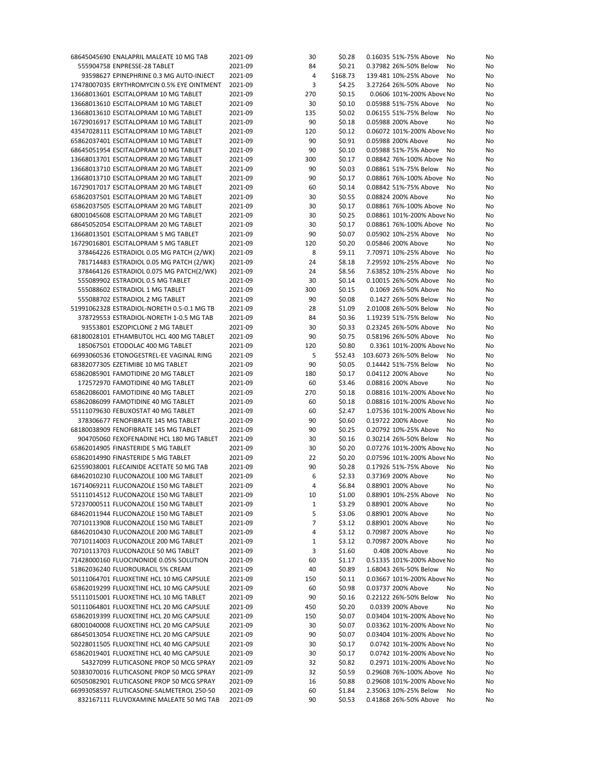| | | | | | | | |
|---|---|---|---|---|---|---|---|
| 68645045690 ENALAPRIL MALEATE 10 MG TAB | 2021-09 | 30 | $0.28 | 0.16035 | 51%-75% Above | No | No |
| 555904758 ENPRESSE-28 TABLET | 2021-09 | 84 | $0.21 | 0.37982 | 26%-50% Below | No | No |
| 93598627 EPINEPHRINE 0.3 MG AUTO-INJECT | 2021-09 | 4 | $168.73 | 139.481 | 10%-25% Above | No | No |
| 17478007035 ERYTHROMYCIN 0.5% EYE OINTMENT | 2021-09 | 3 | $4.25 | 3.27264 | 26%-50% Above | No | No |
| 13668013601 ESCITALOPRAM 10 MG TABLET | 2021-09 | 270 | $0.15 | 0.0606 | 101%-200% Above | No | No |
| 13668013610 ESCITALOPRAM 10 MG TABLET | 2021-09 | 30 | $0.10 | 0.05988 | 51%-75% Above | No | No |
| 13668013610 ESCITALOPRAM 10 MG TABLET | 2021-09 | 135 | $0.02 | 0.06155 | 51%-75% Below | No | No |
| 16729016917 ESCITALOPRAM 10 MG TABLET | 2021-09 | 90 | $0.18 | 0.05988 | 200% Above | No | No |
| 43547028111 ESCITALOPRAM 10 MG TABLET | 2021-09 | 120 | $0.12 | 0.06072 | 101%-200% Above | No | No |
| 65862037401 ESCITALOPRAM 10 MG TABLET | 2021-09 | 90 | $0.91 | 0.05988 | 200% Above | No | No |
| 68645051954 ESCITALOPRAM 10 MG TABLET | 2021-09 | 90 | $0.10 | 0.05988 | 51%-75% Above | No | No |
| 13668013701 ESCITALOPRAM 20 MG TABLET | 2021-09 | 300 | $0.17 | 0.08842 | 76%-100% Above | No | No |
| 13668013710 ESCITALOPRAM 20 MG TABLET | 2021-09 | 90 | $0.03 | 0.08861 | 51%-75% Below | No | No |
| 13668013710 ESCITALOPRAM 20 MG TABLET | 2021-09 | 90 | $0.17 | 0.08861 | 76%-100% Above | No | No |
| 16729017017 ESCITALOPRAM 20 MG TABLET | 2021-09 | 60 | $0.14 | 0.08842 | 51%-75% Above | No | No |
| 65862037501 ESCITALOPRAM 20 MG TABLET | 2021-09 | 30 | $0.55 | 0.08824 | 200% Above | No | No |
| 65862037505 ESCITALOPRAM 20 MG TABLET | 2021-09 | 30 | $0.17 | 0.08861 | 76%-100% Above | No | No |
| 68001045608 ESCITALOPRAM 20 MG TABLET | 2021-09 | 30 | $0.25 | 0.08861 | 101%-200% Above | No | No |
| 68645052054 ESCITALOPRAM 20 MG TABLET | 2021-09 | 30 | $0.17 | 0.08861 | 76%-100% Above | No | No |
| 13668013501 ESCITALOPRAM 5 MG TABLET | 2021-09 | 90 | $0.07 | 0.05902 | 10%-25% Above | No | No |
| 16729016801 ESCITALOPRAM 5 MG TABLET | 2021-09 | 120 | $0.20 | 0.05846 | 200% Above | No | No |
| 378464226 ESTRADIOL 0.05 MG PATCH (2/WK) | 2021-09 | 8 | $9.11 | 7.70971 | 10%-25% Above | No | No |
| 781714483 ESTRADIOL 0.05 MG PATCH (2/WK) | 2021-09 | 24 | $8.18 | 7.29592 | 10%-25% Above | No | No |
| 378464126 ESTRADIOL 0.075 MG PATCH(2/WK) | 2021-09 | 24 | $8.56 | 7.63852 | 10%-25% Above | No | No |
| 555089902 ESTRADIOL 0.5 MG TABLET | 2021-09 | 30 | $0.14 | 0.10015 | 26%-50% Above | No | No |
| 555088602 ESTRADIOL 1 MG TABLET | 2021-09 | 300 | $0.15 | 0.1069 | 26%-50% Above | No | No |
| 555088702 ESTRADIOL 2 MG TABLET | 2021-09 | 90 | $0.08 | 0.1427 | 26%-50% Below | No | No |
| 51991062328 ESTRADIOL-NORETH 0.5-0.1 MG TB | 2021-09 | 28 | $1.09 | 2.01008 | 26%-50% Below | No | No |
| 378729553 ESTRADIOL-NORETH 1-0.5 MG TAB | 2021-09 | 84 | $0.36 | 1.19239 | 51%-75% Below | No | No |
| 93553801 ESZOPICLONE 2 MG TABLET | 2021-09 | 30 | $0.33 | 0.23245 | 26%-50% Above | No | No |
| 68180028101 ETHAMBUTOL HCL 400 MG TABLET | 2021-09 | 90 | $0.75 | 0.58196 | 26%-50% Above | No | No |
| 185067501 ETODOLAC 400 MG TABLET | 2021-09 | 120 | $0.80 | 0.3361 | 101%-200% Above | No | No |
| 66993060536 ETONOGESTREL-EE VAGINAL RING | 2021-09 | 5 | $52.43 | 103.6073 | 26%-50% Below | No | No |
| 68382077305 EZETIMIBE 10 MG TABLET | 2021-09 | 90 | $0.05 | 0.14442 | 51%-75% Below | No | No |
| 65862085901 FAMOTIDINE 20 MG TABLET | 2021-09 | 180 | $0.17 | 0.04112 | 200% Above | No | No |
| 172572970 FAMOTIDINE 40 MG TABLET | 2021-09 | 60 | $3.46 | 0.08816 | 200% Above | No | No |
| 65862086001 FAMOTIDINE 40 MG TABLET | 2021-09 | 270 | $0.18 | 0.08816 | 101%-200% Above | No | No |
| 65862086099 FAMOTIDINE 40 MG TABLET | 2021-09 | 60 | $0.18 | 0.08816 | 101%-200% Above | No | No |
| 55111079630 FEBUXOSTAT 40 MG TABLET | 2021-09 | 60 | $2.47 | 1.07536 | 101%-200% Above | No | No |
| 378306677 FENOFIBRATE 145 MG TABLET | 2021-09 | 90 | $0.60 | 0.19722 | 200% Above | No | No |
| 68180038909 FENOFIBRATE 145 MG TABLET | 2021-09 | 90 | $0.25 | 0.20792 | 10%-25% Above | No | No |
| 904705060 FEXOFENADINE HCL 180 MG TABLET | 2021-09 | 30 | $0.16 | 0.30214 | 26%-50% Below | No | No |
| 65862014905 FINASTERIDE 5 MG TABLET | 2021-09 | 30 | $0.20 | 0.07276 | 101%-200% Above | No | No |
| 65862014990 FINASTERIDE 5 MG TABLET | 2021-09 | 22 | $0.20 | 0.07596 | 101%-200% Above | No | No |
| 62559038001 FLECAINIDE ACETATE 50 MG TAB | 2021-09 | 90 | $0.28 | 0.17926 | 51%-75% Above | No | No |
| 68462010230 FLUCONAZOLE 100 MG TABLET | 2021-09 | 6 | $2.33 | 0.37369 | 200% Above | No | No |
| 16714069211 FLUCONAZOLE 150 MG TABLET | 2021-09 | 4 | $6.84 | 0.88901 | 200% Above | No | No |
| 55111014512 FLUCONAZOLE 150 MG TABLET | 2021-09 | 10 | $1.00 | 0.88901 | 10%-25% Above | No | No |
| 57237000511 FLUCONAZOLE 150 MG TABLET | 2021-09 | 1 | $3.29 | 0.88901 | 200% Above | No | No |
| 68462011944 FLUCONAZOLE 150 MG TABLET | 2021-09 | 5 | $3.06 | 0.88901 | 200% Above | No | No |
| 70710113908 FLUCONAZOLE 150 MG TABLET | 2021-09 | 7 | $3.12 | 0.88901 | 200% Above | No | No |
| 68462010430 FLUCONAZOLE 200 MG TABLET | 2021-09 | 4 | $3.12 | 0.70987 | 200% Above | No | No |
| 70710114003 FLUCONAZOLE 200 MG TABLET | 2021-09 | 1 | $3.12 | 0.70987 | 200% Above | No | No |
| 70710113703 FLUCONAZOLE 50 MG TABLET | 2021-09 | 3 | $1.60 | 0.408 | 200% Above | No | No |
| 71428000160 FLUOCINONIDE 0.05% SOLUTION | 2021-09 | 60 | $1.17 | 0.51335 | 101%-200% Above | No | No |
| 51862036240 FLUOROURACIL 5% CREAM | 2021-09 | 40 | $0.89 | 1.68043 | 26%-50% Below | No | No |
| 50111064701 FLUOXETINE HCL 10 MG CAPSULE | 2021-09 | 150 | $0.11 | 0.03667 | 101%-200% Above | No | No |
| 65862019299 FLUOXETINE HCL 10 MG CAPSULE | 2021-09 | 60 | $0.98 | 0.03737 | 200% Above | No | No |
| 55111015001 FLUOXETINE HCL 10 MG TABLET | 2021-09 | 90 | $0.16 | 0.22122 | 26%-50% Below | No | No |
| 50111064801 FLUOXETINE HCL 20 MG CAPSULE | 2021-09 | 450 | $0.20 | 0.0339 | 200% Above | No | No |
| 65862019399 FLUOXETINE HCL 20 MG CAPSULE | 2021-09 | 150 | $0.07 | 0.03404 | 101%-200% Above | No | No |
| 68001040008 FLUOXETINE HCL 20 MG CAPSULE | 2021-09 | 30 | $0.07 | 0.03362 | 101%-200% Above | No | No |
| 68645013054 FLUOXETINE HCL 20 MG CAPSULE | 2021-09 | 90 | $0.07 | 0.03404 | 101%-200% Above | No | No |
| 50228011505 FLUOXETINE HCL 40 MG CAPSULE | 2021-09 | 30 | $0.17 | 0.0742 | 101%-200% Above | No | No |
| 65862019401 FLUOXETINE HCL 40 MG CAPSULE | 2021-09 | 30 | $0.17 | 0.0742 | 101%-200% Above | No | No |
| 54327099 FLUTICASONE PROP 50 MCG SPRAY | 2021-09 | 32 | $0.82 | 0.2971 | 101%-200% Above | No | No |
| 50383070016 FLUTICASONE PROP 50 MCG SPRAY | 2021-09 | 32 | $0.59 | 0.29608 | 76%-100% Above | No | No |
| 60505082901 FLUTICASONE PROP 50 MCG SPRAY | 2021-09 | 16 | $0.88 | 0.29608 | 101%-200% Above | No | No |
| 66993058597 FLUTICASONE-SALMETEROL 250-50 | 2021-09 | 60 | $1.84 | 2.35063 | 10%-25% Below | No | No |
| 832167111 FLUVOXAMINE MALEATE 50 MG TAB | 2021-09 | 90 | $0.53 | 0.41868 | 26%-50% Above | No | No |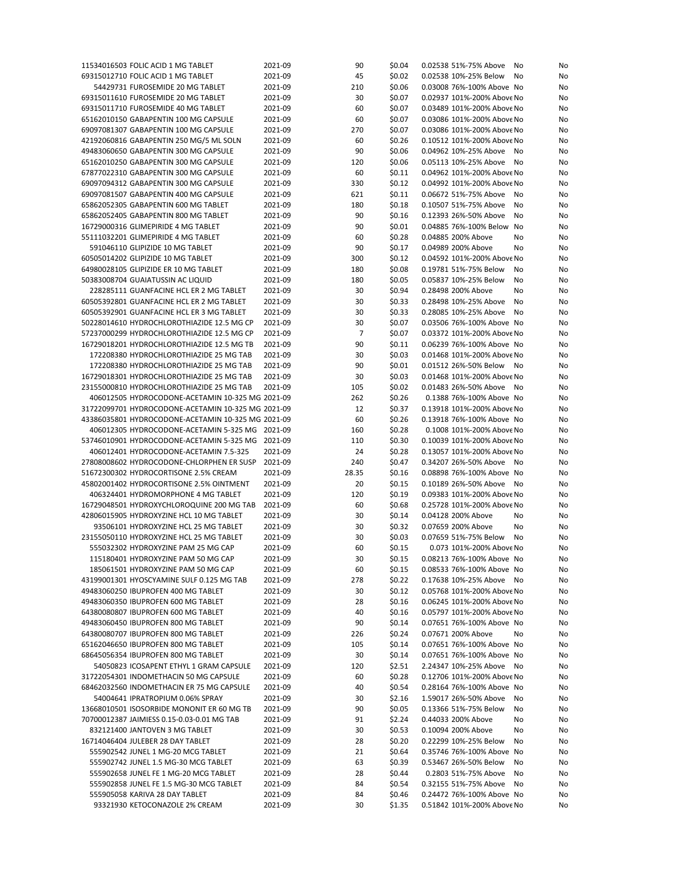| | | | | | | | | |
|---|---|---|---|---|---|---|---|---|
| 11534016503 | FOLIC ACID 1 MG TABLET | 2021-09 | 90 | $0.04 | 0.02538 | 51%-75% Above | No | No |
| 69315012710 | FOLIC ACID 1 MG TABLET | 2021-09 | 45 | $0.02 | 0.02538 | 10%-25% Below | No | No |
| 54429731 | FUROSEMIDE 20 MG TABLET | 2021-09 | 210 | $0.06 | 0.03008 | 76%-100% Above | No | No |
| 69315011610 | FUROSEMIDE 20 MG TABLET | 2021-09 | 30 | $0.07 | 0.02937 | 101%-200% Above | No | No |
| 69315011710 | FUROSEMIDE 40 MG TABLET | 2021-09 | 60 | $0.07 | 0.03489 | 101%-200% Above | No | No |
| 65162010150 | GABAPENTIN 100 MG CAPSULE | 2021-09 | 60 | $0.07 | 0.03086 | 101%-200% Above | No | No |
| 69097081307 | GABAPENTIN 100 MG CAPSULE | 2021-09 | 270 | $0.07 | 0.03086 | 101%-200% Above | No | No |
| 42192060816 | GABAPENTIN 250 MG/5 ML SOLN | 2021-09 | 60 | $0.26 | 0.10512 | 101%-200% Above | No | No |
| 49483060650 | GABAPENTIN 300 MG CAPSULE | 2021-09 | 90 | $0.06 | 0.04962 | 10%-25% Above | No | No |
| 65162010250 | GABAPENTIN 300 MG CAPSULE | 2021-09 | 120 | $0.06 | 0.05113 | 10%-25% Above | No | No |
| 67877022310 | GABAPENTIN 300 MG CAPSULE | 2021-09 | 60 | $0.11 | 0.04962 | 101%-200% Above | No | No |
| 69097094312 | GABAPENTIN 300 MG CAPSULE | 2021-09 | 330 | $0.12 | 0.04992 | 101%-200% Above | No | No |
| 69097081507 | GABAPENTIN 400 MG CAPSULE | 2021-09 | 621 | $0.11 | 0.06672 | 51%-75% Above | No | No |
| 65862052305 | GABAPENTIN 600 MG TABLET | 2021-09 | 180 | $0.18 | 0.10507 | 51%-75% Above | No | No |
| 65862052405 | GABAPENTIN 800 MG TABLET | 2021-09 | 90 | $0.16 | 0.12393 | 26%-50% Above | No | No |
| 16729000316 | GLIMEPIRIDE 4 MG TABLET | 2021-09 | 90 | $0.01 | 0.04885 | 76%-100% Below | No | No |
| 55111032201 | GLIMEPIRIDE 4 MG TABLET | 2021-09 | 60 | $0.28 | 0.04885 | 200% Above | No | No |
| 591046110 | GLIPIZIDE 10 MG TABLET | 2021-09 | 90 | $0.17 | 0.04989 | 200% Above | No | No |
| 60505014202 | GLIPIZIDE 10 MG TABLET | 2021-09 | 300 | $0.12 | 0.04592 | 101%-200% Above | No | No |
| 64980028105 | GLIPIZIDE ER 10 MG TABLET | 2021-09 | 180 | $0.08 | 0.19781 | 51%-75% Below | No | No |
| 50383008704 | GUAIATUSSIN AC LIQUID | 2021-09 | 180 | $0.05 | 0.05837 | 10%-25% Below | No | No |
| 228285111 | GUANFACINE HCL ER 2 MG TABLET | 2021-09 | 30 | $0.94 | 0.28498 | 200% Above | No | No |
| 60505392801 | GUANFACINE HCL ER 2 MG TABLET | 2021-09 | 30 | $0.33 | 0.28498 | 10%-25% Above | No | No |
| 60505392901 | GUANFACINE HCL ER 3 MG TABLET | 2021-09 | 30 | $0.33 | 0.28085 | 10%-25% Above | No | No |
| 50228014610 | HYDROCHLOROTHIAZIDE 12.5 MG CP | 2021-09 | 30 | $0.07 | 0.03506 | 76%-100% Above | No | No |
| 57237000299 | HYDROCHLOROTHIAZIDE 12.5 MG CP | 2021-09 | 7 | $0.07 | 0.03372 | 101%-200% Above | No | No |
| 16729018201 | HYDROCHLOROTHIAZIDE 12.5 MG TB | 2021-09 | 90 | $0.11 | 0.06239 | 76%-100% Above | No | No |
| 172208380 | HYDROCHLOROTHIAZIDE 25 MG TAB | 2021-09 | 30 | $0.03 | 0.01468 | 101%-200% Above | No | No |
| 172208380 | HYDROCHLOROTHIAZIDE 25 MG TAB | 2021-09 | 90 | $0.01 | 0.01512 | 26%-50% Below | No | No |
| 16729018301 | HYDROCHLOROTHIAZIDE 25 MG TAB | 2021-09 | 30 | $0.03 | 0.01468 | 101%-200% Above | No | No |
| 23155000810 | HYDROCHLOROTHIAZIDE 25 MG TAB | 2021-09 | 105 | $0.02 | 0.01483 | 26%-50% Above | No | No |
| 406012505 | HYDROCODONE-ACETAMIN 10-325 MG | 2021-09 | 262 | $0.26 | 0.1388 | 76%-100% Above | No | No |
| 31722099701 | HYDROCODONE-ACETAMIN 10-325 MG | 2021-09 | 12 | $0.37 | 0.13918 | 101%-200% Above | No | No |
| 43386035801 | HYDROCODONE-ACETAMIN 10-325 MG | 2021-09 | 60 | $0.26 | 0.13918 | 76%-100% Above | No | No |
| 406012305 | HYDROCODONE-ACETAMIN 5-325 MG | 2021-09 | 160 | $0.28 | 0.1008 | 101%-200% Above | No | No |
| 53746010901 | HYDROCODONE-ACETAMIN 5-325 MG | 2021-09 | 110 | $0.30 | 0.10039 | 101%-200% Above | No | No |
| 406012401 | HYDROCODONE-ACETAMIN 7.5-325 | 2021-09 | 24 | $0.28 | 0.13057 | 101%-200% Above | No | No |
| 27808008602 | HYDROCODONE-CHLORPHEN ER SUSP | 2021-09 | 240 | $0.47 | 0.34207 | 26%-50% Above | No | No |
| 51672300302 | HYDROCORTISONE 2.5% CREAM | 2021-09 | 28.35 | $0.16 | 0.08898 | 76%-100% Above | No | No |
| 45802001402 | HYDROCORTISONE 2.5% OINTMENT | 2021-09 | 20 | $0.15 | 0.10189 | 26%-50% Above | No | No |
| 406324401 | HYDROMORPHONE 4 MG TABLET | 2021-09 | 120 | $0.19 | 0.09383 | 101%-200% Above | No | No |
| 16729048501 | HYDROXYCHLOROQUINE 200 MG TAB | 2021-09 | 60 | $0.68 | 0.25728 | 101%-200% Above | No | No |
| 42806015905 | HYDROXYZINE HCL 10 MG TABLET | 2021-09 | 30 | $0.14 | 0.04128 | 200% Above | No | No |
| 93506101 | HYDROXYZINE HCL 25 MG TABLET | 2021-09 | 30 | $0.32 | 0.07659 | 200% Above | No | No |
| 23155050110 | HYDROXYZINE HCL 25 MG TABLET | 2021-09 | 30 | $0.03 | 0.07659 | 51%-75% Below | No | No |
| 555032302 | HYDROXYZINE PAM 25 MG CAP | 2021-09 | 60 | $0.15 | 0.073 | 101%-200% Above | No | No |
| 115180401 | HYDROXYZINE PAM 50 MG CAP | 2021-09 | 30 | $0.15 | 0.08213 | 76%-100% Above | No | No |
| 185061501 | HYDROXYZINE PAM 50 MG CAP | 2021-09 | 60 | $0.15 | 0.08533 | 76%-100% Above | No | No |
| 43199001301 | HYOSCYAMINE SULF 0.125 MG TAB | 2021-09 | 278 | $0.22 | 0.17638 | 10%-25% Above | No | No |
| 49483060250 | IBUPROFEN 400 MG TABLET | 2021-09 | 30 | $0.12 | 0.05768 | 101%-200% Above | No | No |
| 49483060350 | IBUPROFEN 600 MG TABLET | 2021-09 | 28 | $0.16 | 0.06245 | 101%-200% Above | No | No |
| 64380080807 | IBUPROFEN 600 MG TABLET | 2021-09 | 40 | $0.16 | 0.05797 | 101%-200% Above | No | No |
| 49483060450 | IBUPROFEN 800 MG TABLET | 2021-09 | 90 | $0.14 | 0.07651 | 76%-100% Above | No | No |
| 64380080707 | IBUPROFEN 800 MG TABLET | 2021-09 | 226 | $0.24 | 0.07671 | 200% Above | No | No |
| 65162046650 | IBUPROFEN 800 MG TABLET | 2021-09 | 105 | $0.14 | 0.07651 | 76%-100% Above | No | No |
| 68645056354 | IBUPROFEN 800 MG TABLET | 2021-09 | 30 | $0.14 | 0.07651 | 76%-100% Above | No | No |
| 54050823 | ICOSAPENT ETHYL 1 GRAM CAPSULE | 2021-09 | 120 | $2.51 | 2.24347 | 10%-25% Above | No | No |
| 31722054301 | INDOMETHACIN 50 MG CAPSULE | 2021-09 | 60 | $0.28 | 0.12706 | 101%-200% Above | No | No |
| 68462032560 | INDOMETHACIN ER 75 MG CAPSULE | 2021-09 | 40 | $0.54 | 0.28164 | 76%-100% Above | No | No |
| 54004641 | IPRATROPIUM 0.06% SPRAY | 2021-09 | 30 | $2.16 | 1.59017 | 26%-50% Above | No | No |
| 13668010501 | ISOSORBIDE MONONIT ER 60 MG TB | 2021-09 | 90 | $0.05 | 0.13366 | 51%-75% Below | No | No |
| 70700012387 | JAIMIESS 0.15-0.03-0.01 MG TAB | 2021-09 | 91 | $2.24 | 0.44033 | 200% Above | No | No |
| 832121400 | JANTOVEN 3 MG TABLET | 2021-09 | 30 | $0.53 | 0.10094 | 200% Above | No | No |
| 16714046404 | JULEBER 28 DAY TABLET | 2021-09 | 28 | $0.20 | 0.22299 | 10%-25% Below | No | No |
| 555902542 | JUNEL 1 MG-20 MCG TABLET | 2021-09 | 21 | $0.64 | 0.35746 | 76%-100% Above | No | No |
| 555902742 | JUNEL 1.5 MG-30 MCG TABLET | 2021-09 | 63 | $0.39 | 0.53467 | 26%-50% Below | No | No |
| 555902658 | JUNEL FE 1 MG-20 MCG TABLET | 2021-09 | 28 | $0.44 | 0.2803 | 51%-75% Above | No | No |
| 555902858 | JUNEL FE 1.5 MG-30 MCG TABLET | 2021-09 | 84 | $0.54 | 0.32155 | 51%-75% Above | No | No |
| 555905058 | KARIVA 28 DAY TABLET | 2021-09 | 84 | $0.46 | 0.24472 | 76%-100% Above | No | No |
| 93321930 | KETOCONAZOLE 2% CREAM | 2021-09 | 30 | $1.35 | 0.51842 | 101%-200% Above | No | No |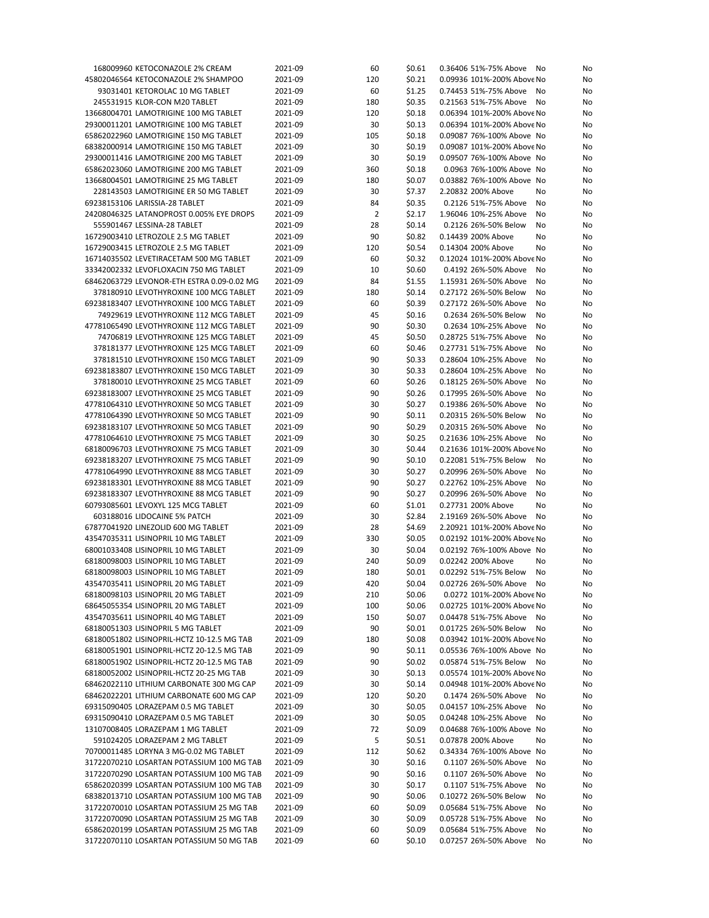| | | | | | | | |
|---|---|---|---|---|---|---|---|
| 168009960 KETOCONAZOLE 2% CREAM | 2021-09 | 60 | $0.61 | 0.36406 | 51%-75% Above | No | No |
| 45802046564 KETOCONAZOLE 2% SHAMPOO | 2021-09 | 120 | $0.21 | 0.09936 | 101%-200% Above | No | No |
| 93031401 KETOROLAC 10 MG TABLET | 2021-09 | 60 | $1.25 | 0.74453 | 51%-75% Above | No | No |
| 245531915 KLOR-CON M20 TABLET | 2021-09 | 180 | $0.35 | 0.21563 | 51%-75% Above | No | No |
| 13668004701 LAMOTRIGINE 100 MG TABLET | 2021-09 | 120 | $0.18 | 0.06394 | 101%-200% Above | No | No |
| 29300011201 LAMOTRIGINE 100 MG TABLET | 2021-09 | 30 | $0.13 | 0.06394 | 101%-200% Above | No | No |
| 65862022960 LAMOTRIGINE 150 MG TABLET | 2021-09 | 105 | $0.18 | 0.09087 | 76%-100% Above | No | No |
| 68382000914 LAMOTRIGINE 150 MG TABLET | 2021-09 | 30 | $0.19 | 0.09087 | 101%-200% Above | No | No |
| 29300011416 LAMOTRIGINE 200 MG TABLET | 2021-09 | 30 | $0.19 | 0.09507 | 76%-100% Above | No | No |
| 65862023060 LAMOTRIGINE 200 MG TABLET | 2021-09 | 360 | $0.18 | 0.0963 | 76%-100% Above | No | No |
| 13668004501 LAMOTRIGINE 25 MG TABLET | 2021-09 | 180 | $0.07 | 0.03882 | 76%-100% Above | No | No |
| 228143503 LAMOTRIGINE ER 50 MG TABLET | 2021-09 | 30 | $7.37 | 2.20832 | 200% Above | No | No |
| 69238153106 LARISSIA-28 TABLET | 2021-09 | 84 | $0.35 | 0.2126 | 51%-75% Above | No | No |
| 24208046325 LATANOPROST 0.005% EYE DROPS | 2021-09 | 2 | $2.17 | 1.96046 | 10%-25% Above | No | No |
| 555901467 LESSINA-28 TABLET | 2021-09 | 28 | $0.14 | 0.2126 | 26%-50% Below | No | No |
| 16729003410 LETROZOLE 2.5 MG TABLET | 2021-09 | 90 | $0.82 | 0.14439 | 200% Above | No | No |
| 16729003415 LETROZOLE 2.5 MG TABLET | 2021-09 | 120 | $0.54 | 0.14304 | 200% Above | No | No |
| 16714035502 LEVETIRACETAM 500 MG TABLET | 2021-09 | 60 | $0.32 | 0.12024 | 101%-200% Above | No | No |
| 33342002332 LEVOFLOXACIN 750 MG TABLET | 2021-09 | 10 | $0.60 | 0.4192 | 26%-50% Above | No | No |
| 68462063729 LEVONOR-ETH ESTRA 0.09-0.02 MG | 2021-09 | 84 | $1.55 | 1.15931 | 26%-50% Above | No | No |
| 378180910 LEVOTHYROXINE 100 MCG TABLET | 2021-09 | 180 | $0.14 | 0.27172 | 26%-50% Below | No | No |
| 69238183407 LEVOTHYROXINE 100 MCG TABLET | 2021-09 | 60 | $0.39 | 0.27172 | 26%-50% Above | No | No |
| 74929619 LEVOTHYROXINE 112 MCG TABLET | 2021-09 | 45 | $0.16 | 0.2634 | 26%-50% Below | No | No |
| 47781065490 LEVOTHYROXINE 112 MCG TABLET | 2021-09 | 90 | $0.30 | 0.2634 | 10%-25% Above | No | No |
| 74706819 LEVOTHYROXINE 125 MCG TABLET | 2021-09 | 45 | $0.50 | 0.28725 | 51%-75% Above | No | No |
| 378181377 LEVOTHYROXINE 125 MCG TABLET | 2021-09 | 60 | $0.46 | 0.27731 | 51%-75% Above | No | No |
| 378181510 LEVOTHYROXINE 150 MCG TABLET | 2021-09 | 90 | $0.33 | 0.28604 | 10%-25% Above | No | No |
| 69238183807 LEVOTHYROXINE 150 MCG TABLET | 2021-09 | 30 | $0.33 | 0.28604 | 10%-25% Above | No | No |
| 378180010 LEVOTHYROXINE 25 MCG TABLET | 2021-09 | 60 | $0.26 | 0.18125 | 26%-50% Above | No | No |
| 69238183007 LEVOTHYROXINE 25 MCG TABLET | 2021-09 | 90 | $0.26 | 0.17995 | 26%-50% Above | No | No |
| 47781064310 LEVOTHYROXINE 50 MCG TABLET | 2021-09 | 30 | $0.27 | 0.19386 | 26%-50% Above | No | No |
| 47781064390 LEVOTHYROXINE 50 MCG TABLET | 2021-09 | 90 | $0.11 | 0.20315 | 26%-50% Below | No | No |
| 69238183107 LEVOTHYROXINE 50 MCG TABLET | 2021-09 | 90 | $0.29 | 0.20315 | 26%-50% Above | No | No |
| 47781064610 LEVOTHYROXINE 75 MCG TABLET | 2021-09 | 30 | $0.25 | 0.21636 | 10%-25% Above | No | No |
| 68180096703 LEVOTHYROXINE 75 MCG TABLET | 2021-09 | 30 | $0.44 | 0.21636 | 101%-200% Above | No | No |
| 69238183207 LEVOTHYROXINE 75 MCG TABLET | 2021-09 | 90 | $0.10 | 0.22081 | 51%-75% Below | No | No |
| 47781064990 LEVOTHYROXINE 88 MCG TABLET | 2021-09 | 30 | $0.27 | 0.20996 | 26%-50% Above | No | No |
| 69238183301 LEVOTHYROXINE 88 MCG TABLET | 2021-09 | 90 | $0.27 | 0.22762 | 10%-25% Above | No | No |
| 69238183307 LEVOTHYROXINE 88 MCG TABLET | 2021-09 | 90 | $0.27 | 0.20996 | 26%-50% Above | No | No |
| 60793085601 LEVOXYL 125 MCG TABLET | 2021-09 | 60 | $1.01 | 0.27731 | 200% Above | No | No |
| 603188016 LIDOCAINE 5% PATCH | 2021-09 | 30 | $2.84 | 2.19169 | 26%-50% Above | No | No |
| 67877041920 LINEZOLID 600 MG TABLET | 2021-09 | 28 | $4.69 | 2.20921 | 101%-200% Above | No | No |
| 43547035311 LISINOPRIL 10 MG TABLET | 2021-09 | 330 | $0.05 | 0.02192 | 101%-200% Above | No | No |
| 68001033408 LISINOPRIL 10 MG TABLET | 2021-09 | 30 | $0.04 | 0.02192 | 76%-100% Above | No | No |
| 68180098003 LISINOPRIL 10 MG TABLET | 2021-09 | 240 | $0.09 | 0.02242 | 200% Above | No | No |
| 68180098003 LISINOPRIL 10 MG TABLET | 2021-09 | 180 | $0.01 | 0.02292 | 51%-75% Below | No | No |
| 43547035411 LISINOPRIL 20 MG TABLET | 2021-09 | 420 | $0.04 | 0.02726 | 26%-50% Above | No | No |
| 68180098103 LISINOPRIL 20 MG TABLET | 2021-09 | 210 | $0.06 | 0.0272 | 101%-200% Above | No | No |
| 68645055354 LISINOPRIL 20 MG TABLET | 2021-09 | 100 | $0.06 | 0.02725 | 101%-200% Above | No | No |
| 43547035611 LISINOPRIL 40 MG TABLET | 2021-09 | 150 | $0.07 | 0.04478 | 51%-75% Above | No | No |
| 68180051303 LISINOPRIL 5 MG TABLET | 2021-09 | 90 | $0.01 | 0.01725 | 26%-50% Below | No | No |
| 68180051802 LISINOPRIL-HCTZ 10-12.5 MG TAB | 2021-09 | 180 | $0.08 | 0.03942 | 101%-200% Above | No | No |
| 68180051901 LISINOPRIL-HCTZ 20-12.5 MG TAB | 2021-09 | 90 | $0.11 | 0.05536 | 76%-100% Above | No | No |
| 68180051902 LISINOPRIL-HCTZ 20-12.5 MG TAB | 2021-09 | 90 | $0.02 | 0.05874 | 51%-75% Below | No | No |
| 68180052002 LISINOPRIL-HCTZ 20-25 MG TAB | 2021-09 | 30 | $0.13 | 0.05574 | 101%-200% Above | No | No |
| 68462022110 LITHIUM CARBONATE 300 MG CAP | 2021-09 | 30 | $0.14 | 0.04948 | 101%-200% Above | No | No |
| 68462022201 LITHIUM CARBONATE 600 MG CAP | 2021-09 | 120 | $0.20 | 0.1474 | 26%-50% Above | No | No |
| 69315090405 LORAZEPAM 0.5 MG TABLET | 2021-09 | 30 | $0.05 | 0.04157 | 10%-25% Above | No | No |
| 69315090410 LORAZEPAM 0.5 MG TABLET | 2021-09 | 30 | $0.05 | 0.04248 | 10%-25% Above | No | No |
| 13107008405 LORAZEPAM 1 MG TABLET | 2021-09 | 72 | $0.09 | 0.04688 | 76%-100% Above | No | No |
| 591024205 LORAZEPAM 2 MG TABLET | 2021-09 | 5 | $0.51 | 0.07878 | 200% Above | No | No |
| 70700011485 LORYNA 3 MG-0.02 MG TABLET | 2021-09 | 112 | $0.62 | 0.34334 | 76%-100% Above | No | No |
| 31722070210 LOSARTAN POTASSIUM 100 MG TAB | 2021-09 | 30 | $0.16 | 0.1107 | 26%-50% Above | No | No |
| 31722070290 LOSARTAN POTASSIUM 100 MG TAB | 2021-09 | 90 | $0.16 | 0.1107 | 26%-50% Above | No | No |
| 65862020399 LOSARTAN POTASSIUM 100 MG TAB | 2021-09 | 30 | $0.17 | 0.1107 | 51%-75% Above | No | No |
| 68382013710 LOSARTAN POTASSIUM 100 MG TAB | 2021-09 | 90 | $0.06 | 0.10272 | 26%-50% Below | No | No |
| 31722070010 LOSARTAN POTASSIUM 25 MG TAB | 2021-09 | 60 | $0.09 | 0.05684 | 51%-75% Above | No | No |
| 31722070090 LOSARTAN POTASSIUM 25 MG TAB | 2021-09 | 30 | $0.09 | 0.05728 | 51%-75% Above | No | No |
| 65862020199 LOSARTAN POTASSIUM 25 MG TAB | 2021-09 | 60 | $0.09 | 0.05684 | 51%-75% Above | No | No |
| 31722070110 LOSARTAN POTASSIUM 50 MG TAB | 2021-09 | 60 | $0.10 | 0.07257 | 26%-50% Above | No | No |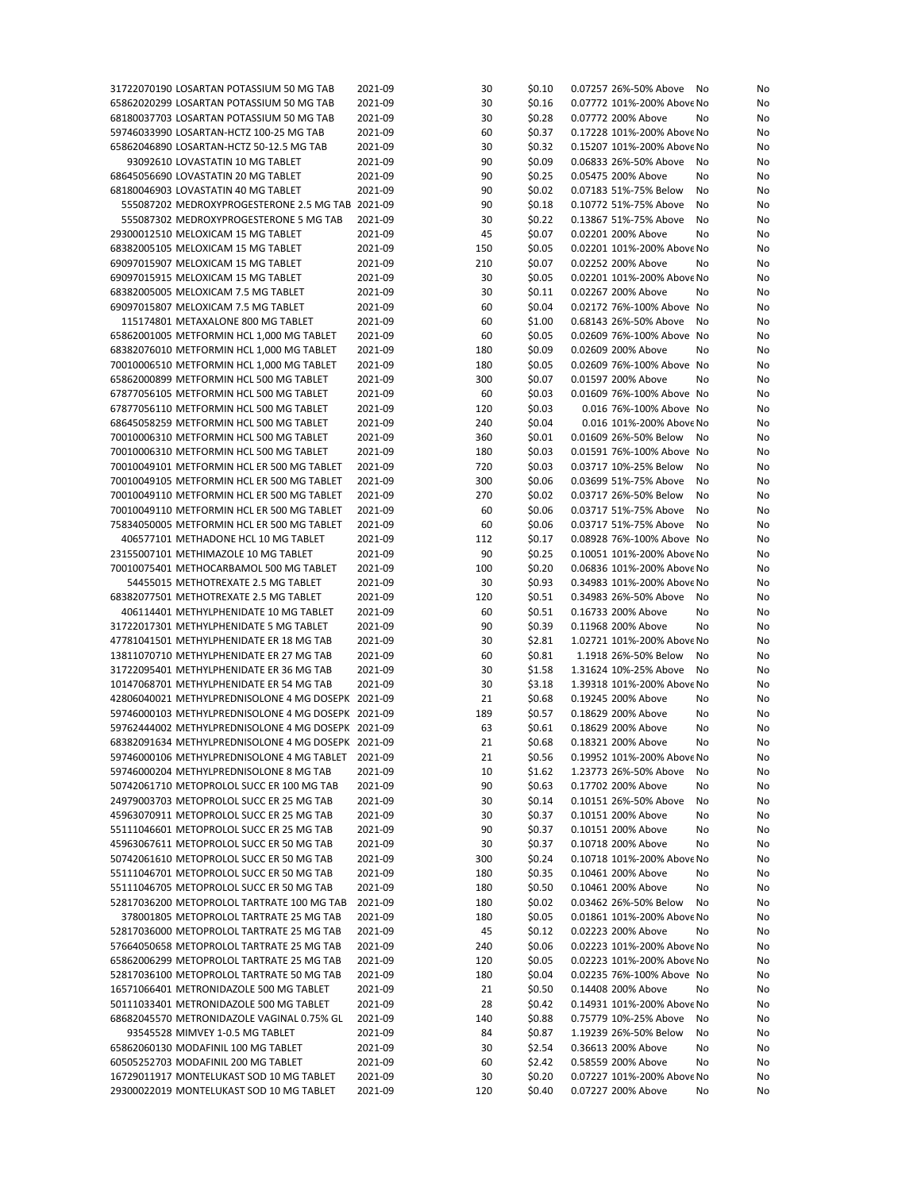| | | | | | | | |
|---|---|---|---|---|---|---|---|
| 31722070190 LOSARTAN POTASSIUM 50 MG TAB | 2021-09 | 30 | $0.10 | 0.07257 | 26%-50% Above | No | No |
| 65862020299 LOSARTAN POTASSIUM 50 MG TAB | 2021-09 | 30 | $0.16 | 0.07772 | 101%-200% Above | No | No |
| 68180037703 LOSARTAN POTASSIUM 50 MG TAB | 2021-09 | 30 | $0.28 | 0.07772 | 200% Above | No | No |
| 59746033990 LOSARTAN-HCTZ 100-25 MG TAB | 2021-09 | 60 | $0.37 | 0.17228 | 101%-200% Above | No | No |
| 65862046890 LOSARTAN-HCTZ 50-12.5 MG TAB | 2021-09 | 30 | $0.32 | 0.15207 | 101%-200% Above | No | No |
| 93092610 LOVASTATIN 10 MG TABLET | 2021-09 | 90 | $0.09 | 0.06833 | 26%-50% Above | No | No |
| 68645056690 LOVASTATIN 20 MG TABLET | 2021-09 | 90 | $0.25 | 0.05475 | 200% Above | No | No |
| 68180046903 LOVASTATIN 40 MG TABLET | 2021-09 | 90 | $0.02 | 0.07183 | 51%-75% Below | No | No |
| 555087202 MEDROXYPROGESTERONE 2.5 MG TAB | 2021-09 | 90 | $0.18 | 0.10772 | 51%-75% Above | No | No |
| 555087302 MEDROXYPROGESTERONE 5 MG TAB | 2021-09 | 30 | $0.22 | 0.13867 | 51%-75% Above | No | No |
| 29300012510 MELOXICAM 15 MG TABLET | 2021-09 | 45 | $0.07 | 0.02201 | 200% Above | No | No |
| 68382005105 MELOXICAM 15 MG TABLET | 2021-09 | 150 | $0.05 | 0.02201 | 101%-200% Above | No | No |
| 69097015907 MELOXICAM 15 MG TABLET | 2021-09 | 210 | $0.07 | 0.02252 | 200% Above | No | No |
| 69097015915 MELOXICAM 15 MG TABLET | 2021-09 | 30 | $0.05 | 0.02201 | 101%-200% Above | No | No |
| 68382005005 MELOXICAM 7.5 MG TABLET | 2021-09 | 30 | $0.11 | 0.02267 | 200% Above | No | No |
| 69097015807 MELOXICAM 7.5 MG TABLET | 2021-09 | 60 | $0.04 | 0.02172 | 76%-100% Above | No | No |
| 115174801 METAXALONE 800 MG TABLET | 2021-09 | 60 | $1.00 | 0.68143 | 26%-50% Above | No | No |
| 65862001005 METFORMIN HCL 1,000 MG TABLET | 2021-09 | 60 | $0.05 | 0.02609 | 76%-100% Above | No | No |
| 68382076010 METFORMIN HCL 1,000 MG TABLET | 2021-09 | 180 | $0.09 | 0.02609 | 200% Above | No | No |
| 70010006510 METFORMIN HCL 1,000 MG TABLET | 2021-09 | 180 | $0.05 | 0.02609 | 76%-100% Above | No | No |
| 65862000899 METFORMIN HCL 500 MG TABLET | 2021-09 | 300 | $0.07 | 0.01597 | 200% Above | No | No |
| 67877056105 METFORMIN HCL 500 MG TABLET | 2021-09 | 60 | $0.03 | 0.01609 | 76%-100% Above | No | No |
| 67877056110 METFORMIN HCL 500 MG TABLET | 2021-09 | 120 | $0.03 | 0.016 | 76%-100% Above | No | No |
| 68645058259 METFORMIN HCL 500 MG TABLET | 2021-09 | 240 | $0.04 | 0.016 | 101%-200% Above | No | No |
| 70010006310 METFORMIN HCL 500 MG TABLET | 2021-09 | 360 | $0.01 | 0.01609 | 26%-50% Below | No | No |
| 70010006310 METFORMIN HCL 500 MG TABLET | 2021-09 | 180 | $0.03 | 0.01591 | 76%-100% Above | No | No |
| 70010049101 METFORMIN HCL ER 500 MG TABLET | 2021-09 | 720 | $0.03 | 0.03717 | 10%-25% Below | No | No |
| 70010049105 METFORMIN HCL ER 500 MG TABLET | 2021-09 | 300 | $0.06 | 0.03699 | 51%-75% Above | No | No |
| 70010049110 METFORMIN HCL ER 500 MG TABLET | 2021-09 | 270 | $0.02 | 0.03717 | 26%-50% Below | No | No |
| 70010049110 METFORMIN HCL ER 500 MG TABLET | 2021-09 | 60 | $0.06 | 0.03717 | 51%-75% Above | No | No |
| 75834050005 METFORMIN HCL ER 500 MG TABLET | 2021-09 | 60 | $0.06 | 0.03717 | 51%-75% Above | No | No |
| 406577101 METHADONE HCL 10 MG TABLET | 2021-09 | 112 | $0.17 | 0.08928 | 76%-100% Above | No | No |
| 23155007101 METHIMAZOLE 10 MG TABLET | 2021-09 | 90 | $0.25 | 0.10051 | 101%-200% Above | No | No |
| 70010075401 METHOCARBAMOL 500 MG TABLET | 2021-09 | 100 | $0.20 | 0.06836 | 101%-200% Above | No | No |
| 54455015 METHOTREXATE 2.5 MG TABLET | 2021-09 | 30 | $0.93 | 0.34983 | 101%-200% Above | No | No |
| 68382077501 METHOTREXATE 2.5 MG TABLET | 2021-09 | 120 | $0.51 | 0.34983 | 26%-50% Above | No | No |
| 406114401 METHYLPHENIDATE 10 MG TABLET | 2021-09 | 60 | $0.51 | 0.16733 | 200% Above | No | No |
| 31722017301 METHYLPHENIDATE 5 MG TABLET | 2021-09 | 90 | $0.39 | 0.11968 | 200% Above | No | No |
| 47781041501 METHYLPHENIDATE ER 18 MG TAB | 2021-09 | 30 | $2.81 | 1.02721 | 101%-200% Above | No | No |
| 13811070710 METHYLPHENIDATE ER 27 MG TAB | 2021-09 | 60 | $0.81 | 1.1918 | 26%-50% Below | No | No |
| 31722095401 METHYLPHENIDATE ER 36 MG TAB | 2021-09 | 30 | $1.58 | 1.31624 | 10%-25% Above | No | No |
| 10147068701 METHYLPHENIDATE ER 54 MG TAB | 2021-09 | 30 | $3.18 | 1.39318 | 101%-200% Above | No | No |
| 42806040021 METHYLPREDNISOLONE 4 MG DOSEPK | 2021-09 | 21 | $0.68 | 0.19245 | 200% Above | No | No |
| 59746000103 METHYLPREDNISOLONE 4 MG DOSEPK | 2021-09 | 189 | $0.57 | 0.18629 | 200% Above | No | No |
| 59762444002 METHYLPREDNISOLONE 4 MG DOSEPK | 2021-09 | 63 | $0.61 | 0.18629 | 200% Above | No | No |
| 68382091634 METHYLPREDNISOLONE 4 MG DOSEPK | 2021-09 | 21 | $0.68 | 0.18321 | 200% Above | No | No |
| 59746000106 METHYLPREDNISOLONE 4 MG TABLET | 2021-09 | 21 | $0.56 | 0.19952 | 101%-200% Above | No | No |
| 59746000204 METHYLPREDNISOLONE 8 MG TAB | 2021-09 | 10 | $1.62 | 1.23773 | 26%-50% Above | No | No |
| 50742061710 METOPROLOL SUCC ER 100 MG TAB | 2021-09 | 90 | $0.63 | 0.17702 | 200% Above | No | No |
| 24979003703 METOPROLOL SUCC ER 25 MG TAB | 2021-09 | 30 | $0.14 | 0.10151 | 26%-50% Above | No | No |
| 45963070911 METOPROLOL SUCC ER 25 MG TAB | 2021-09 | 30 | $0.37 | 0.10151 | 200% Above | No | No |
| 55111046601 METOPROLOL SUCC ER 25 MG TAB | 2021-09 | 90 | $0.37 | 0.10151 | 200% Above | No | No |
| 45963067611 METOPROLOL SUCC ER 50 MG TAB | 2021-09 | 30 | $0.37 | 0.10718 | 200% Above | No | No |
| 50742061610 METOPROLOL SUCC ER 50 MG TAB | 2021-09 | 300 | $0.24 | 0.10718 | 101%-200% Above | No | No |
| 55111046701 METOPROLOL SUCC ER 50 MG TAB | 2021-09 | 180 | $0.35 | 0.10461 | 200% Above | No | No |
| 55111046705 METOPROLOL SUCC ER 50 MG TAB | 2021-09 | 180 | $0.50 | 0.10461 | 200% Above | No | No |
| 52817036200 METOPROLOL TARTRATE 100 MG TAB | 2021-09 | 180 | $0.02 | 0.03462 | 26%-50% Below | No | No |
| 378001805 METOPROLOL TARTRATE 25 MG TAB | 2021-09 | 180 | $0.05 | 0.01861 | 101%-200% Above | No | No |
| 52817036000 METOPROLOL TARTRATE 25 MG TAB | 2021-09 | 45 | $0.12 | 0.02223 | 200% Above | No | No |
| 57664050658 METOPROLOL TARTRATE 25 MG TAB | 2021-09 | 240 | $0.06 | 0.02223 | 101%-200% Above | No | No |
| 65862006299 METOPROLOL TARTRATE 25 MG TAB | 2021-09 | 120 | $0.05 | 0.02223 | 101%-200% Above | No | No |
| 52817036100 METOPROLOL TARTRATE 50 MG TAB | 2021-09 | 180 | $0.04 | 0.02235 | 76%-100% Above | No | No |
| 16571066401 METRONIDAZOLE 500 MG TABLET | 2021-09 | 21 | $0.50 | 0.14408 | 200% Above | No | No |
| 50111033401 METRONIDAZOLE 500 MG TABLET | 2021-09 | 28 | $0.42 | 0.14931 | 101%-200% Above | No | No |
| 68682045570 METRONIDAZOLE VAGINAL 0.75% GL | 2021-09 | 140 | $0.88 | 0.75779 | 10%-25% Above | No | No |
| 93545528 MIMVEY 1-0.5 MG TABLET | 2021-09 | 84 | $0.87 | 1.19239 | 26%-50% Below | No | No |
| 65862060130 MODAFINIL 100 MG TABLET | 2021-09 | 30 | $2.54 | 0.36613 | 200% Above | No | No |
| 60505252703 MODAFINIL 200 MG TABLET | 2021-09 | 60 | $2.42 | 0.58559 | 200% Above | No | No |
| 16729011917 MONTELUKAST SOD 10 MG TABLET | 2021-09 | 30 | $0.20 | 0.07227 | 101%-200% Above | No | No |
| 29300022019 MONTELUKAST SOD 10 MG TABLET | 2021-09 | 120 | $0.40 | 0.07227 | 200% Above | No | No |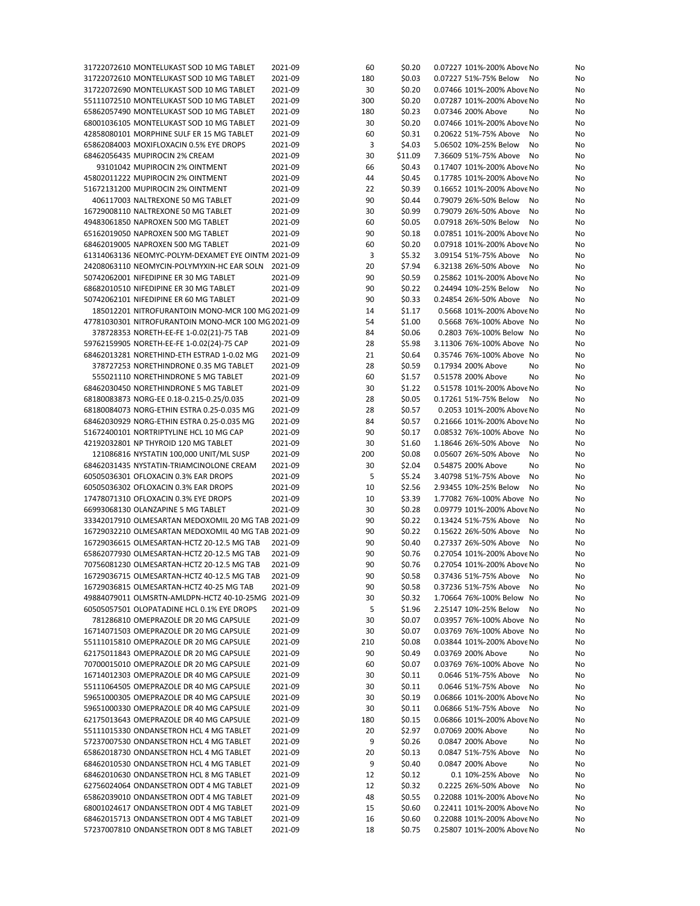| | | | | | | | |
|---|---|---|---|---|---|---|---|
| 31722072610 MONTELUKAST SOD 10 MG TABLET | 2021-09 | 60 | $0.20 | 0.07227 | 101%-200% Above | No | No |
| 31722072610 MONTELUKAST SOD 10 MG TABLET | 2021-09 | 180 | $0.03 | 0.07227 | 51%-75% Below | No | No |
| 31722072690 MONTELUKAST SOD 10 MG TABLET | 2021-09 | 30 | $0.20 | 0.07466 | 101%-200% Above | No | No |
| 55111072510 MONTELUKAST SOD 10 MG TABLET | 2021-09 | 300 | $0.20 | 0.07287 | 101%-200% Above | No | No |
| 65862057490 MONTELUKAST SOD 10 MG TABLET | 2021-09 | 180 | $0.23 | 0.07346 | 200% Above | No | No |
| 68001036105 MONTELUKAST SOD 10 MG TABLET | 2021-09 | 30 | $0.20 | 0.07466 | 101%-200% Above | No | No |
| 42858080101 MORPHINE SULF ER 15 MG TABLET | 2021-09 | 60 | $0.31 | 0.20622 | 51%-75% Above | No | No |
| 65862084003 MOXIFLOXACIN 0.5% EYE DROPS | 2021-09 | 3 | $4.03 | 5.06502 | 10%-25% Below | No | No |
| 68462056435 MUPIROCIN 2% CREAM | 2021-09 | 30 | $11.09 | 7.36609 | 51%-75% Above | No | No |
| 93101042 MUPIROCIN 2% OINTMENT | 2021-09 | 66 | $0.43 | 0.17407 | 101%-200% Above | No | No |
| 45802011222 MUPIROCIN 2% OINTMENT | 2021-09 | 44 | $0.45 | 0.17785 | 101%-200% Above | No | No |
| 51672131200 MUPIROCIN 2% OINTMENT | 2021-09 | 22 | $0.39 | 0.16652 | 101%-200% Above | No | No |
| 406117003 NALTREXONE 50 MG TABLET | 2021-09 | 90 | $0.44 | 0.79079 | 26%-50% Below | No | No |
| 16729008110 NALTREXONE 50 MG TABLET | 2021-09 | 30 | $0.99 | 0.79079 | 26%-50% Above | No | No |
| 49483061850 NAPROXEN 500 MG TABLET | 2021-09 | 60 | $0.05 | 0.07918 | 26%-50% Below | No | No |
| 65162019050 NAPROXEN 500 MG TABLET | 2021-09 | 90 | $0.18 | 0.07851 | 101%-200% Above | No | No |
| 68462019005 NAPROXEN 500 MG TABLET | 2021-09 | 60 | $0.20 | 0.07918 | 101%-200% Above | No | No |
| 61314063136 NEOMYC-POLYM-DEXAMET EYE OINTM | 2021-09 | 3 | $5.32 | 3.09154 | 51%-75% Above | No | No |
| 24208063110 NEOMYCIN-POLYMYXIN-HC EAR SOLN | 2021-09 | 20 | $7.94 | 6.32138 | 26%-50% Above | No | No |
| 50742062001 NIFEDIPINE ER 30 MG TABLET | 2021-09 | 90 | $0.59 | 0.25862 | 101%-200% Above | No | No |
| 68682010510 NIFEDIPINE ER 30 MG TABLET | 2021-09 | 90 | $0.22 | 0.24494 | 10%-25% Below | No | No |
| 50742062101 NIFEDIPINE ER 60 MG TABLET | 2021-09 | 90 | $0.33 | 0.24854 | 26%-50% Above | No | No |
| 185012201 NITROFURANTOIN MONO-MCR 100 MG | 2021-09 | 14 | $1.17 | 0.5668 | 101%-200% Above | No | No |
| 47781030301 NITROFURANTOIN MONO-MCR 100 MG | 2021-09 | 54 | $1.00 | 0.5668 | 76%-100% Above | No | No |
| 378728353 NORETH-EE-FE 1-0.02(21)-75 TAB | 2021-09 | 84 | $0.06 | 0.2803 | 76%-100% Below | No | No |
| 59762159905 NORETH-EE-FE 1-0.02(24)-75 CAP | 2021-09 | 28 | $5.98 | 3.11306 | 76%-100% Above | No | No |
| 68462013281 NORETHIND-ETH ESTRAD 1-0.02 MG | 2021-09 | 21 | $0.64 | 0.35746 | 76%-100% Above | No | No |
| 378727253 NORETHINDRONE 0.35 MG TABLET | 2021-09 | 28 | $0.59 | 0.17934 | 200% Above | No | No |
| 555021110 NORETHINDRONE 5 MG TABLET | 2021-09 | 60 | $1.57 | 0.51578 | 200% Above | No | No |
| 68462030450 NORETHINDRONE 5 MG TABLET | 2021-09 | 30 | $1.22 | 0.51578 | 101%-200% Above | No | No |
| 68180083873 NORG-EE 0.18-0.215-0.25/0.035 | 2021-09 | 28 | $0.05 | 0.17261 | 51%-75% Below | No | No |
| 68180084073 NORG-ETHIN ESTRA 0.25-0.035 MG | 2021-09 | 28 | $0.57 | 0.2053 | 101%-200% Above | No | No |
| 68462030929 NORG-ETHIN ESTRA 0.25-0.035 MG | 2021-09 | 84 | $0.57 | 0.21666 | 101%-200% Above | No | No |
| 51672400101 NORTRIPTYLINE HCL 10 MG CAP | 2021-09 | 90 | $0.17 | 0.08532 | 76%-100% Above | No | No |
| 42192032801 NP THYROID 120 MG TABLET | 2021-09 | 30 | $1.60 | 1.18646 | 26%-50% Above | No | No |
| 121086816 NYSTATIN 100,000 UNIT/ML SUSP | 2021-09 | 200 | $0.08 | 0.05607 | 26%-50% Above | No | No |
| 68462031435 NYSTATIN-TRIAMCINOLONE CREAM | 2021-09 | 30 | $2.04 | 0.54875 | 200% Above | No | No |
| 60505036301 OFLOXACIN 0.3% EAR DROPS | 2021-09 | 5 | $5.24 | 3.40798 | 51%-75% Above | No | No |
| 60505036302 OFLOXACIN 0.3% EAR DROPS | 2021-09 | 10 | $2.56 | 2.93455 | 10%-25% Below | No | No |
| 17478071310 OFLOXACIN 0.3% EYE DROPS | 2021-09 | 10 | $3.39 | 1.77082 | 76%-100% Above | No | No |
| 66993068130 OLANZAPINE 5 MG TABLET | 2021-09 | 30 | $0.28 | 0.09779 | 101%-200% Above | No | No |
| 33342017910 OLMESARTAN MEDOXOMIL 20 MG TAB | 2021-09 | 90 | $0.22 | 0.13424 | 51%-75% Above | No | No |
| 16729032210 OLMESARTAN MEDOXOMIL 40 MG TAB | 2021-09 | 90 | $0.22 | 0.15622 | 26%-50% Above | No | No |
| 16729036615 OLMESARTAN-HCTZ 20-12.5 MG TAB | 2021-09 | 90 | $0.40 | 0.27337 | 26%-50% Above | No | No |
| 65862077930 OLMESARTAN-HCTZ 20-12.5 MG TAB | 2021-09 | 90 | $0.76 | 0.27054 | 101%-200% Above | No | No |
| 70756081230 OLMESARTAN-HCTZ 20-12.5 MG TAB | 2021-09 | 90 | $0.76 | 0.27054 | 101%-200% Above | No | No |
| 16729036715 OLMESARTAN-HCTZ 40-12.5 MG TAB | 2021-09 | 90 | $0.58 | 0.37436 | 51%-75% Above | No | No |
| 16729036815 OLMESARTAN-HCTZ 40-25 MG TAB | 2021-09 | 90 | $0.58 | 0.37236 | 51%-75% Above | No | No |
| 49884079011 OLMSRTN-AMLDPN-HCTZ 40-10-25MG | 2021-09 | 30 | $0.32 | 1.70664 | 76%-100% Below | No | No |
| 60505057501 OLOPATADINE HCL 0.1% EYE DROPS | 2021-09 | 5 | $1.96 | 2.25147 | 10%-25% Below | No | No |
| 781286810 OMEPRAZOLE DR 20 MG CAPSULE | 2021-09 | 30 | $0.07 | 0.03957 | 76%-100% Above | No | No |
| 16714071503 OMEPRAZOLE DR 20 MG CAPSULE | 2021-09 | 30 | $0.07 | 0.03769 | 76%-100% Above | No | No |
| 55111015810 OMEPRAZOLE DR 20 MG CAPSULE | 2021-09 | 210 | $0.08 | 0.03844 | 101%-200% Above | No | No |
| 62175011843 OMEPRAZOLE DR 20 MG CAPSULE | 2021-09 | 90 | $0.49 | 0.03769 | 200% Above | No | No |
| 70700015010 OMEPRAZOLE DR 20 MG CAPSULE | 2021-09 | 60 | $0.07 | 0.03769 | 76%-100% Above | No | No |
| 16714012303 OMEPRAZOLE DR 40 MG CAPSULE | 2021-09 | 30 | $0.11 | 0.0646 | 51%-75% Above | No | No |
| 55111064505 OMEPRAZOLE DR 40 MG CAPSULE | 2021-09 | 30 | $0.11 | 0.0646 | 51%-75% Above | No | No |
| 59651000305 OMEPRAZOLE DR 40 MG CAPSULE | 2021-09 | 30 | $0.19 | 0.06866 | 101%-200% Above | No | No |
| 59651000330 OMEPRAZOLE DR 40 MG CAPSULE | 2021-09 | 30 | $0.11 | 0.06866 | 51%-75% Above | No | No |
| 62175013643 OMEPRAZOLE DR 40 MG CAPSULE | 2021-09 | 180 | $0.15 | 0.06866 | 101%-200% Above | No | No |
| 55111015330 ONDANSETRON HCL 4 MG TABLET | 2021-09 | 20 | $2.97 | 0.07069 | 200% Above | No | No |
| 57237007530 ONDANSETRON HCL 4 MG TABLET | 2021-09 | 9 | $0.26 | 0.0847 | 200% Above | No | No |
| 65862018730 ONDANSETRON HCL 4 MG TABLET | 2021-09 | 20 | $0.13 | 0.0847 | 51%-75% Above | No | No |
| 68462010530 ONDANSETRON HCL 4 MG TABLET | 2021-09 | 9 | $0.40 | 0.0847 | 200% Above | No | No |
| 68462010630 ONDANSETRON HCL 8 MG TABLET | 2021-09 | 12 | $0.12 | 0.1 | 10%-25% Above | No | No |
| 62756024064 ONDANSETRON ODT 4 MG TABLET | 2021-09 | 12 | $0.32 | 0.2225 | 26%-50% Above | No | No |
| 65862039010 ONDANSETRON ODT 4 MG TABLET | 2021-09 | 48 | $0.55 | 0.22088 | 101%-200% Above | No | No |
| 68001024617 ONDANSETRON ODT 4 MG TABLET | 2021-09 | 15 | $0.60 | 0.22411 | 101%-200% Above | No | No |
| 68462015713 ONDANSETRON ODT 4 MG TABLET | 2021-09 | 16 | $0.60 | 0.22088 | 101%-200% Above | No | No |
| 57237007810 ONDANSETRON ODT 8 MG TABLET | 2021-09 | 18 | $0.75 | 0.25807 | 101%-200% Above | No | No |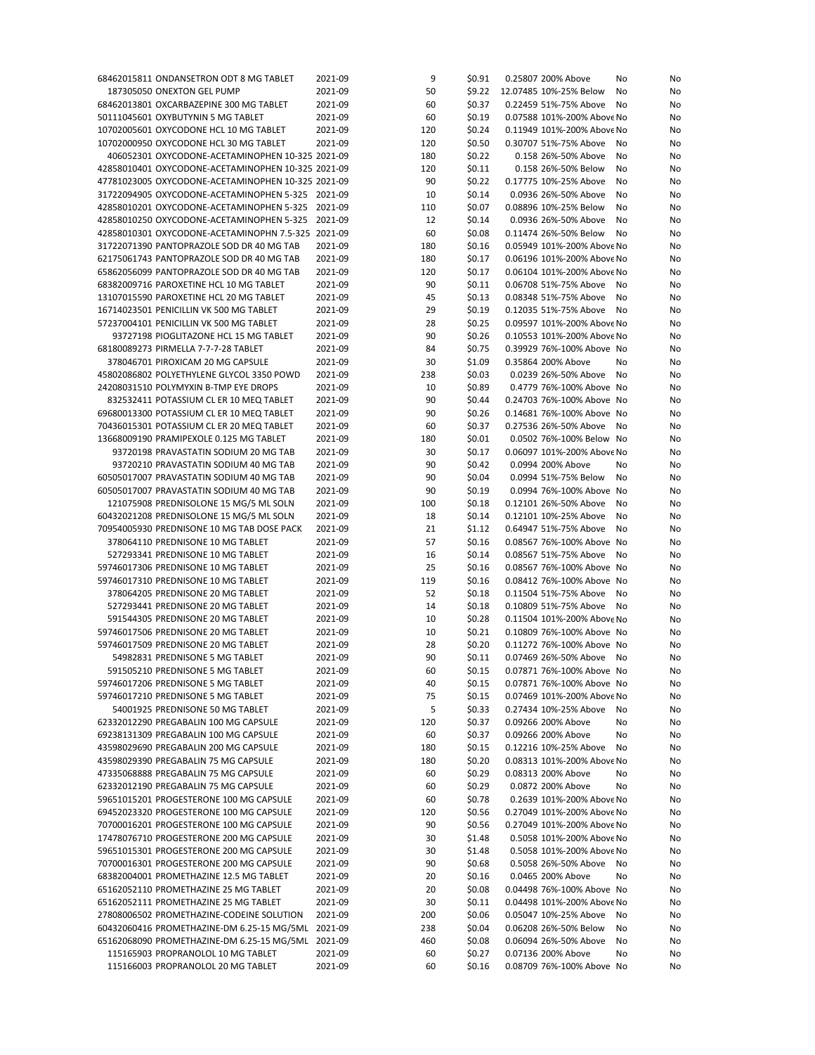| | | | | | | | |
|---|---|---|---|---|---|---|---|
| 68462015811 | ONDANSETRON ODT 8 MG TABLET | 2021-09 | 9 | $0.91 | 0.25807 200% Above | No | No |
| 187305050 | ONEXTON GEL PUMP | 2021-09 | 50 | $9.22 | 12.07485 10%-25% Below | No | No |
| 68462013801 | OXCARBAZEPINE 300 MG TABLET | 2021-09 | 60 | $0.37 | 0.22459 51%-75% Above | No | No |
| 50111045601 | OXYBUTYNIN 5 MG TABLET | 2021-09 | 60 | $0.19 | 0.07588 101%-200% Above | No | No |
| 10702005601 | OXYCODONE HCL 10 MG TABLET | 2021-09 | 120 | $0.24 | 0.11949 101%-200% Above | No | No |
| 10702000950 | OXYCODONE HCL 30 MG TABLET | 2021-09 | 120 | $0.50 | 0.30707 51%-75% Above | No | No |
| 406052301 | OXYCODONE-ACETAMINOPHEN 10-325 | 2021-09 | 180 | $0.22 | 0.158 26%-50% Above | No | No |
| 42858010401 | OXYCODONE-ACETAMINOPHEN 10-325 | 2021-09 | 120 | $0.11 | 0.158 26%-50% Below | No | No |
| 47781023005 | OXYCODONE-ACETAMINOPHEN 10-325 | 2021-09 | 90 | $0.22 | 0.17775 10%-25% Above | No | No |
| 31722094905 | OXYCODONE-ACETAMINOPHEN 5-325 | 2021-09 | 10 | $0.14 | 0.0936 26%-50% Above | No | No |
| 42858010201 | OXYCODONE-ACETAMINOPHEN 5-325 | 2021-09 | 110 | $0.07 | 0.08896 10%-25% Below | No | No |
| 42858010250 | OXYCODONE-ACETAMINOPHEN 5-325 | 2021-09 | 12 | $0.14 | 0.0936 26%-50% Above | No | No |
| 42858010301 | OXYCODONE-ACETAMINOPHN 7.5-325 | 2021-09 | 60 | $0.08 | 0.11474 26%-50% Below | No | No |
| 31722071390 | PANTOPRAZOLE SOD DR 40 MG TAB | 2021-09 | 180 | $0.16 | 0.05949 101%-200% Above | No | No |
| 62175061743 | PANTOPRAZOLE SOD DR 40 MG TAB | 2021-09 | 180 | $0.17 | 0.06196 101%-200% Above | No | No |
| 65862056099 | PANTOPRAZOLE SOD DR 40 MG TAB | 2021-09 | 120 | $0.17 | 0.06104 101%-200% Above | No | No |
| 68382009716 | PAROXETINE HCL 10 MG TABLET | 2021-09 | 90 | $0.11 | 0.06708 51%-75% Above | No | No |
| 13107015590 | PAROXETINE HCL 20 MG TABLET | 2021-09 | 45 | $0.13 | 0.08348 51%-75% Above | No | No |
| 16714023501 | PENICILLIN VK 500 MG TABLET | 2021-09 | 29 | $0.19 | 0.12035 51%-75% Above | No | No |
| 57237004101 | PENICILLIN VK 500 MG TABLET | 2021-09 | 28 | $0.25 | 0.09597 101%-200% Above | No | No |
| 93727198 | PIOGLITAZONE HCL 15 MG TABLET | 2021-09 | 90 | $0.26 | 0.10553 101%-200% Above | No | No |
| 68180089273 | PIRMELLA 7-7-7-28 TABLET | 2021-09 | 84 | $0.75 | 0.39929 76%-100% Above | No | No |
| 378046701 | PIROXICAM 20 MG CAPSULE | 2021-09 | 30 | $1.09 | 0.35864 200% Above | No | No |
| 45802086802 | POLYETHYLENE GLYCOL 3350 POWD | 2021-09 | 238 | $0.03 | 0.0239 26%-50% Above | No | No |
| 24208031510 | POLYMYXIN B-TMP EYE DROPS | 2021-09 | 10 | $0.89 | 0.4779 76%-100% Above | No | No |
| 832532411 | POTASSIUM CL ER 10 MEQ TABLET | 2021-09 | 90 | $0.44 | 0.24703 76%-100% Above | No | No |
| 69680013300 | POTASSIUM CL ER 10 MEQ TABLET | 2021-09 | 90 | $0.26 | 0.14681 76%-100% Above | No | No |
| 70436015301 | POTASSIUM CL ER 20 MEQ TABLET | 2021-09 | 60 | $0.37 | 0.27536 26%-50% Above | No | No |
| 13668009190 | PRAMIPEXOLE 0.125 MG TABLET | 2021-09 | 180 | $0.01 | 0.0502 76%-100% Below | No | No |
| 93720198 | PRAVASTATIN SODIUM 20 MG TAB | 2021-09 | 30 | $0.17 | 0.06097 101%-200% Above | No | No |
| 93720210 | PRAVASTATIN SODIUM 40 MG TAB | 2021-09 | 90 | $0.42 | 0.0994 200% Above | No | No |
| 60505017007 | PRAVASTATIN SODIUM 40 MG TAB | 2021-09 | 90 | $0.04 | 0.0994 51%-75% Below | No | No |
| 60505017007 | PRAVASTATIN SODIUM 40 MG TAB | 2021-09 | 90 | $0.19 | 0.0994 76%-100% Above | No | No |
| 121075908 | PREDNISOLONE 15 MG/5 ML SOLN | 2021-09 | 100 | $0.18 | 0.12101 26%-50% Above | No | No |
| 60432021208 | PREDNISOLONE 15 MG/5 ML SOLN | 2021-09 | 18 | $0.14 | 0.12101 10%-25% Above | No | No |
| 70954005930 | PREDNISONE 10 MG TAB DOSE PACK | 2021-09 | 21 | $1.12 | 0.64947 51%-75% Above | No | No |
| 378064110 | PREDNISONE 10 MG TABLET | 2021-09 | 57 | $0.16 | 0.08567 76%-100% Above | No | No |
| 527293341 | PREDNISONE 10 MG TABLET | 2021-09 | 16 | $0.14 | 0.08567 51%-75% Above | No | No |
| 59746017306 | PREDNISONE 10 MG TABLET | 2021-09 | 25 | $0.16 | 0.08567 76%-100% Above | No | No |
| 59746017310 | PREDNISONE 10 MG TABLET | 2021-09 | 119 | $0.16 | 0.08412 76%-100% Above | No | No |
| 378064205 | PREDNISONE 20 MG TABLET | 2021-09 | 52 | $0.18 | 0.11504 51%-75% Above | No | No |
| 527293441 | PREDNISONE 20 MG TABLET | 2021-09 | 14 | $0.18 | 0.10809 51%-75% Above | No | No |
| 591544305 | PREDNISONE 20 MG TABLET | 2021-09 | 10 | $0.28 | 0.11504 101%-200% Above | No | No |
| 59746017506 | PREDNISONE 20 MG TABLET | 2021-09 | 10 | $0.21 | 0.10809 76%-100% Above | No | No |
| 59746017509 | PREDNISONE 20 MG TABLET | 2021-09 | 28 | $0.20 | 0.11272 76%-100% Above | No | No |
| 54982831 | PREDNISONE 5 MG TABLET | 2021-09 | 90 | $0.11 | 0.07469 26%-50% Above | No | No |
| 591505210 | PREDNISONE 5 MG TABLET | 2021-09 | 60 | $0.15 | 0.07871 76%-100% Above | No | No |
| 59746017206 | PREDNISONE 5 MG TABLET | 2021-09 | 40 | $0.15 | 0.07871 76%-100% Above | No | No |
| 59746017210 | PREDNISONE 5 MG TABLET | 2021-09 | 75 | $0.15 | 0.07469 101%-200% Above | No | No |
| 54001925 | PREDNISONE 50 MG TABLET | 2021-09 | 5 | $0.33 | 0.27434 10%-25% Above | No | No |
| 62332012290 | PREGABALIN 100 MG CAPSULE | 2021-09 | 120 | $0.37 | 0.09266 200% Above | No | No |
| 69238131309 | PREGABALIN 100 MG CAPSULE | 2021-09 | 60 | $0.37 | 0.09266 200% Above | No | No |
| 43598029690 | PREGABALIN 200 MG CAPSULE | 2021-09 | 180 | $0.15 | 0.12216 10%-25% Above | No | No |
| 43598029390 | PREGABALIN 75 MG CAPSULE | 2021-09 | 180 | $0.20 | 0.08313 101%-200% Above | No | No |
| 47335068888 | PREGABALIN 75 MG CAPSULE | 2021-09 | 60 | $0.29 | 0.08313 200% Above | No | No |
| 62332012190 | PREGABALIN 75 MG CAPSULE | 2021-09 | 60 | $0.29 | 0.0872 200% Above | No | No |
| 59651015201 | PROGESTERONE 100 MG CAPSULE | 2021-09 | 60 | $0.78 | 0.2639 101%-200% Above | No | No |
| 69452023320 | PROGESTERONE 100 MG CAPSULE | 2021-09 | 120 | $0.56 | 0.27049 101%-200% Above | No | No |
| 70700016201 | PROGESTERONE 100 MG CAPSULE | 2021-09 | 90 | $0.56 | 0.27049 101%-200% Above | No | No |
| 17478076710 | PROGESTERONE 200 MG CAPSULE | 2021-09 | 30 | $1.48 | 0.5058 101%-200% Above | No | No |
| 59651015301 | PROGESTERONE 200 MG CAPSULE | 2021-09 | 30 | $1.48 | 0.5058 101%-200% Above | No | No |
| 70700016301 | PROGESTERONE 200 MG CAPSULE | 2021-09 | 90 | $0.68 | 0.5058 26%-50% Above | No | No |
| 68382004001 | PROMETHAZINE 12.5 MG TABLET | 2021-09 | 20 | $0.16 | 0.0465 200% Above | No | No |
| 65162052110 | PROMETHAZINE 25 MG TABLET | 2021-09 | 20 | $0.08 | 0.04498 76%-100% Above | No | No |
| 65162052111 | PROMETHAZINE 25 MG TABLET | 2021-09 | 30 | $0.11 | 0.04498 101%-200% Above | No | No |
| 27808006502 | PROMETHAZINE-CODEINE SOLUTION | 2021-09 | 200 | $0.06 | 0.05047 10%-25% Above | No | No |
| 60432060416 | PROMETHAZINE-DM 6.25-15 MG/5ML | 2021-09 | 238 | $0.04 | 0.06208 26%-50% Below | No | No |
| 65162068090 | PROMETHAZINE-DM 6.25-15 MG/5ML | 2021-09 | 460 | $0.08 | 0.06094 26%-50% Above | No | No |
| 115165903 | PROPRANOLOL 10 MG TABLET | 2021-09 | 60 | $0.27 | 0.07136 200% Above | No | No |
| 115166003 | PROPRANOLOL 20 MG TABLET | 2021-09 | 60 | $0.16 | 0.08709 76%-100% Above | No | No |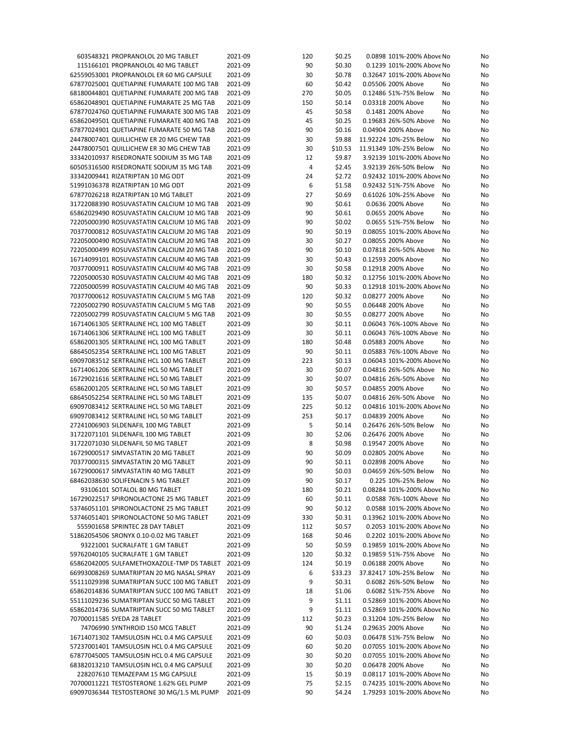| | | | | | | | |
|---|---|---|---|---|---|---|---|
| 603548321 PROPRANOLOL 20 MG TABLET | 2021-09 | 120 | $0.25 | 0.0898 101%-200% Above | No | | No |
| 115166101 PROPRANOLOL 40 MG TABLET | 2021-09 | 90 | $0.30 | 0.1239 101%-200% Above | No | | No |
| 62559053001 PROPRANOLOL ER 60 MG CAPSULE | 2021-09 | 30 | $0.78 | 0.32647 101%-200% Above | No | | No |
| 67877025001 QUETIAPINE FUMARATE 100 MG TAB | 2021-09 | 60 | $0.42 | 0.05506 200% Above | No | | No |
| 68180044801 QUETIAPINE FUMARATE 200 MG TAB | 2021-09 | 270 | $0.05 | 0.12486 51%-75% Below | No | | No |
| 65862048901 QUETIAPINE FUMARATE 25 MG TAB | 2021-09 | 150 | $0.14 | 0.03318 200% Above | No | | No |
| 67877024760 QUETIAPINE FUMARATE 300 MG TAB | 2021-09 | 45 | $0.58 | 0.1481 200% Above | No | | No |
| 65862049501 QUETIAPINE FUMARATE 400 MG TAB | 2021-09 | 45 | $0.25 | 0.19683 26%-50% Above | No | | No |
| 67877024901 QUETIAPINE FUMARATE 50 MG TAB | 2021-09 | 90 | $0.16 | 0.04904 200% Above | No | | No |
| 24478007401 QUILLICHEW ER 20 MG CHEW TAB | 2021-09 | 30 | $9.88 | 11.92224 10%-25% Below | No | | No |
| 24478007501 QUILLICHEW ER 30 MG CHEW TAB | 2021-09 | 30 | $10.53 | 11.91349 10%-25% Below | No | | No |
| 33342010937 RISEDRONATE SODIUM 35 MG TAB | 2021-09 | 12 | $9.87 | 3.92139 101%-200% Above | No | | No |
| 60505316500 RISEDRONATE SODIUM 35 MG TAB | 2021-09 | 4 | $2.45 | 3.92139 26%-50% Below | No | | No |
| 33342009441 RIZATRIPTAN 10 MG ODT | 2021-09 | 24 | $2.72 | 0.92432 101%-200% Above | No | | No |
| 51991036378 RIZATRIPTAN 10 MG ODT | 2021-09 | 6 | $1.58 | 0.92432 51%-75% Above | No | | No |
| 67877026218 RIZATRIPTAN 10 MG TABLET | 2021-09 | 27 | $0.69 | 0.61026 10%-25% Above | No | | No |
| 31722088390 ROSUVASTATIN CALCIUM 10 MG TAB | 2021-09 | 90 | $0.61 | 0.0636 200% Above | No | | No |
| 65862029490 ROSUVASTATIN CALCIUM 10 MG TAB | 2021-09 | 90 | $0.61 | 0.0655 200% Above | No | | No |
| 72205000390 ROSUVASTATIN CALCIUM 10 MG TAB | 2021-09 | 90 | $0.02 | 0.0655 51%-75% Below | No | | No |
| 70377000812 ROSUVASTATIN CALCIUM 20 MG TAB | 2021-09 | 90 | $0.19 | 0.08055 101%-200% Above | No | | No |
| 72205000490 ROSUVASTATIN CALCIUM 20 MG TAB | 2021-09 | 30 | $0.27 | 0.08055 200% Above | No | | No |
| 72205000499 ROSUVASTATIN CALCIUM 20 MG TAB | 2021-09 | 90 | $0.10 | 0.07818 26%-50% Above | No | | No |
| 16714099101 ROSUVASTATIN CALCIUM 40 MG TAB | 2021-09 | 30 | $0.43 | 0.12593 200% Above | No | | No |
| 70377000911 ROSUVASTATIN CALCIUM 40 MG TAB | 2021-09 | 30 | $0.58 | 0.12918 200% Above | No | | No |
| 72205000530 ROSUVASTATIN CALCIUM 40 MG TAB | 2021-09 | 180 | $0.32 | 0.12756 101%-200% Above | No | | No |
| 72205000599 ROSUVASTATIN CALCIUM 40 MG TAB | 2021-09 | 90 | $0.33 | 0.12918 101%-200% Above | No | | No |
| 70377000612 ROSUVASTATIN CALCIUM 5 MG TAB | 2021-09 | 120 | $0.32 | 0.08277 200% Above | No | | No |
| 72205002790 ROSUVASTATIN CALCIUM 5 MG TAB | 2021-09 | 90 | $0.55 | 0.06448 200% Above | No | | No |
| 72205002799 ROSUVASTATIN CALCIUM 5 MG TAB | 2021-09 | 30 | $0.55 | 0.08277 200% Above | No | | No |
| 16714061305 SERTRALINE HCL 100 MG TABLET | 2021-09 | 30 | $0.11 | 0.06043 76%-100% Above | No | | No |
| 16714061306 SERTRALINE HCL 100 MG TABLET | 2021-09 | 30 | $0.11 | 0.06043 76%-100% Above | No | | No |
| 65862001305 SERTRALINE HCL 100 MG TABLET | 2021-09 | 180 | $0.48 | 0.05883 200% Above | No | | No |
| 68645052354 SERTRALINE HCL 100 MG TABLET | 2021-09 | 90 | $0.11 | 0.05883 76%-100% Above | No | | No |
| 69097083512 SERTRALINE HCL 100 MG TABLET | 2021-09 | 223 | $0.13 | 0.06043 101%-200% Above | No | | No |
| 16714061206 SERTRALINE HCL 50 MG TABLET | 2021-09 | 30 | $0.07 | 0.04816 26%-50% Above | No | | No |
| 16729021616 SERTRALINE HCL 50 MG TABLET | 2021-09 | 30 | $0.07 | 0.04816 26%-50% Above | No | | No |
| 65862001205 SERTRALINE HCL 50 MG TABLET | 2021-09 | 30 | $0.57 | 0.04855 200% Above | No | | No |
| 68645052254 SERTRALINE HCL 50 MG TABLET | 2021-09 | 135 | $0.07 | 0.04816 26%-50% Above | No | | No |
| 69097083412 SERTRALINE HCL 50 MG TABLET | 2021-09 | 225 | $0.12 | 0.04816 101%-200% Above | No | | No |
| 69097083412 SERTRALINE HCL 50 MG TABLET | 2021-09 | 253 | $0.17 | 0.04839 200% Above | No | | No |
| 27241006903 SILDENAFIL 100 MG TABLET | 2021-09 | 5 | $0.14 | 0.26476 26%-50% Below | No | | No |
| 31722071101 SILDENAFIL 100 MG TABLET | 2021-09 | 30 | $2.06 | 0.26476 200% Above | No | | No |
| 31722071030 SILDENAFIL 50 MG TABLET | 2021-09 | 8 | $0.98 | 0.19547 200% Above | No | | No |
| 16729000517 SIMVASTATIN 20 MG TABLET | 2021-09 | 90 | $0.09 | 0.02805 200% Above | No | | No |
| 70377000315 SIMVASTATIN 20 MG TABLET | 2021-09 | 90 | $0.11 | 0.02898 200% Above | No | | No |
| 16729000617 SIMVASTATIN 40 MG TABLET | 2021-09 | 90 | $0.03 | 0.04659 26%-50% Below | No | | No |
| 68462038630 SOLIFENACIN 5 MG TABLET | 2021-09 | 90 | $0.17 | 0.225 10%-25% Below | No | | No |
| 93106101 SOTALOL 80 MG TABLET | 2021-09 | 180 | $0.21 | 0.08284 101%-200% Above | No | | No |
| 16729022517 SPIRONOLACTONE 25 MG TABLET | 2021-09 | 60 | $0.11 | 0.0588 76%-100% Above | No | | No |
| 53746051101 SPIRONOLACTONE 25 MG TABLET | 2021-09 | 90 | $0.12 | 0.0588 101%-200% Above | No | | No |
| 53746051401 SPIRONOLACTONE 50 MG TABLET | 2021-09 | 330 | $0.31 | 0.13962 101%-200% Above | No | | No |
| 555901658 SPRINTEC 28 DAY TABLET | 2021-09 | 112 | $0.57 | 0.2053 101%-200% Above | No | | No |
| 51862054506 SRONYX 0.10-0.02 MG TABLET | 2021-09 | 168 | $0.46 | 0.2202 101%-200% Above | No | | No |
| 93221001 SUCRALFATE 1 GM TABLET | 2021-09 | 50 | $0.59 | 0.19859 101%-200% Above | No | | No |
| 59762040105 SUCRALFATE 1 GM TABLET | 2021-09 | 120 | $0.32 | 0.19859 51%-75% Above | No | | No |
| 65862042005 SULFAMETHOXAZOLE-TMP DS TABLET | 2021-09 | 124 | $0.19 | 0.06188 200% Above | No | | No |
| 66993008269 SUMATRIPTAN 20 MG NASAL SPRAY | 2021-09 | 6 | $33.23 | 37.82417 10%-25% Below | No | | No |
| 55111029398 SUMATRIPTAN SUCC 100 MG TABLET | 2021-09 | 9 | $0.31 | 0.6082 26%-50% Below | No | | No |
| 65862014836 SUMATRIPTAN SUCC 100 MG TABLET | 2021-09 | 18 | $1.06 | 0.6082 51%-75% Above | No | | No |
| 55111029236 SUMATRIPTAN SUCC 50 MG TABLET | 2021-09 | 9 | $1.11 | 0.52869 101%-200% Above | No | | No |
| 65862014736 SUMATRIPTAN SUCC 50 MG TABLET | 2021-09 | 9 | $1.11 | 0.52869 101%-200% Above | No | | No |
| 70700011585 SYEDA 28 TABLET | 2021-09 | 112 | $0.23 | 0.31204 10%-25% Below | No | | No |
| 74706990 SYNTHROID 150 MCG TABLET | 2021-09 | 90 | $1.24 | 0.29635 200% Above | No | | No |
| 16714071302 TAMSULOSIN HCL 0.4 MG CAPSULE | 2021-09 | 60 | $0.03 | 0.06478 51%-75% Below | No | | No |
| 57237001401 TAMSULOSIN HCL 0.4 MG CAPSULE | 2021-09 | 60 | $0.20 | 0.07055 101%-200% Above | No | | No |
| 67877045005 TAMSULOSIN HCL 0.4 MG CAPSULE | 2021-09 | 30 | $0.20 | 0.07055 101%-200% Above | No | | No |
| 68382013210 TAMSULOSIN HCL 0.4 MG CAPSULE | 2021-09 | 30 | $0.20 | 0.06478 200% Above | No | | No |
| 228207610 TEMAZEPAM 15 MG CAPSULE | 2021-09 | 15 | $0.19 | 0.08117 101%-200% Above | No | | No |
| 70700011221 TESTOSTERONE 1.62% GEL PUMP | 2021-09 | 75 | $2.15 | 0.74235 101%-200% Above | No | | No |
| 69097036344 TESTOSTERONE 30 MG/1.5 ML PUMP | 2021-09 | 90 | $4.24 | 1.79293 101%-200% Above | No | | No |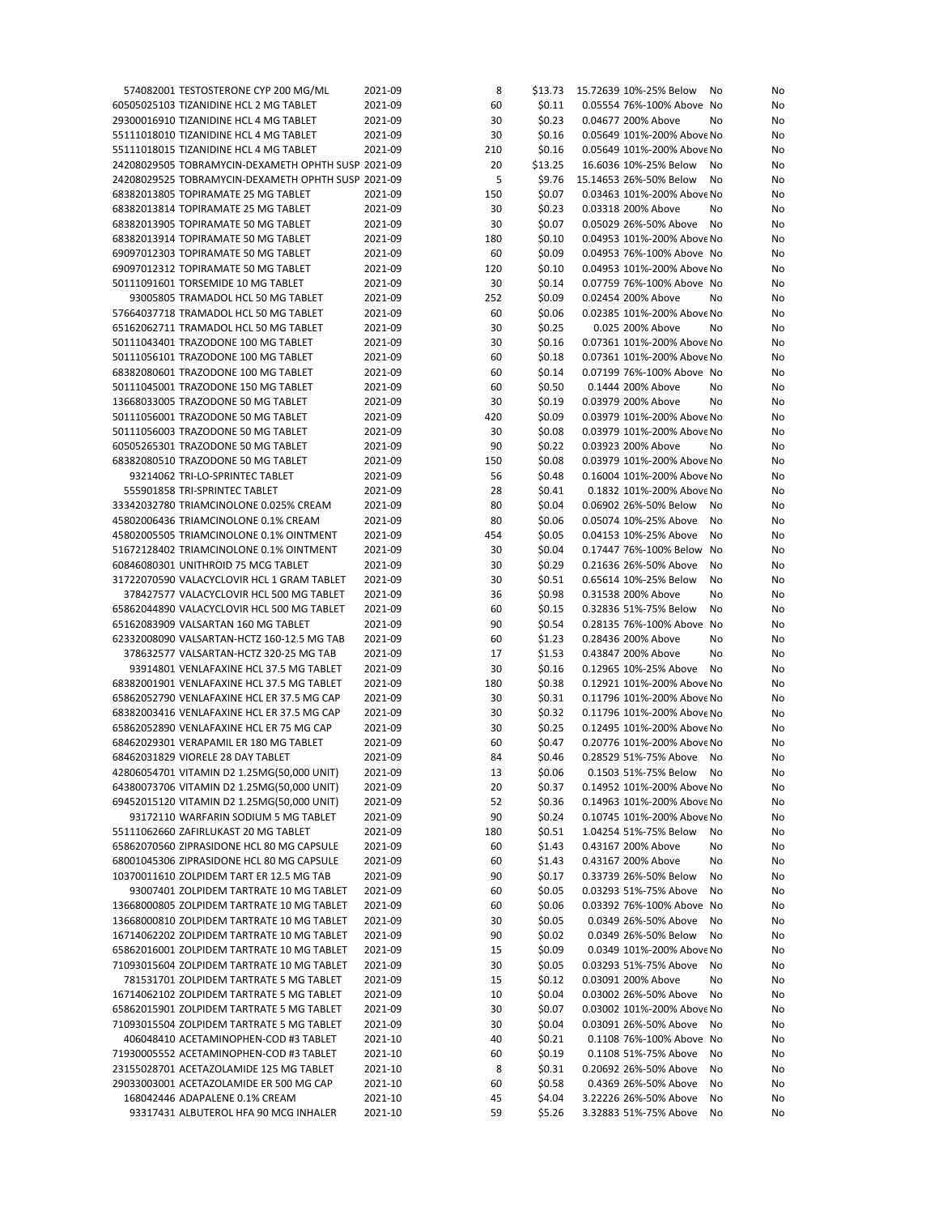| | | | | | | | |
|---|---|---|---|---|---|---|---|
| 574082001 TESTOSTERONE CYP 200 MG/ML | 2021-09 | 8 | $13.73 | 15.72639 | 10%-25% Below | No | No |
| 60505025103 TIZANIDINE HCL 2 MG TABLET | 2021-09 | 60 | $0.11 | 0.05554 | 76%-100% Above | No | No |
| 29300016910 TIZANIDINE HCL 4 MG TABLET | 2021-09 | 30 | $0.23 | 0.04677 | 200% Above | No | No |
| 55111018010 TIZANIDINE HCL 4 MG TABLET | 2021-09 | 30 | $0.16 | 0.05649 | 101%-200% Above | No | No |
| 55111018015 TIZANIDINE HCL 4 MG TABLET | 2021-09 | 210 | $0.16 | 0.05649 | 101%-200% Above | No | No |
| 24208029505 TOBRAMYCIN-DEXAMETH OPHTH SUSP | 2021-09 | 20 | $13.25 | 16.6036 | 10%-25% Below | No | No |
| 24208029525 TOBRAMYCIN-DEXAMETH OPHTH SUSP | 2021-09 | 5 | $9.76 | 15.14653 | 26%-50% Below | No | No |
| 68382013805 TOPIRAMATE 25 MG TABLET | 2021-09 | 150 | $0.07 | 0.03463 | 101%-200% Above | No | No |
| 68382013814 TOPIRAMATE 25 MG TABLET | 2021-09 | 30 | $0.23 | 0.03318 | 200% Above | No | No |
| 68382013905 TOPIRAMATE 50 MG TABLET | 2021-09 | 30 | $0.07 | 0.05029 | 26%-50% Above | No | No |
| 68382013914 TOPIRAMATE 50 MG TABLET | 2021-09 | 180 | $0.10 | 0.04953 | 101%-200% Above | No | No |
| 69097012303 TOPIRAMATE 50 MG TABLET | 2021-09 | 60 | $0.09 | 0.04953 | 76%-100% Above | No | No |
| 69097012312 TOPIRAMATE 50 MG TABLET | 2021-09 | 120 | $0.10 | 0.04953 | 101%-200% Above | No | No |
| 50111091601 TORSEMIDE 10 MG TABLET | 2021-09 | 30 | $0.14 | 0.07759 | 76%-100% Above | No | No |
| 93005805 TRAMADOL HCL 50 MG TABLET | 2021-09 | 252 | $0.09 | 0.02454 | 200% Above | No | No |
| 57664037718 TRAMADOL HCL 50 MG TABLET | 2021-09 | 60 | $0.06 | 0.02385 | 101%-200% Above | No | No |
| 65162062711 TRAMADOL HCL 50 MG TABLET | 2021-09 | 30 | $0.25 | 0.025 | 200% Above | No | No |
| 50111043401 TRAZODONE 100 MG TABLET | 2021-09 | 30 | $0.16 | 0.07361 | 101%-200% Above | No | No |
| 50111056101 TRAZODONE 100 MG TABLET | 2021-09 | 60 | $0.18 | 0.07361 | 101%-200% Above | No | No |
| 68382080601 TRAZODONE 100 MG TABLET | 2021-09 | 60 | $0.14 | 0.07199 | 76%-100% Above | No | No |
| 50111045001 TRAZODONE 150 MG TABLET | 2021-09 | 60 | $0.50 | 0.1444 | 200% Above | No | No |
| 13668033005 TRAZODONE 50 MG TABLET | 2021-09 | 30 | $0.19 | 0.03979 | 200% Above | No | No |
| 50111056001 TRAZODONE 50 MG TABLET | 2021-09 | 420 | $0.09 | 0.03979 | 101%-200% Above | No | No |
| 50111056003 TRAZODONE 50 MG TABLET | 2021-09 | 30 | $0.08 | 0.03979 | 101%-200% Above | No | No |
| 60505265301 TRAZODONE 50 MG TABLET | 2021-09 | 90 | $0.22 | 0.03923 | 200% Above | No | No |
| 68382080510 TRAZODONE 50 MG TABLET | 2021-09 | 150 | $0.08 | 0.03979 | 101%-200% Above | No | No |
| 93214062 TRI-LO-SPRINTEC TABLET | 2021-09 | 56 | $0.48 | 0.16004 | 101%-200% Above | No | No |
| 555901858 TRI-SPRINTEC TABLET | 2021-09 | 28 | $0.41 | 0.1832 | 101%-200% Above | No | No |
| 33342032780 TRIAMCINOLONE 0.025% CREAM | 2021-09 | 80 | $0.04 | 0.06902 | 26%-50% Below | No | No |
| 45802006436 TRIAMCINOLONE 0.1% CREAM | 2021-09 | 80 | $0.06 | 0.05074 | 10%-25% Above | No | No |
| 45802005505 TRIAMCINOLONE 0.1% OINTMENT | 2021-09 | 454 | $0.05 | 0.04153 | 10%-25% Above | No | No |
| 51672128402 TRIAMCINOLONE 0.1% OINTMENT | 2021-09 | 30 | $0.04 | 0.17447 | 76%-100% Below | No | No |
| 60846080301 UNITHROID 75 MCG TABLET | 2021-09 | 30 | $0.29 | 0.21636 | 26%-50% Above | No | No |
| 31722070590 VALACYCLOVIR HCL 1 GRAM TABLET | 2021-09 | 30 | $0.51 | 0.65614 | 10%-25% Below | No | No |
| 378427577 VALACYCLOVIR HCL 500 MG TABLET | 2021-09 | 36 | $0.98 | 0.31538 | 200% Above | No | No |
| 65862044890 VALACYCLOVIR HCL 500 MG TABLET | 2021-09 | 60 | $0.15 | 0.32836 | 51%-75% Below | No | No |
| 65162083909 VALSARTAN 160 MG TABLET | 2021-09 | 90 | $0.54 | 0.28135 | 76%-100% Above | No | No |
| 62332008090 VALSARTAN-HCTZ 160-12.5 MG TAB | 2021-09 | 60 | $1.23 | 0.28436 | 200% Above | No | No |
| 378632577 VALSARTAN-HCTZ 320-25 MG TAB | 2021-09 | 17 | $1.53 | 0.43847 | 200% Above | No | No |
| 93914801 VENLAFAXINE HCL 37.5 MG TABLET | 2021-09 | 30 | $0.16 | 0.12965 | 10%-25% Above | No | No |
| 68382001901 VENLAFAXINE HCL 37.5 MG TABLET | 2021-09 | 180 | $0.38 | 0.12921 | 101%-200% Above | No | No |
| 65862052790 VENLAFAXINE HCL ER 37.5 MG CAP | 2021-09 | 30 | $0.31 | 0.11796 | 101%-200% Above | No | No |
| 68382003416 VENLAFAXINE HCL ER 37.5 MG CAP | 2021-09 | 30 | $0.32 | 0.11796 | 101%-200% Above | No | No |
| 65862052890 VENLAFAXINE HCL ER 75 MG CAP | 2021-09 | 30 | $0.25 | 0.12495 | 101%-200% Above | No | No |
| 68462029301 VERAPAMIL ER 180 MG TABLET | 2021-09 | 60 | $0.47 | 0.20776 | 101%-200% Above | No | No |
| 68462031829 VIORELE 28 DAY TABLET | 2021-09 | 84 | $0.46 | 0.28529 | 51%-75% Above | No | No |
| 42806054701 VITAMIN D2 1.25MG(50,000 UNIT) | 2021-09 | 13 | $0.06 | 0.1503 | 51%-75% Below | No | No |
| 64380073706 VITAMIN D2 1.25MG(50,000 UNIT) | 2021-09 | 20 | $0.37 | 0.14952 | 101%-200% Above | No | No |
| 69452015120 VITAMIN D2 1.25MG(50,000 UNIT) | 2021-09 | 52 | $0.36 | 0.14963 | 101%-200% Above | No | No |
| 93172110 WARFARIN SODIUM 5 MG TABLET | 2021-09 | 90 | $0.24 | 0.10745 | 101%-200% Above | No | No |
| 55111062660 ZAFIRLUKAST 20 MG TABLET | 2021-09 | 180 | $0.51 | 1.04254 | 51%-75% Below | No | No |
| 65862070560 ZIPRASIDONE HCL 80 MG CAPSULE | 2021-09 | 60 | $1.43 | 0.43167 | 200% Above | No | No |
| 68001045306 ZIPRASIDONE HCL 80 MG CAPSULE | 2021-09 | 60 | $1.43 | 0.43167 | 200% Above | No | No |
| 10370011610 ZOLPIDEM TART ER 12.5 MG TAB | 2021-09 | 90 | $0.17 | 0.33739 | 26%-50% Below | No | No |
| 93007401 ZOLPIDEM TARTRATE 10 MG TABLET | 2021-09 | 60 | $0.05 | 0.03293 | 51%-75% Above | No | No |
| 13668000805 ZOLPIDEM TARTRATE 10 MG TABLET | 2021-09 | 60 | $0.06 | 0.03392 | 76%-100% Above | No | No |
| 13668000810 ZOLPIDEM TARTRATE 10 MG TABLET | 2021-09 | 30 | $0.05 | 0.0349 | 26%-50% Above | No | No |
| 16714062202 ZOLPIDEM TARTRATE 10 MG TABLET | 2021-09 | 90 | $0.02 | 0.0349 | 26%-50% Below | No | No |
| 65862016001 ZOLPIDEM TARTRATE 10 MG TABLET | 2021-09 | 15 | $0.09 | 0.0349 | 101%-200% Above | No | No |
| 71093015604 ZOLPIDEM TARTRATE 10 MG TABLET | 2021-09 | 30 | $0.05 | 0.03293 | 51%-75% Above | No | No |
| 781531701 ZOLPIDEM TARTRATE 5 MG TABLET | 2021-09 | 15 | $0.12 | 0.03091 | 200% Above | No | No |
| 16714062102 ZOLPIDEM TARTRATE 5 MG TABLET | 2021-09 | 10 | $0.04 | 0.03002 | 26%-50% Above | No | No |
| 65862015901 ZOLPIDEM TARTRATE 5 MG TABLET | 2021-09 | 30 | $0.07 | 0.03002 | 101%-200% Above | No | No |
| 71093015504 ZOLPIDEM TARTRATE 5 MG TABLET | 2021-09 | 30 | $0.04 | 0.03091 | 26%-50% Above | No | No |
| 406048410 ACETAMINOPHEN-COD #3 TABLET | 2021-10 | 40 | $0.21 | 0.1108 | 76%-100% Above | No | No |
| 71930005552 ACETAMINOPHEN-COD #3 TABLET | 2021-10 | 60 | $0.19 | 0.1108 | 51%-75% Above | No | No |
| 23155028701 ACETAZOLAMIDE 125 MG TABLET | 2021-10 | 8 | $0.31 | 0.20692 | 26%-50% Above | No | No |
| 29033003001 ACETAZOLAMIDE ER 500 MG CAP | 2021-10 | 60 | $0.58 | 0.4369 | 26%-50% Above | No | No |
| 168042446 ADAPALENE 0.1% CREAM | 2021-10 | 45 | $4.04 | 3.22226 | 26%-50% Above | No | No |
| 93317431 ALBUTEROL HFA 90 MCG INHALER | 2021-10 | 59 | $5.26 | 3.32883 | 51%-75% Above | No | No |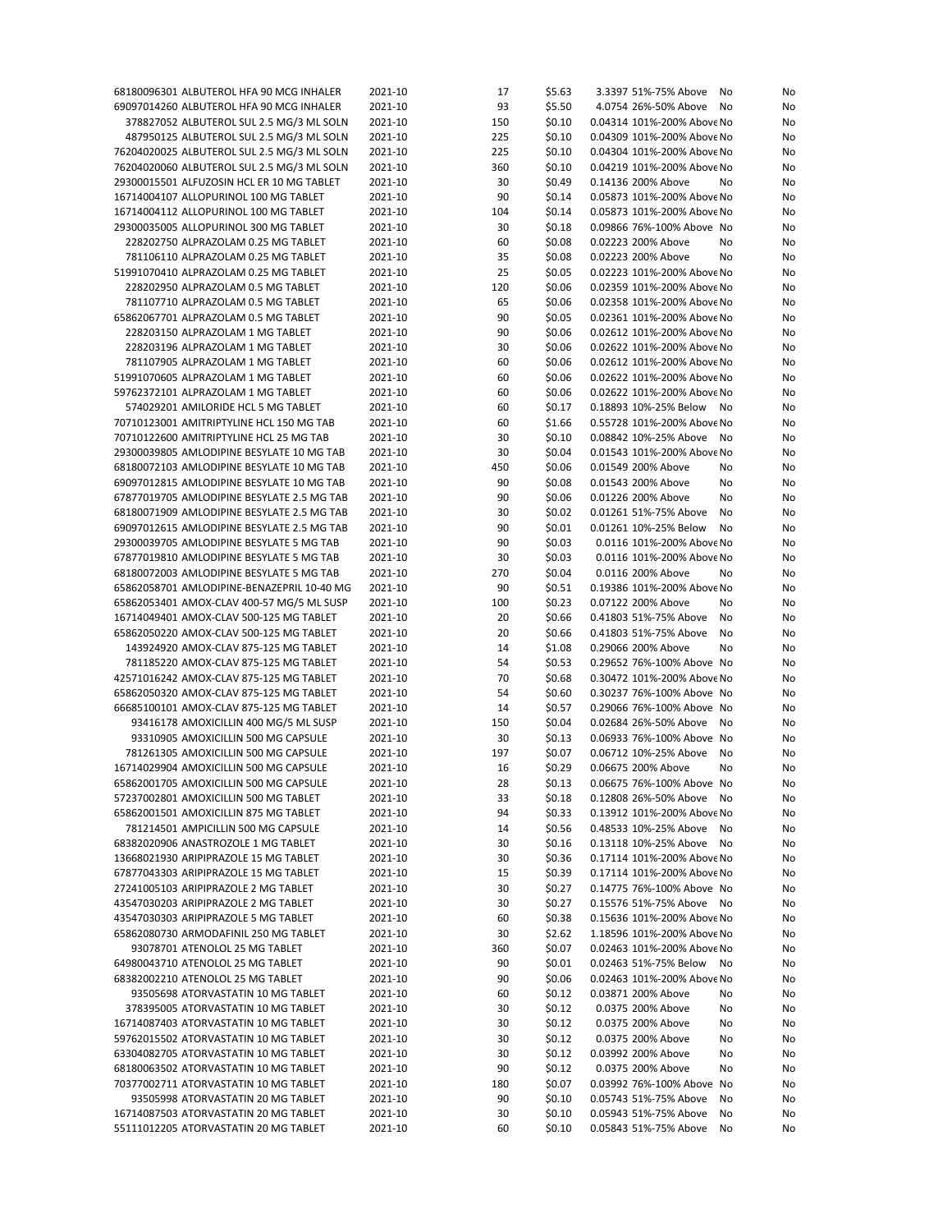| | | | | | | | | |
|---|---|---|---|---|---|---|---|---|
| 68180096301 | ALBUTEROL HFA 90 MCG INHALER | 2021-10 | 17 | $5.63 | 3.3397 | 51%-75% Above | No | No |
| 69097014260 | ALBUTEROL HFA 90 MCG INHALER | 2021-10 | 93 | $5.50 | 4.0754 | 26%-50% Above | No | No |
| 378827052 | ALBUTEROL SUL 2.5 MG/3 ML SOLN | 2021-10 | 150 | $0.10 | 0.04314 | 101%-200% Above | No | No |
| 487950125 | ALBUTEROL SUL 2.5 MG/3 ML SOLN | 2021-10 | 225 | $0.10 | 0.04309 | 101%-200% Above | No | No |
| 76204020025 | ALBUTEROL SUL 2.5 MG/3 ML SOLN | 2021-10 | 225 | $0.10 | 0.04304 | 101%-200% Above | No | No |
| 76204020060 | ALBUTEROL SUL 2.5 MG/3 ML SOLN | 2021-10 | 360 | $0.10 | 0.04219 | 101%-200% Above | No | No |
| 29300015501 | ALFUZOSIN HCL ER 10 MG TABLET | 2021-10 | 30 | $0.49 | 0.14136 | 200% Above | No | No |
| 16714004107 | ALLOPURINOL 100 MG TABLET | 2021-10 | 90 | $0.14 | 0.05873 | 101%-200% Above | No | No |
| 16714004112 | ALLOPURINOL 100 MG TABLET | 2021-10 | 104 | $0.14 | 0.05873 | 101%-200% Above | No | No |
| 29300035005 | ALLOPURINOL 300 MG TABLET | 2021-10 | 30 | $0.18 | 0.09866 | 76%-100% Above | No | No |
| 228202750 | ALPRAZOLAM 0.25 MG TABLET | 2021-10 | 60 | $0.08 | 0.02223 | 200% Above | No | No |
| 781106110 | ALPRAZOLAM 0.25 MG TABLET | 2021-10 | 35 | $0.08 | 0.02223 | 200% Above | No | No |
| 51991070410 | ALPRAZOLAM 0.25 MG TABLET | 2021-10 | 25 | $0.05 | 0.02223 | 101%-200% Above | No | No |
| 228202950 | ALPRAZOLAM 0.5 MG TABLET | 2021-10 | 120 | $0.06 | 0.02359 | 101%-200% Above | No | No |
| 781107710 | ALPRAZOLAM 0.5 MG TABLET | 2021-10 | 65 | $0.06 | 0.02358 | 101%-200% Above | No | No |
| 65862067701 | ALPRAZOLAM 0.5 MG TABLET | 2021-10 | 90 | $0.05 | 0.02361 | 101%-200% Above | No | No |
| 228203150 | ALPRAZOLAM 1 MG TABLET | 2021-10 | 90 | $0.06 | 0.02612 | 101%-200% Above | No | No |
| 228203196 | ALPRAZOLAM 1 MG TABLET | 2021-10 | 30 | $0.06 | 0.02622 | 101%-200% Above | No | No |
| 781107905 | ALPRAZOLAM 1 MG TABLET | 2021-10 | 60 | $0.06 | 0.02612 | 101%-200% Above | No | No |
| 51991070605 | ALPRAZOLAM 1 MG TABLET | 2021-10 | 60 | $0.06 | 0.02622 | 101%-200% Above | No | No |
| 59762372101 | ALPRAZOLAM 1 MG TABLET | 2021-10 | 60 | $0.06 | 0.02622 | 101%-200% Above | No | No |
| 574029201 | AMILORIDE HCL 5 MG TABLET | 2021-10 | 60 | $0.17 | 0.18893 | 10%-25% Below | No | No |
| 70710123001 | AMITRIPTYLINE HCL 150 MG TAB | 2021-10 | 60 | $1.66 | 0.55728 | 101%-200% Above | No | No |
| 70710122600 | AMITRIPTYLINE HCL 25 MG TAB | 2021-10 | 30 | $0.10 | 0.08842 | 10%-25% Above | No | No |
| 29300039805 | AMLODIPINE BESYLATE 10 MG TAB | 2021-10 | 30 | $0.04 | 0.01543 | 101%-200% Above | No | No |
| 68180072103 | AMLODIPINE BESYLATE 10 MG TAB | 2021-10 | 450 | $0.06 | 0.01549 | 200% Above | No | No |
| 69097012815 | AMLODIPINE BESYLATE 10 MG TAB | 2021-10 | 90 | $0.08 | 0.01543 | 200% Above | No | No |
| 67877019705 | AMLODIPINE BESYLATE 2.5 MG TAB | 2021-10 | 90 | $0.06 | 0.01226 | 200% Above | No | No |
| 68180071909 | AMLODIPINE BESYLATE 2.5 MG TAB | 2021-10 | 30 | $0.02 | 0.01261 | 51%-75% Above | No | No |
| 69097012615 | AMLODIPINE BESYLATE 2.5 MG TAB | 2021-10 | 90 | $0.01 | 0.01261 | 10%-25% Below | No | No |
| 29300039705 | AMLODIPINE BESYLATE 5 MG TAB | 2021-10 | 90 | $0.03 | 0.0116 | 101%-200% Above | No | No |
| 67877019810 | AMLODIPINE BESYLATE 5 MG TAB | 2021-10 | 30 | $0.03 | 0.0116 | 101%-200% Above | No | No |
| 68180072003 | AMLODIPINE BESYLATE 5 MG TAB | 2021-10 | 270 | $0.04 | 0.0116 | 200% Above | No | No |
| 65862058701 | AMLODIPINE-BENAZEPRIL 10-40 MG | 2021-10 | 90 | $0.51 | 0.19386 | 101%-200% Above | No | No |
| 65862053401 | AMOX-CLAV 400-57 MG/5 ML SUSP | 2021-10 | 100 | $0.23 | 0.07122 | 200% Above | No | No |
| 16714049401 | AMOX-CLAV 500-125 MG TABLET | 2021-10 | 20 | $0.66 | 0.41803 | 51%-75% Above | No | No |
| 65862050220 | AMOX-CLAV 500-125 MG TABLET | 2021-10 | 20 | $0.66 | 0.41803 | 51%-75% Above | No | No |
| 143924920 | AMOX-CLAV 875-125 MG TABLET | 2021-10 | 14 | $1.08 | 0.29066 | 200% Above | No | No |
| 781185220 | AMOX-CLAV 875-125 MG TABLET | 2021-10 | 54 | $0.53 | 0.29652 | 76%-100% Above | No | No |
| 42571016242 | AMOX-CLAV 875-125 MG TABLET | 2021-10 | 70 | $0.68 | 0.30472 | 101%-200% Above | No | No |
| 65862050320 | AMOX-CLAV 875-125 MG TABLET | 2021-10 | 54 | $0.60 | 0.30237 | 76%-100% Above | No | No |
| 66685100101 | AMOX-CLAV 875-125 MG TABLET | 2021-10 | 14 | $0.57 | 0.29066 | 76%-100% Above | No | No |
| 93416178 | AMOXICILLIN 400 MG/5 ML SUSP | 2021-10 | 150 | $0.04 | 0.02684 | 26%-50% Above | No | No |
| 93310905 | AMOXICILLIN 500 MG CAPSULE | 2021-10 | 30 | $0.13 | 0.06933 | 76%-100% Above | No | No |
| 781261305 | AMOXICILLIN 500 MG CAPSULE | 2021-10 | 197 | $0.07 | 0.06712 | 10%-25% Above | No | No |
| 16714029904 | AMOXICILLIN 500 MG CAPSULE | 2021-10 | 16 | $0.29 | 0.06675 | 200% Above | No | No |
| 65862001705 | AMOXICILLIN 500 MG CAPSULE | 2021-10 | 28 | $0.13 | 0.06675 | 76%-100% Above | No | No |
| 57237002801 | AMOXICILLIN 500 MG TABLET | 2021-10 | 33 | $0.18 | 0.12808 | 26%-50% Above | No | No |
| 65862001501 | AMOXICILLIN 875 MG TABLET | 2021-10 | 94 | $0.33 | 0.13912 | 101%-200% Above | No | No |
| 781214501 | AMPICILLIN 500 MG CAPSULE | 2021-10 | 14 | $0.56 | 0.48533 | 10%-25% Above | No | No |
| 68382020906 | ANASTROZOLE 1 MG TABLET | 2021-10 | 30 | $0.16 | 0.13118 | 10%-25% Above | No | No |
| 13668021930 | ARIPIPRAZOLE 15 MG TABLET | 2021-10 | 30 | $0.36 | 0.17114 | 101%-200% Above | No | No |
| 67877043303 | ARIPIPRAZOLE 15 MG TABLET | 2021-10 | 15 | $0.39 | 0.17114 | 101%-200% Above | No | No |
| 27241005103 | ARIPIPRAZOLE 2 MG TABLET | 2021-10 | 30 | $0.27 | 0.14775 | 76%-100% Above | No | No |
| 43547030203 | ARIPIPRAZOLE 2 MG TABLET | 2021-10 | 30 | $0.27 | 0.15576 | 51%-75% Above | No | No |
| 43547030303 | ARIPIPRAZOLE 5 MG TABLET | 2021-10 | 60 | $0.38 | 0.15636 | 101%-200% Above | No | No |
| 65862080730 | ARMODAFINIL 250 MG TABLET | 2021-10 | 30 | $2.62 | 1.18596 | 101%-200% Above | No | No |
| 93078701 | ATENOLOL 25 MG TABLET | 2021-10 | 360 | $0.07 | 0.02463 | 101%-200% Above | No | No |
| 64980043710 | ATENOLOL 25 MG TABLET | 2021-10 | 90 | $0.01 | 0.02463 | 51%-75% Below | No | No |
| 68382002210 | ATENOLOL 25 MG TABLET | 2021-10 | 90 | $0.06 | 0.02463 | 101%-200% Above | No | No |
| 93505698 | ATORVASTATIN 10 MG TABLET | 2021-10 | 60 | $0.12 | 0.03871 | 200% Above | No | No |
| 378395005 | ATORVASTATIN 10 MG TABLET | 2021-10 | 30 | $0.12 | 0.0375 | 200% Above | No | No |
| 16714087403 | ATORVASTATIN 10 MG TABLET | 2021-10 | 30 | $0.12 | 0.0375 | 200% Above | No | No |
| 59762015502 | ATORVASTATIN 10 MG TABLET | 2021-10 | 30 | $0.12 | 0.0375 | 200% Above | No | No |
| 63304082705 | ATORVASTATIN 10 MG TABLET | 2021-10 | 30 | $0.12 | 0.03992 | 200% Above | No | No |
| 68180063502 | ATORVASTATIN 10 MG TABLET | 2021-10 | 90 | $0.12 | 0.0375 | 200% Above | No | No |
| 70377002711 | ATORVASTATIN 10 MG TABLET | 2021-10 | 180 | $0.07 | 0.03992 | 76%-100% Above | No | No |
| 93505998 | ATORVASTATIN 20 MG TABLET | 2021-10 | 90 | $0.10 | 0.05743 | 51%-75% Above | No | No |
| 16714087503 | ATORVASTATIN 20 MG TABLET | 2021-10 | 30 | $0.10 | 0.05943 | 51%-75% Above | No | No |
| 55111012205 | ATORVASTATIN 20 MG TABLET | 2021-10 | 60 | $0.10 | 0.05843 | 51%-75% Above | No | No |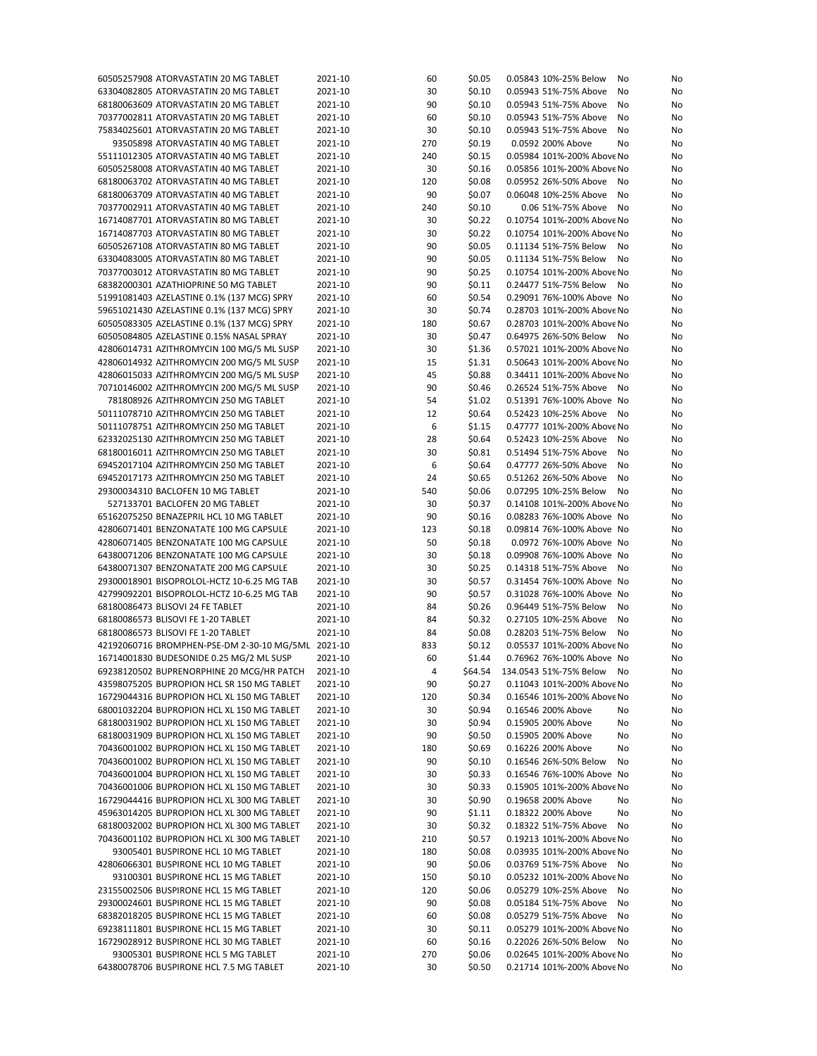| | | | | | | | |
|---|---|---|---|---|---|---|---|
| 60505257908 ATORVASTATIN 20 MG TABLET | 2021-10 | 60 | $0.05 | 0.05843 | 10%-25% Below | No | No |
| 63304082805 ATORVASTATIN 20 MG TABLET | 2021-10 | 30 | $0.10 | 0.05943 | 51%-75% Above | No | No |
| 68180063609 ATORVASTATIN 20 MG TABLET | 2021-10 | 90 | $0.10 | 0.05943 | 51%-75% Above | No | No |
| 70377002811 ATORVASTATIN 20 MG TABLET | 2021-10 | 60 | $0.10 | 0.05943 | 51%-75% Above | No | No |
| 75834025601 ATORVASTATIN 20 MG TABLET | 2021-10 | 30 | $0.10 | 0.05943 | 51%-75% Above | No | No |
| 93505898 ATORVASTATIN 40 MG TABLET | 2021-10 | 270 | $0.19 | 0.0592 | 200% Above | No | No |
| 55111012305 ATORVASTATIN 40 MG TABLET | 2021-10 | 240 | $0.15 | 0.05984 | 101%-200% Above | No | No |
| 60505258008 ATORVASTATIN 40 MG TABLET | 2021-10 | 30 | $0.16 | 0.05856 | 101%-200% Above | No | No |
| 68180063702 ATORVASTATIN 40 MG TABLET | 2021-10 | 120 | $0.08 | 0.05952 | 26%-50% Above | No | No |
| 68180063709 ATORVASTATIN 40 MG TABLET | 2021-10 | 90 | $0.07 | 0.06048 | 10%-25% Above | No | No |
| 70377002911 ATORVASTATIN 40 MG TABLET | 2021-10 | 240 | $0.10 | 0.06 | 51%-75% Above | No | No |
| 16714087701 ATORVASTATIN 80 MG TABLET | 2021-10 | 30 | $0.22 | 0.10754 | 101%-200% Above | No | No |
| 16714087703 ATORVASTATIN 80 MG TABLET | 2021-10 | 30 | $0.22 | 0.10754 | 101%-200% Above | No | No |
| 60505267108 ATORVASTATIN 80 MG TABLET | 2021-10 | 90 | $0.05 | 0.11134 | 51%-75% Below | No | No |
| 63304083005 ATORVASTATIN 80 MG TABLET | 2021-10 | 90 | $0.05 | 0.11134 | 51%-75% Below | No | No |
| 70377003012 ATORVASTATIN 80 MG TABLET | 2021-10 | 90 | $0.25 | 0.10754 | 101%-200% Above | No | No |
| 68382000301 AZATHIOPRINE 50 MG TABLET | 2021-10 | 90 | $0.11 | 0.24477 | 51%-75% Below | No | No |
| 51991081403 AZELASTINE 0.1% (137 MCG) SPRY | 2021-10 | 60 | $0.54 | 0.29091 | 76%-100% Above | No | No |
| 59651021430 AZELASTINE 0.1% (137 MCG) SPRY | 2021-10 | 30 | $0.74 | 0.28703 | 101%-200% Above | No | No |
| 60505083305 AZELASTINE 0.1% (137 MCG) SPRY | 2021-10 | 180 | $0.67 | 0.28703 | 101%-200% Above | No | No |
| 60505084805 AZELASTINE 0.15% NASAL SPRAY | 2021-10 | 30 | $0.47 | 0.64975 | 26%-50% Below | No | No |
| 42806014731 AZITHROMYCIN 100 MG/5 ML SUSP | 2021-10 | 30 | $1.36 | 0.57021 | 101%-200% Above | No | No |
| 42806014932 AZITHROMYCIN 200 MG/5 ML SUSP | 2021-10 | 15 | $1.31 | 0.50643 | 101%-200% Above | No | No |
| 42806015033 AZITHROMYCIN 200 MG/5 ML SUSP | 2021-10 | 45 | $0.88 | 0.34411 | 101%-200% Above | No | No |
| 70710146002 AZITHROMYCIN 200 MG/5 ML SUSP | 2021-10 | 90 | $0.46 | 0.26524 | 51%-75% Above | No | No |
| 781808926 AZITHROMYCIN 250 MG TABLET | 2021-10 | 54 | $1.02 | 0.51391 | 76%-100% Above | No | No |
| 50111078710 AZITHROMYCIN 250 MG TABLET | 2021-10 | 12 | $0.64 | 0.52423 | 10%-25% Above | No | No |
| 50111078751 AZITHROMYCIN 250 MG TABLET | 2021-10 | 6 | $1.15 | 0.47777 | 101%-200% Above | No | No |
| 62332025130 AZITHROMYCIN 250 MG TABLET | 2021-10 | 28 | $0.64 | 0.52423 | 10%-25% Above | No | No |
| 68180016011 AZITHROMYCIN 250 MG TABLET | 2021-10 | 30 | $0.81 | 0.51494 | 51%-75% Above | No | No |
| 69452017104 AZITHROMYCIN 250 MG TABLET | 2021-10 | 6 | $0.64 | 0.47777 | 26%-50% Above | No | No |
| 69452017173 AZITHROMYCIN 250 MG TABLET | 2021-10 | 24 | $0.65 | 0.51262 | 26%-50% Above | No | No |
| 29300034310 BACLOFEN 10 MG TABLET | 2021-10 | 540 | $0.06 | 0.07295 | 10%-25% Below | No | No |
| 527133701 BACLOFEN 20 MG TABLET | 2021-10 | 30 | $0.37 | 0.14108 | 101%-200% Above | No | No |
| 65162075250 BENAZEPRIL HCL 10 MG TABLET | 2021-10 | 90 | $0.16 | 0.08283 | 76%-100% Above | No | No |
| 42806071401 BENZONATATE 100 MG CAPSULE | 2021-10 | 123 | $0.18 | 0.09814 | 76%-100% Above | No | No |
| 42806071405 BENZONATATE 100 MG CAPSULE | 2021-10 | 50 | $0.18 | 0.0972 | 76%-100% Above | No | No |
| 64380071206 BENZONATATE 100 MG CAPSULE | 2021-10 | 30 | $0.18 | 0.09908 | 76%-100% Above | No | No |
| 64380071307 BENZONATATE 200 MG CAPSULE | 2021-10 | 30 | $0.25 | 0.14318 | 51%-75% Above | No | No |
| 29300018901 BISOPROLOL-HCTZ 10-6.25 MG TAB | 2021-10 | 30 | $0.57 | 0.31454 | 76%-100% Above | No | No |
| 42799092201 BISOPROLOL-HCTZ 10-6.25 MG TAB | 2021-10 | 90 | $0.57 | 0.31028 | 76%-100% Above | No | No |
| 68180086473 BLISOVI 24 FE TABLET | 2021-10 | 84 | $0.26 | 0.96449 | 51%-75% Below | No | No |
| 68180086573 BLISOVI FE 1-20 TABLET | 2021-10 | 84 | $0.32 | 0.27105 | 10%-25% Above | No | No |
| 68180086573 BLISOVI FE 1-20 TABLET | 2021-10 | 84 | $0.08 | 0.28203 | 51%-75% Below | No | No |
| 42192060716 BROMPHEN-PSE-DM 2-30-10 MG/5ML | 2021-10 | 833 | $0.12 | 0.05537 | 101%-200% Above | No | No |
| 16714001830 BUDESONIDE 0.25 MG/2 ML SUSP | 2021-10 | 60 | $1.44 | 0.76962 | 76%-100% Above | No | No |
| 69238120502 BUPRENORPHINE 20 MCG/HR PATCH | 2021-10 | 4 | $64.54 | 134.0543 | 51%-75% Below | No | No |
| 43598075205 BUPROPION HCL SR 150 MG TABLET | 2021-10 | 90 | $0.27 | 0.11043 | 101%-200% Above | No | No |
| 16729044316 BUPROPION HCL XL 150 MG TABLET | 2021-10 | 120 | $0.34 | 0.16546 | 101%-200% Above | No | No |
| 68001032204 BUPROPION HCL XL 150 MG TABLET | 2021-10 | 30 | $0.94 | 0.16546 | 200% Above | No | No |
| 68180031902 BUPROPION HCL XL 150 MG TABLET | 2021-10 | 30 | $0.94 | 0.15905 | 200% Above | No | No |
| 68180031909 BUPROPION HCL XL 150 MG TABLET | 2021-10 | 90 | $0.50 | 0.15905 | 200% Above | No | No |
| 70436001002 BUPROPION HCL XL 150 MG TABLET | 2021-10 | 180 | $0.69 | 0.16226 | 200% Above | No | No |
| 70436001002 BUPROPION HCL XL 150 MG TABLET | 2021-10 | 90 | $0.10 | 0.16546 | 26%-50% Below | No | No |
| 70436001004 BUPROPION HCL XL 150 MG TABLET | 2021-10 | 30 | $0.33 | 0.16546 | 76%-100% Above | No | No |
| 70436001006 BUPROPION HCL XL 150 MG TABLET | 2021-10 | 30 | $0.33 | 0.15905 | 101%-200% Above | No | No |
| 16729044416 BUPROPION HCL XL 300 MG TABLET | 2021-10 | 30 | $0.90 | 0.19658 | 200% Above | No | No |
| 45963014205 BUPROPION HCL XL 300 MG TABLET | 2021-10 | 90 | $1.11 | 0.18322 | 200% Above | No | No |
| 68180032002 BUPROPION HCL XL 300 MG TABLET | 2021-10 | 30 | $0.32 | 0.18322 | 51%-75% Above | No | No |
| 70436001102 BUPROPION HCL XL 300 MG TABLET | 2021-10 | 210 | $0.57 | 0.19213 | 101%-200% Above | No | No |
| 93005401 BUSPIRONE HCL 10 MG TABLET | 2021-10 | 180 | $0.08 | 0.03935 | 101%-200% Above | No | No |
| 42806066301 BUSPIRONE HCL 10 MG TABLET | 2021-10 | 90 | $0.06 | 0.03769 | 51%-75% Above | No | No |
| 93100301 BUSPIRONE HCL 15 MG TABLET | 2021-10 | 150 | $0.10 | 0.05232 | 101%-200% Above | No | No |
| 23155002506 BUSPIRONE HCL 15 MG TABLET | 2021-10 | 120 | $0.06 | 0.05279 | 10%-25% Above | No | No |
| 29300024601 BUSPIRONE HCL 15 MG TABLET | 2021-10 | 90 | $0.08 | 0.05184 | 51%-75% Above | No | No |
| 68382018205 BUSPIRONE HCL 15 MG TABLET | 2021-10 | 60 | $0.08 | 0.05279 | 51%-75% Above | No | No |
| 69238111801 BUSPIRONE HCL 15 MG TABLET | 2021-10 | 30 | $0.11 | 0.05279 | 101%-200% Above | No | No |
| 16729028912 BUSPIRONE HCL 30 MG TABLET | 2021-10 | 60 | $0.16 | 0.22026 | 26%-50% Below | No | No |
| 93005301 BUSPIRONE HCL 5 MG TABLET | 2021-10 | 270 | $0.06 | 0.02645 | 101%-200% Above | No | No |
| 64380078706 BUSPIRONE HCL 7.5 MG TABLET | 2021-10 | 30 | $0.50 | 0.21714 | 101%-200% Above | No | No |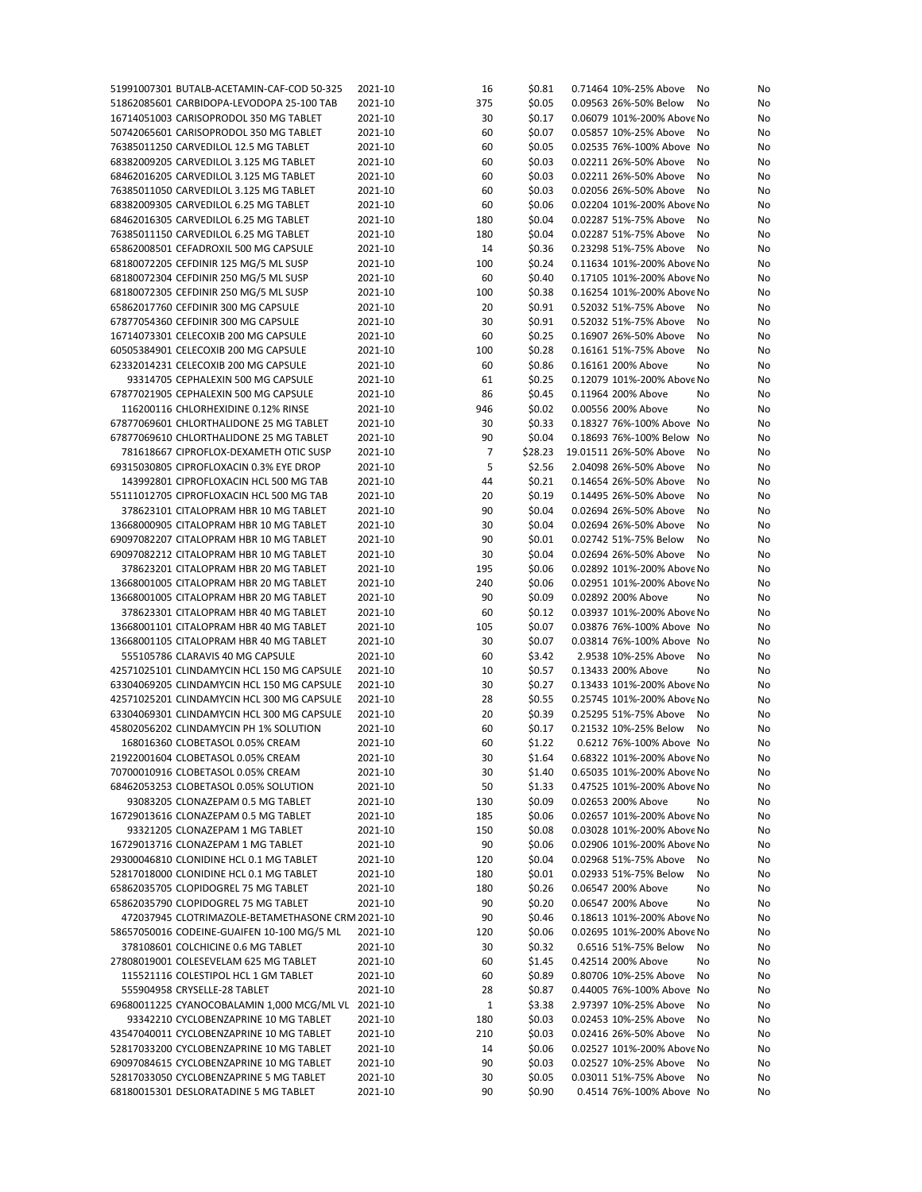| | | | | | | | |
|---|---|---|---|---|---|---|---|
| 51991007301 BUTALB-ACETAMIN-CAF-COD 50-325 | 2021-10 | 16 | $0.81 | 0.71464 | 10%-25% Above | No | No |
| 51862085601 CARBIDOPA-LEVODOPA 25-100 TAB | 2021-10 | 375 | $0.05 | 0.09563 | 26%-50% Below | No | No |
| 16714051003 CARISOPRODOL 350 MG TABLET | 2021-10 | 30 | $0.17 | 0.06079 | 101%-200% Above | No | No |
| 50742065601 CARISOPRODOL 350 MG TABLET | 2021-10 | 60 | $0.07 | 0.05857 | 10%-25% Above | No | No |
| 76385011250 CARVEDILOL 12.5 MG TABLET | 2021-10 | 60 | $0.05 | 0.02535 | 76%-100% Above | No | No |
| 68382009205 CARVEDILOL 3.125 MG TABLET | 2021-10 | 60 | $0.03 | 0.02211 | 26%-50% Above | No | No |
| 68462016205 CARVEDILOL 3.125 MG TABLET | 2021-10 | 60 | $0.03 | 0.02211 | 26%-50% Above | No | No |
| 76385011050 CARVEDILOL 3.125 MG TABLET | 2021-10 | 60 | $0.03 | 0.02056 | 26%-50% Above | No | No |
| 68382009305 CARVEDILOL 6.25 MG TABLET | 2021-10 | 60 | $0.06 | 0.02204 | 101%-200% Above | No | No |
| 68462016305 CARVEDILOL 6.25 MG TABLET | 2021-10 | 180 | $0.04 | 0.02287 | 51%-75% Above | No | No |
| 76385011150 CARVEDILOL 6.25 MG TABLET | 2021-10 | 180 | $0.04 | 0.02287 | 51%-75% Above | No | No |
| 65862008501 CEFADROXIL 500 MG CAPSULE | 2021-10 | 14 | $0.36 | 0.23298 | 51%-75% Above | No | No |
| 68180072205 CEFDINIR 125 MG/5 ML SUSP | 2021-10 | 100 | $0.24 | 0.11634 | 101%-200% Above | No | No |
| 68180072304 CEFDINIR 250 MG/5 ML SUSP | 2021-10 | 60 | $0.40 | 0.17105 | 101%-200% Above | No | No |
| 68180072305 CEFDINIR 250 MG/5 ML SUSP | 2021-10 | 100 | $0.38 | 0.16254 | 101%-200% Above | No | No |
| 65862017760 CEFDINIR 300 MG CAPSULE | 2021-10 | 20 | $0.91 | 0.52032 | 51%-75% Above | No | No |
| 67877054360 CEFDINIR 300 MG CAPSULE | 2021-10 | 30 | $0.91 | 0.52032 | 51%-75% Above | No | No |
| 16714073301 CELECOXIB 200 MG CAPSULE | 2021-10 | 60 | $0.25 | 0.16907 | 26%-50% Above | No | No |
| 60505384901 CELECOXIB 200 MG CAPSULE | 2021-10 | 100 | $0.28 | 0.16161 | 51%-75% Above | No | No |
| 62332014231 CELECOXIB 200 MG CAPSULE | 2021-10 | 60 | $0.86 | 0.16161 | 200% Above | No | No |
| 93314705 CEPHALEXIN 500 MG CAPSULE | 2021-10 | 61 | $0.25 | 0.12079 | 101%-200% Above | No | No |
| 67877021905 CEPHALEXIN 500 MG CAPSULE | 2021-10 | 86 | $0.45 | 0.11964 | 200% Above | No | No |
| 116200116 CHLORHEXIDINE 0.12% RINSE | 2021-10 | 946 | $0.02 | 0.00556 | 200% Above | No | No |
| 67877069601 CHLORTHALIDONE 25 MG TABLET | 2021-10 | 30 | $0.33 | 0.18327 | 76%-100% Above | No | No |
| 67877069610 CHLORTHALIDONE 25 MG TABLET | 2021-10 | 90 | $0.04 | 0.18693 | 76%-100% Below | No | No |
| 781618667 CIPROFLOX-DEXAMETH OTIC SUSP | 2021-10 | 7 | $28.23 | 19.01511 | 26%-50% Above | No | No |
| 69315030805 CIPROFLOXACIN 0.3% EYE DROP | 2021-10 | 5 | $2.56 | 2.04098 | 26%-50% Above | No | No |
| 143992801 CIPROFLOXACIN HCL 500 MG TAB | 2021-10 | 44 | $0.21 | 0.14654 | 26%-50% Above | No | No |
| 55111012705 CIPROFLOXACIN HCL 500 MG TAB | 2021-10 | 20 | $0.19 | 0.14495 | 26%-50% Above | No | No |
| 378623101 CITALOPRAM HBR 10 MG TABLET | 2021-10 | 90 | $0.04 | 0.02694 | 26%-50% Above | No | No |
| 13668000905 CITALOPRAM HBR 10 MG TABLET | 2021-10 | 30 | $0.04 | 0.02694 | 26%-50% Above | No | No |
| 69097082207 CITALOPRAM HBR 10 MG TABLET | 2021-10 | 90 | $0.01 | 0.02742 | 51%-75% Below | No | No |
| 69097082212 CITALOPRAM HBR 10 MG TABLET | 2021-10 | 30 | $0.04 | 0.02694 | 26%-50% Above | No | No |
| 378623201 CITALOPRAM HBR 20 MG TABLET | 2021-10 | 195 | $0.06 | 0.02892 | 101%-200% Above | No | No |
| 13668001005 CITALOPRAM HBR 20 MG TABLET | 2021-10 | 240 | $0.06 | 0.02951 | 101%-200% Above | No | No |
| 13668001005 CITALOPRAM HBR 20 MG TABLET | 2021-10 | 90 | $0.09 | 0.02892 | 200% Above | No | No |
| 378623301 CITALOPRAM HBR 40 MG TABLET | 2021-10 | 60 | $0.12 | 0.03937 | 101%-200% Above | No | No |
| 13668001101 CITALOPRAM HBR 40 MG TABLET | 2021-10 | 105 | $0.07 | 0.03876 | 76%-100% Above | No | No |
| 13668001105 CITALOPRAM HBR 40 MG TABLET | 2021-10 | 30 | $0.07 | 0.03814 | 76%-100% Above | No | No |
| 555105786 CLARAVIS 40 MG CAPSULE | 2021-10 | 60 | $3.42 | 2.9538 | 10%-25% Above | No | No |
| 42571025101 CLINDAMYCIN HCL 150 MG CAPSULE | 2021-10 | 10 | $0.57 | 0.13433 | 200% Above | No | No |
| 63304069205 CLINDAMYCIN HCL 150 MG CAPSULE | 2021-10 | 30 | $0.27 | 0.13433 | 101%-200% Above | No | No |
| 42571025201 CLINDAMYCIN HCL 300 MG CAPSULE | 2021-10 | 28 | $0.55 | 0.25745 | 101%-200% Above | No | No |
| 63304069301 CLINDAMYCIN HCL 300 MG CAPSULE | 2021-10 | 20 | $0.39 | 0.25295 | 51%-75% Above | No | No |
| 45802056202 CLINDAMYCIN PH 1% SOLUTION | 2021-10 | 60 | $0.17 | 0.21532 | 10%-25% Below | No | No |
| 168016360 CLOBETASOL 0.05% CREAM | 2021-10 | 60 | $1.22 | 0.6212 | 76%-100% Above | No | No |
| 21922001604 CLOBETASOL 0.05% CREAM | 2021-10 | 30 | $1.64 | 0.68322 | 101%-200% Above | No | No |
| 70700010916 CLOBETASOL 0.05% CREAM | 2021-10 | 30 | $1.40 | 0.65035 | 101%-200% Above | No | No |
| 68462053253 CLOBETASOL 0.05% SOLUTION | 2021-10 | 50 | $1.33 | 0.47525 | 101%-200% Above | No | No |
| 93083205 CLONAZEPAM 0.5 MG TABLET | 2021-10 | 130 | $0.09 | 0.02653 | 200% Above | No | No |
| 16729013616 CLONAZEPAM 0.5 MG TABLET | 2021-10 | 185 | $0.06 | 0.02657 | 101%-200% Above | No | No |
| 93321205 CLONAZEPAM 1 MG TABLET | 2021-10 | 150 | $0.08 | 0.03028 | 101%-200% Above | No | No |
| 16729013716 CLONAZEPAM 1 MG TABLET | 2021-10 | 90 | $0.06 | 0.02906 | 101%-200% Above | No | No |
| 29300046810 CLONIDINE HCL 0.1 MG TABLET | 2021-10 | 120 | $0.04 | 0.02968 | 51%-75% Above | No | No |
| 52817018000 CLONIDINE HCL 0.1 MG TABLET | 2021-10 | 180 | $0.01 | 0.02933 | 51%-75% Below | No | No |
| 65862035705 CLOPIDOGREL 75 MG TABLET | 2021-10 | 180 | $0.26 | 0.06547 | 200% Above | No | No |
| 65862035790 CLOPIDOGREL 75 MG TABLET | 2021-10 | 90 | $0.20 | 0.06547 | 200% Above | No | No |
| 472037945 CLOTRIMAZOLE-BETAMETHASONE CRM | 2021-10 | 90 | $0.46 | 0.18613 | 101%-200% Above | No | No |
| 58657050016 CODEINE-GUAIFEN 10-100 MG/5 ML | 2021-10 | 120 | $0.06 | 0.02695 | 101%-200% Above | No | No |
| 378108601 COLCHICINE 0.6 MG TABLET | 2021-10 | 30 | $0.32 | 0.6516 | 51%-75% Below | No | No |
| 27808019001 COLESEVELAM 625 MG TABLET | 2021-10 | 60 | $1.45 | 0.42514 | 200% Above | No | No |
| 115521116 COLESTIPOL HCL 1 GM TABLET | 2021-10 | 60 | $0.89 | 0.80706 | 10%-25% Above | No | No |
| 555904958 CRYSELLE-28 TABLET | 2021-10 | 28 | $0.87 | 0.44005 | 76%-100% Above | No | No |
| 69680011225 CYANOCOBALAMIN 1,000 MCG/ML VL | 2021-10 | 1 | $3.38 | 2.97397 | 10%-25% Above | No | No |
| 93342210 CYCLOBENZAPRINE 10 MG TABLET | 2021-10 | 180 | $0.03 | 0.02453 | 10%-25% Above | No | No |
| 43547040011 CYCLOBENZAPRINE 10 MG TABLET | 2021-10 | 210 | $0.03 | 0.02416 | 26%-50% Above | No | No |
| 52817033200 CYCLOBENZAPRINE 10 MG TABLET | 2021-10 | 14 | $0.06 | 0.02527 | 101%-200% Above | No | No |
| 69097084615 CYCLOBENZAPRINE 10 MG TABLET | 2021-10 | 90 | $0.03 | 0.02527 | 10%-25% Above | No | No |
| 52817033050 CYCLOBENZAPRINE 5 MG TABLET | 2021-10 | 30 | $0.05 | 0.03011 | 51%-75% Above | No | No |
| 68180015301 DESLORATADINE 5 MG TABLET | 2021-10 | 90 | $0.90 | 0.4514 | 76%-100% Above | No | No |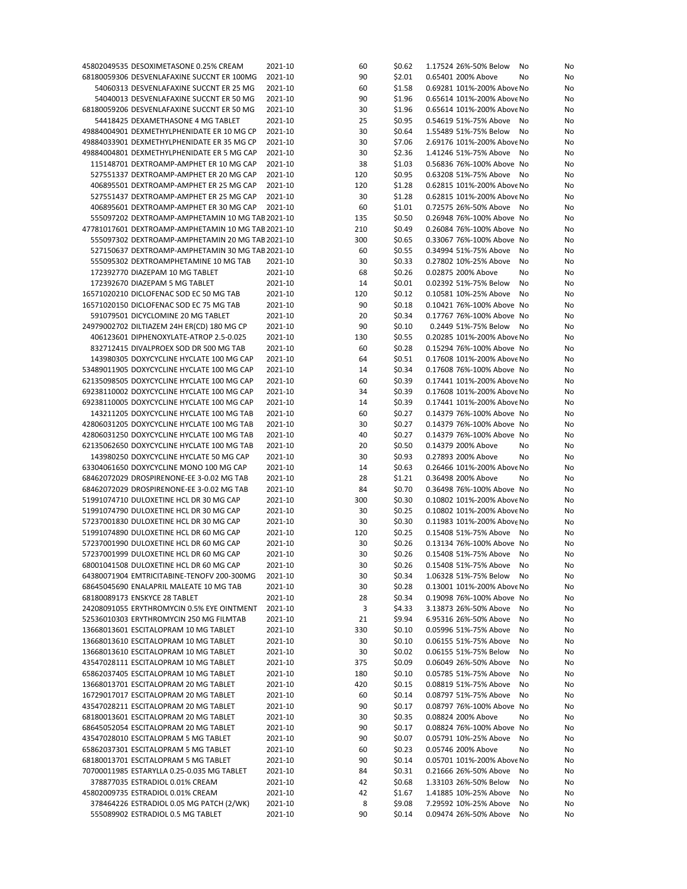| | | | | | | | |
|---|---|---|---|---|---|---|---|
| 45802049535 | DESOXIMETASONE 0.25% CREAM | 2021-10 | 60 | $0.62 | 1.17524 26%-50% Below | No | No |
| 68180059306 | DESVENLAFAXINE SUCCNT ER 100MG | 2021-10 | 90 | $2.01 | 0.65401 200% Above | No | No |
| 54060313 | DESVENLAFAXINE SUCCNT ER 25 MG | 2021-10 | 60 | $1.58 | 0.69281 101%-200% Above | No | No |
| 54040013 | DESVENLAFAXINE SUCCNT ER 50 MG | 2021-10 | 90 | $1.96 | 0.65614 101%-200% Above | No | No |
| 68180059206 | DESVENLAFAXINE SUCCNT ER 50 MG | 2021-10 | 30 | $1.96 | 0.65614 101%-200% Above | No | No |
| 54418425 | DEXAMETHASONE 4 MG TABLET | 2021-10 | 25 | $0.95 | 0.54619 51%-75% Above | No | No |
| 49884004901 | DEXMETHYLPHENIDATE ER 10 MG CP | 2021-10 | 30 | $0.64 | 1.55489 51%-75% Below | No | No |
| 49884033901 | DEXMETHYLPHENIDATE ER 35 MG CP | 2021-10 | 30 | $7.06 | 2.69176 101%-200% Above | No | No |
| 49884004801 | DEXMETHYLPHENIDATE ER 5 MG CAP | 2021-10 | 30 | $2.36 | 1.41246 51%-75% Above | No | No |
| 115148701 | DEXTROAMP-AMPHET ER 10 MG CAP | 2021-10 | 38 | $1.03 | 0.56836 76%-100% Above | No | No |
| 527551337 | DEXTROAMP-AMPHET ER 20 MG CAP | 2021-10 | 120 | $0.95 | 0.63208 51%-75% Above | No | No |
| 406895501 | DEXTROAMP-AMPHET ER 25 MG CAP | 2021-10 | 120 | $1.28 | 0.62815 101%-200% Above | No | No |
| 527551437 | DEXTROAMP-AMPHET ER 25 MG CAP | 2021-10 | 30 | $1.28 | 0.62815 101%-200% Above | No | No |
| 406895601 | DEXTROAMP-AMPHET ER 30 MG CAP | 2021-10 | 60 | $1.01 | 0.72575 26%-50% Above | No | No |
| 555097202 | DEXTROAMP-AMPHETAMIN 10 MG TAB | 2021-10 | 135 | $0.50 | 0.26948 76%-100% Above | No | No |
| 47781017601 | DEXTROAMP-AMPHETAMIN 10 MG TAB | 2021-10 | 210 | $0.49 | 0.26084 76%-100% Above | No | No |
| 555097302 | DEXTROAMP-AMPHETAMIN 20 MG TAB | 2021-10 | 300 | $0.65 | 0.33067 76%-100% Above | No | No |
| 527150637 | DEXTROAMP-AMPHETAMIN 30 MG TAB | 2021-10 | 60 | $0.55 | 0.34994 51%-75% Above | No | No |
| 555095302 | DEXTROAMPHETAMINE 10 MG TAB | 2021-10 | 30 | $0.33 | 0.27802 10%-25% Above | No | No |
| 172392770 | DIAZEPAM 10 MG TABLET | 2021-10 | 68 | $0.26 | 0.02875 200% Above | No | No |
| 172392670 | DIAZEPAM 5 MG TABLET | 2021-10 | 14 | $0.01 | 0.02392 51%-75% Below | No | No |
| 16571020210 | DICLOFENAC SOD EC 50 MG TAB | 2021-10 | 120 | $0.12 | 0.10581 10%-25% Above | No | No |
| 16571020150 | DICLOFENAC SOD EC 75 MG TAB | 2021-10 | 90 | $0.18 | 0.10421 76%-100% Above | No | No |
| 591079501 | DICYCLOMINE 20 MG TABLET | 2021-10 | 20 | $0.34 | 0.17767 76%-100% Above | No | No |
| 24979002702 | DILTIAZEM 24H ER(CD) 180 MG CP | 2021-10 | 90 | $0.10 | 0.2449 51%-75% Below | No | No |
| 406123601 | DIPHENOXYLATE-ATROP 2.5-0.025 | 2021-10 | 130 | $0.55 | 0.20285 101%-200% Above | No | No |
| 832712415 | DIVALPROEX SOD DR 500 MG TAB | 2021-10 | 60 | $0.28 | 0.15294 76%-100% Above | No | No |
| 143980305 | DOXYCYCLINE HYCLATE 100 MG CAP | 2021-10 | 64 | $0.51 | 0.17608 101%-200% Above | No | No |
| 53489011905 | DOXYCYCLINE HYCLATE 100 MG CAP | 2021-10 | 14 | $0.34 | 0.17608 76%-100% Above | No | No |
| 62135098505 | DOXYCYCLINE HYCLATE 100 MG CAP | 2021-10 | 60 | $0.39 | 0.17441 101%-200% Above | No | No |
| 69238110002 | DOXYCYCLINE HYCLATE 100 MG CAP | 2021-10 | 34 | $0.39 | 0.17608 101%-200% Above | No | No |
| 69238110005 | DOXYCYCLINE HYCLATE 100 MG CAP | 2021-10 | 14 | $0.39 | 0.17441 101%-200% Above | No | No |
| 143211205 | DOXYCYCLINE HYCLATE 100 MG TAB | 2021-10 | 60 | $0.27 | 0.14379 76%-100% Above | No | No |
| 42806031205 | DOXYCYCLINE HYCLATE 100 MG TAB | 2021-10 | 30 | $0.27 | 0.14379 76%-100% Above | No | No |
| 42806031250 | DOXYCYCLINE HYCLATE 100 MG TAB | 2021-10 | 40 | $0.27 | 0.14379 76%-100% Above | No | No |
| 62135062650 | DOXYCYCLINE HYCLATE 100 MG TAB | 2021-10 | 20 | $0.50 | 0.14379 200% Above | No | No |
| 143980250 | DOXYCYCLINE HYCLATE 50 MG CAP | 2021-10 | 30 | $0.93 | 0.27893 200% Above | No | No |
| 63304061650 | DOXYCYCLINE MONO 100 MG CAP | 2021-10 | 14 | $0.63 | 0.26466 101%-200% Above | No | No |
| 68462072029 | DROSPIRENONE-EE 3-0.02 MG TAB | 2021-10 | 28 | $1.21 | 0.36498 200% Above | No | No |
| 68462072029 | DROSPIRENONE-EE 3-0.02 MG TAB | 2021-10 | 84 | $0.70 | 0.36498 76%-100% Above | No | No |
| 51991074710 | DULOXETINE HCL DR 30 MG CAP | 2021-10 | 300 | $0.30 | 0.10802 101%-200% Above | No | No |
| 51991074790 | DULOXETINE HCL DR 30 MG CAP | 2021-10 | 30 | $0.25 | 0.10802 101%-200% Above | No | No |
| 57237001830 | DULOXETINE HCL DR 30 MG CAP | 2021-10 | 30 | $0.30 | 0.11983 101%-200% Above | No | No |
| 51991074890 | DULOXETINE HCL DR 60 MG CAP | 2021-10 | 120 | $0.25 | 0.15408 51%-75% Above | No | No |
| 57237001990 | DULOXETINE HCL DR 60 MG CAP | 2021-10 | 30 | $0.26 | 0.13134 76%-100% Above | No | No |
| 57237001999 | DULOXETINE HCL DR 60 MG CAP | 2021-10 | 30 | $0.26 | 0.15408 51%-75% Above | No | No |
| 68001041508 | DULOXETINE HCL DR 60 MG CAP | 2021-10 | 30 | $0.26 | 0.15408 51%-75% Above | No | No |
| 64380071904 | EMTRICITABINE-TENOFV 200-300MG | 2021-10 | 30 | $0.34 | 1.06328 51%-75% Below | No | No |
| 68645045690 | ENALAPRIL MALEATE 10 MG TAB | 2021-10 | 30 | $0.28 | 0.13001 101%-200% Above | No | No |
| 68180089173 | ENSKYCE 28 TABLET | 2021-10 | 28 | $0.34 | 0.19098 76%-100% Above | No | No |
| 24208091055 | ERYTHROMYCIN 0.5% EYE OINTMENT | 2021-10 | 3 | $4.33 | 3.13873 26%-50% Above | No | No |
| 52536010303 | ERYTHROMYCIN 250 MG FILMTAB | 2021-10 | 21 | $9.94 | 6.95316 26%-50% Above | No | No |
| 13668013601 | ESCITALOPRAM 10 MG TABLET | 2021-10 | 330 | $0.10 | 0.05996 51%-75% Above | No | No |
| 13668013610 | ESCITALOPRAM 10 MG TABLET | 2021-10 | 30 | $0.10 | 0.06155 51%-75% Above | No | No |
| 13668013610 | ESCITALOPRAM 10 MG TABLET | 2021-10 | 30 | $0.02 | 0.06155 51%-75% Below | No | No |
| 43547028111 | ESCITALOPRAM 10 MG TABLET | 2021-10 | 375 | $0.09 | 0.06049 26%-50% Above | No | No |
| 65862037405 | ESCITALOPRAM 10 MG TABLET | 2021-10 | 180 | $0.10 | 0.05785 51%-75% Above | No | No |
| 13668013701 | ESCITALOPRAM 20 MG TABLET | 2021-10 | 420 | $0.15 | 0.08819 51%-75% Above | No | No |
| 16729017017 | ESCITALOPRAM 20 MG TABLET | 2021-10 | 60 | $0.14 | 0.08797 51%-75% Above | No | No |
| 43547028211 | ESCITALOPRAM 20 MG TABLET | 2021-10 | 90 | $0.17 | 0.08797 76%-100% Above | No | No |
| 68180013601 | ESCITALOPRAM 20 MG TABLET | 2021-10 | 30 | $0.35 | 0.08824 200% Above | No | No |
| 68645052054 | ESCITALOPRAM 20 MG TABLET | 2021-10 | 90 | $0.17 | 0.08824 76%-100% Above | No | No |
| 43547028010 | ESCITALOPRAM 5 MG TABLET | 2021-10 | 90 | $0.07 | 0.05791 10%-25% Above | No | No |
| 65862037301 | ESCITALOPRAM 5 MG TABLET | 2021-10 | 60 | $0.23 | 0.05746 200% Above | No | No |
| 68180013701 | ESCITALOPRAM 5 MG TABLET | 2021-10 | 90 | $0.14 | 0.05701 101%-200% Above | No | No |
| 70700011985 | ESTARYLLA 0.25-0.035 MG TABLET | 2021-10 | 84 | $0.31 | 0.21666 26%-50% Above | No | No |
| 378877035 | ESTRADIOL 0.01% CREAM | 2021-10 | 42 | $0.68 | 1.33103 26%-50% Below | No | No |
| 45802009735 | ESTRADIOL 0.01% CREAM | 2021-10 | 42 | $1.67 | 1.41885 10%-25% Above | No | No |
| 378464226 | ESTRADIOL 0.05 MG PATCH (2/WK) | 2021-10 | 8 | $9.08 | 7.29592 10%-25% Above | No | No |
| 555089902 | ESTRADIOL 0.5 MG TABLET | 2021-10 | 90 | $0.14 | 0.09474 26%-50% Above | No | No |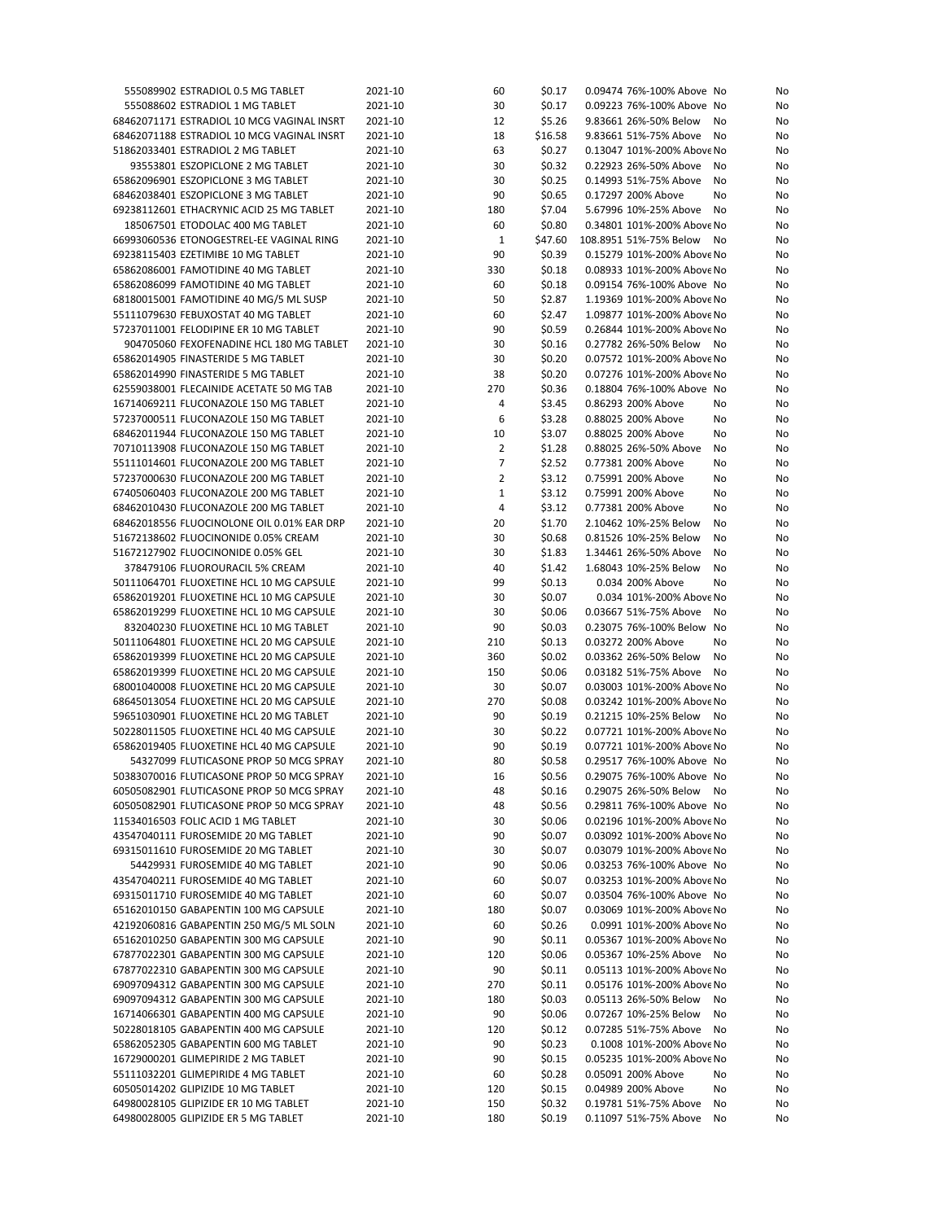| | | | | | | | |
|---|---|---|---|---|---|---|---|
| 555089902 ESTRADIOL 0.5 MG TABLET | 2021-10 | 60 | $0.17 | 0.09474 | 76%-100% Above | No | No |
| 555088602 ESTRADIOL 1 MG TABLET | 2021-10 | 30 | $0.17 | 0.09223 | 76%-100% Above | No | No |
| 68462071171 ESTRADIOL 10 MCG VAGINAL INSRT | 2021-10 | 12 | $5.26 | 9.83661 | 26%-50% Below | No | No |
| 68462071188 ESTRADIOL 10 MCG VAGINAL INSRT | 2021-10 | 18 | $16.58 | 9.83661 | 51%-75% Above | No | No |
| 51862033401 ESTRADIOL 2 MG TABLET | 2021-10 | 63 | $0.27 | 0.13047 | 101%-200% Above | No | No |
| 93553801 ESZOPICLONE 2 MG TABLET | 2021-10 | 30 | $0.32 | 0.22923 | 26%-50% Above | No | No |
| 65862096901 ESZOPICLONE 3 MG TABLET | 2021-10 | 30 | $0.25 | 0.14993 | 51%-75% Above | No | No |
| 68462038401 ESZOPICLONE 3 MG TABLET | 2021-10 | 90 | $0.65 | 0.17297 | 200% Above | No | No |
| 69238112601 ETHACRYNIC ACID 25 MG TABLET | 2021-10 | 180 | $7.04 | 5.67996 | 10%-25% Above | No | No |
| 185067501 ETODOLAC 400 MG TABLET | 2021-10 | 60 | $0.80 | 0.34801 | 101%-200% Above | No | No |
| 66993060536 ETONOGESTREL-EE VAGINAL RING | 2021-10 | 1 | $47.60 | 108.8951 | 51%-75% Below | No | No |
| 69238115403 EZETIMIBE 10 MG TABLET | 2021-10 | 90 | $0.39 | 0.15279 | 101%-200% Above | No | No |
| 65862086001 FAMOTIDINE 40 MG TABLET | 2021-10 | 330 | $0.18 | 0.08933 | 101%-200% Above | No | No |
| 65862086099 FAMOTIDINE 40 MG TABLET | 2021-10 | 60 | $0.18 | 0.09154 | 76%-100% Above | No | No |
| 68180015001 FAMOTIDINE 40 MG/5 ML SUSP | 2021-10 | 50 | $2.87 | 1.19369 | 101%-200% Above | No | No |
| 55111079630 FEBUXOSTAT 40 MG TABLET | 2021-10 | 60 | $2.47 | 1.09877 | 101%-200% Above | No | No |
| 57237011001 FELODIPINE ER 10 MG TABLET | 2021-10 | 90 | $0.59 | 0.26844 | 101%-200% Above | No | No |
| 904705060 FEXOFENADINE HCL 180 MG TABLET | 2021-10 | 30 | $0.16 | 0.27782 | 26%-50% Below | No | No |
| 65862014905 FINASTERIDE 5 MG TABLET | 2021-10 | 30 | $0.20 | 0.07572 | 101%-200% Above | No | No |
| 65862014990 FINASTERIDE 5 MG TABLET | 2021-10 | 38 | $0.20 | 0.07276 | 101%-200% Above | No | No |
| 62559038001 FLECAINIDE ACETATE 50 MG TAB | 2021-10 | 270 | $0.36 | 0.18804 | 76%-100% Above | No | No |
| 16714069211 FLUCONAZOLE 150 MG TABLET | 2021-10 | 4 | $3.45 | 0.86293 | 200% Above | No | No |
| 57237000511 FLUCONAZOLE 150 MG TABLET | 2021-10 | 6 | $3.28 | 0.88025 | 200% Above | No | No |
| 68462011944 FLUCONAZOLE 150 MG TABLET | 2021-10 | 10 | $3.07 | 0.88025 | 200% Above | No | No |
| 70710113908 FLUCONAZOLE 150 MG TABLET | 2021-10 | 2 | $1.28 | 0.88025 | 26%-50% Above | No | No |
| 55111014601 FLUCONAZOLE 200 MG TABLET | 2021-10 | 7 | $2.52 | 0.77381 | 200% Above | No | No |
| 57237000630 FLUCONAZOLE 200 MG TABLET | 2021-10 | 2 | $3.12 | 0.75991 | 200% Above | No | No |
| 67405060403 FLUCONAZOLE 200 MG TABLET | 2021-10 | 1 | $3.12 | 0.75991 | 200% Above | No | No |
| 68462010430 FLUCONAZOLE 200 MG TABLET | 2021-10 | 4 | $3.12 | 0.77381 | 200% Above | No | No |
| 68462018556 FLUOCINOLONE OIL 0.01% EAR DRP | 2021-10 | 20 | $1.70 | 2.10462 | 10%-25% Below | No | No |
| 51672138602 FLUOCINONIDE 0.05% CREAM | 2021-10 | 30 | $0.68 | 0.81526 | 10%-25% Below | No | No |
| 51672127902 FLUOCINONIDE 0.05% GEL | 2021-10 | 30 | $1.83 | 1.34461 | 26%-50% Above | No | No |
| 378479106 FLUOROURACIL 5% CREAM | 2021-10 | 40 | $1.42 | 1.68043 | 10%-25% Below | No | No |
| 50111064701 FLUOXETINE HCL 10 MG CAPSULE | 2021-10 | 99 | $0.13 | 0.034 | 200% Above | No | No |
| 65862019201 FLUOXETINE HCL 10 MG CAPSULE | 2021-10 | 30 | $0.07 | 0.034 | 101%-200% Above | No | No |
| 65862019299 FLUOXETINE HCL 10 MG CAPSULE | 2021-10 | 30 | $0.06 | 0.03667 | 51%-75% Above | No | No |
| 832040230 FLUOXETINE HCL 10 MG TABLET | 2021-10 | 90 | $0.03 | 0.23075 | 76%-100% Below | No | No |
| 50111064801 FLUOXETINE HCL 20 MG CAPSULE | 2021-10 | 210 | $0.13 | 0.03272 | 200% Above | No | No |
| 65862019399 FLUOXETINE HCL 20 MG CAPSULE | 2021-10 | 360 | $0.02 | 0.03362 | 26%-50% Below | No | No |
| 65862019399 FLUOXETINE HCL 20 MG CAPSULE | 2021-10 | 150 | $0.06 | 0.03182 | 51%-75% Above | No | No |
| 68001040008 FLUOXETINE HCL 20 MG CAPSULE | 2021-10 | 30 | $0.07 | 0.03003 | 101%-200% Above | No | No |
| 68645013054 FLUOXETINE HCL 20 MG CAPSULE | 2021-10 | 270 | $0.08 | 0.03242 | 101%-200% Above | No | No |
| 59651030901 FLUOXETINE HCL 20 MG TABLET | 2021-10 | 90 | $0.19 | 0.21215 | 10%-25% Below | No | No |
| 50228011505 FLUOXETINE HCL 40 MG CAPSULE | 2021-10 | 30 | $0.22 | 0.07721 | 101%-200% Above | No | No |
| 65862019405 FLUOXETINE HCL 40 MG CAPSULE | 2021-10 | 90 | $0.19 | 0.07721 | 101%-200% Above | No | No |
| 54327099 FLUTICASONE PROP 50 MCG SPRAY | 2021-10 | 80 | $0.58 | 0.29517 | 76%-100% Above | No | No |
| 50383070016 FLUTICASONE PROP 50 MCG SPRAY | 2021-10 | 16 | $0.56 | 0.29075 | 76%-100% Above | No | No |
| 60505082901 FLUTICASONE PROP 50 MCG SPRAY | 2021-10 | 48 | $0.16 | 0.29075 | 26%-50% Below | No | No |
| 60505082901 FLUTICASONE PROP 50 MCG SPRAY | 2021-10 | 48 | $0.56 | 0.29811 | 76%-100% Above | No | No |
| 11534016503 FOLIC ACID 1 MG TABLET | 2021-10 | 30 | $0.06 | 0.02196 | 101%-200% Above | No | No |
| 43547040111 FUROSEMIDE 20 MG TABLET | 2021-10 | 90 | $0.07 | 0.03092 | 101%-200% Above | No | No |
| 69315011610 FUROSEMIDE 20 MG TABLET | 2021-10 | 30 | $0.07 | 0.03079 | 101%-200% Above | No | No |
| 54429931 FUROSEMIDE 40 MG TABLET | 2021-10 | 90 | $0.06 | 0.03253 | 76%-100% Above | No | No |
| 43547040211 FUROSEMIDE 40 MG TABLET | 2021-10 | 60 | $0.07 | 0.03253 | 101%-200% Above | No | No |
| 69315011710 FUROSEMIDE 40 MG TABLET | 2021-10 | 60 | $0.07 | 0.03504 | 76%-100% Above | No | No |
| 65162010150 GABAPENTIN 100 MG CAPSULE | 2021-10 | 180 | $0.07 | 0.03069 | 101%-200% Above | No | No |
| 42192060816 GABAPENTIN 250 MG/5 ML SOLN | 2021-10 | 60 | $0.26 | 0.0991 | 101%-200% Above | No | No |
| 65162010250 GABAPENTIN 300 MG CAPSULE | 2021-10 | 90 | $0.11 | 0.05367 | 101%-200% Above | No | No |
| 67877022301 GABAPENTIN 300 MG CAPSULE | 2021-10 | 120 | $0.06 | 0.05367 | 10%-25% Above | No | No |
| 67877022310 GABAPENTIN 300 MG CAPSULE | 2021-10 | 90 | $0.11 | 0.05113 | 101%-200% Above | No | No |
| 69097094312 GABAPENTIN 300 MG CAPSULE | 2021-10 | 270 | $0.11 | 0.05176 | 101%-200% Above | No | No |
| 69097094312 GABAPENTIN 300 MG CAPSULE | 2021-10 | 180 | $0.03 | 0.05113 | 26%-50% Below | No | No |
| 16714066301 GABAPENTIN 400 MG CAPSULE | 2021-10 | 90 | $0.06 | 0.07267 | 10%-25% Below | No | No |
| 50228018105 GABAPENTIN 400 MG CAPSULE | 2021-10 | 120 | $0.12 | 0.07285 | 51%-75% Above | No | No |
| 65862052305 GABAPENTIN 600 MG TABLET | 2021-10 | 90 | $0.23 | 0.1008 | 101%-200% Above | No | No |
| 16729000201 GLIMEPIRIDE 2 MG TABLET | 2021-10 | 90 | $0.15 | 0.05235 | 101%-200% Above | No | No |
| 55111032201 GLIMEPIRIDE 4 MG TABLET | 2021-10 | 60 | $0.28 | 0.05091 | 200% Above | No | No |
| 60505014202 GLIPIZIDE 10 MG TABLET | 2021-10 | 120 | $0.15 | 0.04989 | 200% Above | No | No |
| 64980028105 GLIPIZIDE ER 10 MG TABLET | 2021-10 | 150 | $0.32 | 0.19781 | 51%-75% Above | No | No |
| 64980028005 GLIPIZIDE ER 5 MG TABLET | 2021-10 | 180 | $0.19 | 0.11097 | 51%-75% Above | No | No |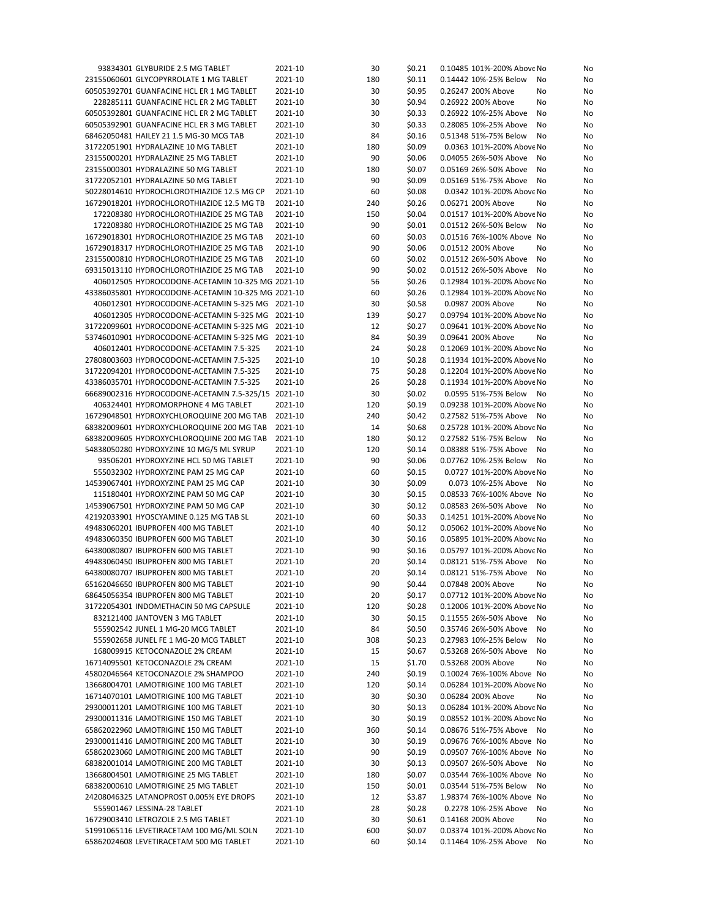| | | | | | | | | |
|---|---|---|---|---|---|---|---|---|
| 93834301 | GLYBURIDE 2.5 MG TABLET | 2021-10 | 30 | $0.21 | 0.10485 | 101%-200% Above | No | No |
| 23155060601 | GLYCOPYRROLATE 1 MG TABLET | 2021-10 | 180 | $0.11 | 0.14442 | 10%-25% Below | No | No |
| 60505392701 | GUANFACINE HCL ER 1 MG TABLET | 2021-10 | 30 | $0.95 | 0.26247 | 200% Above | No | No |
| 228285111 | GUANFACINE HCL ER 2 MG TABLET | 2021-10 | 30 | $0.94 | 0.26922 | 200% Above | No | No |
| 60505392801 | GUANFACINE HCL ER 2 MG TABLET | 2021-10 | 30 | $0.33 | 0.26922 | 10%-25% Above | No | No |
| 60505392901 | GUANFACINE HCL ER 3 MG TABLET | 2021-10 | 30 | $0.33 | 0.28085 | 10%-25% Above | No | No |
| 68462050481 | HAILEY 21 1.5 MG-30 MCG TAB | 2021-10 | 84 | $0.16 | 0.51348 | 51%-75% Below | No | No |
| 31722051901 | HYDRALAZINE 10 MG TABLET | 2021-10 | 180 | $0.09 | 0.0363 | 101%-200% Above | No | No |
| 23155000201 | HYDRALAZINE 25 MG TABLET | 2021-10 | 90 | $0.06 | 0.04055 | 26%-50% Above | No | No |
| 23155000301 | HYDRALAZINE 50 MG TABLET | 2021-10 | 180 | $0.07 | 0.05169 | 26%-50% Above | No | No |
| 31722052101 | HYDRALAZINE 50 MG TABLET | 2021-10 | 90 | $0.09 | 0.05169 | 51%-75% Above | No | No |
| 50228014610 | HYDROCHLOROTHIAZIDE 12.5 MG CP | 2021-10 | 60 | $0.08 | 0.0342 | 101%-200% Above | No | No |
| 16729018201 | HYDROCHLOROTHIAZIDE 12.5 MG TB | 2021-10 | 240 | $0.26 | 0.06271 | 200% Above | No | No |
| 172208380 | HYDROCHLOROTHIAZIDE 25 MG TAB | 2021-10 | 150 | $0.04 | 0.01517 | 101%-200% Above | No | No |
| 172208380 | HYDROCHLOROTHIAZIDE 25 MG TAB | 2021-10 | 90 | $0.01 | 0.01512 | 26%-50% Below | No | No |
| 16729018301 | HYDROCHLOROTHIAZIDE 25 MG TAB | 2021-10 | 60 | $0.03 | 0.01516 | 76%-100% Above | No | No |
| 16729018317 | HYDROCHLOROTHIAZIDE 25 MG TAB | 2021-10 | 90 | $0.06 | 0.01512 | 200% Above | No | No |
| 23155000810 | HYDROCHLOROTHIAZIDE 25 MG TAB | 2021-10 | 60 | $0.02 | 0.01512 | 26%-50% Above | No | No |
| 69315013110 | HYDROCHLOROTHIAZIDE 25 MG TAB | 2021-10 | 90 | $0.02 | 0.01512 | 26%-50% Above | No | No |
| 406012505 | HYDROCODONE-ACETAMIN 10-325 MG | 2021-10 | 56 | $0.26 | 0.12984 | 101%-200% Above | No | No |
| 43386035801 | HYDROCODONE-ACETAMIN 10-325 MG | 2021-10 | 60 | $0.26 | 0.12984 | 101%-200% Above | No | No |
| 406012301 | HYDROCODONE-ACETAMIN 5-325 MG | 2021-10 | 30 | $0.58 | 0.0987 | 200% Above | No | No |
| 406012305 | HYDROCODONE-ACETAMIN 5-325 MG | 2021-10 | 139 | $0.27 | 0.09794 | 101%-200% Above | No | No |
| 31722099601 | HYDROCODONE-ACETAMIN 5-325 MG | 2021-10 | 12 | $0.27 | 0.09641 | 101%-200% Above | No | No |
| 53746010901 | HYDROCODONE-ACETAMIN 5-325 MG | 2021-10 | 84 | $0.39 | 0.09641 | 200% Above | No | No |
| 406012401 | HYDROCODONE-ACETAMIN 7.5-325 | 2021-10 | 24 | $0.28 | 0.12069 | 101%-200% Above | No | No |
| 27808003603 | HYDROCODONE-ACETAMIN 7.5-325 | 2021-10 | 10 | $0.28 | 0.11934 | 101%-200% Above | No | No |
| 31722094201 | HYDROCODONE-ACETAMIN 7.5-325 | 2021-10 | 75 | $0.28 | 0.12204 | 101%-200% Above | No | No |
| 43386035701 | HYDROCODONE-ACETAMIN 7.5-325 | 2021-10 | 26 | $0.28 | 0.11934 | 101%-200% Above | No | No |
| 66689002316 | HYDROCODONE-ACETAMN 7.5-325/15 | 2021-10 | 30 | $0.02 | 0.0595 | 51%-75% Below | No | No |
| 406324401 | HYDROMORPHONE 4 MG TABLET | 2021-10 | 120 | $0.19 | 0.09238 | 101%-200% Above | No | No |
| 16729048501 | HYDROXYCHLOROQUINE 200 MG TAB | 2021-10 | 240 | $0.42 | 0.27582 | 51%-75% Above | No | No |
| 68382009601 | HYDROXYCHLOROQUINE 200 MG TAB | 2021-10 | 14 | $0.68 | 0.25728 | 101%-200% Above | No | No |
| 68382009605 | HYDROXYCHLOROQUINE 200 MG TAB | 2021-10 | 180 | $0.12 | 0.27582 | 51%-75% Below | No | No |
| 54838050280 | HYDROXYZINE 10 MG/5 ML SYRUP | 2021-10 | 120 | $0.14 | 0.08388 | 51%-75% Above | No | No |
| 93506201 | HYDROXYZINE HCL 50 MG TABLET | 2021-10 | 90 | $0.06 | 0.07762 | 10%-25% Below | No | No |
| 555032302 | HYDROXYZINE PAM 25 MG CAP | 2021-10 | 60 | $0.15 | 0.0727 | 101%-200% Above | No | No |
| 14539067401 | HYDROXYZINE PAM 25 MG CAP | 2021-10 | 30 | $0.09 | 0.073 | 10%-25% Above | No | No |
| 115180401 | HYDROXYZINE PAM 50 MG CAP | 2021-10 | 30 | $0.15 | 0.08533 | 76%-100% Above | No | No |
| 14539067501 | HYDROXYZINE PAM 50 MG CAP | 2021-10 | 30 | $0.12 | 0.08583 | 26%-50% Above | No | No |
| 42192033901 | HYOSCYAMINE 0.125 MG TAB SL | 2021-10 | 60 | $0.33 | 0.14251 | 101%-200% Above | No | No |
| 49483060201 | IBUPROFEN 400 MG TABLET | 2021-10 | 40 | $0.12 | 0.05062 | 101%-200% Above | No | No |
| 49483060350 | IBUPROFEN 600 MG TABLET | 2021-10 | 30 | $0.16 | 0.05895 | 101%-200% Above | No | No |
| 64380080807 | IBUPROFEN 600 MG TABLET | 2021-10 | 90 | $0.16 | 0.05797 | 101%-200% Above | No | No |
| 49483060450 | IBUPROFEN 800 MG TABLET | 2021-10 | 20 | $0.14 | 0.08121 | 51%-75% Above | No | No |
| 64380080707 | IBUPROFEN 800 MG TABLET | 2021-10 | 20 | $0.14 | 0.08121 | 51%-75% Above | No | No |
| 65162046650 | IBUPROFEN 800 MG TABLET | 2021-10 | 90 | $0.44 | 0.07848 | 200% Above | No | No |
| 68645056354 | IBUPROFEN 800 MG TABLET | 2021-10 | 20 | $0.17 | 0.07712 | 101%-200% Above | No | No |
| 31722054301 | INDOMETHACIN 50 MG CAPSULE | 2021-10 | 120 | $0.28 | 0.12006 | 101%-200% Above | No | No |
| 832121400 | JANTOVEN 3 MG TABLET | 2021-10 | 30 | $0.15 | 0.11555 | 26%-50% Above | No | No |
| 555902542 | JUNEL 1 MG-20 MCG TABLET | 2021-10 | 84 | $0.50 | 0.35746 | 26%-50% Above | No | No |
| 555902658 | JUNEL FE 1 MG-20 MCG TABLET | 2021-10 | 308 | $0.23 | 0.27983 | 10%-25% Below | No | No |
| 168009915 | KETOCONAZOLE 2% CREAM | 2021-10 | 15 | $0.67 | 0.53268 | 26%-50% Above | No | No |
| 16714095501 | KETOCONAZOLE 2% CREAM | 2021-10 | 15 | $1.70 | 0.53268 | 200% Above | No | No |
| 45802046564 | KETOCONAZOLE 2% SHAMPOO | 2021-10 | 240 | $0.19 | 0.10024 | 76%-100% Above | No | No |
| 13668004701 | LAMOTRIGINE 100 MG TABLET | 2021-10 | 120 | $0.14 | 0.06284 | 101%-200% Above | No | No |
| 16714070101 | LAMOTRIGINE 100 MG TABLET | 2021-10 | 30 | $0.30 | 0.06284 | 200% Above | No | No |
| 29300011201 | LAMOTRIGINE 100 MG TABLET | 2021-10 | 30 | $0.13 | 0.06284 | 101%-200% Above | No | No |
| 29300011316 | LAMOTRIGINE 150 MG TABLET | 2021-10 | 30 | $0.19 | 0.08552 | 101%-200% Above | No | No |
| 65862022960 | LAMOTRIGINE 150 MG TABLET | 2021-10 | 360 | $0.14 | 0.08676 | 51%-75% Above | No | No |
| 29300011416 | LAMOTRIGINE 200 MG TABLET | 2021-10 | 30 | $0.19 | 0.09676 | 76%-100% Above | No | No |
| 65862023060 | LAMOTRIGINE 200 MG TABLET | 2021-10 | 90 | $0.19 | 0.09507 | 76%-100% Above | No | No |
| 68382001014 | LAMOTRIGINE 200 MG TABLET | 2021-10 | 30 | $0.13 | 0.09507 | 26%-50% Above | No | No |
| 13668004501 | LAMOTRIGINE 25 MG TABLET | 2021-10 | 180 | $0.07 | 0.03544 | 76%-100% Above | No | No |
| 68382000610 | LAMOTRIGINE 25 MG TABLET | 2021-10 | 150 | $0.01 | 0.03544 | 51%-75% Below | No | No |
| 24208046325 | LATANOPROST 0.005% EYE DROPS | 2021-10 | 12 | $3.87 | 1.98374 | 76%-100% Above | No | No |
| 555901467 | LESSINA-28 TABLET | 2021-10 | 28 | $0.28 | 0.2278 | 10%-25% Above | No | No |
| 16729003410 | LETROZOLE 2.5 MG TABLET | 2021-10 | 30 | $0.61 | 0.14168 | 200% Above | No | No |
| 51991065116 | LEVETIRACETAM 100 MG/ML SOLN | 2021-10 | 600 | $0.07 | 0.03374 | 101%-200% Above | No | No |
| 65862024608 | LEVETIRACETAM 500 MG TABLET | 2021-10 | 60 | $0.14 | 0.11464 | 10%-25% Above | No | No |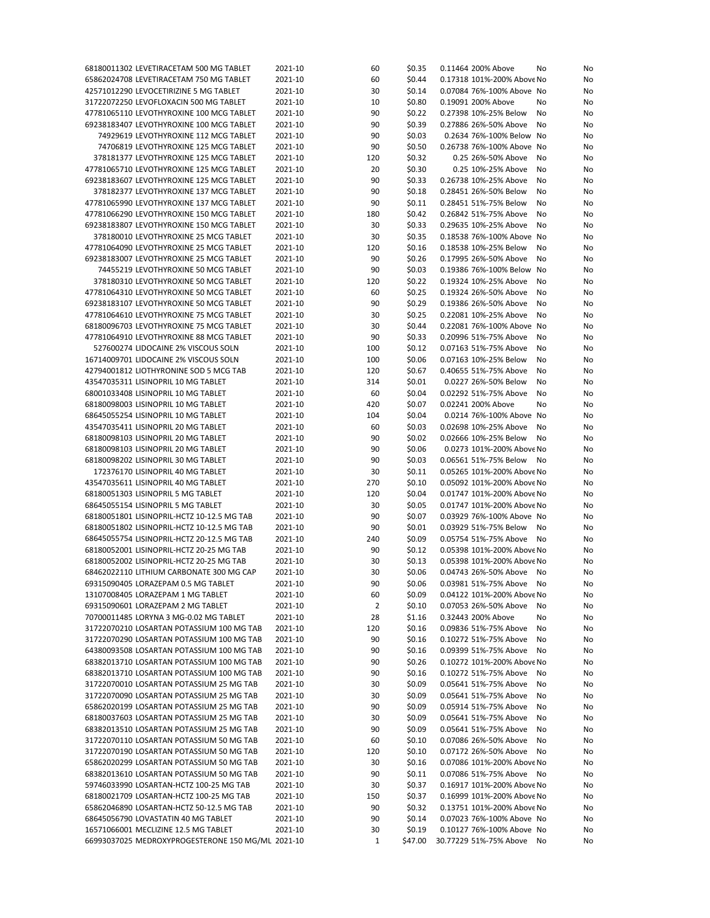| | | | | | | | |
|---|---|---|---|---|---|---|---|
| 68180011302 | LEVETIRACETAM 500 MG TABLET | 2021-10 | 60 | $0.35 | 0.11464 | 200% Above | No | No |
| 65862024708 | LEVETIRACETAM 750 MG TABLET | 2021-10 | 60 | $0.44 | 0.17318 | 101%-200% Above | No | No |
| 42571012290 | LEVOCETIRIZINE 5 MG TABLET | 2021-10 | 30 | $0.14 | 0.07084 | 76%-100% Above | No | No |
| 31722072250 | LEVOFLOXACIN 500 MG TABLET | 2021-10 | 10 | $0.80 | 0.19091 | 200% Above | No | No |
| 47781065110 | LEVOTHYROXINE 100 MCG TABLET | 2021-10 | 90 | $0.22 | 0.27398 | 10%-25% Below | No | No |
| 69238183407 | LEVOTHYROXINE 100 MCG TABLET | 2021-10 | 90 | $0.39 | 0.27886 | 26%-50% Above | No | No |
| 74929619 | LEVOTHYROXINE 112 MCG TABLET | 2021-10 | 90 | $0.03 | 0.2634 | 76%-100% Below | No | No |
| 74706819 | LEVOTHYROXINE 125 MCG TABLET | 2021-10 | 90 | $0.50 | 0.26738 | 76%-100% Above | No | No |
| 378181377 | LEVOTHYROXINE 125 MCG TABLET | 2021-10 | 120 | $0.32 | 0.25 | 26%-50% Above | No | No |
| 47781065710 | LEVOTHYROXINE 125 MCG TABLET | 2021-10 | 20 | $0.30 | 0.25 | 10%-25% Above | No | No |
| 69238183607 | LEVOTHYROXINE 125 MCG TABLET | 2021-10 | 90 | $0.33 | 0.26738 | 10%-25% Above | No | No |
| 378182377 | LEVOTHYROXINE 137 MCG TABLET | 2021-10 | 90 | $0.18 | 0.28451 | 26%-50% Below | No | No |
| 47781065990 | LEVOTHYROXINE 137 MCG TABLET | 2021-10 | 90 | $0.11 | 0.28451 | 51%-75% Below | No | No |
| 47781066290 | LEVOTHYROXINE 150 MCG TABLET | 2021-10 | 180 | $0.42 | 0.26842 | 51%-75% Above | No | No |
| 69238183807 | LEVOTHYROXINE 150 MCG TABLET | 2021-10 | 30 | $0.33 | 0.29635 | 10%-25% Above | No | No |
| 378180010 | LEVOTHYROXINE 25 MCG TABLET | 2021-10 | 30 | $0.35 | 0.18538 | 76%-100% Above | No | No |
| 47781064090 | LEVOTHYROXINE 25 MCG TABLET | 2021-10 | 120 | $0.16 | 0.18538 | 10%-25% Below | No | No |
| 69238183007 | LEVOTHYROXINE 25 MCG TABLET | 2021-10 | 90 | $0.26 | 0.17995 | 26%-50% Above | No | No |
| 74455219 | LEVOTHYROXINE 50 MCG TABLET | 2021-10 | 90 | $0.03 | 0.19386 | 76%-100% Below | No | No |
| 378180310 | LEVOTHYROXINE 50 MCG TABLET | 2021-10 | 120 | $0.22 | 0.19324 | 10%-25% Above | No | No |
| 47781064310 | LEVOTHYROXINE 50 MCG TABLET | 2021-10 | 60 | $0.25 | 0.19324 | 26%-50% Above | No | No |
| 69238183107 | LEVOTHYROXINE 50 MCG TABLET | 2021-10 | 90 | $0.29 | 0.19386 | 26%-50% Above | No | No |
| 47781064610 | LEVOTHYROXINE 75 MCG TABLET | 2021-10 | 30 | $0.25 | 0.22081 | 10%-25% Above | No | No |
| 68180096703 | LEVOTHYROXINE 75 MCG TABLET | 2021-10 | 30 | $0.44 | 0.22081 | 76%-100% Above | No | No |
| 47781064910 | LEVOTHYROXINE 88 MCG TABLET | 2021-10 | 90 | $0.33 | 0.20996 | 51%-75% Above | No | No |
| 527600274 | LIDOCAINE 2% VISCOUS SOLN | 2021-10 | 100 | $0.12 | 0.07163 | 51%-75% Above | No | No |
| 16714009701 | LIDOCAINE 2% VISCOUS SOLN | 2021-10 | 100 | $0.06 | 0.07163 | 10%-25% Below | No | No |
| 42794001812 | LIOTHYRONINE SOD 5 MCG TAB | 2021-10 | 120 | $0.67 | 0.40655 | 51%-75% Above | No | No |
| 43547035311 | LISINOPRIL 10 MG TABLET | 2021-10 | 314 | $0.01 | 0.0227 | 26%-50% Below | No | No |
| 68001033408 | LISINOPRIL 10 MG TABLET | 2021-10 | 60 | $0.04 | 0.02292 | 51%-75% Above | No | No |
| 68180098003 | LISINOPRIL 10 MG TABLET | 2021-10 | 420 | $0.07 | 0.02241 | 200% Above | No | No |
| 68645055254 | LISINOPRIL 10 MG TABLET | 2021-10 | 104 | $0.04 | 0.0214 | 76%-100% Above | No | No |
| 43547035411 | LISINOPRIL 20 MG TABLET | 2021-10 | 60 | $0.03 | 0.02698 | 10%-25% Above | No | No |
| 68180098103 | LISINOPRIL 20 MG TABLET | 2021-10 | 90 | $0.02 | 0.02666 | 10%-25% Below | No | No |
| 68180098103 | LISINOPRIL 20 MG TABLET | 2021-10 | 90 | $0.06 | 0.0273 | 101%-200% Above | No | No |
| 68180098202 | LISINOPRIL 30 MG TABLET | 2021-10 | 90 | $0.03 | 0.06561 | 51%-75% Below | No | No |
| 172376170 | LISINOPRIL 40 MG TABLET | 2021-10 | 30 | $0.11 | 0.05265 | 101%-200% Above | No | No |
| 43547035611 | LISINOPRIL 40 MG TABLET | 2021-10 | 270 | $0.10 | 0.05092 | 101%-200% Above | No | No |
| 68180051303 | LISINOPRIL 5 MG TABLET | 2021-10 | 120 | $0.04 | 0.01747 | 101%-200% Above | No | No |
| 68645055154 | LISINOPRIL 5 MG TABLET | 2021-10 | 30 | $0.05 | 0.01747 | 101%-200% Above | No | No |
| 68180051801 | LISINOPRIL-HCTZ 10-12.5 MG TAB | 2021-10 | 90 | $0.07 | 0.03929 | 76%-100% Above | No | No |
| 68180051802 | LISINOPRIL-HCTZ 10-12.5 MG TAB | 2021-10 | 90 | $0.01 | 0.03929 | 51%-75% Below | No | No |
| 68645055754 | LISINOPRIL-HCTZ 20-12.5 MG TAB | 2021-10 | 240 | $0.09 | 0.05754 | 51%-75% Above | No | No |
| 68180052001 | LISINOPRIL-HCTZ 20-25 MG TAB | 2021-10 | 90 | $0.12 | 0.05398 | 101%-200% Above | No | No |
| 68180052002 | LISINOPRIL-HCTZ 20-25 MG TAB | 2021-10 | 30 | $0.13 | 0.05398 | 101%-200% Above | No | No |
| 68462022110 | LITHIUM CARBONATE 300 MG CAP | 2021-10 | 30 | $0.06 | 0.04743 | 26%-50% Above | No | No |
| 69315090405 | LORAZEPAM 0.5 MG TABLET | 2021-10 | 90 | $0.06 | 0.03981 | 51%-75% Above | No | No |
| 13107008405 | LORAZEPAM 1 MG TABLET | 2021-10 | 60 | $0.09 | 0.04122 | 101%-200% Above | No | No |
| 69315090601 | LORAZEPAM 2 MG TABLET | 2021-10 | 2 | $0.10 | 0.07053 | 26%-50% Above | No | No |
| 70700011485 | LORYNA 3 MG-0.02 MG TABLET | 2021-10 | 28 | $1.16 | 0.32443 | 200% Above | No | No |
| 31722070210 | LOSARTAN POTASSIUM 100 MG TAB | 2021-10 | 120 | $0.16 | 0.09836 | 51%-75% Above | No | No |
| 31722070290 | LOSARTAN POTASSIUM 100 MG TAB | 2021-10 | 90 | $0.16 | 0.10272 | 51%-75% Above | No | No |
| 64380093508 | LOSARTAN POTASSIUM 100 MG TAB | 2021-10 | 90 | $0.16 | 0.09399 | 51%-75% Above | No | No |
| 68382013710 | LOSARTAN POTASSIUM 100 MG TAB | 2021-10 | 90 | $0.26 | 0.10272 | 101%-200% Above | No | No |
| 68382013710 | LOSARTAN POTASSIUM 100 MG TAB | 2021-10 | 90 | $0.16 | 0.10272 | 51%-75% Above | No | No |
| 31722070010 | LOSARTAN POTASSIUM 25 MG TAB | 2021-10 | 30 | $0.09 | 0.05641 | 51%-75% Above | No | No |
| 31722070090 | LOSARTAN POTASSIUM 25 MG TAB | 2021-10 | 30 | $0.09 | 0.05641 | 51%-75% Above | No | No |
| 65862020199 | LOSARTAN POTASSIUM 25 MG TAB | 2021-10 | 90 | $0.09 | 0.05914 | 51%-75% Above | No | No |
| 68180037603 | LOSARTAN POTASSIUM 25 MG TAB | 2021-10 | 30 | $0.09 | 0.05641 | 51%-75% Above | No | No |
| 68382013510 | LOSARTAN POTASSIUM 25 MG TAB | 2021-10 | 90 | $0.09 | 0.05641 | 51%-75% Above | No | No |
| 31722070110 | LOSARTAN POTASSIUM 50 MG TAB | 2021-10 | 60 | $0.10 | 0.07086 | 26%-50% Above | No | No |
| 31722070190 | LOSARTAN POTASSIUM 50 MG TAB | 2021-10 | 120 | $0.10 | 0.07172 | 26%-50% Above | No | No |
| 65862020299 | LOSARTAN POTASSIUM 50 MG TAB | 2021-10 | 30 | $0.16 | 0.07086 | 101%-200% Above | No | No |
| 68382013610 | LOSARTAN POTASSIUM 50 MG TAB | 2021-10 | 90 | $0.11 | 0.07086 | 51%-75% Above | No | No |
| 59746033990 | LOSARTAN-HCTZ 100-25 MG TAB | 2021-10 | 30 | $0.37 | 0.16917 | 101%-200% Above | No | No |
| 68180021709 | LOSARTAN-HCTZ 100-25 MG TAB | 2021-10 | 150 | $0.37 | 0.16999 | 101%-200% Above | No | No |
| 65862046890 | LOSARTAN-HCTZ 50-12.5 MG TAB | 2021-10 | 90 | $0.32 | 0.13751 | 101%-200% Above | No | No |
| 68645056790 | LOVASTATIN 40 MG TABLET | 2021-10 | 90 | $0.14 | 0.07023 | 76%-100% Above | No | No |
| 16571066001 | MECLIZINE 12.5 MG TABLET | 2021-10 | 30 | $0.19 | 0.10127 | 76%-100% Above | No | No |
| 66993037025 | MEDROXYPROGESTERONE 150 MG/ML | 2021-10 | 1 | $47.00 | 30.77229 | 51%-75% Above | No | No |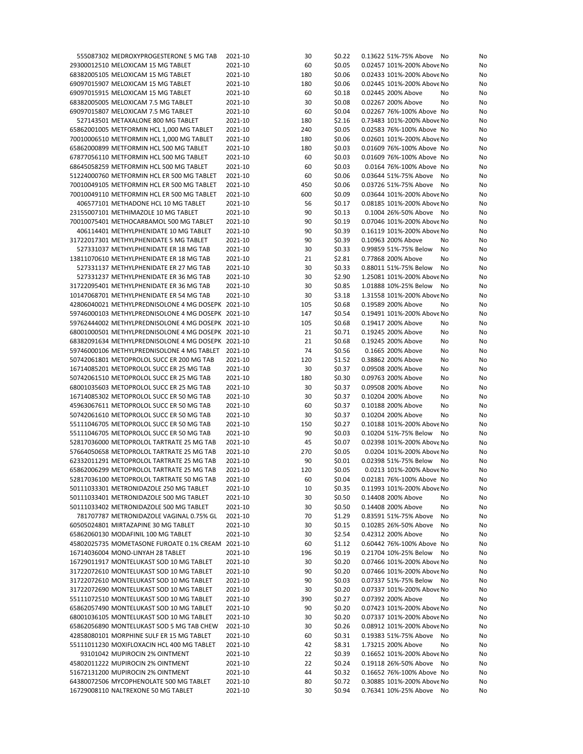| | | | | | | | |
|---|---|---|---|---|---|---|---|
| 555087302 | MEDROXYPROGESTERONE 5 MG TAB | 2021-10 | 30 | $0.22 | 0.13622 | 51%-75% Above | No | No |
| 29300012510 | MELOXICAM 15 MG TABLET | 2021-10 | 60 | $0.05 | 0.02457 | 101%-200% Above | No | No |
| 68382005105 | MELOXICAM 15 MG TABLET | 2021-10 | 180 | $0.06 | 0.02433 | 101%-200% Above | No | No |
| 69097015907 | MELOXICAM 15 MG TABLET | 2021-10 | 180 | $0.06 | 0.02445 | 101%-200% Above | No | No |
| 69097015915 | MELOXICAM 15 MG TABLET | 2021-10 | 60 | $0.18 | 0.02445 | 200% Above | No | No |
| 68382005005 | MELOXICAM 7.5 MG TABLET | 2021-10 | 30 | $0.08 | 0.02267 | 200% Above | No | No |
| 69097015807 | MELOXICAM 7.5 MG TABLET | 2021-10 | 60 | $0.04 | 0.02267 | 76%-100% Above | No | No |
| 527143501 | METAXALONE 800 MG TABLET | 2021-10 | 180 | $2.16 | 0.73483 | 101%-200% Above | No | No |
| 65862001005 | METFORMIN HCL 1,000 MG TABLET | 2021-10 | 240 | $0.05 | 0.02583 | 76%-100% Above | No | No |
| 70010006510 | METFORMIN HCL 1,000 MG TABLET | 2021-10 | 180 | $0.06 | 0.02601 | 101%-200% Above | No | No |
| 65862000899 | METFORMIN HCL 500 MG TABLET | 2021-10 | 180 | $0.03 | 0.01609 | 76%-100% Above | No | No |
| 67877056110 | METFORMIN HCL 500 MG TABLET | 2021-10 | 60 | $0.03 | 0.01609 | 76%-100% Above | No | No |
| 68645058259 | METFORMIN HCL 500 MG TABLET | 2021-10 | 60 | $0.03 | 0.0164 | 76%-100% Above | No | No |
| 51224000760 | METFORMIN HCL ER 500 MG TABLET | 2021-10 | 60 | $0.06 | 0.03644 | 51%-75% Above | No | No |
| 70010049105 | METFORMIN HCL ER 500 MG TABLET | 2021-10 | 450 | $0.06 | 0.03726 | 51%-75% Above | No | No |
| 70010049110 | METFORMIN HCL ER 500 MG TABLET | 2021-10 | 600 | $0.09 | 0.03644 | 101%-200% Above | No | No |
| 406577101 | METHADONE HCL 10 MG TABLET | 2021-10 | 56 | $0.17 | 0.08185 | 101%-200% Above | No | No |
| 23155007101 | METHIMAZOLE 10 MG TABLET | 2021-10 | 90 | $0.13 | 0.1004 | 26%-50% Above | No | No |
| 70010075401 | METHOCARBAMOL 500 MG TABLET | 2021-10 | 90 | $0.19 | 0.07046 | 101%-200% Above | No | No |
| 406114401 | METHYLPHENIDATE 10 MG TABLET | 2021-10 | 90 | $0.39 | 0.16119 | 101%-200% Above | No | No |
| 31722017301 | METHYLPHENIDATE 5 MG TABLET | 2021-10 | 90 | $0.39 | 0.10963 | 200% Above | No | No |
| 527331037 | METHYLPHENIDATE ER 18 MG TAB | 2021-10 | 30 | $0.33 | 0.99859 | 51%-75% Below | No | No |
| 13811070610 | METHYLPHENIDATE ER 18 MG TAB | 2021-10 | 21 | $2.81 | 0.77868 | 200% Above | No | No |
| 527331137 | METHYLPHENIDATE ER 27 MG TAB | 2021-10 | 30 | $0.33 | 0.88011 | 51%-75% Below | No | No |
| 527331237 | METHYLPHENIDATE ER 36 MG TAB | 2021-10 | 30 | $2.90 | 1.25081 | 101%-200% Above | No | No |
| 31722095401 | METHYLPHENIDATE ER 36 MG TAB | 2021-10 | 30 | $0.85 | 1.01888 | 10%-25% Below | No | No |
| 10147068701 | METHYLPHENIDATE ER 54 MG TAB | 2021-10 | 30 | $3.18 | 1.31558 | 101%-200% Above | No | No |
| 42806040021 | METHYLPREDNISOLONE 4 MG DOSEPK | 2021-10 | 105 | $0.68 | 0.19589 | 200% Above | No | No |
| 59746000103 | METHYLPREDNISOLONE 4 MG DOSEPK | 2021-10 | 147 | $0.54 | 0.19491 | 101%-200% Above | No | No |
| 59762444002 | METHYLPREDNISOLONE 4 MG DOSEPK | 2021-10 | 105 | $0.68 | 0.19417 | 200% Above | No | No |
| 68001000501 | METHYLPREDNISOLONE 4 MG DOSEPK | 2021-10 | 21 | $0.71 | 0.19245 | 200% Above | No | No |
| 68382091634 | METHYLPREDNISOLONE 4 MG DOSEPK | 2021-10 | 21 | $0.68 | 0.19245 | 200% Above | No | No |
| 59746000106 | METHYLPREDNISOLONE 4 MG TABLET | 2021-10 | 74 | $0.56 | 0.1665 | 200% Above | No | No |
| 50742061801 | METOPROLOL SUCC ER 200 MG TAB | 2021-10 | 120 | $1.52 | 0.38862 | 200% Above | No | No |
| 16714085201 | METOPROLOL SUCC ER 25 MG TAB | 2021-10 | 30 | $0.37 | 0.09508 | 200% Above | No | No |
| 50742061510 | METOPROLOL SUCC ER 25 MG TAB | 2021-10 | 180 | $0.30 | 0.09763 | 200% Above | No | No |
| 68001035603 | METOPROLOL SUCC ER 25 MG TAB | 2021-10 | 30 | $0.37 | 0.09508 | 200% Above | No | No |
| 16714085302 | METOPROLOL SUCC ER 50 MG TAB | 2021-10 | 30 | $0.37 | 0.10204 | 200% Above | No | No |
| 45963067611 | METOPROLOL SUCC ER 50 MG TAB | 2021-10 | 60 | $0.37 | 0.10188 | 200% Above | No | No |
| 50742061610 | METOPROLOL SUCC ER 50 MG TAB | 2021-10 | 30 | $0.37 | 0.10204 | 200% Above | No | No |
| 55111046705 | METOPROLOL SUCC ER 50 MG TAB | 2021-10 | 150 | $0.27 | 0.10188 | 101%-200% Above | No | No |
| 55111046705 | METOPROLOL SUCC ER 50 MG TAB | 2021-10 | 90 | $0.03 | 0.10204 | 51%-75% Below | No | No |
| 52817036000 | METOPROLOL TARTRATE 25 MG TAB | 2021-10 | 45 | $0.07 | 0.02398 | 101%-200% Above | No | No |
| 57664050658 | METOPROLOL TARTRATE 25 MG TAB | 2021-10 | 270 | $0.05 | 0.0204 | 101%-200% Above | No | No |
| 62332011291 | METOPROLOL TARTRATE 25 MG TAB | 2021-10 | 90 | $0.01 | 0.02398 | 51%-75% Below | No | No |
| 65862006299 | METOPROLOL TARTRATE 25 MG TAB | 2021-10 | 120 | $0.05 | 0.0213 | 101%-200% Above | No | No |
| 52817036100 | METOPROLOL TARTRATE 50 MG TAB | 2021-10 | 60 | $0.04 | 0.02181 | 76%-100% Above | No | No |
| 50111033301 | METRONIDAZOLE 250 MG TABLET | 2021-10 | 10 | $0.35 | 0.11993 | 101%-200% Above | No | No |
| 50111033401 | METRONIDAZOLE 500 MG TABLET | 2021-10 | 30 | $0.50 | 0.14408 | 200% Above | No | No |
| 50111033402 | METRONIDAZOLE 500 MG TABLET | 2021-10 | 30 | $0.50 | 0.14408 | 200% Above | No | No |
| 781707787 | METRONIDAZOLE VAGINAL 0.75% GL | 2021-10 | 70 | $1.29 | 0.83591 | 51%-75% Above | No | No |
| 60505024801 | MIRTAZAPINE 30 MG TABLET | 2021-10 | 30 | $0.15 | 0.10285 | 26%-50% Above | No | No |
| 65862060130 | MODAFINIL 100 MG TABLET | 2021-10 | 30 | $2.54 | 0.42312 | 200% Above | No | No |
| 45802025735 | MOMETASONE FUROATE 0.1% CREAM | 2021-10 | 60 | $1.12 | 0.60442 | 76%-100% Above | No | No |
| 16714036004 | MONO-LINYAH 28 TABLET | 2021-10 | 196 | $0.19 | 0.21704 | 10%-25% Below | No | No |
| 16729011917 | MONTELUKAST SOD 10 MG TABLET | 2021-10 | 30 | $0.20 | 0.07466 | 101%-200% Above | No | No |
| 31722072610 | MONTELUKAST SOD 10 MG TABLET | 2021-10 | 90 | $0.20 | 0.07466 | 101%-200% Above | No | No |
| 31722072610 | MONTELUKAST SOD 10 MG TABLET | 2021-10 | 90 | $0.03 | 0.07337 | 51%-75% Below | No | No |
| 31722072690 | MONTELUKAST SOD 10 MG TABLET | 2021-10 | 30 | $0.20 | 0.07337 | 101%-200% Above | No | No |
| 55111072510 | MONTELUKAST SOD 10 MG TABLET | 2021-10 | 390 | $0.27 | 0.07392 | 200% Above | No | No |
| 65862057490 | MONTELUKAST SOD 10 MG TABLET | 2021-10 | 90 | $0.20 | 0.07423 | 101%-200% Above | No | No |
| 68001036105 | MONTELUKAST SOD 10 MG TABLET | 2021-10 | 30 | $0.20 | 0.07337 | 101%-200% Above | No | No |
| 65862056890 | MONTELUKAST SOD 5 MG TAB CHEW | 2021-10 | 30 | $0.26 | 0.08912 | 101%-200% Above | No | No |
| 42858080101 | MORPHINE SULF ER 15 MG TABLET | 2021-10 | 60 | $0.31 | 0.19383 | 51%-75% Above | No | No |
| 55111011230 | MOXIFLOXACIN HCL 400 MG TABLET | 2021-10 | 42 | $8.31 | 1.73215 | 200% Above | No | No |
| 93101042 | MUPIROCIN 2% OINTMENT | 2021-10 | 22 | $0.39 | 0.16652 | 101%-200% Above | No | No |
| 45802011222 | MUPIROCIN 2% OINTMENT | 2021-10 | 22 | $0.24 | 0.19118 | 26%-50% Above | No | No |
| 51672131200 | MUPIROCIN 2% OINTMENT | 2021-10 | 44 | $0.32 | 0.16652 | 76%-100% Above | No | No |
| 64380072506 | MYCOPHENOLATE 500 MG TABLET | 2021-10 | 80 | $0.72 | 0.30885 | 101%-200% Above | No | No |
| 16729008110 | NALTREXONE 50 MG TABLET | 2021-10 | 30 | $0.94 | 0.76341 | 10%-25% Above | No | No |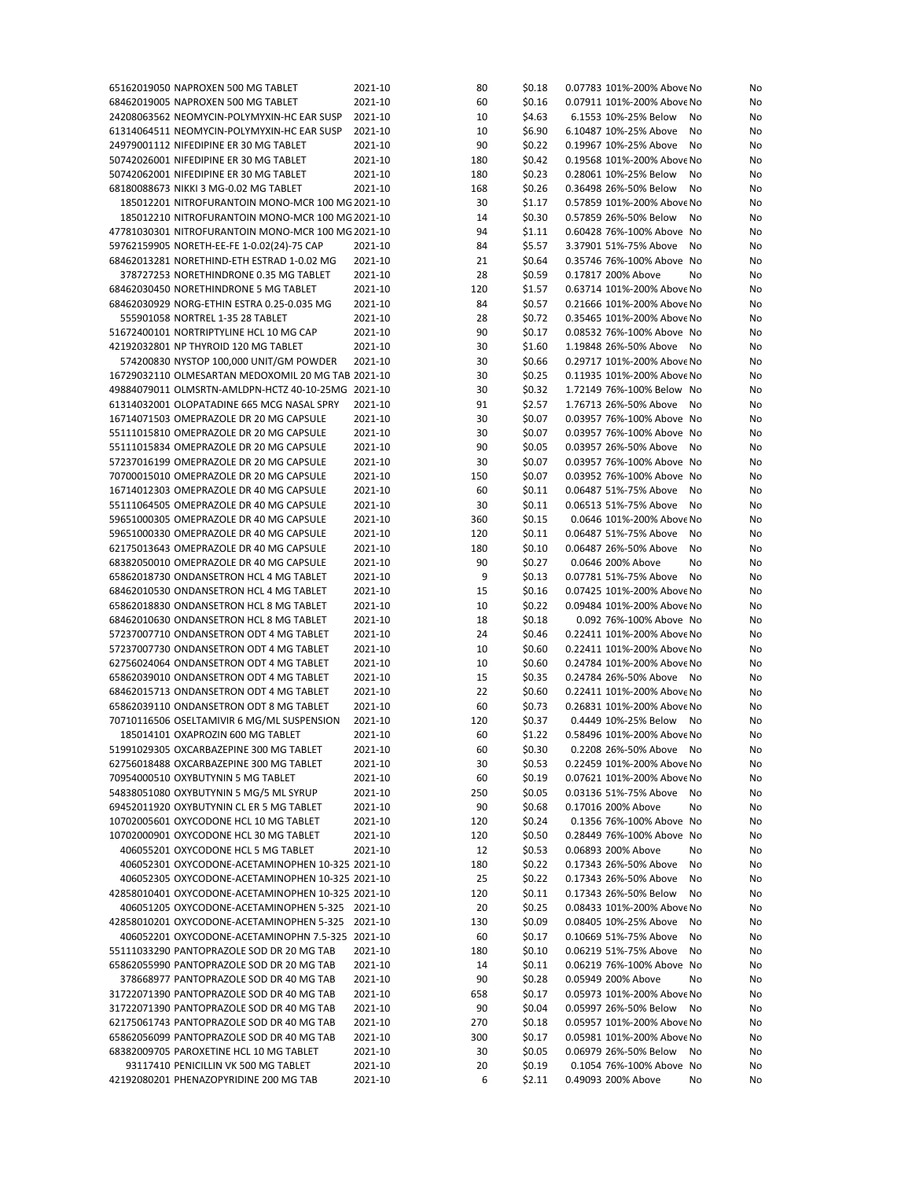| | | | | | | | | |
|---|---|---|---|---|---|---|---|---|
| 65162019050 | NAPROXEN 500 MG TABLET | 2021-10 | 80 | $0.18 | 0.07783 | 101%-200% Above | No | No |
| 68462019005 | NAPROXEN 500 MG TABLET | 2021-10 | 60 | $0.16 | 0.07911 | 101%-200% Above | No | No |
| 24208063562 | NEOMYCIN-POLYMYXIN-HC EAR SUSP | 2021-10 | 10 | $4.63 | 6.1553 | 10%-25% Below | No | No |
| 61314064511 | NEOMYCIN-POLYMYXIN-HC EAR SUSP | 2021-10 | 10 | $6.90 | 6.10487 | 10%-25% Above | No | No |
| 24979001112 | NIFEDIPINE ER 30 MG TABLET | 2021-10 | 90 | $0.22 | 0.19967 | 10%-25% Above | No | No |
| 50742026001 | NIFEDIPINE ER 30 MG TABLET | 2021-10 | 180 | $0.42 | 0.19568 | 101%-200% Above | No | No |
| 50742062001 | NIFEDIPINE ER 30 MG TABLET | 2021-10 | 180 | $0.23 | 0.28061 | 10%-25% Below | No | No |
| 68180088673 | NIKKI 3 MG-0.02 MG TABLET | 2021-10 | 168 | $0.26 | 0.36498 | 26%-50% Below | No | No |
| 185012201 | NITROFURANTOIN MONO-MCR 100 MG | 2021-10 | 30 | $1.17 | 0.57859 | 101%-200% Above | No | No |
| 185012210 | NITROFURANTOIN MONO-MCR 100 MG | 2021-10 | 14 | $0.30 | 0.57859 | 26%-50% Below | No | No |
| 47781030301 | NITROFURANTOIN MONO-MCR 100 MG | 2021-10 | 94 | $1.11 | 0.60428 | 76%-100% Above | No | No |
| 59762159905 | NORETH-EE-FE 1-0.02(24)-75 CAP | 2021-10 | 84 | $5.57 | 3.37901 | 51%-75% Above | No | No |
| 68462013281 | NORETHIND-ETH ESTRAD 1-0.02 MG | 2021-10 | 21 | $0.64 | 0.35746 | 76%-100% Above | No | No |
| 378727253 | NORETHINDRONE 0.35 MG TABLET | 2021-10 | 28 | $0.59 | 0.17817 | 200% Above | No | No |
| 68462030450 | NORETHINDRONE 5 MG TABLET | 2021-10 | 120 | $1.57 | 0.63714 | 101%-200% Above | No | No |
| 68462030929 | NORG-ETHIN ESTRA 0.25-0.035 MG | 2021-10 | 84 | $0.57 | 0.21666 | 101%-200% Above | No | No |
| 555901058 | NORTREL 1-35 28 TABLET | 2021-10 | 28 | $0.72 | 0.35465 | 101%-200% Above | No | No |
| 51672400101 | NORTRIPTYLINE HCL 10 MG CAP | 2021-10 | 90 | $0.17 | 0.08532 | 76%-100% Above | No | No |
| 42192032801 | NP THYROID 120 MG TABLET | 2021-10 | 30 | $1.60 | 1.19848 | 26%-50% Above | No | No |
| 574200830 | NYSTOP 100,000 UNIT/GM POWDER | 2021-10 | 30 | $0.66 | 0.29717 | 101%-200% Above | No | No |
| 16729032110 | OLMESARTAN MEDOXOMIL 20 MG TAB | 2021-10 | 30 | $0.25 | 0.11935 | 101%-200% Above | No | No |
| 49884079011 | OLMSRTN-AMLDPN-HCTZ 40-10-25MG | 2021-10 | 30 | $0.32 | 1.72149 | 76%-100% Below | No | No |
| 61314032001 | OLOPATADINE 665 MCG NASAL SPRY | 2021-10 | 91 | $2.57 | 1.76713 | 26%-50% Above | No | No |
| 16714071503 | OMEPRAZOLE DR 20 MG CAPSULE | 2021-10 | 30 | $0.07 | 0.03957 | 76%-100% Above | No | No |
| 55111015810 | OMEPRAZOLE DR 20 MG CAPSULE | 2021-10 | 30 | $0.07 | 0.03957 | 76%-100% Above | No | No |
| 55111015834 | OMEPRAZOLE DR 20 MG CAPSULE | 2021-10 | 90 | $0.05 | 0.03957 | 26%-50% Above | No | No |
| 57237016199 | OMEPRAZOLE DR 20 MG CAPSULE | 2021-10 | 30 | $0.07 | 0.03957 | 76%-100% Above | No | No |
| 70700015010 | OMEPRAZOLE DR 20 MG CAPSULE | 2021-10 | 150 | $0.07 | 0.03952 | 76%-100% Above | No | No |
| 16714012303 | OMEPRAZOLE DR 40 MG CAPSULE | 2021-10 | 60 | $0.11 | 0.06487 | 51%-75% Above | No | No |
| 55111064505 | OMEPRAZOLE DR 40 MG CAPSULE | 2021-10 | 30 | $0.11 | 0.06513 | 51%-75% Above | No | No |
| 59651000305 | OMEPRAZOLE DR 40 MG CAPSULE | 2021-10 | 360 | $0.15 | 0.0646 | 101%-200% Above | No | No |
| 59651000330 | OMEPRAZOLE DR 40 MG CAPSULE | 2021-10 | 120 | $0.11 | 0.06487 | 51%-75% Above | No | No |
| 62175013643 | OMEPRAZOLE DR 40 MG CAPSULE | 2021-10 | 180 | $0.10 | 0.06487 | 26%-50% Above | No | No |
| 68382050010 | OMEPRAZOLE DR 40 MG CAPSULE | 2021-10 | 90 | $0.27 | 0.0646 | 200% Above | No | No |
| 65862018730 | ONDANSETRON HCL 4 MG TABLET | 2021-10 | 9 | $0.13 | 0.07781 | 51%-75% Above | No | No |
| 68462010530 | ONDANSETRON HCL 4 MG TABLET | 2021-10 | 15 | $0.16 | 0.07425 | 101%-200% Above | No | No |
| 65862018830 | ONDANSETRON HCL 8 MG TABLET | 2021-10 | 10 | $0.22 | 0.09484 | 101%-200% Above | No | No |
| 68462010630 | ONDANSETRON HCL 8 MG TABLET | 2021-10 | 18 | $0.18 | 0.092 | 76%-100% Above | No | No |
| 57237007710 | ONDANSETRON ODT 4 MG TABLET | 2021-10 | 24 | $0.46 | 0.22411 | 101%-200% Above | No | No |
| 57237007730 | ONDANSETRON ODT 4 MG TABLET | 2021-10 | 10 | $0.60 | 0.22411 | 101%-200% Above | No | No |
| 62756024064 | ONDANSETRON ODT 4 MG TABLET | 2021-10 | 10 | $0.60 | 0.24784 | 101%-200% Above | No | No |
| 65862039010 | ONDANSETRON ODT 4 MG TABLET | 2021-10 | 15 | $0.35 | 0.24784 | 26%-50% Above | No | No |
| 68462015713 | ONDANSETRON ODT 4 MG TABLET | 2021-10 | 22 | $0.60 | 0.22411 | 101%-200% Above | No | No |
| 65862039110 | ONDANSETRON ODT 8 MG TABLET | 2021-10 | 60 | $0.73 | 0.26831 | 101%-200% Above | No | No |
| 70710116506 | OSELTAMIVIR 6 MG/ML SUSPENSION | 2021-10 | 120 | $0.37 | 0.4449 | 10%-25% Below | No | No |
| 185014101 | OXAPROZIN 600 MG TABLET | 2021-10 | 60 | $1.22 | 0.58496 | 101%-200% Above | No | No |
| 51991029305 | OXCARBAZEPINE 300 MG TABLET | 2021-10 | 60 | $0.30 | 0.2208 | 26%-50% Above | No | No |
| 62756018488 | OXCARBAZEPINE 300 MG TABLET | 2021-10 | 30 | $0.53 | 0.22459 | 101%-200% Above | No | No |
| 70954000510 | OXYBUTYNIN 5 MG TABLET | 2021-10 | 60 | $0.19 | 0.07621 | 101%-200% Above | No | No |
| 54838051080 | OXYBUTYNIN 5 MG/5 ML SYRUP | 2021-10 | 250 | $0.05 | 0.03136 | 51%-75% Above | No | No |
| 69452011920 | OXYBUTYNIN CL ER 5 MG TABLET | 2021-10 | 90 | $0.68 | 0.17016 | 200% Above | No | No |
| 10702005601 | OXYCODONE HCL 10 MG TABLET | 2021-10 | 120 | $0.24 | 0.1356 | 76%-100% Above | No | No |
| 10702000901 | OXYCODONE HCL 30 MG TABLET | 2021-10 | 120 | $0.50 | 0.28449 | 76%-100% Above | No | No |
| 406055201 | OXYCODONE HCL 5 MG TABLET | 2021-10 | 12 | $0.53 | 0.06893 | 200% Above | No | No |
| 406052301 | OXYCODONE-ACETAMINOPHEN 10-325 | 2021-10 | 180 | $0.22 | 0.17343 | 26%-50% Above | No | No |
| 406052305 | OXYCODONE-ACETAMINOPHEN 10-325 | 2021-10 | 25 | $0.22 | 0.17343 | 26%-50% Above | No | No |
| 42858010401 | OXYCODONE-ACETAMINOPHEN 10-325 | 2021-10 | 120 | $0.11 | 0.17343 | 26%-50% Below | No | No |
| 406051205 | OXYCODONE-ACETAMINOPHEN 5-325 | 2021-10 | 20 | $0.25 | 0.08433 | 101%-200% Above | No | No |
| 42858010201 | OXYCODONE-ACETAMINOPHEN 5-325 | 2021-10 | 130 | $0.09 | 0.08405 | 10%-25% Above | No | No |
| 406052201 | OXYCODONE-ACETAMINOPHN 7.5-325 | 2021-10 | 60 | $0.17 | 0.10669 | 51%-75% Above | No | No |
| 55111033290 | PANTOPRAZOLE SOD DR 20 MG TAB | 2021-10 | 180 | $0.10 | 0.06219 | 51%-75% Above | No | No |
| 65862055990 | PANTOPRAZOLE SOD DR 20 MG TAB | 2021-10 | 14 | $0.11 | 0.06219 | 76%-100% Above | No | No |
| 378668977 | PANTOPRAZOLE SOD DR 40 MG TAB | 2021-10 | 90 | $0.28 | 0.05949 | 200% Above | No | No |
| 31722071390 | PANTOPRAZOLE SOD DR 40 MG TAB | 2021-10 | 658 | $0.17 | 0.05973 | 101%-200% Above | No | No |
| 31722071390 | PANTOPRAZOLE SOD DR 40 MG TAB | 2021-10 | 90 | $0.04 | 0.05997 | 26%-50% Below | No | No |
| 62175061743 | PANTOPRAZOLE SOD DR 40 MG TAB | 2021-10 | 270 | $0.18 | 0.05957 | 101%-200% Above | No | No |
| 65862056099 | PANTOPRAZOLE SOD DR 40 MG TAB | 2021-10 | 300 | $0.17 | 0.05981 | 101%-200% Above | No | No |
| 68382009705 | PAROXETINE HCL 10 MG TABLET | 2021-10 | 30 | $0.05 | 0.06979 | 26%-50% Below | No | No |
| 93117410 | PENICILLIN VK 500 MG TABLET | 2021-10 | 20 | $0.19 | 0.1054 | 76%-100% Above | No | No |
| 42192080201 | PHENAZOPYRIDINE 200 MG TAB | 2021-10 | 6 | $2.11 | 0.49093 | 200% Above | No | No |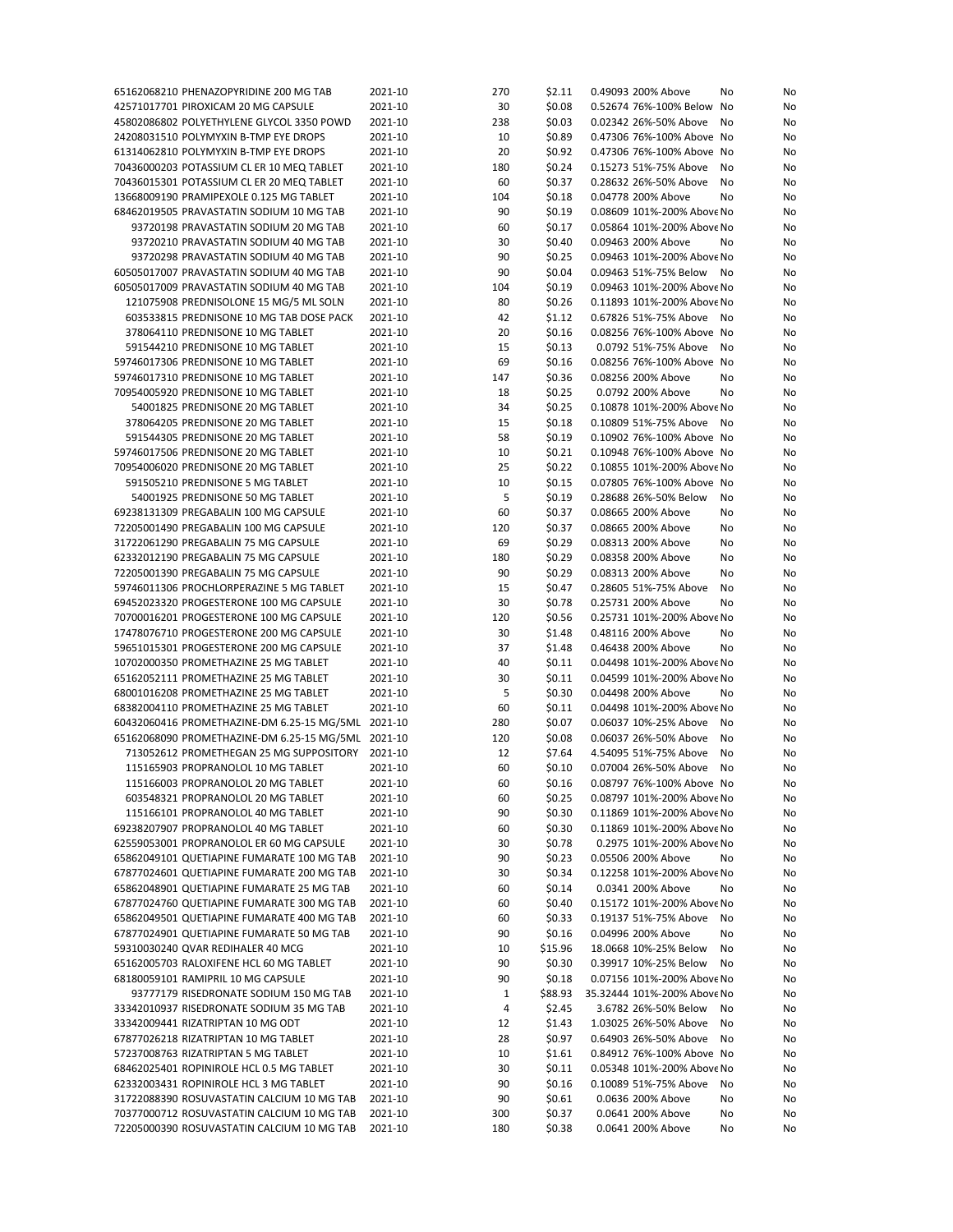| | | | | | | | |
|---|---|---|---|---|---|---|---|
| 65162068210 | PHENAZOPYRIDINE 200 MG TAB | 2021-10 | 270 | $2.11 | 0.49093 200% Above | No | No |
| 42571017701 | PIROXICAM 20 MG CAPSULE | 2021-10 | 30 | $0.08 | 0.52674 76%-100% Below | No | No |
| 45802086802 | POLYETHYLENE GLYCOL 3350 POWD | 2021-10 | 238 | $0.03 | 0.02342 26%-50% Above | No | No |
| 24208031510 | POLYMYXIN B-TMP EYE DROPS | 2021-10 | 10 | $0.89 | 0.47306 76%-100% Above | No | No |
| 61314062810 | POLYMYXIN B-TMP EYE DROPS | 2021-10 | 20 | $0.92 | 0.47306 76%-100% Above | No | No |
| 70436000203 | POTASSIUM CL ER 10 MEQ TABLET | 2021-10 | 180 | $0.24 | 0.15273 51%-75% Above | No | No |
| 70436015301 | POTASSIUM CL ER 20 MEQ TABLET | 2021-10 | 60 | $0.37 | 0.28632 26%-50% Above | No | No |
| 13668009190 | PRAMIPEXOLE 0.125 MG TABLET | 2021-10 | 104 | $0.18 | 0.04778 200% Above | No | No |
| 68462019505 | PRAVASTATIN SODIUM 10 MG TAB | 2021-10 | 90 | $0.19 | 0.08609 101%-200% Above | No | No |
| 93720198 | PRAVASTATIN SODIUM 20 MG TAB | 2021-10 | 60 | $0.17 | 0.05864 101%-200% Above | No | No |
| 93720210 | PRAVASTATIN SODIUM 40 MG TAB | 2021-10 | 30 | $0.40 | 0.09463 200% Above | No | No |
| 93720298 | PRAVASTATIN SODIUM 40 MG TAB | 2021-10 | 90 | $0.25 | 0.09463 101%-200% Above | No | No |
| 60505017007 | PRAVASTATIN SODIUM 40 MG TAB | 2021-10 | 90 | $0.04 | 0.09463 51%-75% Below | No | No |
| 60505017009 | PRAVASTATIN SODIUM 40 MG TAB | 2021-10 | 104 | $0.19 | 0.09463 101%-200% Above | No | No |
| 121075908 | PREDNISOLONE 15 MG/5 ML SOLN | 2021-10 | 80 | $0.26 | 0.11893 101%-200% Above | No | No |
| 603533815 | PREDNISONE 10 MG TAB DOSE PACK | 2021-10 | 42 | $1.12 | 0.67826 51%-75% Above | No | No |
| 378064110 | PREDNISONE 10 MG TABLET | 2021-10 | 20 | $0.16 | 0.08256 76%-100% Above | No | No |
| 591544210 | PREDNISONE 10 MG TABLET | 2021-10 | 15 | $0.13 | 0.0792 51%-75% Above | No | No |
| 59746017306 | PREDNISONE 10 MG TABLET | 2021-10 | 69 | $0.16 | 0.08256 76%-100% Above | No | No |
| 59746017310 | PREDNISONE 10 MG TABLET | 2021-10 | 147 | $0.36 | 0.08256 200% Above | No | No |
| 70954005920 | PREDNISONE 10 MG TABLET | 2021-10 | 18 | $0.25 | 0.0792 200% Above | No | No |
| 54001825 | PREDNISONE 20 MG TABLET | 2021-10 | 34 | $0.25 | 0.10878 101%-200% Above | No | No |
| 378064205 | PREDNISONE 20 MG TABLET | 2021-10 | 15 | $0.18 | 0.10809 51%-75% Above | No | No |
| 591544305 | PREDNISONE 20 MG TABLET | 2021-10 | 58 | $0.19 | 0.10902 76%-100% Above | No | No |
| 59746017506 | PREDNISONE 20 MG TABLET | 2021-10 | 10 | $0.21 | 0.10948 76%-100% Above | No | No |
| 70954006020 | PREDNISONE 20 MG TABLET | 2021-10 | 25 | $0.22 | 0.10855 101%-200% Above | No | No |
| 591505210 | PREDNISONE 5 MG TABLET | 2021-10 | 10 | $0.15 | 0.07805 76%-100% Above | No | No |
| 54001925 | PREDNISONE 50 MG TABLET | 2021-10 | 5 | $0.19 | 0.28688 26%-50% Below | No | No |
| 69238131309 | PREGABALIN 100 MG CAPSULE | 2021-10 | 60 | $0.37 | 0.08665 200% Above | No | No |
| 72205001490 | PREGABALIN 100 MG CAPSULE | 2021-10 | 120 | $0.37 | 0.08665 200% Above | No | No |
| 31722061290 | PREGABALIN 75 MG CAPSULE | 2021-10 | 69 | $0.29 | 0.08313 200% Above | No | No |
| 62332012190 | PREGABALIN 75 MG CAPSULE | 2021-10 | 180 | $0.29 | 0.08358 200% Above | No | No |
| 72205001390 | PREGABALIN 75 MG CAPSULE | 2021-10 | 90 | $0.29 | 0.08313 200% Above | No | No |
| 59746011306 | PROCHLORPERAZINE 5 MG TABLET | 2021-10 | 15 | $0.47 | 0.28605 51%-75% Above | No | No |
| 69452023320 | PROGESTERONE 100 MG CAPSULE | 2021-10 | 30 | $0.78 | 0.25731 200% Above | No | No |
| 70700016201 | PROGESTERONE 100 MG CAPSULE | 2021-10 | 120 | $0.56 | 0.25731 101%-200% Above | No | No |
| 17478076710 | PROGESTERONE 200 MG CAPSULE | 2021-10 | 30 | $1.48 | 0.48116 200% Above | No | No |
| 59651015301 | PROGESTERONE 200 MG CAPSULE | 2021-10 | 37 | $1.48 | 0.46438 200% Above | No | No |
| 10702000350 | PROMETHAZINE 25 MG TABLET | 2021-10 | 40 | $0.11 | 0.04498 101%-200% Above | No | No |
| 65162052111 | PROMETHAZINE 25 MG TABLET | 2021-10 | 30 | $0.11 | 0.04599 101%-200% Above | No | No |
| 68001016208 | PROMETHAZINE 25 MG TABLET | 2021-10 | 5 | $0.30 | 0.04498 200% Above | No | No |
| 68382004110 | PROMETHAZINE 25 MG TABLET | 2021-10 | 60 | $0.11 | 0.04498 101%-200% Above | No | No |
| 60432060416 | PROMETHAZINE-DM 6.25-15 MG/5ML | 2021-10 | 280 | $0.07 | 0.06037 10%-25% Above | No | No |
| 65162068090 | PROMETHAZINE-DM 6.25-15 MG/5ML | 2021-10 | 120 | $0.08 | 0.06037 26%-50% Above | No | No |
| 713052612 | PROMETHEGAN 25 MG SUPPOSITORY | 2021-10 | 12 | $7.64 | 4.54095 51%-75% Above | No | No |
| 115165903 | PROPRANOLOL 10 MG TABLET | 2021-10 | 60 | $0.10 | 0.07004 26%-50% Above | No | No |
| 115166003 | PROPRANOLOL 20 MG TABLET | 2021-10 | 60 | $0.16 | 0.08797 76%-100% Above | No | No |
| 603548321 | PROPRANOLOL 20 MG TABLET | 2021-10 | 60 | $0.25 | 0.08797 101%-200% Above | No | No |
| 115166101 | PROPRANOLOL 40 MG TABLET | 2021-10 | 90 | $0.30 | 0.11869 101%-200% Above | No | No |
| 69238207907 | PROPRANOLOL 40 MG TABLET | 2021-10 | 60 | $0.30 | 0.11869 101%-200% Above | No | No |
| 62559053001 | PROPRANOLOL ER 60 MG CAPSULE | 2021-10 | 30 | $0.78 | 0.2975 101%-200% Above | No | No |
| 65862049101 | QUETIAPINE FUMARATE 100 MG TAB | 2021-10 | 90 | $0.23 | 0.05506 200% Above | No | No |
| 67877024601 | QUETIAPINE FUMARATE 200 MG TAB | 2021-10 | 30 | $0.34 | 0.12258 101%-200% Above | No | No |
| 65862048901 | QUETIAPINE FUMARATE 25 MG TAB | 2021-10 | 60 | $0.14 | 0.0341 200% Above | No | No |
| 67877024760 | QUETIAPINE FUMARATE 300 MG TAB | 2021-10 | 60 | $0.40 | 0.15172 101%-200% Above | No | No |
| 65862049501 | QUETIAPINE FUMARATE 400 MG TAB | 2021-10 | 60 | $0.33 | 0.19137 51%-75% Above | No | No |
| 67877024901 | QUETIAPINE FUMARATE 50 MG TAB | 2021-10 | 90 | $0.16 | 0.04996 200% Above | No | No |
| 59310030240 | QVAR REDIHALER 40 MCG | 2021-10 | 10 | $15.96 | 18.0668 10%-25% Below | No | No |
| 65162005703 | RALOXIFENE HCL 60 MG TABLET | 2021-10 | 90 | $0.30 | 0.39917 10%-25% Below | No | No |
| 68180059101 | RAMIPRIL 10 MG CAPSULE | 2021-10 | 90 | $0.18 | 0.07156 101%-200% Above | No | No |
| 93777179 | RISEDRONATE SODIUM 150 MG TAB | 2021-10 | 1 | $88.93 | 35.32444 101%-200% Above | No | No |
| 33342010937 | RISEDRONATE SODIUM 35 MG TAB | 2021-10 | 4 | $2.45 | 3.6782 26%-50% Below | No | No |
| 33342009441 | RIZATRIPTAN 10 MG ODT | 2021-10 | 12 | $1.43 | 1.03025 26%-50% Above | No | No |
| 67877026218 | RIZATRIPTAN 10 MG TABLET | 2021-10 | 28 | $0.97 | 0.64903 26%-50% Above | No | No |
| 57237008763 | RIZATRIPTAN 5 MG TABLET | 2021-10 | 10 | $1.61 | 0.84912 76%-100% Above | No | No |
| 68462025401 | ROPINIROLE HCL 0.5 MG TABLET | 2021-10 | 30 | $0.11 | 0.05348 101%-200% Above | No | No |
| 62332003431 | ROPINIROLE HCL 3 MG TABLET | 2021-10 | 90 | $0.16 | 0.10089 51%-75% Above | No | No |
| 31722088390 | ROSUVASTATIN CALCIUM 10 MG TAB | 2021-10 | 90 | $0.61 | 0.0636 200% Above | No | No |
| 70377000712 | ROSUVASTATIN CALCIUM 10 MG TAB | 2021-10 | 300 | $0.37 | 0.0641 200% Above | No | No |
| 72205000390 | ROSUVASTATIN CALCIUM 10 MG TAB | 2021-10 | 180 | $0.38 | 0.0641 200% Above | No | No |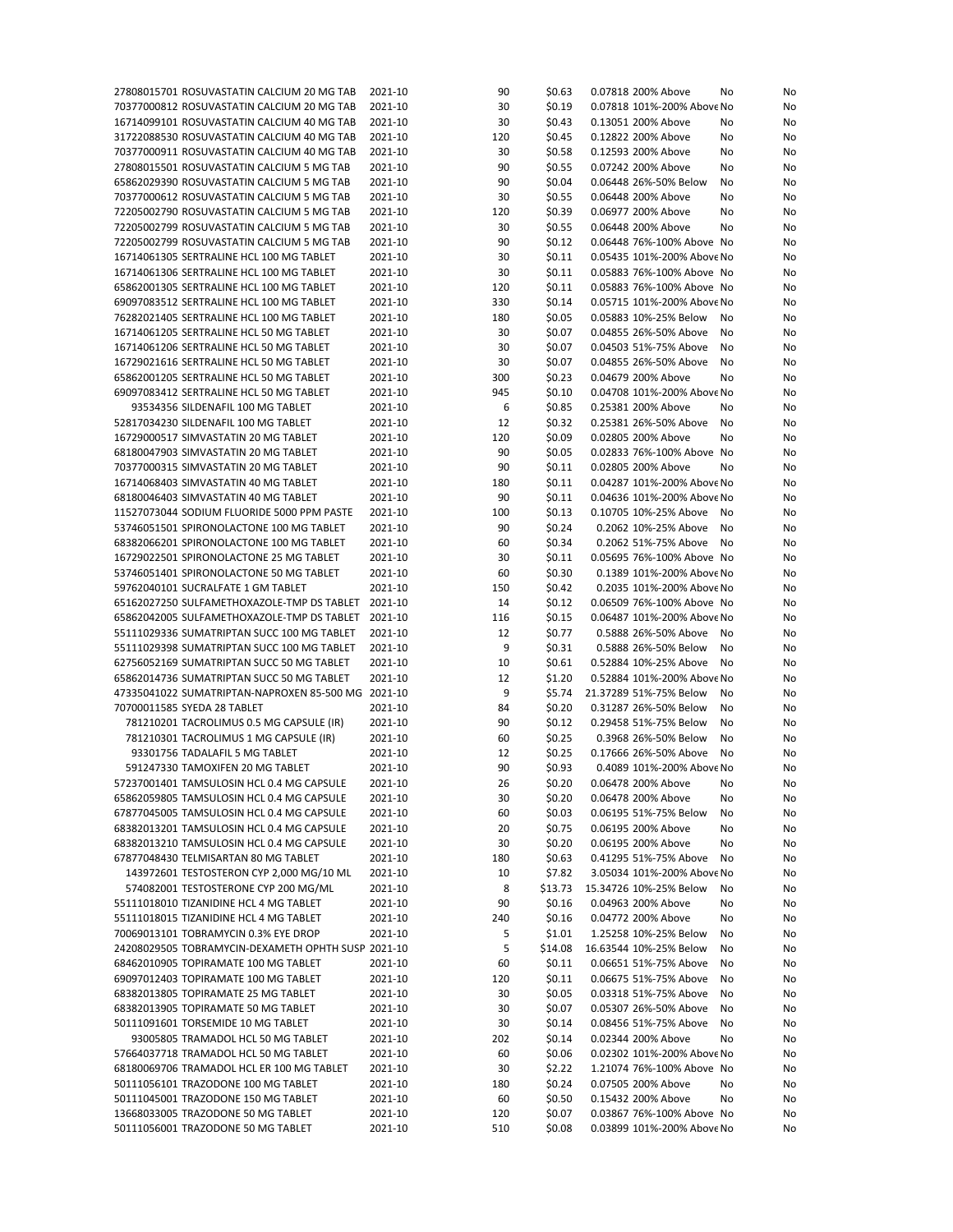| | | | | | | | |
|---|---|---|---|---|---|---|---|
| 27808015701 ROSUVASTATIN CALCIUM 20 MG TAB | 2021-10 | 90 | $0.63 | 0.07818 | 200% Above | No | No |
| 70377000812 ROSUVASTATIN CALCIUM 20 MG TAB | 2021-10 | 30 | $0.19 | 0.07818 | 101%-200% Above | No | No |
| 16714099101 ROSUVASTATIN CALCIUM 40 MG TAB | 2021-10 | 30 | $0.43 | 0.13051 | 200% Above | No | No |
| 31722088530 ROSUVASTATIN CALCIUM 40 MG TAB | 2021-10 | 120 | $0.45 | 0.12822 | 200% Above | No | No |
| 70377000911 ROSUVASTATIN CALCIUM 40 MG TAB | 2021-10 | 30 | $0.58 | 0.12593 | 200% Above | No | No |
| 27808015501 ROSUVASTATIN CALCIUM 5 MG TAB | 2021-10 | 90 | $0.55 | 0.07242 | 200% Above | No | No |
| 65862029390 ROSUVASTATIN CALCIUM 5 MG TAB | 2021-10 | 90 | $0.04 | 0.06448 | 26%-50% Below | No | No |
| 70377000612 ROSUVASTATIN CALCIUM 5 MG TAB | 2021-10 | 30 | $0.55 | 0.06448 | 200% Above | No | No |
| 72205002790 ROSUVASTATIN CALCIUM 5 MG TAB | 2021-10 | 120 | $0.39 | 0.06977 | 200% Above | No | No |
| 72205002799 ROSUVASTATIN CALCIUM 5 MG TAB | 2021-10 | 30 | $0.55 | 0.06448 | 200% Above | No | No |
| 72205002799 ROSUVASTATIN CALCIUM 5 MG TAB | 2021-10 | 90 | $0.12 | 0.06448 | 76%-100% Above | No | No |
| 16714061305 SERTRALINE HCL 100 MG TABLET | 2021-10 | 30 | $0.11 | 0.05435 | 101%-200% Above | No | No |
| 16714061306 SERTRALINE HCL 100 MG TABLET | 2021-10 | 30 | $0.11 | 0.05883 | 76%-100% Above | No | No |
| 65862001305 SERTRALINE HCL 100 MG TABLET | 2021-10 | 120 | $0.11 | 0.05883 | 76%-100% Above | No | No |
| 69097083512 SERTRALINE HCL 100 MG TABLET | 2021-10 | 330 | $0.14 | 0.05715 | 101%-200% Above | No | No |
| 76282021405 SERTRALINE HCL 100 MG TABLET | 2021-10 | 180 | $0.05 | 0.05883 | 10%-25% Below | No | No |
| 16714061205 SERTRALINE HCL 50 MG TABLET | 2021-10 | 30 | $0.07 | 0.04855 | 26%-50% Above | No | No |
| 16714061206 SERTRALINE HCL 50 MG TABLET | 2021-10 | 30 | $0.07 | 0.04503 | 51%-75% Above | No | No |
| 16729021616 SERTRALINE HCL 50 MG TABLET | 2021-10 | 30 | $0.07 | 0.04855 | 26%-50% Above | No | No |
| 65862001205 SERTRALINE HCL 50 MG TABLET | 2021-10 | 300 | $0.23 | 0.04679 | 200% Above | No | No |
| 69097083412 SERTRALINE HCL 50 MG TABLET | 2021-10 | 945 | $0.10 | 0.04708 | 101%-200% Above | No | No |
| 93534356 SILDENAFIL 100 MG TABLET | 2021-10 | 6 | $0.85 | 0.25381 | 200% Above | No | No |
| 52817034230 SILDENAFIL 100 MG TABLET | 2021-10 | 12 | $0.32 | 0.25381 | 26%-50% Above | No | No |
| 16729000517 SIMVASTATIN 20 MG TABLET | 2021-10 | 120 | $0.09 | 0.02805 | 200% Above | No | No |
| 68180047903 SIMVASTATIN 20 MG TABLET | 2021-10 | 90 | $0.05 | 0.02833 | 76%-100% Above | No | No |
| 70377000315 SIMVASTATIN 20 MG TABLET | 2021-10 | 90 | $0.11 | 0.02805 | 200% Above | No | No |
| 16714068403 SIMVASTATIN 40 MG TABLET | 2021-10 | 180 | $0.11 | 0.04287 | 101%-200% Above | No | No |
| 68180046403 SIMVASTATIN 40 MG TABLET | 2021-10 | 90 | $0.11 | 0.04636 | 101%-200% Above | No | No |
| 11527073044 SODIUM FLUORIDE 5000 PPM PASTE | 2021-10 | 100 | $0.13 | 0.10705 | 10%-25% Above | No | No |
| 53746051501 SPIRONOLACTONE 100 MG TABLET | 2021-10 | 90 | $0.24 | 0.2062 | 10%-25% Above | No | No |
| 68382066201 SPIRONOLACTONE 100 MG TABLET | 2021-10 | 60 | $0.34 | 0.2062 | 51%-75% Above | No | No |
| 16729022501 SPIRONOLACTONE 25 MG TABLET | 2021-10 | 30 | $0.11 | 0.05695 | 76%-100% Above | No | No |
| 53746051401 SPIRONOLACTONE 50 MG TABLET | 2021-10 | 60 | $0.30 | 0.1389 | 101%-200% Above | No | No |
| 59762040101 SUCRALFATE 1 GM TABLET | 2021-10 | 150 | $0.42 | 0.2035 | 101%-200% Above | No | No |
| 65162027250 SULFAMETHOXAZOLE-TMP DS TABLET | 2021-10 | 14 | $0.12 | 0.06509 | 76%-100% Above | No | No |
| 65862042005 SULFAMETHOXAZOLE-TMP DS TABLET | 2021-10 | 116 | $0.15 | 0.06487 | 101%-200% Above | No | No |
| 55111029336 SUMATRIPTAN SUCC 100 MG TABLET | 2021-10 | 12 | $0.77 | 0.5888 | 26%-50% Above | No | No |
| 55111029398 SUMATRIPTAN SUCC 100 MG TABLET | 2021-10 | 9 | $0.31 | 0.5888 | 26%-50% Below | No | No |
| 62756052169 SUMATRIPTAN SUCC 50 MG TABLET | 2021-10 | 10 | $0.61 | 0.52884 | 10%-25% Above | No | No |
| 65862014736 SUMATRIPTAN SUCC 50 MG TABLET | 2021-10 | 12 | $1.20 | 0.52884 | 101%-200% Above | No | No |
| 47335041022 SUMATRIPTAN-NAPROXEN 85-500 MG | 2021-10 | 9 | $5.74 | 21.37289 | 51%-75% Below | No | No |
| 70700011585 SYEDA 28 TABLET | 2021-10 | 84 | $0.20 | 0.31287 | 26%-50% Below | No | No |
| 781210201 TACROLIMUS 0.5 MG CAPSULE (IR) | 2021-10 | 90 | $0.12 | 0.29458 | 51%-75% Below | No | No |
| 781210301 TACROLIMUS 1 MG CAPSULE (IR) | 2021-10 | 60 | $0.25 | 0.3968 | 26%-50% Below | No | No |
| 93301756 TADALAFIL 5 MG TABLET | 2021-10 | 12 | $0.25 | 0.17666 | 26%-50% Above | No | No |
| 591247330 TAMOXIFEN 20 MG TABLET | 2021-10 | 90 | $0.93 | 0.4089 | 101%-200% Above | No | No |
| 57237001401 TAMSULOSIN HCL 0.4 MG CAPSULE | 2021-10 | 26 | $0.20 | 0.06478 | 200% Above | No | No |
| 65862059805 TAMSULOSIN HCL 0.4 MG CAPSULE | 2021-10 | 30 | $0.20 | 0.06478 | 200% Above | No | No |
| 67877045005 TAMSULOSIN HCL 0.4 MG CAPSULE | 2021-10 | 60 | $0.03 | 0.06195 | 51%-75% Below | No | No |
| 68382013201 TAMSULOSIN HCL 0.4 MG CAPSULE | 2021-10 | 20 | $0.75 | 0.06195 | 200% Above | No | No |
| 68382013210 TAMSULOSIN HCL 0.4 MG CAPSULE | 2021-10 | 30 | $0.20 | 0.06195 | 200% Above | No | No |
| 67877048430 TELMISARTAN 80 MG TABLET | 2021-10 | 180 | $0.63 | 0.41295 | 51%-75% Above | No | No |
| 143972601 TESTOSTERON CYP 2,000 MG/10 ML | 2021-10 | 10 | $7.82 | 3.05034 | 101%-200% Above | No | No |
| 574082001 TESTOSTERONE CYP 200 MG/ML | 2021-10 | 8 | $13.73 | 15.34726 | 10%-25% Below | No | No |
| 55111018010 TIZANIDINE HCL 4 MG TABLET | 2021-10 | 90 | $0.16 | 0.04963 | 200% Above | No | No |
| 55111018015 TIZANIDINE HCL 4 MG TABLET | 2021-10 | 240 | $0.16 | 0.04772 | 200% Above | No | No |
| 70069013101 TOBRAMYCIN 0.3% EYE DROP | 2021-10 | 5 | $1.01 | 1.25258 | 10%-25% Below | No | No |
| 24208029505 TOBRAMYCIN-DEXAMETH OPHTH SUSP | 2021-10 | 5 | $14.08 | 16.63544 | 10%-25% Below | No | No |
| 68462010905 TOPIRAMATE 100 MG TABLET | 2021-10 | 60 | $0.11 | 0.06651 | 51%-75% Above | No | No |
| 69097012403 TOPIRAMATE 100 MG TABLET | 2021-10 | 120 | $0.11 | 0.06675 | 51%-75% Above | No | No |
| 68382013805 TOPIRAMATE 25 MG TABLET | 2021-10 | 30 | $0.05 | 0.03318 | 51%-75% Above | No | No |
| 68382013905 TOPIRAMATE 50 MG TABLET | 2021-10 | 30 | $0.07 | 0.05307 | 26%-50% Above | No | No |
| 50111091601 TORSEMIDE 10 MG TABLET | 2021-10 | 30 | $0.14 | 0.08456 | 51%-75% Above | No | No |
| 93005805 TRAMADOL HCL 50 MG TABLET | 2021-10 | 202 | $0.14 | 0.02344 | 200% Above | No | No |
| 57664037718 TRAMADOL HCL 50 MG TABLET | 2021-10 | 60 | $0.06 | 0.02302 | 101%-200% Above | No | No |
| 68180069706 TRAMADOL HCL ER 100 MG TABLET | 2021-10 | 30 | $2.22 | 1.21074 | 76%-100% Above | No | No |
| 50111056101 TRAZODONE 100 MG TABLET | 2021-10 | 180 | $0.24 | 0.07505 | 200% Above | No | No |
| 50111045001 TRAZODONE 150 MG TABLET | 2021-10 | 60 | $0.50 | 0.15432 | 200% Above | No | No |
| 13668033005 TRAZODONE 50 MG TABLET | 2021-10 | 120 | $0.07 | 0.03867 | 76%-100% Above | No | No |
| 50111056001 TRAZODONE 50 MG TABLET | 2021-10 | 510 | $0.08 | 0.03899 | 101%-200% Above | No | No |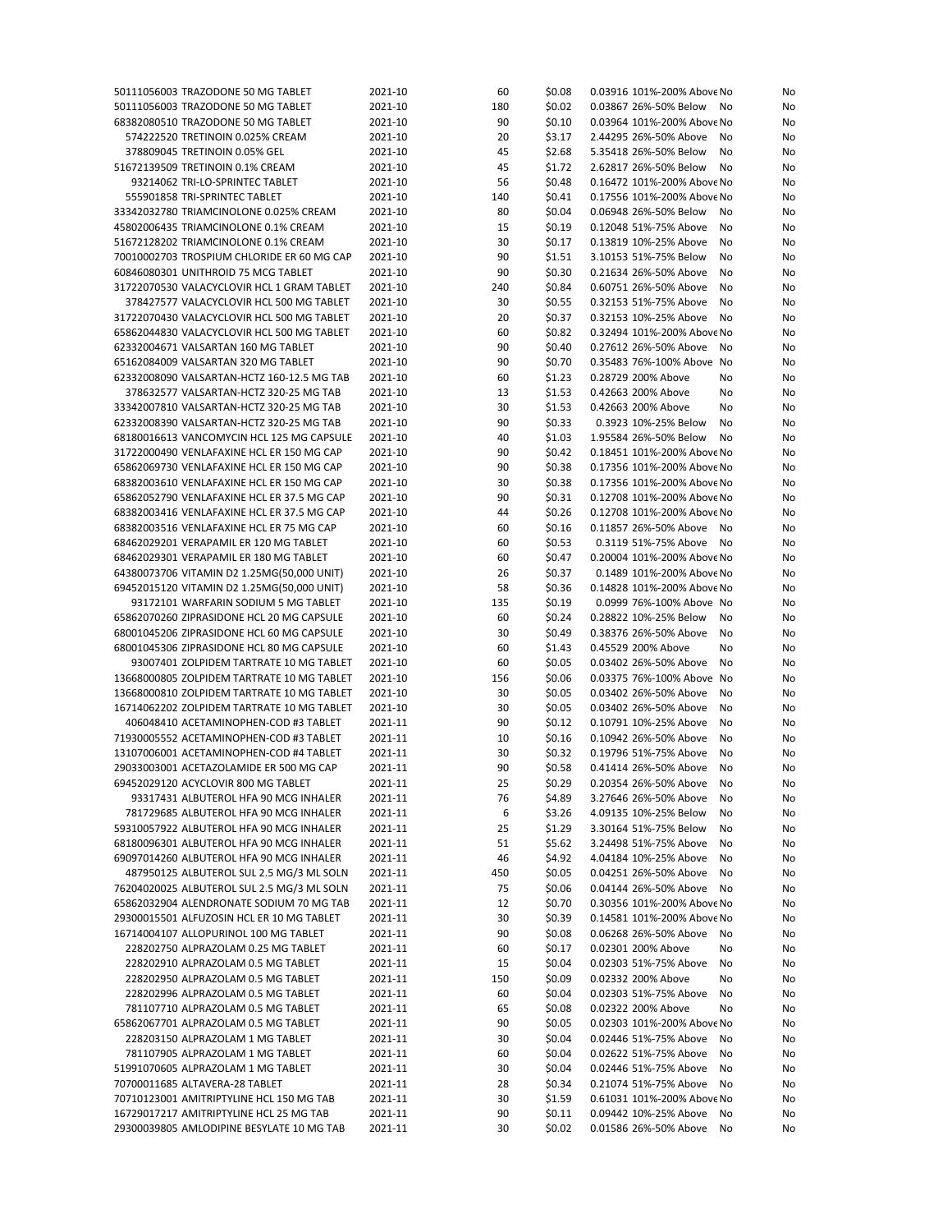| | | | | | | | |
|---|---|---|---|---|---|---|---|
| 50111056003 TRAZODONE 50 MG TABLET | 2021-10 | 60 | $0.08 | 0.03916 | 101%-200% Above | No | No |
| 50111056003 TRAZODONE 50 MG TABLET | 2021-10 | 180 | $0.02 | 0.03867 | 26%-50% Below | No | No |
| 68382080510 TRAZODONE 50 MG TABLET | 2021-10 | 90 | $0.10 | 0.03964 | 101%-200% Above | No | No |
| 574222520 TRETINOIN 0.025% CREAM | 2021-10 | 20 | $3.17 | 2.44295 | 26%-50% Above | No | No |
| 378809045 TRETINOIN 0.05% GEL | 2021-10 | 45 | $2.68 | 5.35418 | 26%-50% Below | No | No |
| 51672139509 TRETINOIN 0.1% CREAM | 2021-10 | 45 | $1.72 | 2.62817 | 26%-50% Below | No | No |
| 93214062 TRI-LO-SPRINTEC TABLET | 2021-10 | 56 | $0.48 | 0.16472 | 101%-200% Above | No | No |
| 555901858 TRI-SPRINTEC TABLET | 2021-10 | 140 | $0.41 | 0.17556 | 101%-200% Above | No | No |
| 33342032780 TRIAMCINOLONE 0.025% CREAM | 2021-10 | 80 | $0.04 | 0.06948 | 26%-50% Below | No | No |
| 45802006435 TRIAMCINOLONE 0.1% CREAM | 2021-10 | 15 | $0.19 | 0.12048 | 51%-75% Above | No | No |
| 51672128202 TRIAMCINOLONE 0.1% CREAM | 2021-10 | 30 | $0.17 | 0.13819 | 10%-25% Above | No | No |
| 70010002703 TROSPIUM CHLORIDE ER 60 MG CAP | 2021-10 | 90 | $1.51 | 3.10153 | 51%-75% Below | No | No |
| 60846080301 UNITHROID 75 MCG TABLET | 2021-10 | 90 | $0.30 | 0.21634 | 26%-50% Above | No | No |
| 31722070530 VALACYCLOVIR HCL 1 GRAM TABLET | 2021-10 | 240 | $0.84 | 0.60751 | 26%-50% Above | No | No |
| 378427577 VALACYCLOVIR HCL 500 MG TABLET | 2021-10 | 30 | $0.55 | 0.32153 | 51%-75% Above | No | No |
| 31722070430 VALACYCLOVIR HCL 500 MG TABLET | 2021-10 | 20 | $0.37 | 0.32153 | 10%-25% Above | No | No |
| 65862044830 VALACYCLOVIR HCL 500 MG TABLET | 2021-10 | 60 | $0.82 | 0.32494 | 101%-200% Above | No | No |
| 62332004671 VALSARTAN 160 MG TABLET | 2021-10 | 90 | $0.40 | 0.27612 | 26%-50% Above | No | No |
| 65162084009 VALSARTAN 320 MG TABLET | 2021-10 | 90 | $0.70 | 0.35483 | 76%-100% Above | No | No |
| 62332008090 VALSARTAN-HCTZ 160-12.5 MG TAB | 2021-10 | 60 | $1.23 | 0.28729 | 200% Above | No | No |
| 378632577 VALSARTAN-HCTZ 320-25 MG TAB | 2021-10 | 13 | $1.53 | 0.42663 | 200% Above | No | No |
| 33342007810 VALSARTAN-HCTZ 320-25 MG TAB | 2021-10 | 30 | $1.53 | 0.42663 | 200% Above | No | No |
| 62332008390 VALSARTAN-HCTZ 320-25 MG TAB | 2021-10 | 90 | $0.33 | 0.3923 | 10%-25% Below | No | No |
| 68180016613 VANCOMYCIN HCL 125 MG CAPSULE | 2021-10 | 40 | $1.03 | 1.95584 | 26%-50% Below | No | No |
| 31722000490 VENLAFAXINE HCL ER 150 MG CAP | 2021-10 | 90 | $0.42 | 0.18451 | 101%-200% Above | No | No |
| 65862069730 VENLAFAXINE HCL ER 150 MG CAP | 2021-10 | 90 | $0.38 | 0.17356 | 101%-200% Above | No | No |
| 68382003610 VENLAFAXINE HCL ER 150 MG CAP | 2021-10 | 30 | $0.38 | 0.17356 | 101%-200% Above | No | No |
| 65862052790 VENLAFAXINE HCL ER 37.5 MG CAP | 2021-10 | 90 | $0.31 | 0.12708 | 101%-200% Above | No | No |
| 68382003416 VENLAFAXINE HCL ER 37.5 MG CAP | 2021-10 | 44 | $0.26 | 0.12708 | 101%-200% Above | No | No |
| 68382003516 VENLAFAXINE HCL ER 75 MG CAP | 2021-10 | 60 | $0.16 | 0.11857 | 26%-50% Above | No | No |
| 68462029201 VERAPAMIL ER 120 MG TABLET | 2021-10 | 60 | $0.53 | 0.3119 | 51%-75% Above | No | No |
| 68462029301 VERAPAMIL ER 180 MG TABLET | 2021-10 | 60 | $0.47 | 0.20004 | 101%-200% Above | No | No |
| 64380073706 VITAMIN D2 1.25MG(50,000 UNIT) | 2021-10 | 26 | $0.37 | 0.1489 | 101%-200% Above | No | No |
| 69452015120 VITAMIN D2 1.25MG(50,000 UNIT) | 2021-10 | 58 | $0.36 | 0.14828 | 101%-200% Above | No | No |
| 93172101 WARFARIN SODIUM 5 MG TABLET | 2021-10 | 135 | $0.19 | 0.0999 | 76%-100% Above | No | No |
| 65862070260 ZIPRASIDONE HCL 20 MG CAPSULE | 2021-10 | 60 | $0.24 | 0.28822 | 10%-25% Below | No | No |
| 68001045206 ZIPRASIDONE HCL 60 MG CAPSULE | 2021-10 | 30 | $0.49 | 0.38376 | 26%-50% Above | No | No |
| 68001045306 ZIPRASIDONE HCL 80 MG CAPSULE | 2021-10 | 60 | $1.43 | 0.45529 | 200% Above | No | No |
| 93007401 ZOLPIDEM TARTRATE 10 MG TABLET | 2021-10 | 60 | $0.05 | 0.03402 | 26%-50% Above | No | No |
| 13668000805 ZOLPIDEM TARTRATE 10 MG TABLET | 2021-10 | 156 | $0.06 | 0.03375 | 76%-100% Above | No | No |
| 13668000810 ZOLPIDEM TARTRATE 10 MG TABLET | 2021-10 | 30 | $0.05 | 0.03402 | 26%-50% Above | No | No |
| 16714062202 ZOLPIDEM TARTRATE 10 MG TABLET | 2021-10 | 30 | $0.05 | 0.03402 | 26%-50% Above | No | No |
| 406048410 ACETAMINOPHEN-COD #3 TABLET | 2021-11 | 90 | $0.12 | 0.10791 | 10%-25% Above | No | No |
| 71930005552 ACETAMINOPHEN-COD #3 TABLET | 2021-11 | 10 | $0.16 | 0.10942 | 26%-50% Above | No | No |
| 13107006001 ACETAMINOPHEN-COD #4 TABLET | 2021-11 | 30 | $0.32 | 0.19796 | 51%-75% Above | No | No |
| 29033003001 ACETAZOLAMIDE ER 500 MG CAP | 2021-11 | 90 | $0.58 | 0.41414 | 26%-50% Above | No | No |
| 69452029120 ACYCLOVIR 800 MG TABLET | 2021-11 | 25 | $0.29 | 0.20354 | 26%-50% Above | No | No |
| 93317431 ALBUTEROL HFA 90 MCG INHALER | 2021-11 | 76 | $4.89 | 3.27646 | 26%-50% Above | No | No |
| 781729685 ALBUTEROL HFA 90 MCG INHALER | 2021-11 | 6 | $3.26 | 4.09135 | 10%-25% Below | No | No |
| 59310057922 ALBUTEROL HFA 90 MCG INHALER | 2021-11 | 25 | $1.29 | 3.30164 | 51%-75% Below | No | No |
| 68180096301 ALBUTEROL HFA 90 MCG INHALER | 2021-11 | 51 | $5.62 | 3.24498 | 51%-75% Above | No | No |
| 69097014260 ALBUTEROL HFA 90 MCG INHALER | 2021-11 | 46 | $4.92 | 4.04184 | 10%-25% Above | No | No |
| 487950125 ALBUTEROL SUL 2.5 MG/3 ML SOLN | 2021-11 | 450 | $0.05 | 0.04251 | 26%-50% Above | No | No |
| 76204020025 ALBUTEROL SUL 2.5 MG/3 ML SOLN | 2021-11 | 75 | $0.06 | 0.04144 | 26%-50% Above | No | No |
| 65862032904 ALENDRONATE SODIUM 70 MG TAB | 2021-11 | 12 | $0.70 | 0.30356 | 101%-200% Above | No | No |
| 29300015501 ALFUZOSIN HCL ER 10 MG TABLET | 2021-11 | 30 | $0.39 | 0.14581 | 101%-200% Above | No | No |
| 16714004107 ALLOPURINOL 100 MG TABLET | 2021-11 | 90 | $0.08 | 0.06268 | 26%-50% Above | No | No |
| 228202750 ALPRAZOLAM 0.25 MG TABLET | 2021-11 | 60 | $0.17 | 0.02301 | 200% Above | No | No |
| 228202910 ALPRAZOLAM 0.5 MG TABLET | 2021-11 | 15 | $0.04 | 0.02303 | 51%-75% Above | No | No |
| 228202950 ALPRAZOLAM 0.5 MG TABLET | 2021-11 | 150 | $0.09 | 0.02332 | 200% Above | No | No |
| 228202996 ALPRAZOLAM 0.5 MG TABLET | 2021-11 | 60 | $0.04 | 0.02303 | 51%-75% Above | No | No |
| 781107710 ALPRAZOLAM 0.5 MG TABLET | 2021-11 | 65 | $0.08 | 0.02322 | 200% Above | No | No |
| 65862067701 ALPRAZOLAM 0.5 MG TABLET | 2021-11 | 90 | $0.05 | 0.02303 | 101%-200% Above | No | No |
| 228203150 ALPRAZOLAM 1 MG TABLET | 2021-11 | 30 | $0.04 | 0.02446 | 51%-75% Above | No | No |
| 781107905 ALPRAZOLAM 1 MG TABLET | 2021-11 | 60 | $0.04 | 0.02622 | 51%-75% Above | No | No |
| 51991070605 ALPRAZOLAM 1 MG TABLET | 2021-11 | 30 | $0.04 | 0.02446 | 51%-75% Above | No | No |
| 70700011685 ALTAVERA-28 TABLET | 2021-11 | 28 | $0.34 | 0.21074 | 51%-75% Above | No | No |
| 70710123001 AMITRIPTYLINE HCL 150 MG TAB | 2021-11 | 30 | $1.59 | 0.61031 | 101%-200% Above | No | No |
| 16729017217 AMITRIPTYLINE HCL 25 MG TAB | 2021-11 | 90 | $0.11 | 0.09442 | 10%-25% Above | No | No |
| 29300039805 AMLODIPINE BESYLATE 10 MG TAB | 2021-11 | 30 | $0.02 | 0.01586 | 26%-50% Above | No | No |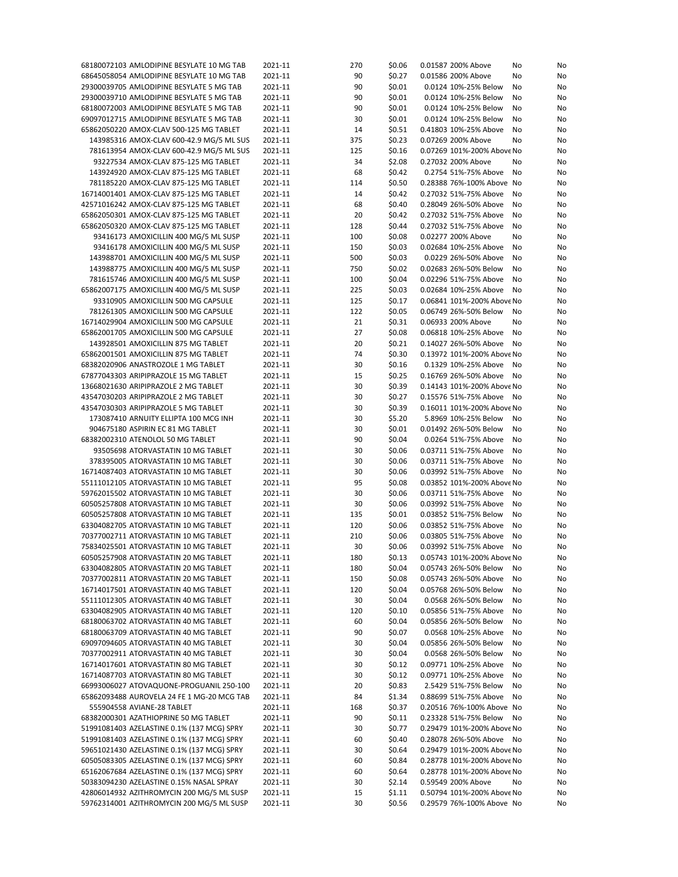| | | | | | | | |
|---|---|---|---|---|---|---|---|
| 68180072103 AMLODIPINE BESYLATE 10 MG TAB | 2021-11 | 270 | $0.06 | 0.01587 | 200% Above | No | No |
| 68645058054 AMLODIPINE BESYLATE 10 MG TAB | 2021-11 | 90 | $0.27 | 0.01586 | 200% Above | No | No |
| 29300039705 AMLODIPINE BESYLATE 5 MG TAB | 2021-11 | 90 | $0.01 | 0.0124 | 10%-25% Below | No | No |
| 29300039710 AMLODIPINE BESYLATE 5 MG TAB | 2021-11 | 90 | $0.01 | 0.0124 | 10%-25% Below | No | No |
| 68180072003 AMLODIPINE BESYLATE 5 MG TAB | 2021-11 | 90 | $0.01 | 0.0124 | 10%-25% Below | No | No |
| 69097012715 AMLODIPINE BESYLATE 5 MG TAB | 2021-11 | 30 | $0.01 | 0.0124 | 10%-25% Below | No | No |
| 65862050220 AMOX-CLAV 500-125 MG TABLET | 2021-11 | 14 | $0.51 | 0.41803 | 10%-25% Above | No | No |
| 143985316 AMOX-CLAV 600-42.9 MG/5 ML SUS | 2021-11 | 375 | $0.23 | 0.07269 | 200% Above | No | No |
| 781613954 AMOX-CLAV 600-42.9 MG/5 ML SUS | 2021-11 | 125 | $0.16 | 0.07269 | 101%-200% Above | No | No |
| 93227534 AMOX-CLAV 875-125 MG TABLET | 2021-11 | 34 | $2.08 | 0.27032 | 200% Above | No | No |
| 143924920 AMOX-CLAV 875-125 MG TABLET | 2021-11 | 68 | $0.42 | 0.2754 | 51%-75% Above | No | No |
| 781185220 AMOX-CLAV 875-125 MG TABLET | 2021-11 | 114 | $0.50 | 0.28388 | 76%-100% Above | No | No |
| 16714001401 AMOX-CLAV 875-125 MG TABLET | 2021-11 | 14 | $0.42 | 0.27032 | 51%-75% Above | No | No |
| 42571016242 AMOX-CLAV 875-125 MG TABLET | 2021-11 | 68 | $0.40 | 0.28049 | 26%-50% Above | No | No |
| 65862050301 AMOX-CLAV 875-125 MG TABLET | 2021-11 | 20 | $0.42 | 0.27032 | 51%-75% Above | No | No |
| 65862050320 AMOX-CLAV 875-125 MG TABLET | 2021-11 | 128 | $0.44 | 0.27032 | 51%-75% Above | No | No |
| 93416173 AMOXICILLIN 400 MG/5 ML SUSP | 2021-11 | 100 | $0.08 | 0.02277 | 200% Above | No | No |
| 93416178 AMOXICILLIN 400 MG/5 ML SUSP | 2021-11 | 150 | $0.03 | 0.02684 | 10%-25% Above | No | No |
| 143988701 AMOXICILLIN 400 MG/5 ML SUSP | 2021-11 | 500 | $0.03 | 0.0229 | 26%-50% Above | No | No |
| 143988775 AMOXICILLIN 400 MG/5 ML SUSP | 2021-11 | 750 | $0.02 | 0.02683 | 26%-50% Below | No | No |
| 781615746 AMOXICILLIN 400 MG/5 ML SUSP | 2021-11 | 100 | $0.04 | 0.02296 | 51%-75% Above | No | No |
| 65862007175 AMOXICILLIN 400 MG/5 ML SUSP | 2021-11 | 225 | $0.03 | 0.02684 | 10%-25% Above | No | No |
| 93310905 AMOXICILLIN 500 MG CAPSULE | 2021-11 | 125 | $0.17 | 0.06841 | 101%-200% Above | No | No |
| 781261305 AMOXICILLIN 500 MG CAPSULE | 2021-11 | 122 | $0.05 | 0.06749 | 26%-50% Below | No | No |
| 16714029904 AMOXICILLIN 500 MG CAPSULE | 2021-11 | 21 | $0.31 | 0.06933 | 200% Above | No | No |
| 65862001705 AMOXICILLIN 500 MG CAPSULE | 2021-11 | 27 | $0.08 | 0.06818 | 10%-25% Above | No | No |
| 143928501 AMOXICILLIN 875 MG TABLET | 2021-11 | 20 | $0.21 | 0.14027 | 26%-50% Above | No | No |
| 65862001501 AMOXICILLIN 875 MG TABLET | 2021-11 | 74 | $0.30 | 0.13972 | 101%-200% Above | No | No |
| 68382020906 ANASTROZOLE 1 MG TABLET | 2021-11 | 30 | $0.16 | 0.1329 | 10%-25% Above | No | No |
| 67877043303 ARIPIPRAZOLE 15 MG TABLET | 2021-11 | 15 | $0.25 | 0.16769 | 26%-50% Above | No | No |
| 13668021630 ARIPIPRAZOLE 2 MG TABLET | 2021-11 | 30 | $0.39 | 0.14143 | 101%-200% Above | No | No |
| 43547030203 ARIPIPRAZOLE 2 MG TABLET | 2021-11 | 30 | $0.27 | 0.15576 | 51%-75% Above | No | No |
| 43547030303 ARIPIPRAZOLE 5 MG TABLET | 2021-11 | 30 | $0.39 | 0.16011 | 101%-200% Above | No | No |
| 173087410 ARNUITY ELLIPTA 100 MCG INH | 2021-11 | 30 | $5.20 | 5.8969 | 10%-25% Below | No | No |
| 904675180 ASPIRIN EC 81 MG TABLET | 2021-11 | 30 | $0.01 | 0.01492 | 26%-50% Below | No | No |
| 68382002310 ATENOLOL 50 MG TABLET | 2021-11 | 90 | $0.04 | 0.0264 | 51%-75% Above | No | No |
| 93505698 ATORVASTATIN 10 MG TABLET | 2021-11 | 30 | $0.06 | 0.03711 | 51%-75% Above | No | No |
| 378395005 ATORVASTATIN 10 MG TABLET | 2021-11 | 30 | $0.06 | 0.03711 | 51%-75% Above | No | No |
| 16714087403 ATORVASTATIN 10 MG TABLET | 2021-11 | 30 | $0.06 | 0.03992 | 51%-75% Above | No | No |
| 55111012105 ATORVASTATIN 10 MG TABLET | 2021-11 | 95 | $0.08 | 0.03852 | 101%-200% Above | No | No |
| 59762015502 ATORVASTATIN 10 MG TABLET | 2021-11 | 30 | $0.06 | 0.03711 | 51%-75% Above | No | No |
| 60505257808 ATORVASTATIN 10 MG TABLET | 2021-11 | 30 | $0.06 | 0.03992 | 51%-75% Above | No | No |
| 60505257808 ATORVASTATIN 10 MG TABLET | 2021-11 | 135 | $0.01 | 0.03852 | 51%-75% Below | No | No |
| 63304082705 ATORVASTATIN 10 MG TABLET | 2021-11 | 120 | $0.06 | 0.03852 | 51%-75% Above | No | No |
| 70377002711 ATORVASTATIN 10 MG TABLET | 2021-11 | 210 | $0.06 | 0.03805 | 51%-75% Above | No | No |
| 75834025501 ATORVASTATIN 10 MG TABLET | 2021-11 | 30 | $0.06 | 0.03992 | 51%-75% Above | No | No |
| 60505257908 ATORVASTATIN 20 MG TABLET | 2021-11 | 180 | $0.13 | 0.05743 | 101%-200% Above | No | No |
| 63304082805 ATORVASTATIN 20 MG TABLET | 2021-11 | 180 | $0.04 | 0.05743 | 26%-50% Below | No | No |
| 70377002811 ATORVASTATIN 20 MG TABLET | 2021-11 | 150 | $0.08 | 0.05743 | 26%-50% Above | No | No |
| 16714017501 ATORVASTATIN 40 MG TABLET | 2021-11 | 120 | $0.04 | 0.05768 | 26%-50% Below | No | No |
| 55111012305 ATORVASTATIN 40 MG TABLET | 2021-11 | 30 | $0.04 | 0.0568 | 26%-50% Below | No | No |
| 63304082905 ATORVASTATIN 40 MG TABLET | 2021-11 | 120 | $0.10 | 0.05856 | 51%-75% Above | No | No |
| 68180063702 ATORVASTATIN 40 MG TABLET | 2021-11 | 60 | $0.04 | 0.05856 | 26%-50% Below | No | No |
| 68180063709 ATORVASTATIN 40 MG TABLET | 2021-11 | 90 | $0.07 | 0.0568 | 10%-25% Above | No | No |
| 69097094605 ATORVASTATIN 40 MG TABLET | 2021-11 | 30 | $0.04 | 0.05856 | 26%-50% Below | No | No |
| 70377002911 ATORVASTATIN 40 MG TABLET | 2021-11 | 30 | $0.04 | 0.0568 | 26%-50% Below | No | No |
| 16714017601 ATORVASTATIN 80 MG TABLET | 2021-11 | 30 | $0.12 | 0.09771 | 10%-25% Above | No | No |
| 16714087703 ATORVASTATIN 80 MG TABLET | 2021-11 | 30 | $0.12 | 0.09771 | 10%-25% Above | No | No |
| 66993006027 ATOVAQUONE-PROGUANIL 250-100 | 2021-11 | 20 | $0.83 | 2.5429 | 51%-75% Below | No | No |
| 65862093488 AUROVELA 24 FE 1 MG-20 MCG TAB | 2021-11 | 84 | $1.34 | 0.88699 | 51%-75% Above | No | No |
| 555904558 AVIANE-28 TABLET | 2021-11 | 168 | $0.37 | 0.20516 | 76%-100% Above | No | No |
| 68382000301 AZATHIOPRINE 50 MG TABLET | 2021-11 | 90 | $0.11 | 0.23328 | 51%-75% Below | No | No |
| 51991081403 AZELASTINE 0.1% (137 MCG) SPRY | 2021-11 | 30 | $0.77 | 0.29479 | 101%-200% Above | No | No |
| 51991081403 AZELASTINE 0.1% (137 MCG) SPRY | 2021-11 | 60 | $0.40 | 0.28078 | 26%-50% Above | No | No |
| 59651021430 AZELASTINE 0.1% (137 MCG) SPRY | 2021-11 | 30 | $0.64 | 0.29479 | 101%-200% Above | No | No |
| 60505083305 AZELASTINE 0.1% (137 MCG) SPRY | 2021-11 | 60 | $0.84 | 0.28778 | 101%-200% Above | No | No |
| 65162067684 AZELASTINE 0.1% (137 MCG) SPRY | 2021-11 | 60 | $0.64 | 0.28778 | 101%-200% Above | No | No |
| 50383094230 AZELASTINE 0.15% NASAL SPRAY | 2021-11 | 30 | $2.14 | 0.59549 | 200% Above | No | No |
| 42806014932 AZITHROMYCIN 200 MG/5 ML SUSP | 2021-11 | 15 | $1.11 | 0.50794 | 101%-200% Above | No | No |
| 59762314001 AZITHROMYCIN 200 MG/5 ML SUSP | 2021-11 | 30 | $0.56 | 0.29579 | 76%-100% Above | No | No |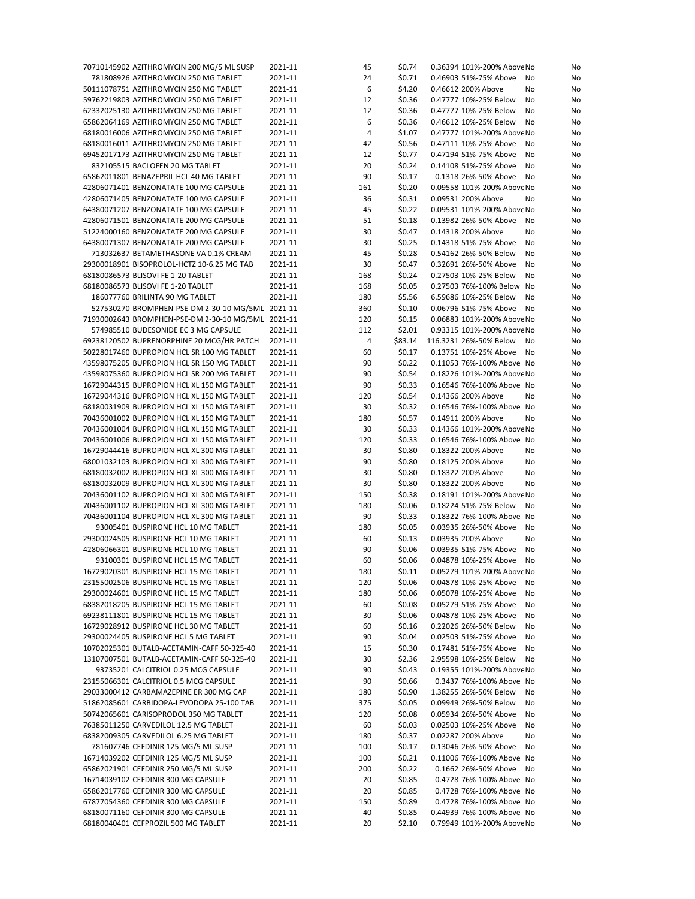| | | | | | | | |
|---|---|---|---|---|---|---|---|
| 70710145902 AZITHROMYCIN 200 MG/5 ML SUSP | 2021-11 | 45 | $0.74 | 0.36394 | 101%-200% Above | No | No |
| 781808926 AZITHROMYCIN 250 MG TABLET | 2021-11 | 24 | $0.71 | 0.46903 | 51%-75% Above | No | No |
| 50111078751 AZITHROMYCIN 250 MG TABLET | 2021-11 | 6 | $4.20 | 0.46612 | 200% Above | No | No |
| 59762219803 AZITHROMYCIN 250 MG TABLET | 2021-11 | 12 | $0.36 | 0.47777 | 10%-25% Below | No | No |
| 62332025130 AZITHROMYCIN 250 MG TABLET | 2021-11 | 12 | $0.36 | 0.47777 | 10%-25% Below | No | No |
| 65862064169 AZITHROMYCIN 250 MG TABLET | 2021-11 | 6 | $0.36 | 0.46612 | 10%-25% Below | No | No |
| 68180016006 AZITHROMYCIN 250 MG TABLET | 2021-11 | 4 | $1.07 | 0.47777 | 101%-200% Above | No | No |
| 68180016011 AZITHROMYCIN 250 MG TABLET | 2021-11 | 42 | $0.56 | 0.47111 | 10%-25% Above | No | No |
| 69452017173 AZITHROMYCIN 250 MG TABLET | 2021-11 | 12 | $0.77 | 0.47194 | 51%-75% Above | No | No |
| 832105515 BACLOFEN 20 MG TABLET | 2021-11 | 20 | $0.24 | 0.14108 | 51%-75% Above | No | No |
| 65862011801 BENAZEPRIL HCL 40 MG TABLET | 2021-11 | 90 | $0.17 | 0.1318 | 26%-50% Above | No | No |
| 42806071401 BENZONATATE 100 MG CAPSULE | 2021-11 | 161 | $0.20 | 0.09558 | 101%-200% Above | No | No |
| 42806071405 BENZONATATE 100 MG CAPSULE | 2021-11 | 36 | $0.31 | 0.09531 | 200% Above | No | No |
| 64380071207 BENZONATATE 100 MG CAPSULE | 2021-11 | 45 | $0.22 | 0.09531 | 101%-200% Above | No | No |
| 42806071501 BENZONATATE 200 MG CAPSULE | 2021-11 | 51 | $0.18 | 0.13982 | 26%-50% Above | No | No |
| 51224000160 BENZONATATE 200 MG CAPSULE | 2021-11 | 30 | $0.47 | 0.14318 | 200% Above | No | No |
| 64380071307 BENZONATATE 200 MG CAPSULE | 2021-11 | 30 | $0.25 | 0.14318 | 51%-75% Above | No | No |
| 713032637 BETAMETHASONE VA 0.1% CREAM | 2021-11 | 45 | $0.28 | 0.54162 | 26%-50% Below | No | No |
| 29300018901 BISOPROLOL-HCTZ 10-6.25 MG TAB | 2021-11 | 30 | $0.47 | 0.32691 | 26%-50% Above | No | No |
| 68180086573 BLISOVI FE 1-20 TABLET | 2021-11 | 168 | $0.24 | 0.27503 | 10%-25% Below | No | No |
| 68180086573 BLISOVI FE 1-20 TABLET | 2021-11 | 168 | $0.05 | 0.27503 | 76%-100% Below | No | No |
| 186077760 BRILINTA 90 MG TABLET | 2021-11 | 180 | $5.56 | 6.59686 | 10%-25% Below | No | No |
| 527530270 BROMPHEN-PSE-DM 2-30-10 MG/5ML | 2021-11 | 360 | $0.10 | 0.06796 | 51%-75% Above | No | No |
| 71930002643 BROMPHEN-PSE-DM 2-30-10 MG/5ML | 2021-11 | 120 | $0.15 | 0.06883 | 101%-200% Above | No | No |
| 574985510 BUDESONIDE EC 3 MG CAPSULE | 2021-11 | 112 | $2.01 | 0.93315 | 101%-200% Above | No | No |
| 69238120502 BUPRENORPHINE 20 MCG/HR PATCH | 2021-11 | 4 | $83.14 | 116.3231 | 26%-50% Below | No | No |
| 50228017460 BUPROPION HCL SR 100 MG TABLET | 2021-11 | 60 | $0.17 | 0.13751 | 10%-25% Above | No | No |
| 43598075205 BUPROPION HCL SR 150 MG TABLET | 2021-11 | 90 | $0.22 | 0.11053 | 76%-100% Above | No | No |
| 43598075360 BUPROPION HCL SR 200 MG TABLET | 2021-11 | 90 | $0.54 | 0.18226 | 101%-200% Above | No | No |
| 16729044315 BUPROPION HCL XL 150 MG TABLET | 2021-11 | 90 | $0.33 | 0.16546 | 76%-100% Above | No | No |
| 16729044316 BUPROPION HCL XL 150 MG TABLET | 2021-11 | 120 | $0.54 | 0.14366 | 200% Above | No | No |
| 68180031909 BUPROPION HCL XL 150 MG TABLET | 2021-11 | 30 | $0.32 | 0.16546 | 76%-100% Above | No | No |
| 70436001002 BUPROPION HCL XL 150 MG TABLET | 2021-11 | 180 | $0.57 | 0.14911 | 200% Above | No | No |
| 70436001004 BUPROPION HCL XL 150 MG TABLET | 2021-11 | 30 | $0.33 | 0.14366 | 101%-200% Above | No | No |
| 70436001006 BUPROPION HCL XL 150 MG TABLET | 2021-11 | 120 | $0.33 | 0.16546 | 76%-100% Above | No | No |
| 16729044416 BUPROPION HCL XL 300 MG TABLET | 2021-11 | 30 | $0.80 | 0.18322 | 200% Above | No | No |
| 68001032103 BUPROPION HCL XL 300 MG TABLET | 2021-11 | 90 | $0.80 | 0.18125 | 200% Above | No | No |
| 68180032002 BUPROPION HCL XL 300 MG TABLET | 2021-11 | 30 | $0.80 | 0.18322 | 200% Above | No | No |
| 68180032009 BUPROPION HCL XL 300 MG TABLET | 2021-11 | 30 | $0.80 | 0.18322 | 200% Above | No | No |
| 70436001102 BUPROPION HCL XL 300 MG TABLET | 2021-11 | 150 | $0.38 | 0.18191 | 101%-200% Above | No | No |
| 70436001102 BUPROPION HCL XL 300 MG TABLET | 2021-11 | 180 | $0.06 | 0.18224 | 51%-75% Below | No | No |
| 70436001104 BUPROPION HCL XL 300 MG TABLET | 2021-11 | 90 | $0.33 | 0.18322 | 76%-100% Above | No | No |
| 93005401 BUSPIRONE HCL 10 MG TABLET | 2021-11 | 180 | $0.05 | 0.03935 | 26%-50% Above | No | No |
| 29300024505 BUSPIRONE HCL 10 MG TABLET | 2021-11 | 60 | $0.13 | 0.03935 | 200% Above | No | No |
| 42806066301 BUSPIRONE HCL 10 MG TABLET | 2021-11 | 90 | $0.06 | 0.03935 | 51%-75% Above | No | No |
| 93100301 BUSPIRONE HCL 15 MG TABLET | 2021-11 | 60 | $0.06 | 0.04878 | 10%-25% Above | No | No |
| 16729020301 BUSPIRONE HCL 15 MG TABLET | 2021-11 | 180 | $0.11 | 0.05279 | 101%-200% Above | No | No |
| 23155002506 BUSPIRONE HCL 15 MG TABLET | 2021-11 | 120 | $0.06 | 0.04878 | 10%-25% Above | No | No |
| 29300024601 BUSPIRONE HCL 15 MG TABLET | 2021-11 | 180 | $0.06 | 0.05078 | 10%-25% Above | No | No |
| 68382018205 BUSPIRONE HCL 15 MG TABLET | 2021-11 | 60 | $0.08 | 0.05279 | 51%-75% Above | No | No |
| 69238111801 BUSPIRONE HCL 15 MG TABLET | 2021-11 | 30 | $0.06 | 0.04878 | 10%-25% Above | No | No |
| 16729028912 BUSPIRONE HCL 30 MG TABLET | 2021-11 | 60 | $0.16 | 0.22026 | 26%-50% Below | No | No |
| 29300024405 BUSPIRONE HCL 5 MG TABLET | 2021-11 | 90 | $0.04 | 0.02503 | 51%-75% Above | No | No |
| 10702025301 BUTALB-ACETAMIN-CAFF 50-325-40 | 2021-11 | 15 | $0.30 | 0.17481 | 51%-75% Above | No | No |
| 13107007501 BUTALB-ACETAMIN-CAFF 50-325-40 | 2021-11 | 30 | $2.36 | 2.95598 | 10%-25% Below | No | No |
| 93735201 CALCITRIOL 0.25 MCG CAPSULE | 2021-11 | 90 | $0.43 | 0.19355 | 101%-200% Above | No | No |
| 23155066301 CALCITRIOL 0.5 MCG CAPSULE | 2021-11 | 90 | $0.66 | 0.3437 | 76%-100% Above | No | No |
| 29033000412 CARBAMAZEPINE ER 300 MG CAP | 2021-11 | 180 | $0.90 | 1.38255 | 26%-50% Below | No | No |
| 51862085601 CARBIDOPA-LEVODOPA 25-100 TAB | 2021-11 | 375 | $0.05 | 0.09949 | 26%-50% Below | No | No |
| 50742065601 CARISOPRODOL 350 MG TABLET | 2021-11 | 120 | $0.08 | 0.05934 | 26%-50% Above | No | No |
| 76385011250 CARVEDILOL 12.5 MG TABLET | 2021-11 | 60 | $0.03 | 0.02503 | 10%-25% Above | No | No |
| 68382009305 CARVEDILOL 6.25 MG TABLET | 2021-11 | 180 | $0.37 | 0.02287 | 200% Above | No | No |
| 781607746 CEFDINIR 125 MG/5 ML SUSP | 2021-11 | 100 | $0.17 | 0.13046 | 26%-50% Above | No | No |
| 16714039202 CEFDINIR 125 MG/5 ML SUSP | 2021-11 | 100 | $0.21 | 0.11006 | 76%-100% Above | No | No |
| 65862021901 CEFDINIR 250 MG/5 ML SUSP | 2021-11 | 200 | $0.22 | 0.1662 | 26%-50% Above | No | No |
| 16714039102 CEFDINIR 300 MG CAPSULE | 2021-11 | 20 | $0.85 | 0.4728 | 76%-100% Above | No | No |
| 65862017760 CEFDINIR 300 MG CAPSULE | 2021-11 | 20 | $0.85 | 0.4728 | 76%-100% Above | No | No |
| 67877054360 CEFDINIR 300 MG CAPSULE | 2021-11 | 150 | $0.89 | 0.4728 | 76%-100% Above | No | No |
| 68180071160 CEFDINIR 300 MG CAPSULE | 2021-11 | 40 | $0.85 | 0.44939 | 76%-100% Above | No | No |
| 68180040401 CEFPROZIL 500 MG TABLET | 2021-11 | 20 | $2.10 | 0.79949 | 101%-200% Above | No | No |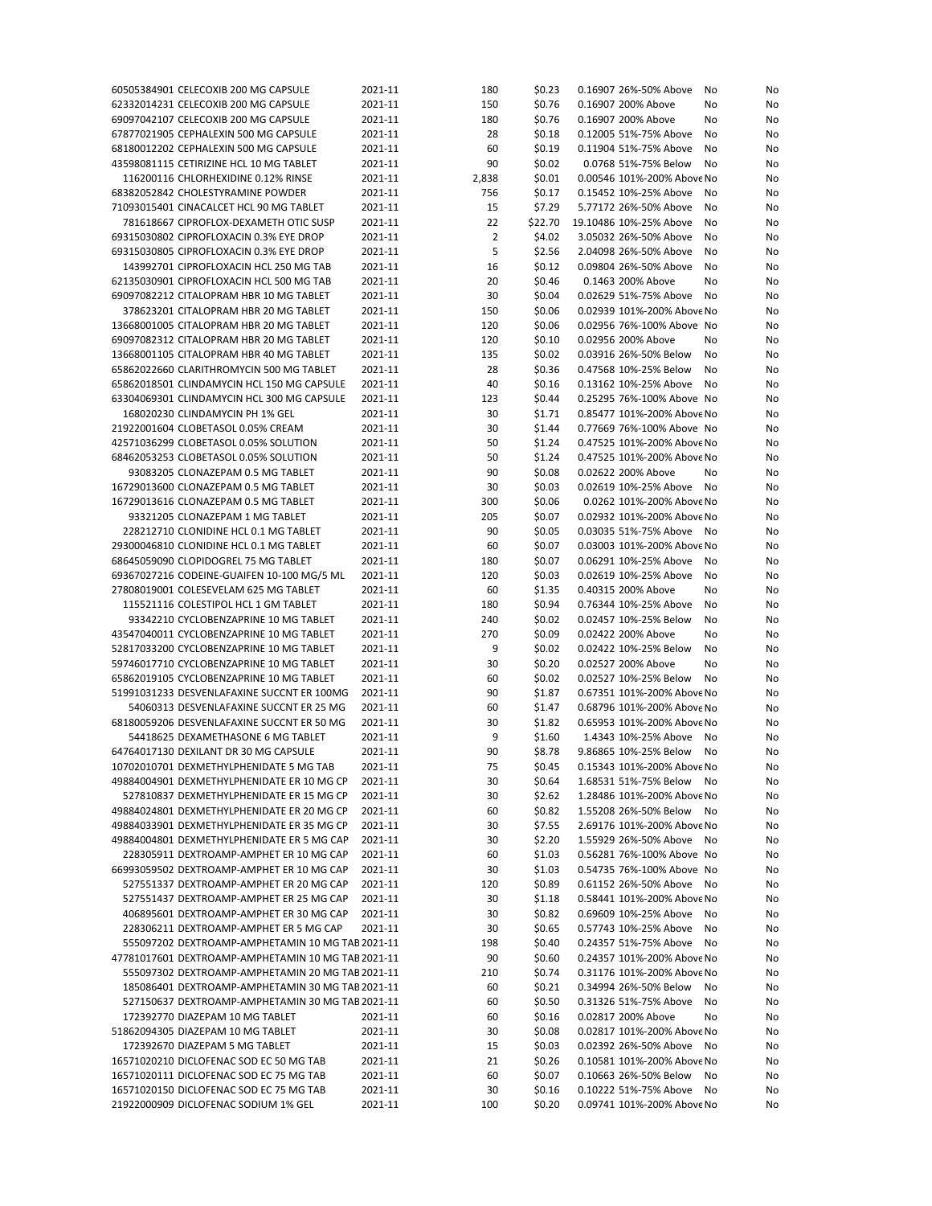| | | | | | | | |
|---|---|---|---|---|---|---|---|
| 60505384901 | CELECOXIB 200 MG CAPSULE | 2021-11 | 180 | $0.23 | 0.16907 26%-50% Above | No | No |
| 62332014231 | CELECOXIB 200 MG CAPSULE | 2021-11 | 150 | $0.76 | 0.16907 200% Above | No | No |
| 69097042107 | CELECOXIB 200 MG CAPSULE | 2021-11 | 180 | $0.76 | 0.16907 200% Above | No | No |
| 67877021905 | CEPHALEXIN 500 MG CAPSULE | 2021-11 | 28 | $0.18 | 0.12005 51%-75% Above | No | No |
| 68180012202 | CEPHALEXIN 500 MG CAPSULE | 2021-11 | 60 | $0.19 | 0.11904 51%-75% Above | No | No |
| 43598081115 | CETIRIZINE HCL 10 MG TABLET | 2021-11 | 90 | $0.02 | 0.0768 51%-75% Below | No | No |
| 116200116 | CHLORHEXIDINE 0.12% RINSE | 2021-11 | 2,838 | $0.01 | 0.00546 101%-200% Above | No | No |
| 68382052842 | CHOLESTYRAMINE POWDER | 2021-11 | 756 | $0.17 | 0.15452 10%-25% Above | No | No |
| 71093015401 | CINACALCET HCL 90 MG TABLET | 2021-11 | 15 | $7.29 | 5.77172 26%-50% Above | No | No |
| 781618667 | CIPROFLOX-DEXAMETH OTIC SUSP | 2021-11 | 22 | $22.70 | 19.10486 10%-25% Above | No | No |
| 69315030802 | CIPROFLOXACIN 0.3% EYE DROP | 2021-11 | 2 | $4.02 | 3.05032 26%-50% Above | No | No |
| 69315030805 | CIPROFLOXACIN 0.3% EYE DROP | 2021-11 | 5 | $2.56 | 2.04098 26%-50% Above | No | No |
| 143992701 | CIPROFLOXACIN HCL 250 MG TAB | 2021-11 | 16 | $0.12 | 0.09804 26%-50% Above | No | No |
| 62135030901 | CIPROFLOXACIN HCL 500 MG TAB | 2021-11 | 20 | $0.46 | 0.1463 200% Above | No | No |
| 69097082212 | CITALOPRAM HBR 10 MG TABLET | 2021-11 | 30 | $0.04 | 0.02629 51%-75% Above | No | No |
| 378623201 | CITALOPRAM HBR 20 MG TABLET | 2021-11 | 150 | $0.06 | 0.02939 101%-200% Above | No | No |
| 13668001005 | CITALOPRAM HBR 20 MG TABLET | 2021-11 | 120 | $0.06 | 0.02956 76%-100% Above | No | No |
| 69097082312 | CITALOPRAM HBR 20 MG TABLET | 2021-11 | 120 | $0.10 | 0.02956 200% Above | No | No |
| 13668001105 | CITALOPRAM HBR 40 MG TABLET | 2021-11 | 135 | $0.02 | 0.03916 26%-50% Below | No | No |
| 65862022660 | CLARITHROMYCIN 500 MG TABLET | 2021-11 | 28 | $0.36 | 0.47568 10%-25% Below | No | No |
| 65862018501 | CLINDAMYCIN HCL 150 MG CAPSULE | 2021-11 | 40 | $0.16 | 0.13162 10%-25% Above | No | No |
| 63304069301 | CLINDAMYCIN HCL 300 MG CAPSULE | 2021-11 | 123 | $0.44 | 0.25295 76%-100% Above | No | No |
| 168020230 | CLINDAMYCIN PH 1% GEL | 2021-11 | 30 | $1.71 | 0.85477 101%-200% Above | No | No |
| 21922001604 | CLOBETASOL 0.05% CREAM | 2021-11 | 30 | $1.44 | 0.77669 76%-100% Above | No | No |
| 42571036299 | CLOBETASOL 0.05% SOLUTION | 2021-11 | 50 | $1.24 | 0.47525 101%-200% Above | No | No |
| 68462053253 | CLOBETASOL 0.05% SOLUTION | 2021-11 | 50 | $1.24 | 0.47525 101%-200% Above | No | No |
| 93083205 | CLONAZEPAM 0.5 MG TABLET | 2021-11 | 90 | $0.08 | 0.02622 200% Above | No | No |
| 16729013600 | CLONAZEPAM 0.5 MG TABLET | 2021-11 | 30 | $0.03 | 0.02619 10%-25% Above | No | No |
| 16729013616 | CLONAZEPAM 0.5 MG TABLET | 2021-11 | 300 | $0.06 | 0.0262 101%-200% Above | No | No |
| 93321205 | CLONAZEPAM 1 MG TABLET | 2021-11 | 205 | $0.07 | 0.02932 101%-200% Above | No | No |
| 228212710 | CLONIDINE HCL 0.1 MG TABLET | 2021-11 | 90 | $0.05 | 0.03035 51%-75% Above | No | No |
| 29300046810 | CLONIDINE HCL 0.1 MG TABLET | 2021-11 | 60 | $0.07 | 0.03003 101%-200% Above | No | No |
| 68645059090 | CLOPIDOGREL 75 MG TABLET | 2021-11 | 180 | $0.07 | 0.06291 10%-25% Above | No | No |
| 69367027216 | CODEINE-GUAIFEN 10-100 MG/5 ML | 2021-11 | 120 | $0.03 | 0.02619 10%-25% Above | No | No |
| 27808019001 | COLESEVELAM 625 MG TABLET | 2021-11 | 60 | $1.35 | 0.40315 200% Above | No | No |
| 115521116 | COLESTIPOL HCL 1 GM TABLET | 2021-11 | 180 | $0.94 | 0.76344 10%-25% Above | No | No |
| 93342210 | CYCLOBENZAPRINE 10 MG TABLET | 2021-11 | 240 | $0.02 | 0.02457 10%-25% Below | No | No |
| 43547040011 | CYCLOBENZAPRINE 10 MG TABLET | 2021-11 | 270 | $0.09 | 0.02422 200% Above | No | No |
| 52817033200 | CYCLOBENZAPRINE 10 MG TABLET | 2021-11 | 9 | $0.02 | 0.02422 10%-25% Below | No | No |
| 59746017710 | CYCLOBENZAPRINE 10 MG TABLET | 2021-11 | 30 | $0.20 | 0.02527 200% Above | No | No |
| 65862019105 | CYCLOBENZAPRINE 10 MG TABLET | 2021-11 | 60 | $0.02 | 0.02527 10%-25% Below | No | No |
| 51991031233 | DESVENLAFAXINE SUCCNT ER 100MG | 2021-11 | 90 | $1.87 | 0.67351 101%-200% Above | No | No |
| 54060313 | DESVENLAFAXINE SUCCNT ER 25 MG | 2021-11 | 60 | $1.47 | 0.68796 101%-200% Above | No | No |
| 68180059206 | DESVENLAFAXINE SUCCNT ER 50 MG | 2021-11 | 30 | $1.82 | 0.65953 101%-200% Above | No | No |
| 54418625 | DEXAMETHASONE 6 MG TABLET | 2021-11 | 9 | $1.60 | 1.4343 10%-25% Above | No | No |
| 64764017130 | DEXILANT DR 30 MG CAPSULE | 2021-11 | 90 | $8.78 | 9.86865 10%-25% Below | No | No |
| 10702010701 | DEXMETHYLPHENIDATE 5 MG TAB | 2021-11 | 75 | $0.45 | 0.15343 101%-200% Above | No | No |
| 49884004901 | DEXMETHYLPHENIDATE ER 10 MG CP | 2021-11 | 30 | $0.64 | 1.68531 51%-75% Below | No | No |
| 527810837 | DEXMETHYLPHENIDATE ER 15 MG CP | 2021-11 | 30 | $2.62 | 1.28486 101%-200% Above | No | No |
| 49884024801 | DEXMETHYLPHENIDATE ER 20 MG CP | 2021-11 | 60 | $0.82 | 1.55208 26%-50% Below | No | No |
| 49884033901 | DEXMETHYLPHENIDATE ER 35 MG CP | 2021-11 | 30 | $7.55 | 2.69176 101%-200% Above | No | No |
| 49884004801 | DEXMETHYLPHENIDATE ER 5 MG CAP | 2021-11 | 30 | $2.20 | 1.55929 26%-50% Above | No | No |
| 228305911 | DEXTROAMP-AMPHET ER 10 MG CAP | 2021-11 | 60 | $1.03 | 0.56281 76%-100% Above | No | No |
| 66993059502 | DEXTROAMP-AMPHET ER 10 MG CAP | 2021-11 | 30 | $1.03 | 0.54735 76%-100% Above | No | No |
| 527551337 | DEXTROAMP-AMPHET ER 20 MG CAP | 2021-11 | 120 | $0.89 | 0.61152 26%-50% Above | No | No |
| 527551437 | DEXTROAMP-AMPHET ER 25 MG CAP | 2021-11 | 30 | $1.18 | 0.58441 101%-200% Above | No | No |
| 406895601 | DEXTROAMP-AMPHET ER 30 MG CAP | 2021-11 | 30 | $0.82 | 0.69609 10%-25% Above | No | No |
| 228306211 | DEXTROAMP-AMPHET ER 5 MG CAP | 2021-11 | 30 | $0.65 | 0.57743 10%-25% Above | No | No |
| 555097202 | DEXTROAMP-AMPHETAMIN 10 MG TAB | 2021-11 | 198 | $0.40 | 0.24357 51%-75% Above | No | No |
| 47781017601 | DEXTROAMP-AMPHETAMIN 10 MG TAB | 2021-11 | 90 | $0.60 | 0.24357 101%-200% Above | No | No |
| 555097302 | DEXTROAMP-AMPHETAMIN 20 MG TAB | 2021-11 | 210 | $0.74 | 0.31176 101%-200% Above | No | No |
| 185086401 | DEXTROAMP-AMPHETAMIN 30 MG TAB | 2021-11 | 60 | $0.21 | 0.34994 26%-50% Below | No | No |
| 527150637 | DEXTROAMP-AMPHETAMIN 30 MG TAB | 2021-11 | 60 | $0.50 | 0.31326 51%-75% Above | No | No |
| 172392770 | DIAZEPAM 10 MG TABLET | 2021-11 | 60 | $0.16 | 0.02817 200% Above | No | No |
| 51862094305 | DIAZEPAM 10 MG TABLET | 2021-11 | 30 | $0.08 | 0.02817 101%-200% Above | No | No |
| 172392670 | DIAZEPAM 5 MG TABLET | 2021-11 | 15 | $0.03 | 0.02392 26%-50% Above | No | No |
| 16571020210 | DICLOFENAC SOD EC 50 MG TAB | 2021-11 | 21 | $0.26 | 0.10581 101%-200% Above | No | No |
| 16571020111 | DICLOFENAC SOD EC 75 MG TAB | 2021-11 | 60 | $0.07 | 0.10663 26%-50% Below | No | No |
| 16571020150 | DICLOFENAC SOD EC 75 MG TAB | 2021-11 | 30 | $0.16 | 0.10222 51%-75% Above | No | No |
| 21922000909 | DICLOFENAC SODIUM 1% GEL | 2021-11 | 100 | $0.20 | 0.09741 101%-200% Above | No | No |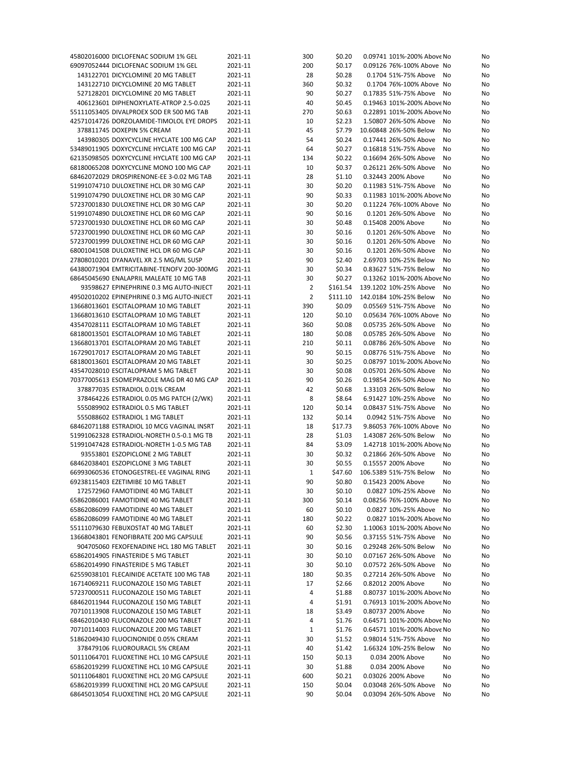| | | | | | | | |
|---|---|---|---|---|---|---|---|
| 45802016000 DICLOFENAC SODIUM 1% GEL | 2021-11 | 300 | $0.20 | 0.09741 | 101%-200% Above | No | No |
| 69097052444 DICLOFENAC SODIUM 1% GEL | 2021-11 | 200 | $0.17 | 0.09126 | 76%-100% Above | No | No |
| 143122701 DICYCLOMINE 20 MG TABLET | 2021-11 | 28 | $0.28 | 0.1704 | 51%-75% Above | No | No |
| 143122710 DICYCLOMINE 20 MG TABLET | 2021-11 | 360 | $0.32 | 0.1704 | 76%-100% Above | No | No |
| 527128201 DICYCLOMINE 20 MG TABLET | 2021-11 | 90 | $0.27 | 0.17835 | 51%-75% Above | No | No |
| 406123601 DIPHENOXYLATE-ATROP 2.5-0.025 | 2021-11 | 40 | $0.45 | 0.19463 | 101%-200% Above | No | No |
| 55111053405 DIVALPROEX SOD ER 500 MG TAB | 2021-11 | 270 | $0.63 | 0.22891 | 101%-200% Above | No | No |
| 42571014726 DORZOLAMIDE-TIMOLOL EYE DROPS | 2021-11 | 10 | $2.23 | 1.50807 | 26%-50% Above | No | No |
| 378811745 DOXEPIN 5% CREAM | 2021-11 | 45 | $7.79 | 10.60848 | 26%-50% Below | No | No |
| 143980305 DOXYCYCLINE HYCLATE 100 MG CAP | 2021-11 | 54 | $0.24 | 0.17441 | 26%-50% Above | No | No |
| 53489011905 DOXYCYCLINE HYCLATE 100 MG CAP | 2021-11 | 64 | $0.27 | 0.16818 | 51%-75% Above | No | No |
| 62135098505 DOXYCYCLINE HYCLATE 100 MG CAP | 2021-11 | 134 | $0.22 | 0.16694 | 26%-50% Above | No | No |
| 68180065208 DOXYCYCLINE MONO 100 MG CAP | 2021-11 | 10 | $0.37 | 0.26121 | 26%-50% Above | No | No |
| 68462072029 DROSPIRENONE-EE 3-0.02 MG TAB | 2021-11 | 28 | $1.10 | 0.32443 | 200% Above | No | No |
| 51991074710 DULOXETINE HCL DR 30 MG CAP | 2021-11 | 30 | $0.20 | 0.11983 | 51%-75% Above | No | No |
| 51991074790 DULOXETINE HCL DR 30 MG CAP | 2021-11 | 90 | $0.33 | 0.11983 | 101%-200% Above | No | No |
| 57237001830 DULOXETINE HCL DR 30 MG CAP | 2021-11 | 30 | $0.20 | 0.11224 | 76%-100% Above | No | No |
| 51991074890 DULOXETINE HCL DR 60 MG CAP | 2021-11 | 90 | $0.16 | 0.1201 | 26%-50% Above | No | No |
| 57237001930 DULOXETINE HCL DR 60 MG CAP | 2021-11 | 30 | $0.48 | 0.15408 | 200% Above | No | No |
| 57237001990 DULOXETINE HCL DR 60 MG CAP | 2021-11 | 30 | $0.16 | 0.1201 | 26%-50% Above | No | No |
| 57237001999 DULOXETINE HCL DR 60 MG CAP | 2021-11 | 30 | $0.16 | 0.1201 | 26%-50% Above | No | No |
| 68001041508 DULOXETINE HCL DR 60 MG CAP | 2021-11 | 30 | $0.16 | 0.1201 | 26%-50% Above | No | No |
| 27808010201 DYANAVEL XR 2.5 MG/ML SUSP | 2021-11 | 90 | $2.40 | 2.69703 | 10%-25% Below | No | No |
| 64380071904 EMTRICITABINE-TENOFV 200-300MG | 2021-11 | 30 | $0.34 | 0.83627 | 51%-75% Below | No | No |
| 68645045690 ENALAPRIL MALEATE 10 MG TAB | 2021-11 | 30 | $0.27 | 0.13262 | 101%-200% Above | No | No |
| 93598627 EPINEPHRINE 0.3 MG AUTO-INJECT | 2021-11 | 2 | $161.54 | 139.1202 | 10%-25% Above | No | No |
| 49502010202 EPINEPHRINE 0.3 MG AUTO-INJECT | 2021-11 | 2 | $111.10 | 142.0184 | 10%-25% Below | No | No |
| 13668013601 ESCITALOPRAM 10 MG TABLET | 2021-11 | 390 | $0.09 | 0.05569 | 51%-75% Above | No | No |
| 13668013610 ESCITALOPRAM 10 MG TABLET | 2021-11 | 120 | $0.10 | 0.05634 | 76%-100% Above | No | No |
| 43547028111 ESCITALOPRAM 10 MG TABLET | 2021-11 | 360 | $0.08 | 0.05735 | 26%-50% Above | No | No |
| 68180013501 ESCITALOPRAM 10 MG TABLET | 2021-11 | 180 | $0.08 | 0.05785 | 26%-50% Above | No | No |
| 13668013701 ESCITALOPRAM 20 MG TABLET | 2021-11 | 210 | $0.11 | 0.08786 | 26%-50% Above | No | No |
| 16729017017 ESCITALOPRAM 20 MG TABLET | 2021-11 | 90 | $0.15 | 0.08776 | 51%-75% Above | No | No |
| 68180013601 ESCITALOPRAM 20 MG TABLET | 2021-11 | 30 | $0.25 | 0.08797 | 101%-200% Above | No | No |
| 43547028010 ESCITALOPRAM 5 MG TABLET | 2021-11 | 30 | $0.08 | 0.05701 | 26%-50% Above | No | No |
| 70377005613 ESOMEPRAZOLE MAG DR 40 MG CAP | 2021-11 | 90 | $0.26 | 0.19854 | 26%-50% Above | No | No |
| 378877035 ESTRADIOL 0.01% CREAM | 2021-11 | 42 | $0.68 | 1.33103 | 26%-50% Below | No | No |
| 378464226 ESTRADIOL 0.05 MG PATCH (2/WK) | 2021-11 | 8 | $8.64 | 6.91427 | 10%-25% Above | No | No |
| 555089902 ESTRADIOL 0.5 MG TABLET | 2021-11 | 120 | $0.14 | 0.08437 | 51%-75% Above | No | No |
| 555088602 ESTRADIOL 1 MG TABLET | 2021-11 | 132 | $0.14 | 0.0942 | 51%-75% Above | No | No |
| 68462071188 ESTRADIOL 10 MCG VAGINAL INSRT | 2021-11 | 18 | $17.73 | 9.86053 | 76%-100% Above | No | No |
| 51991062328 ESTRADIOL-NORETH 0.5-0.1 MG TB | 2021-11 | 28 | $1.03 | 1.43087 | 26%-50% Below | No | No |
| 51991047428 ESTRADIOL-NORETH 1-0.5 MG TAB | 2021-11 | 84 | $3.09 | 1.42718 | 101%-200% Above | No | No |
| 93553801 ESZOPICLONE 2 MG TABLET | 2021-11 | 30 | $0.32 | 0.21866 | 26%-50% Above | No | No |
| 68462038401 ESZOPICLONE 3 MG TABLET | 2021-11 | 30 | $0.55 | 0.15557 | 200% Above | No | No |
| 66993060536 ETONOGESTREL-EE VAGINAL RING | 2021-11 | 1 | $47.60 | 106.5389 | 51%-75% Below | No | No |
| 69238115403 EZETIMIBE 10 MG TABLET | 2021-11 | 90 | $0.80 | 0.15423 | 200% Above | No | No |
| 172572960 FAMOTIDINE 40 MG TABLET | 2021-11 | 30 | $0.10 | 0.0827 | 10%-25% Above | No | No |
| 65862086001 FAMOTIDINE 40 MG TABLET | 2021-11 | 300 | $0.14 | 0.08256 | 76%-100% Above | No | No |
| 65862086099 FAMOTIDINE 40 MG TABLET | 2021-11 | 60 | $0.10 | 0.0827 | 10%-25% Above | No | No |
| 65862086099 FAMOTIDINE 40 MG TABLET | 2021-11 | 180 | $0.22 | 0.0827 | 101%-200% Above | No | No |
| 55111079630 FEBUXOSTAT 40 MG TABLET | 2021-11 | 60 | $2.30 | 1.10063 | 101%-200% Above | No | No |
| 13668043801 FENOFIBRATE 200 MG CAPSULE | 2021-11 | 90 | $0.56 | 0.37155 | 51%-75% Above | No | No |
| 904705060 FEXOFENADINE HCL 180 MG TABLET | 2021-11 | 30 | $0.16 | 0.29248 | 26%-50% Below | No | No |
| 65862014905 FINASTERIDE 5 MG TABLET | 2021-11 | 30 | $0.10 | 0.07167 | 26%-50% Above | No | No |
| 65862014990 FINASTERIDE 5 MG TABLET | 2021-11 | 30 | $0.10 | 0.07572 | 26%-50% Above | No | No |
| 62559038101 FLECAINIDE ACETATE 100 MG TAB | 2021-11 | 180 | $0.35 | 0.27214 | 26%-50% Above | No | No |
| 16714069211 FLUCONAZOLE 150 MG TABLET | 2021-11 | 17 | $2.66 | 0.82012 | 200% Above | No | No |
| 57237000511 FLUCONAZOLE 150 MG TABLET | 2021-11 | 4 | $1.88 | 0.80737 | 101%-200% Above | No | No |
| 68462011944 FLUCONAZOLE 150 MG TABLET | 2021-11 | 4 | $1.91 | 0.76913 | 101%-200% Above | No | No |
| 70710113908 FLUCONAZOLE 150 MG TABLET | 2021-11 | 18 | $3.49 | 0.80737 | 200% Above | No | No |
| 68462010430 FLUCONAZOLE 200 MG TABLET | 2021-11 | 4 | $1.76 | 0.64571 | 101%-200% Above | No | No |
| 70710114003 FLUCONAZOLE 200 MG TABLET | 2021-11 | 1 | $1.76 | 0.64571 | 101%-200% Above | No | No |
| 51862049430 FLUOCINONIDE 0.05% CREAM | 2021-11 | 30 | $1.52 | 0.98014 | 51%-75% Above | No | No |
| 378479106 FLUOROURACIL 5% CREAM | 2021-11 | 40 | $1.42 | 1.66324 | 10%-25% Below | No | No |
| 50111064701 FLUOXETINE HCL 10 MG CAPSULE | 2021-11 | 150 | $0.13 | 0.034 | 200% Above | No | No |
| 65862019299 FLUOXETINE HCL 10 MG CAPSULE | 2021-11 | 30 | $1.88 | 0.034 | 200% Above | No | No |
| 50111064801 FLUOXETINE HCL 20 MG CAPSULE | 2021-11 | 600 | $0.21 | 0.03026 | 200% Above | No | No |
| 65862019399 FLUOXETINE HCL 20 MG CAPSULE | 2021-11 | 150 | $0.04 | 0.03048 | 26%-50% Above | No | No |
| 68645013054 FLUOXETINE HCL 20 MG CAPSULE | 2021-11 | 90 | $0.04 | 0.03094 | 26%-50% Above | No | No |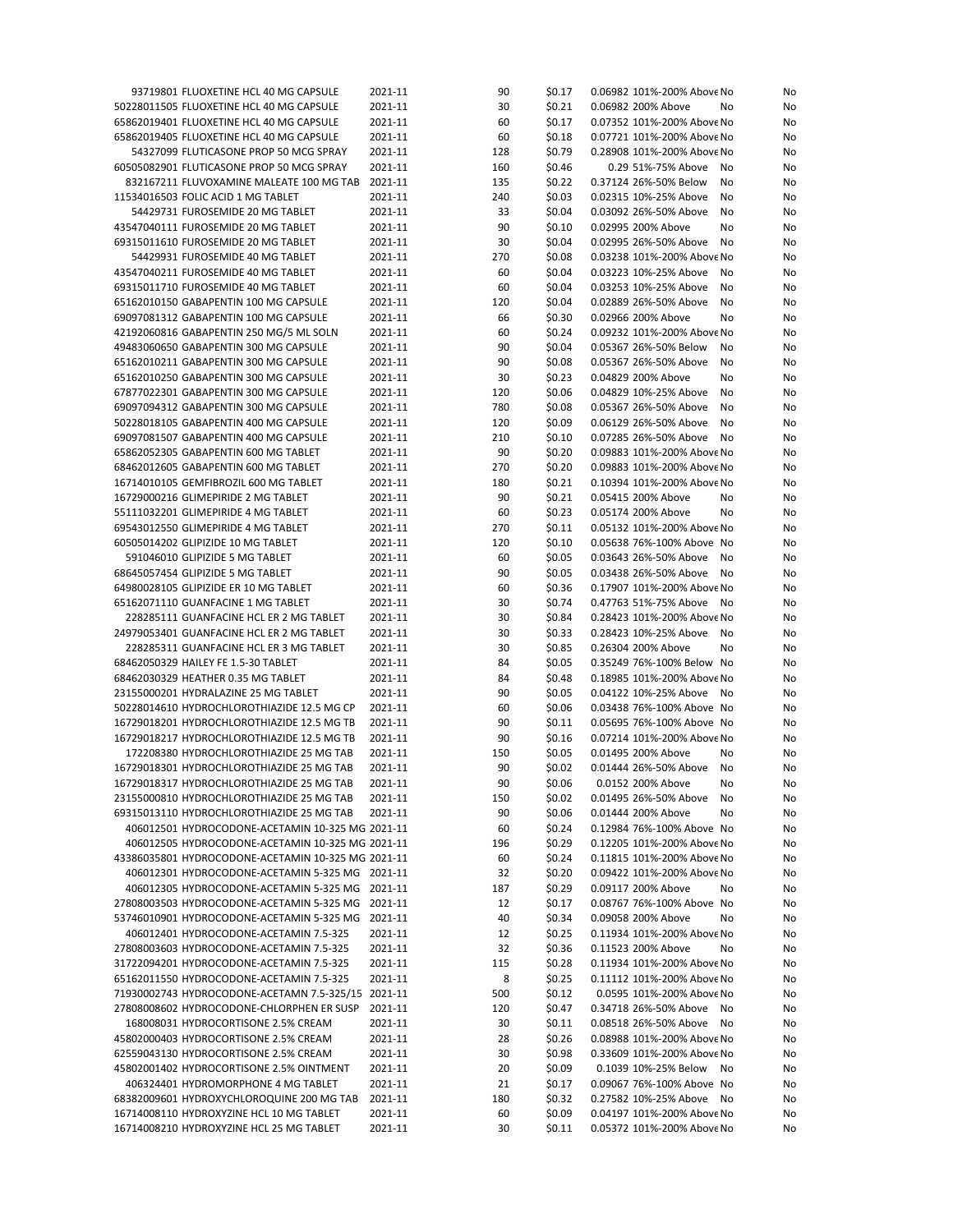| | | | | | | | |
|---|---|---|---|---|---|---|---|
| 93719801 FLUOXETINE HCL 40 MG CAPSULE | 2021-11 | 90 | $0.17 | 0.06982 | 101%-200% Above | No | No |
| 50228011505 FLUOXETINE HCL 40 MG CAPSULE | 2021-11 | 30 | $0.21 | 0.06982 | 200% Above | No | No |
| 65862019401 FLUOXETINE HCL 40 MG CAPSULE | 2021-11 | 60 | $0.17 | 0.07352 | 101%-200% Above | No | No |
| 65862019405 FLUOXETINE HCL 40 MG CAPSULE | 2021-11 | 60 | $0.18 | 0.07721 | 101%-200% Above | No | No |
| 54327099 FLUTICASONE PROP 50 MCG SPRAY | 2021-11 | 128 | $0.79 | 0.28908 | 101%-200% Above | No | No |
| 60505082901 FLUTICASONE PROP 50 MCG SPRAY | 2021-11 | 160 | $0.46 | 0.29 | 51%-75% Above | No | No |
| 832167211 FLUVOXAMINE MALEATE 100 MG TAB | 2021-11 | 135 | $0.22 | 0.37124 | 26%-50% Below | No | No |
| 11534016503 FOLIC ACID 1 MG TABLET | 2021-11 | 240 | $0.03 | 0.02315 | 10%-25% Above | No | No |
| 54429731 FUROSEMIDE 20 MG TABLET | 2021-11 | 33 | $0.04 | 0.03092 | 26%-50% Above | No | No |
| 43547040111 FUROSEMIDE 20 MG TABLET | 2021-11 | 90 | $0.10 | 0.02995 | 200% Above | No | No |
| 69315011610 FUROSEMIDE 20 MG TABLET | 2021-11 | 30 | $0.04 | 0.02995 | 26%-50% Above | No | No |
| 54429931 FUROSEMIDE 40 MG TABLET | 2021-11 | 270 | $0.08 | 0.03238 | 101%-200% Above | No | No |
| 43547040211 FUROSEMIDE 40 MG TABLET | 2021-11 | 60 | $0.04 | 0.03223 | 10%-25% Above | No | No |
| 69315011710 FUROSEMIDE 40 MG TABLET | 2021-11 | 60 | $0.04 | 0.03253 | 10%-25% Above | No | No |
| 65162010150 GABAPENTIN 100 MG CAPSULE | 2021-11 | 120 | $0.04 | 0.02889 | 26%-50% Above | No | No |
| 69097081312 GABAPENTIN 100 MG CAPSULE | 2021-11 | 66 | $0.30 | 0.02966 | 200% Above | No | No |
| 42192060816 GABAPENTIN 250 MG/5 ML SOLN | 2021-11 | 60 | $0.24 | 0.09232 | 101%-200% Above | No | No |
| 49483060650 GABAPENTIN 300 MG CAPSULE | 2021-11 | 90 | $0.04 | 0.05367 | 26%-50% Below | No | No |
| 65162010211 GABAPENTIN 300 MG CAPSULE | 2021-11 | 90 | $0.08 | 0.05367 | 26%-50% Above | No | No |
| 65162010250 GABAPENTIN 300 MG CAPSULE | 2021-11 | 30 | $0.23 | 0.04829 | 200% Above | No | No |
| 67877022301 GABAPENTIN 300 MG CAPSULE | 2021-11 | 120 | $0.06 | 0.04829 | 10%-25% Above | No | No |
| 69097094312 GABAPENTIN 300 MG CAPSULE | 2021-11 | 780 | $0.08 | 0.05367 | 26%-50% Above | No | No |
| 50228018105 GABAPENTIN 400 MG CAPSULE | 2021-11 | 120 | $0.09 | 0.06129 | 26%-50% Above | No | No |
| 69097081507 GABAPENTIN 400 MG CAPSULE | 2021-11 | 210 | $0.10 | 0.07285 | 26%-50% Above | No | No |
| 65862052305 GABAPENTIN 600 MG TABLET | 2021-11 | 90 | $0.20 | 0.09883 | 101%-200% Above | No | No |
| 68462012605 GABAPENTIN 600 MG TABLET | 2021-11 | 270 | $0.20 | 0.09883 | 101%-200% Above | No | No |
| 16714010105 GEMFIBROZIL 600 MG TABLET | 2021-11 | 180 | $0.21 | 0.10394 | 101%-200% Above | No | No |
| 16729000216 GLIMEPIRIDE 2 MG TABLET | 2021-11 | 90 | $0.21 | 0.05415 | 200% Above | No | No |
| 55111032201 GLIMEPIRIDE 4 MG TABLET | 2021-11 | 60 | $0.23 | 0.05174 | 200% Above | No | No |
| 69543012550 GLIMEPIRIDE 4 MG TABLET | 2021-11 | 270 | $0.11 | 0.05132 | 101%-200% Above | No | No |
| 60505014202 GLIPIZIDE 10 MG TABLET | 2021-11 | 120 | $0.10 | 0.05638 | 76%-100% Above | No | No |
| 591046010 GLIPIZIDE 5 MG TABLET | 2021-11 | 60 | $0.05 | 0.03643 | 26%-50% Above | No | No |
| 68645057454 GLIPIZIDE 5 MG TABLET | 2021-11 | 90 | $0.05 | 0.03438 | 26%-50% Above | No | No |
| 64980028105 GLIPIZIDE ER 10 MG TABLET | 2021-11 | 60 | $0.36 | 0.17907 | 101%-200% Above | No | No |
| 65162071110 GUANFACINE 1 MG TABLET | 2021-11 | 30 | $0.74 | 0.47763 | 51%-75% Above | No | No |
| 228285111 GUANFACINE HCL ER 2 MG TABLET | 2021-11 | 30 | $0.84 | 0.28423 | 101%-200% Above | No | No |
| 24979053401 GUANFACINE HCL ER 2 MG TABLET | 2021-11 | 30 | $0.33 | 0.28423 | 10%-25% Above | No | No |
| 228285311 GUANFACINE HCL ER 3 MG TABLET | 2021-11 | 30 | $0.85 | 0.26304 | 200% Above | No | No |
| 68462050329 HAILEY FE 1.5-30 TABLET | 2021-11 | 84 | $0.05 | 0.35249 | 76%-100% Below | No | No |
| 68462030329 HEATHER 0.35 MG TABLET | 2021-11 | 84 | $0.48 | 0.18985 | 101%-200% Above | No | No |
| 23155000201 HYDRALAZINE 25 MG TABLET | 2021-11 | 90 | $0.05 | 0.04122 | 10%-25% Above | No | No |
| 50228014610 HYDROCHLOROTHIAZIDE 12.5 MG CP | 2021-11 | 60 | $0.06 | 0.03438 | 76%-100% Above | No | No |
| 16729018201 HYDROCHLOROTHIAZIDE 12.5 MG TB | 2021-11 | 90 | $0.11 | 0.05695 | 76%-100% Above | No | No |
| 16729018217 HYDROCHLOROTHIAZIDE 12.5 MG TB | 2021-11 | 90 | $0.16 | 0.07214 | 101%-200% Above | No | No |
| 172208380 HYDROCHLOROTHIAZIDE 25 MG TAB | 2021-11 | 150 | $0.05 | 0.01495 | 200% Above | No | No |
| 16729018301 HYDROCHLOROTHIAZIDE 25 MG TAB | 2021-11 | 90 | $0.02 | 0.01444 | 26%-50% Above | No | No |
| 16729018317 HYDROCHLOROTHIAZIDE 25 MG TAB | 2021-11 | 90 | $0.06 | 0.0152 | 200% Above | No | No |
| 23155000810 HYDROCHLOROTHIAZIDE 25 MG TAB | 2021-11 | 150 | $0.02 | 0.01495 | 26%-50% Above | No | No |
| 69315013110 HYDROCHLOROTHIAZIDE 25 MG TAB | 2021-11 | 90 | $0.06 | 0.01444 | 200% Above | No | No |
| 406012501 HYDROCODONE-ACETAMIN 10-325 MG | 2021-11 | 60 | $0.24 | 0.12984 | 76%-100% Above | No | No |
| 406012505 HYDROCODONE-ACETAMIN 10-325 MG | 2021-11 | 196 | $0.29 | 0.12205 | 101%-200% Above | No | No |
| 43386035801 HYDROCODONE-ACETAMIN 10-325 MG | 2021-11 | 60 | $0.24 | 0.11815 | 101%-200% Above | No | No |
| 406012301 HYDROCODONE-ACETAMIN 5-325 MG | 2021-11 | 32 | $0.20 | 0.09422 | 101%-200% Above | No | No |
| 406012305 HYDROCODONE-ACETAMIN 5-325 MG | 2021-11 | 187 | $0.29 | 0.09117 | 200% Above | No | No |
| 27808003503 HYDROCODONE-ACETAMIN 5-325 MG | 2021-11 | 12 | $0.17 | 0.08767 | 76%-100% Above | No | No |
| 53746010901 HYDROCODONE-ACETAMIN 5-325 MG | 2021-11 | 40 | $0.34 | 0.09058 | 200% Above | No | No |
| 406012401 HYDROCODONE-ACETAMIN 7.5-325 | 2021-11 | 12 | $0.25 | 0.11934 | 101%-200% Above | No | No |
| 27808003603 HYDROCODONE-ACETAMIN 7.5-325 | 2021-11 | 32 | $0.36 | 0.11523 | 200% Above | No | No |
| 31722094201 HYDROCODONE-ACETAMIN 7.5-325 | 2021-11 | 115 | $0.28 | 0.11934 | 101%-200% Above | No | No |
| 65162011550 HYDROCODONE-ACETAMIN 7.5-325 | 2021-11 | 8 | $0.25 | 0.11112 | 101%-200% Above | No | No |
| 71930002743 HYDROCODONE-ACETAMN 7.5-325/15 | 2021-11 | 500 | $0.12 | 0.0595 | 101%-200% Above | No | No |
| 27808008602 HYDROCODONE-CHLORPHEN ER SUSP | 2021-11 | 120 | $0.47 | 0.34718 | 26%-50% Above | No | No |
| 168008031 HYDROCORTISONE 2.5% CREAM | 2021-11 | 30 | $0.11 | 0.08518 | 26%-50% Above | No | No |
| 45802000403 HYDROCORTISONE 2.5% CREAM | 2021-11 | 28 | $0.26 | 0.08988 | 101%-200% Above | No | No |
| 62559043130 HYDROCORTISONE 2.5% CREAM | 2021-11 | 30 | $0.98 | 0.33609 | 101%-200% Above | No | No |
| 45802001402 HYDROCORTISONE 2.5% OINTMENT | 2021-11 | 20 | $0.09 | 0.1039 | 10%-25% Below | No | No |
| 406324401 HYDROMORPHONE 4 MG TABLET | 2021-11 | 21 | $0.17 | 0.09067 | 76%-100% Above | No | No |
| 68382009601 HYDROXYCHLOROQUINE 200 MG TAB | 2021-11 | 180 | $0.32 | 0.27582 | 10%-25% Above | No | No |
| 16714008110 HYDROXYZINE HCL 10 MG TABLET | 2021-11 | 60 | $0.09 | 0.04197 | 101%-200% Above | No | No |
| 16714008210 HYDROXYZINE HCL 25 MG TABLET | 2021-11 | 30 | $0.11 | 0.05372 | 101%-200% Above | No | No |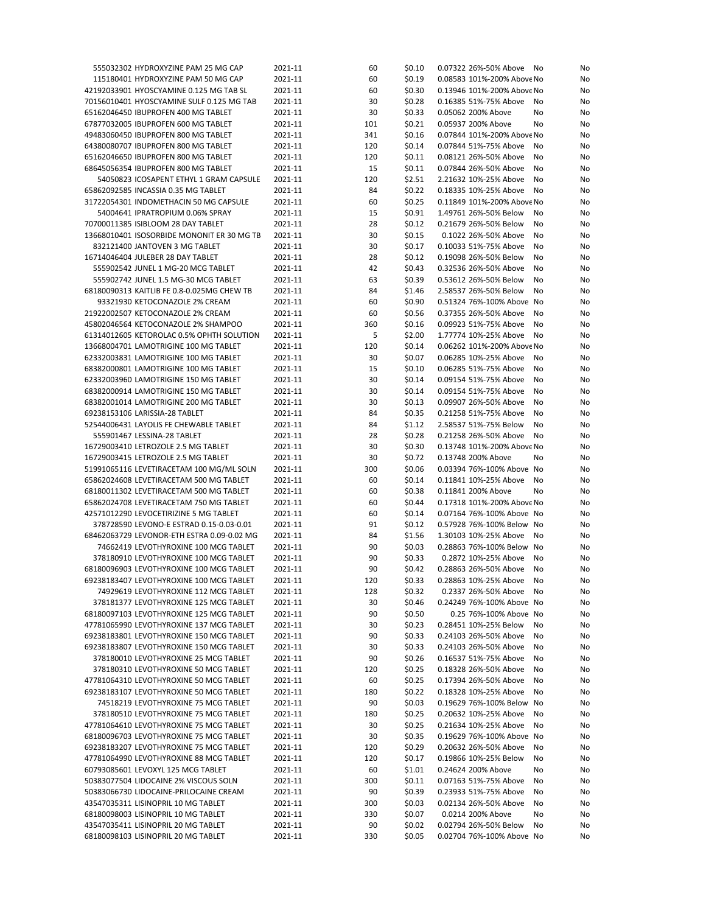| | | | | | | | |
|---|---|---|---|---|---|---|---|
| 555032302 HYDROXYZINE PAM 25 MG CAP | 2021-11 | 60 | $0.10 | 0.07322 | 26%-50% Above | No | No |
| 115180401 HYDROXYZINE PAM 50 MG CAP | 2021-11 | 60 | $0.19 | 0.08583 | 101%-200% Above | No | No |
| 42192033901 HYOSCYAMINE 0.125 MG TAB SL | 2021-11 | 60 | $0.30 | 0.13946 | 101%-200% Above | No | No |
| 70156010401 HYOSCYAMINE SULF 0.125 MG TAB | 2021-11 | 30 | $0.28 | 0.16385 | 51%-75% Above | No | No |
| 65162046450 IBUPROFEN 400 MG TABLET | 2021-11 | 30 | $0.33 | 0.05062 | 200% Above | No | No |
| 67877032005 IBUPROFEN 600 MG TABLET | 2021-11 | 101 | $0.21 | 0.05937 | 200% Above | No | No |
| 49483060450 IBUPROFEN 800 MG TABLET | 2021-11 | 341 | $0.16 | 0.07844 | 101%-200% Above | No | No |
| 64380080707 IBUPROFEN 800 MG TABLET | 2021-11 | 120 | $0.14 | 0.07844 | 51%-75% Above | No | No |
| 65162046650 IBUPROFEN 800 MG TABLET | 2021-11 | 120 | $0.11 | 0.08121 | 26%-50% Above | No | No |
| 68645056354 IBUPROFEN 800 MG TABLET | 2021-11 | 15 | $0.11 | 0.07844 | 26%-50% Above | No | No |
| 54050823 ICOSAPENT ETHYL 1 GRAM CAPSULE | 2021-11 | 120 | $2.51 | 2.21632 | 10%-25% Above | No | No |
| 65862092585 INCASSIA 0.35 MG TABLET | 2021-11 | 84 | $0.22 | 0.18335 | 10%-25% Above | No | No |
| 31722054301 INDOMETHACIN 50 MG CAPSULE | 2021-11 | 60 | $0.25 | 0.11849 | 101%-200% Above | No | No |
| 54004641 IPRATROPIUM 0.06% SPRAY | 2021-11 | 15 | $0.91 | 1.49761 | 26%-50% Below | No | No |
| 70700011385 ISIBLOOM 28 DAY TABLET | 2021-11 | 28 | $0.12 | 0.21679 | 26%-50% Below | No | No |
| 13668010401 ISOSORBIDE MONONIT ER 30 MG TB | 2021-11 | 30 | $0.15 | 0.1022 | 26%-50% Above | No | No |
| 832121400 JANTOVEN 3 MG TABLET | 2021-11 | 30 | $0.17 | 0.10033 | 51%-75% Above | No | No |
| 16714046404 JULEBER 28 DAY TABLET | 2021-11 | 28 | $0.12 | 0.19098 | 26%-50% Below | No | No |
| 555902542 JUNEL 1 MG-20 MCG TABLET | 2021-11 | 42 | $0.43 | 0.32536 | 26%-50% Above | No | No |
| 555902742 JUNEL 1.5 MG-30 MCG TABLET | 2021-11 | 63 | $0.39 | 0.53612 | 26%-50% Below | No | No |
| 68180090313 KAITLIB FE 0.8-0.025MG CHEW TB | 2021-11 | 84 | $1.46 | 2.58537 | 26%-50% Below | No | No |
| 93321930 KETOCONAZOLE 2% CREAM | 2021-11 | 60 | $0.90 | 0.51324 | 76%-100% Above | No | No |
| 21922002507 KETOCONAZOLE 2% CREAM | 2021-11 | 60 | $0.56 | 0.37355 | 26%-50% Above | No | No |
| 45802046564 KETOCONAZOLE 2% SHAMPOO | 2021-11 | 360 | $0.16 | 0.09923 | 51%-75% Above | No | No |
| 61314012605 KETOROLAC 0.5% OPHTH SOLUTION | 2021-11 | 5 | $2.00 | 1.77774 | 10%-25% Above | No | No |
| 13668004701 LAMOTRIGINE 100 MG TABLET | 2021-11 | 120 | $0.14 | 0.06262 | 101%-200% Above | No | No |
| 62332003831 LAMOTRIGINE 100 MG TABLET | 2021-11 | 30 | $0.07 | 0.06285 | 10%-25% Above | No | No |
| 68382000801 LAMOTRIGINE 100 MG TABLET | 2021-11 | 15 | $0.10 | 0.06285 | 51%-75% Above | No | No |
| 62332003960 LAMOTRIGINE 150 MG TABLET | 2021-11 | 30 | $0.14 | 0.09154 | 51%-75% Above | No | No |
| 68382000914 LAMOTRIGINE 150 MG TABLET | 2021-11 | 30 | $0.14 | 0.09154 | 51%-75% Above | No | No |
| 68382001014 LAMOTRIGINE 200 MG TABLET | 2021-11 | 30 | $0.13 | 0.09907 | 26%-50% Above | No | No |
| 69238153106 LARISSIA-28 TABLET | 2021-11 | 84 | $0.35 | 0.21258 | 51%-75% Above | No | No |
| 52544006431 LAYOLIS FE CHEWABLE TABLET | 2021-11 | 84 | $1.12 | 2.58537 | 51%-75% Below | No | No |
| 555901467 LESSINA-28 TABLET | 2021-11 | 28 | $0.28 | 0.21258 | 26%-50% Above | No | No |
| 16729003410 LETROZOLE 2.5 MG TABLET | 2021-11 | 30 | $0.30 | 0.13748 | 101%-200% Above | No | No |
| 16729003415 LETROZOLE 2.5 MG TABLET | 2021-11 | 30 | $0.72 | 0.13748 | 200% Above | No | No |
| 51991065116 LEVETIRACETAM 100 MG/ML SOLN | 2021-11 | 300 | $0.06 | 0.03394 | 76%-100% Above | No | No |
| 65862024608 LEVETIRACETAM 500 MG TABLET | 2021-11 | 60 | $0.14 | 0.11841 | 10%-25% Above | No | No |
| 68180011302 LEVETIRACETAM 500 MG TABLET | 2021-11 | 60 | $0.38 | 0.11841 | 200% Above | No | No |
| 65862024708 LEVETIRACETAM 750 MG TABLET | 2021-11 | 60 | $0.44 | 0.17318 | 101%-200% Above | No | No |
| 42571012290 LEVOCETIRIZINE 5 MG TABLET | 2021-11 | 60 | $0.14 | 0.07164 | 76%-100% Above | No | No |
| 378728590 LEVONO-E ESTRAD 0.15-0.03-0.01 | 2021-11 | 91 | $0.12 | 0.57928 | 76%-100% Below | No | No |
| 68462063729 LEVONOR-ETH ESTRA 0.09-0.02 MG | 2021-11 | 84 | $1.56 | 1.30103 | 10%-25% Above | No | No |
| 74662419 LEVOTHYROXINE 100 MCG TABLET | 2021-11 | 90 | $0.03 | 0.28863 | 76%-100% Below | No | No |
| 378180910 LEVOTHYROXINE 100 MCG TABLET | 2021-11 | 90 | $0.33 | 0.2872 | 10%-25% Above | No | No |
| 68180096903 LEVOTHYROXINE 100 MCG TABLET | 2021-11 | 90 | $0.42 | 0.28863 | 26%-50% Above | No | No |
| 69238183407 LEVOTHYROXINE 100 MCG TABLET | 2021-11 | 120 | $0.33 | 0.28863 | 10%-25% Above | No | No |
| 74929619 LEVOTHYROXINE 112 MCG TABLET | 2021-11 | 128 | $0.32 | 0.2337 | 26%-50% Above | No | No |
| 378181377 LEVOTHYROXINE 125 MCG TABLET | 2021-11 | 30 | $0.46 | 0.24249 | 76%-100% Above | No | No |
| 68180097103 LEVOTHYROXINE 125 MCG TABLET | 2021-11 | 90 | $0.50 | 0.25 | 76%-100% Above | No | No |
| 47781065990 LEVOTHYROXINE 137 MCG TABLET | 2021-11 | 30 | $0.23 | 0.28451 | 10%-25% Below | No | No |
| 69238183801 LEVOTHYROXINE 150 MCG TABLET | 2021-11 | 90 | $0.33 | 0.24103 | 26%-50% Above | No | No |
| 69238183807 LEVOTHYROXINE 150 MCG TABLET | 2021-11 | 30 | $0.33 | 0.24103 | 26%-50% Above | No | No |
| 378180010 LEVOTHYROXINE 25 MCG TABLET | 2021-11 | 90 | $0.26 | 0.16537 | 51%-75% Above | No | No |
| 378180310 LEVOTHYROXINE 50 MCG TABLET | 2021-11 | 120 | $0.25 | 0.18328 | 26%-50% Above | No | No |
| 47781064310 LEVOTHYROXINE 50 MCG TABLET | 2021-11 | 60 | $0.25 | 0.17394 | 26%-50% Above | No | No |
| 69238183107 LEVOTHYROXINE 50 MCG TABLET | 2021-11 | 180 | $0.22 | 0.18328 | 10%-25% Above | No | No |
| 74518219 LEVOTHYROXINE 75 MCG TABLET | 2021-11 | 90 | $0.03 | 0.19629 | 76%-100% Below | No | No |
| 378180510 LEVOTHYROXINE 75 MCG TABLET | 2021-11 | 180 | $0.25 | 0.20632 | 10%-25% Above | No | No |
| 47781064610 LEVOTHYROXINE 75 MCG TABLET | 2021-11 | 30 | $0.25 | 0.21634 | 10%-25% Above | No | No |
| 68180096703 LEVOTHYROXINE 75 MCG TABLET | 2021-11 | 30 | $0.35 | 0.19629 | 76%-100% Above | No | No |
| 69238183207 LEVOTHYROXINE 75 MCG TABLET | 2021-11 | 120 | $0.29 | 0.20632 | 26%-50% Above | No | No |
| 47781064990 LEVOTHYROXINE 88 MCG TABLET | 2021-11 | 120 | $0.17 | 0.19866 | 10%-25% Below | No | No |
| 60793085601 LEVOXYL 125 MCG TABLET | 2021-11 | 60 | $1.01 | 0.24624 | 200% Above | No | No |
| 50383077504 LIDOCAINE 2% VISCOUS SOLN | 2021-11 | 300 | $0.11 | 0.07163 | 51%-75% Above | No | No |
| 50383066730 LIDOCAINE-PRILOCAINE CREAM | 2021-11 | 90 | $0.39 | 0.23933 | 51%-75% Above | No | No |
| 43547035311 LISINOPRIL 10 MG TABLET | 2021-11 | 300 | $0.03 | 0.02134 | 26%-50% Above | No | No |
| 68180098003 LISINOPRIL 10 MG TABLET | 2021-11 | 330 | $0.07 | 0.0214 | 200% Above | No | No |
| 43547035411 LISINOPRIL 20 MG TABLET | 2021-11 | 90 | $0.02 | 0.02794 | 26%-50% Below | No | No |
| 68180098103 LISINOPRIL 20 MG TABLET | 2021-11 | 330 | $0.05 | 0.02704 | 76%-100% Above | No | No |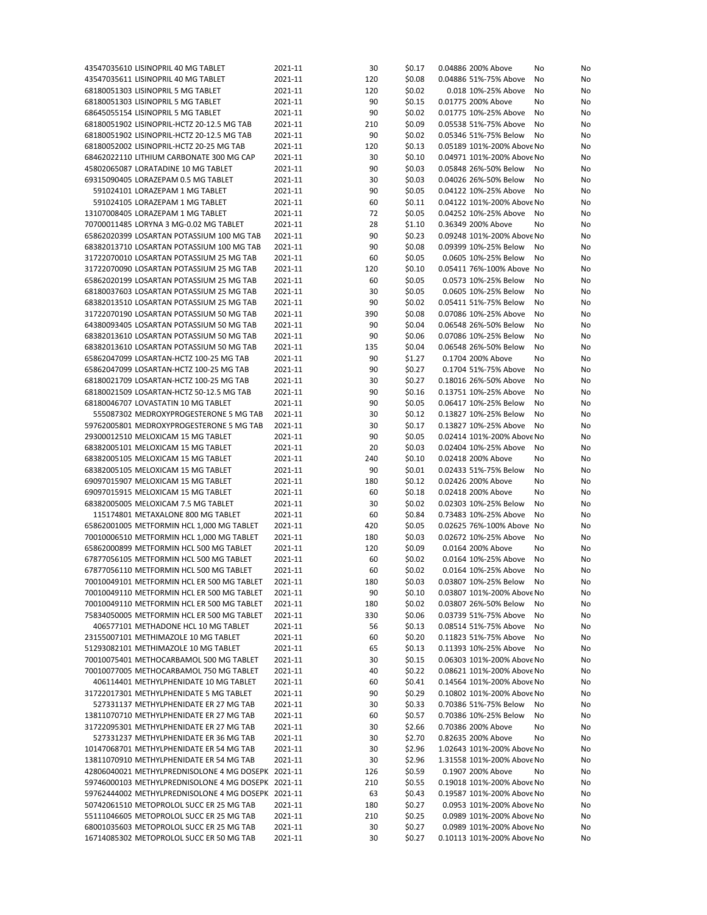| | | | | | | | |
|---|---|---|---|---|---|---|---|
| 43547035610 LISINOPRIL 40 MG TABLET | 2021-11 | 30 | $0.17 | 0.04886 | 200% Above | No | No |
| 43547035611 LISINOPRIL 40 MG TABLET | 2021-11 | 120 | $0.08 | 0.04886 | 51%-75% Above | No | No |
| 68180051303 LISINOPRIL 5 MG TABLET | 2021-11 | 120 | $0.02 | 0.018 | 10%-25% Above | No | No |
| 68180051303 LISINOPRIL 5 MG TABLET | 2021-11 | 90 | $0.15 | 0.01775 | 200% Above | No | No |
| 68645055154 LISINOPRIL 5 MG TABLET | 2021-11 | 90 | $0.02 | 0.01775 | 10%-25% Above | No | No |
| 68180051902 LISINOPRIL-HCTZ 20-12.5 MG TAB | 2021-11 | 210 | $0.09 | 0.05538 | 51%-75% Above | No | No |
| 68180051902 LISINOPRIL-HCTZ 20-12.5 MG TAB | 2021-11 | 90 | $0.02 | 0.05346 | 51%-75% Below | No | No |
| 68180052002 LISINOPRIL-HCTZ 20-25 MG TAB | 2021-11 | 120 | $0.13 | 0.05189 | 101%-200% Above | No | No |
| 68462022110 LITHIUM CARBONATE 300 MG CAP | 2021-11 | 30 | $0.10 | 0.04971 | 101%-200% Above | No | No |
| 45802065087 LORATADINE 10 MG TABLET | 2021-11 | 90 | $0.03 | 0.05848 | 26%-50% Below | No | No |
| 69315090405 LORAZEPAM 0.5 MG TABLET | 2021-11 | 30 | $0.03 | 0.04026 | 26%-50% Below | No | No |
| 591024101 LORAZEPAM 1 MG TABLET | 2021-11 | 90 | $0.05 | 0.04122 | 10%-25% Above | No | No |
| 591024105 LORAZEPAM 1 MG TABLET | 2021-11 | 60 | $0.11 | 0.04122 | 101%-200% Above | No | No |
| 13107008405 LORAZEPAM 1 MG TABLET | 2021-11 | 72 | $0.05 | 0.04252 | 10%-25% Above | No | No |
| 70700011485 LORYNA 3 MG-0.02 MG TABLET | 2021-11 | 28 | $1.10 | 0.36349 | 200% Above | No | No |
| 65862020399 LOSARTAN POTASSIUM 100 MG TAB | 2021-11 | 90 | $0.23 | 0.09248 | 101%-200% Above | No | No |
| 68382013710 LOSARTAN POTASSIUM 100 MG TAB | 2021-11 | 90 | $0.08 | 0.09399 | 10%-25% Below | No | No |
| 31722070010 LOSARTAN POTASSIUM 25 MG TAB | 2021-11 | 60 | $0.05 | 0.0605 | 10%-25% Below | No | No |
| 31722070090 LOSARTAN POTASSIUM 25 MG TAB | 2021-11 | 120 | $0.10 | 0.05411 | 76%-100% Above | No | No |
| 65862020199 LOSARTAN POTASSIUM 25 MG TAB | 2021-11 | 60 | $0.05 | 0.0573 | 10%-25% Below | No | No |
| 68180037603 LOSARTAN POTASSIUM 25 MG TAB | 2021-11 | 30 | $0.05 | 0.0605 | 10%-25% Below | No | No |
| 68382013510 LOSARTAN POTASSIUM 25 MG TAB | 2021-11 | 90 | $0.02 | 0.05411 | 51%-75% Below | No | No |
| 31722070190 LOSARTAN POTASSIUM 50 MG TAB | 2021-11 | 390 | $0.08 | 0.07086 | 10%-25% Above | No | No |
| 64380093405 LOSARTAN POTASSIUM 50 MG TAB | 2021-11 | 90 | $0.04 | 0.06548 | 26%-50% Below | No | No |
| 68382013610 LOSARTAN POTASSIUM 50 MG TAB | 2021-11 | 90 | $0.06 | 0.07086 | 10%-25% Below | No | No |
| 68382013610 LOSARTAN POTASSIUM 50 MG TAB | 2021-11 | 135 | $0.04 | 0.06548 | 26%-50% Below | No | No |
| 65862047099 LOSARTAN-HCTZ 100-25 MG TAB | 2021-11 | 90 | $1.27 | 0.1704 | 200% Above | No | No |
| 65862047099 LOSARTAN-HCTZ 100-25 MG TAB | 2021-11 | 90 | $0.27 | 0.1704 | 51%-75% Above | No | No |
| 68180021709 LOSARTAN-HCTZ 100-25 MG TAB | 2021-11 | 30 | $0.27 | 0.18016 | 26%-50% Above | No | No |
| 68180021509 LOSARTAN-HCTZ 50-12.5 MG TAB | 2021-11 | 90 | $0.16 | 0.13751 | 10%-25% Above | No | No |
| 68180046707 LOVASTATIN 10 MG TABLET | 2021-11 | 90 | $0.05 | 0.06417 | 10%-25% Below | No | No |
| 555087302 MEDROXYPROGESTERONE 5 MG TAB | 2021-11 | 30 | $0.12 | 0.13827 | 10%-25% Below | No | No |
| 59762005801 MEDROXYPROGESTERONE 5 MG TAB | 2021-11 | 30 | $0.17 | 0.13827 | 10%-25% Above | No | No |
| 29300012510 MELOXICAM 15 MG TABLET | 2021-11 | 90 | $0.05 | 0.02414 | 101%-200% Above | No | No |
| 68382005101 MELOXICAM 15 MG TABLET | 2021-11 | 20 | $0.03 | 0.02404 | 10%-25% Above | No | No |
| 68382005105 MELOXICAM 15 MG TABLET | 2021-11 | 240 | $0.10 | 0.02418 | 200% Above | No | No |
| 68382005105 MELOXICAM 15 MG TABLET | 2021-11 | 90 | $0.01 | 0.02433 | 51%-75% Below | No | No |
| 69097015907 MELOXICAM 15 MG TABLET | 2021-11 | 180 | $0.12 | 0.02426 | 200% Above | No | No |
| 69097015915 MELOXICAM 15 MG TABLET | 2021-11 | 60 | $0.18 | 0.02418 | 200% Above | No | No |
| 68382005005 MELOXICAM 7.5 MG TABLET | 2021-11 | 30 | $0.02 | 0.02303 | 10%-25% Below | No | No |
| 115174801 METAXALONE 800 MG TABLET | 2021-11 | 60 | $0.84 | 0.73483 | 10%-25% Above | No | No |
| 65862001005 METFORMIN HCL 1,000 MG TABLET | 2021-11 | 420 | $0.05 | 0.02625 | 76%-100% Above | No | No |
| 70010006510 METFORMIN HCL 1,000 MG TABLET | 2021-11 | 180 | $0.03 | 0.02672 | 10%-25% Above | No | No |
| 65862000899 METFORMIN HCL 500 MG TABLET | 2021-11 | 120 | $0.09 | 0.0164 | 200% Above | No | No |
| 67877056105 METFORMIN HCL 500 MG TABLET | 2021-11 | 60 | $0.02 | 0.0164 | 10%-25% Above | No | No |
| 67877056110 METFORMIN HCL 500 MG TABLET | 2021-11 | 60 | $0.02 | 0.0164 | 10%-25% Above | No | No |
| 70010049101 METFORMIN HCL ER 500 MG TABLET | 2021-11 | 180 | $0.03 | 0.03807 | 10%-25% Below | No | No |
| 70010049110 METFORMIN HCL ER 500 MG TABLET | 2021-11 | 90 | $0.10 | 0.03807 | 101%-200% Above | No | No |
| 70010049110 METFORMIN HCL ER 500 MG TABLET | 2021-11 | 180 | $0.02 | 0.03807 | 26%-50% Below | No | No |
| 75834050005 METFORMIN HCL ER 500 MG TABLET | 2021-11 | 330 | $0.06 | 0.03739 | 51%-75% Above | No | No |
| 406577101 METHADONE HCL 10 MG TABLET | 2021-11 | 56 | $0.13 | 0.08514 | 51%-75% Above | No | No |
| 23155007101 METHIMAZOLE 10 MG TABLET | 2021-11 | 60 | $0.20 | 0.11823 | 51%-75% Above | No | No |
| 51293082101 METHIMAZOLE 10 MG TABLET | 2021-11 | 65 | $0.13 | 0.11393 | 10%-25% Above | No | No |
| 70010075401 METHOCARBAMOL 500 MG TABLET | 2021-11 | 30 | $0.15 | 0.06303 | 101%-200% Above | No | No |
| 70010077005 METHOCARBAMOL 750 MG TABLET | 2021-11 | 40 | $0.22 | 0.08621 | 101%-200% Above | No | No |
| 406114401 METHYLPHENIDATE 10 MG TABLET | 2021-11 | 60 | $0.41 | 0.14564 | 101%-200% Above | No | No |
| 31722017301 METHYLPHENIDATE 5 MG TABLET | 2021-11 | 90 | $0.29 | 0.10802 | 101%-200% Above | No | No |
| 527331137 METHYLPHENIDATE ER 27 MG TAB | 2021-11 | 30 | $0.33 | 0.70386 | 51%-75% Below | No | No |
| 13811070710 METHYLPHENIDATE ER 27 MG TAB | 2021-11 | 60 | $0.57 | 0.70386 | 10%-25% Below | No | No |
| 31722095301 METHYLPHENIDATE ER 27 MG TAB | 2021-11 | 30 | $2.66 | 0.70386 | 200% Above | No | No |
| 527331237 METHYLPHENIDATE ER 36 MG TAB | 2021-11 | 30 | $2.70 | 0.82635 | 200% Above | No | No |
| 10147068701 METHYLPHENIDATE ER 54 MG TAB | 2021-11 | 30 | $2.96 | 1.02643 | 101%-200% Above | No | No |
| 13811070910 METHYLPHENIDATE ER 54 MG TAB | 2021-11 | 30 | $2.96 | 1.31558 | 101%-200% Above | No | No |
| 42806040021 METHYLPREDNISOLONE 4 MG DOSEPK | 2021-11 | 126 | $0.59 | 0.1907 | 200% Above | No | No |
| 59746000103 METHYLPREDNISOLONE 4 MG DOSEPK | 2021-11 | 210 | $0.55 | 0.19018 | 101%-200% Above | No | No |
| 59762444002 METHYLPREDNISOLONE 4 MG DOSEPK | 2021-11 | 63 | $0.43 | 0.19587 | 101%-200% Above | No | No |
| 50742061510 METOPROLOL SUCC ER 25 MG TAB | 2021-11 | 180 | $0.27 | 0.0953 | 101%-200% Above | No | No |
| 55111046605 METOPROLOL SUCC ER 25 MG TAB | 2021-11 | 210 | $0.25 | 0.0989 | 101%-200% Above | No | No |
| 68001035603 METOPROLOL SUCC ER 25 MG TAB | 2021-11 | 30 | $0.27 | 0.0989 | 101%-200% Above | No | No |
| 16714085302 METOPROLOL SUCC ER 50 MG TAB | 2021-11 | 30 | $0.27 | 0.10113 | 101%-200% Above | No | No |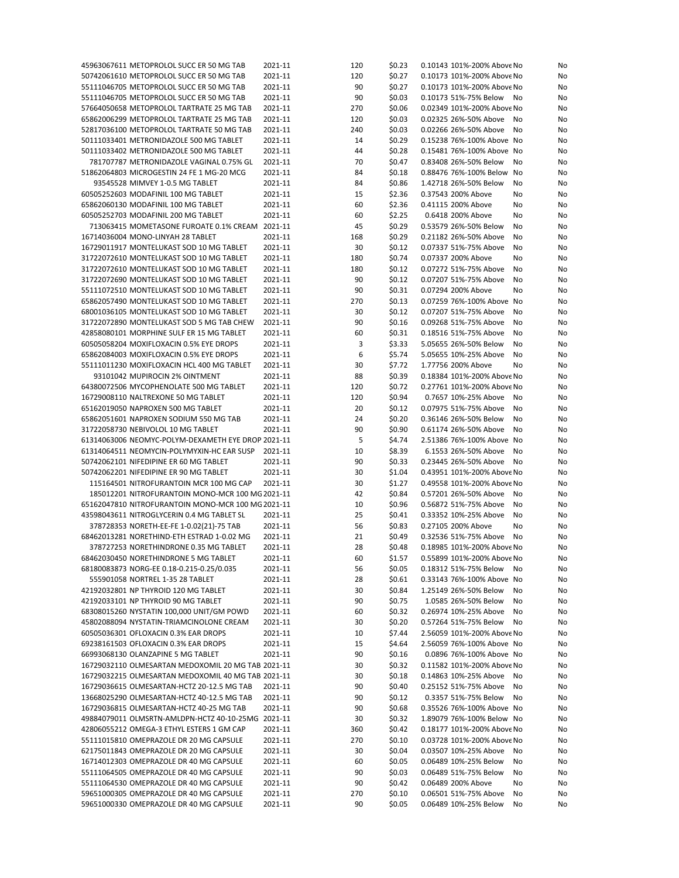| | | | | | | | |
|---|---|---|---|---|---|---|---|
| 45963067611 | METOPROLOL SUCC ER 50 MG TAB | 2021-11 | 120 | $0.23 | 0.10143 | 101%-200% Above | No | No |
| 50742061610 | METOPROLOL SUCC ER 50 MG TAB | 2021-11 | 120 | $0.27 | 0.10173 | 101%-200% Above | No | No |
| 55111046705 | METOPROLOL SUCC ER 50 MG TAB | 2021-11 | 90 | $0.27 | 0.10173 | 101%-200% Above | No | No |
| 55111046705 | METOPROLOL SUCC ER 50 MG TAB | 2021-11 | 90 | $0.03 | 0.10173 | 51%-75% Below | No | No |
| 57664050658 | METOPROLOL TARTRATE 25 MG TAB | 2021-11 | 270 | $0.06 | 0.02349 | 101%-200% Above | No | No |
| 65862006299 | METOPROLOL TARTRATE 25 MG TAB | 2021-11 | 120 | $0.03 | 0.02325 | 26%-50% Above | No | No |
| 52817036100 | METOPROLOL TARTRATE 50 MG TAB | 2021-11 | 240 | $0.03 | 0.02266 | 26%-50% Above | No | No |
| 50111033401 | METRONIDAZOLE 500 MG TABLET | 2021-11 | 14 | $0.29 | 0.15238 | 76%-100% Above | No | No |
| 50111033402 | METRONIDAZOLE 500 MG TABLET | 2021-11 | 44 | $0.28 | 0.15481 | 76%-100% Above | No | No |
| 781707787 | METRONIDAZOLE VAGINAL 0.75% GL | 2021-11 | 70 | $0.47 | 0.83408 | 26%-50% Below | No | No |
| 51862064803 | MICROGESTIN 24 FE 1 MG-20 MCG | 2021-11 | 84 | $0.18 | 0.88476 | 76%-100% Below | No | No |
| 93545528 | MIMVEY 1-0.5 MG TABLET | 2021-11 | 84 | $0.86 | 1.42718 | 26%-50% Below | No | No |
| 60505252603 | MODAFINIL 100 MG TABLET | 2021-11 | 15 | $2.36 | 0.37543 | 200% Above | No | No |
| 65862060130 | MODAFINIL 100 MG TABLET | 2021-11 | 60 | $2.36 | 0.41115 | 200% Above | No | No |
| 60505252703 | MODAFINIL 200 MG TABLET | 2021-11 | 60 | $2.25 | 0.6418 | 200% Above | No | No |
| 713063415 | MOMETASONE FUROATE 0.1% CREAM | 2021-11 | 45 | $0.29 | 0.53579 | 26%-50% Below | No | No |
| 16714036004 | MONO-LINYAH 28 TABLET | 2021-11 | 168 | $0.29 | 0.21182 | 26%-50% Above | No | No |
| 16729011917 | MONTELUKAST SOD 10 MG TABLET | 2021-11 | 30 | $0.12 | 0.07337 | 51%-75% Above | No | No |
| 31722072610 | MONTELUKAST SOD 10 MG TABLET | 2021-11 | 180 | $0.74 | 0.07337 | 200% Above | No | No |
| 31722072610 | MONTELUKAST SOD 10 MG TABLET | 2021-11 | 180 | $0.12 | 0.07272 | 51%-75% Above | No | No |
| 31722072690 | MONTELUKAST SOD 10 MG TABLET | 2021-11 | 90 | $0.12 | 0.07207 | 51%-75% Above | No | No |
| 55111072510 | MONTELUKAST SOD 10 MG TABLET | 2021-11 | 90 | $0.31 | 0.07294 | 200% Above | No | No |
| 65862057490 | MONTELUKAST SOD 10 MG TABLET | 2021-11 | 270 | $0.13 | 0.07259 | 76%-100% Above | No | No |
| 68001036105 | MONTELUKAST SOD 10 MG TABLET | 2021-11 | 30 | $0.12 | 0.07207 | 51%-75% Above | No | No |
| 31722072890 | MONTELUKAST SOD 5 MG TAB CHEW | 2021-11 | 90 | $0.16 | 0.09268 | 51%-75% Above | No | No |
| 42858080101 | MORPHINE SULF ER 15 MG TABLET | 2021-11 | 60 | $0.31 | 0.18516 | 51%-75% Above | No | No |
| 60505058204 | MOXIFLOXACIN 0.5% EYE DROPS | 2021-11 | 3 | $3.33 | 5.05655 | 26%-50% Below | No | No |
| 65862084003 | MOXIFLOXACIN 0.5% EYE DROPS | 2021-11 | 6 | $5.74 | 5.05655 | 10%-25% Above | No | No |
| 55111011230 | MOXIFLOXACIN HCL 400 MG TABLET | 2021-11 | 30 | $7.72 | 1.77756 | 200% Above | No | No |
| 93101042 | MUPIROCIN 2% OINTMENT | 2021-11 | 88 | $0.39 | 0.18384 | 101%-200% Above | No | No |
| 64380072506 | MYCOPHENOLATE 500 MG TABLET | 2021-11 | 120 | $0.72 | 0.27761 | 101%-200% Above | No | No |
| 16729008110 | NALTREXONE 50 MG TABLET | 2021-11 | 120 | $0.94 | 0.7657 | 10%-25% Above | No | No |
| 65162019050 | NAPROXEN 500 MG TABLET | 2021-11 | 20 | $0.12 | 0.07975 | 51%-75% Above | No | No |
| 65862051601 | NAPROXEN SODIUM 550 MG TAB | 2021-11 | 24 | $0.20 | 0.36146 | 26%-50% Below | No | No |
| 31722058730 | NEBIVOLOL 10 MG TABLET | 2021-11 | 90 | $0.90 | 0.61174 | 26%-50% Above | No | No |
| 61314063006 | NEOMYC-POLYM-DEXAMETH EYE DROP | 2021-11 | 5 | $4.74 | 2.51386 | 76%-100% Above | No | No |
| 61314064511 | NEOMYCIN-POLYMYXIN-HC EAR SUSP | 2021-11 | 10 | $8.39 | 6.1553 | 26%-50% Above | No | No |
| 50742062101 | NIFEDIPINE ER 60 MG TABLET | 2021-11 | 90 | $0.33 | 0.23445 | 26%-50% Above | No | No |
| 50742062201 | NIFEDIPINE ER 90 MG TABLET | 2021-11 | 30 | $1.04 | 0.43951 | 101%-200% Above | No | No |
| 115164501 | NITROFURANTOIN MCR 100 MG CAP | 2021-11 | 30 | $1.27 | 0.49558 | 101%-200% Above | No | No |
| 185012201 | NITROFURANTOIN MONO-MCR 100 MG | 2021-11 | 42 | $0.84 | 0.57201 | 26%-50% Above | No | No |
| 65162047810 | NITROFURANTOIN MONO-MCR 100 MG | 2021-11 | 10 | $0.96 | 0.56872 | 51%-75% Above | No | No |
| 43598043611 | NITROGLYCERIN 0.4 MG TABLET SL | 2021-11 | 25 | $0.41 | 0.33352 | 10%-25% Above | No | No |
| 378728353 | NORETH-EE-FE 1-0.02(21)-75 TAB | 2021-11 | 56 | $0.83 | 0.27105 | 200% Above | No | No |
| 68462013281 | NORETHIND-ETH ESTRAD 1-0.02 MG | 2021-11 | 21 | $0.49 | 0.32536 | 51%-75% Above | No | No |
| 378727253 | NORETHINDRONE 0.35 MG TABLET | 2021-11 | 28 | $0.48 | 0.18985 | 101%-200% Above | No | No |
| 68462030450 | NORETHINDRONE 5 MG TABLET | 2021-11 | 60 | $1.57 | 0.55899 | 101%-200% Above | No | No |
| 68180083873 | NORG-EE 0.18-0.215-0.25/0.035 | 2021-11 | 56 | $0.05 | 0.18312 | 51%-75% Below | No | No |
| 555901058 | NORTREL 1-35 28 TABLET | 2021-11 | 28 | $0.61 | 0.33143 | 76%-100% Above | No | No |
| 42192032801 | NP THYROID 120 MG TABLET | 2021-11 | 30 | $0.84 | 1.25149 | 26%-50% Below | No | No |
| 42192033101 | NP THYROID 90 MG TABLET | 2021-11 | 90 | $0.75 | 1.0585 | 26%-50% Below | No | No |
| 68308015260 | NYSTATIN 100,000 UNIT/GM POWD | 2021-11 | 60 | $0.32 | 0.26974 | 10%-25% Above | No | No |
| 45802088094 | NYSTATIN-TRIAMCINOLONE CREAM | 2021-11 | 30 | $0.20 | 0.57264 | 51%-75% Below | No | No |
| 60505036301 | OFLOXACIN 0.3% EAR DROPS | 2021-11 | 10 | $7.44 | 2.56059 | 101%-200% Above | No | No |
| 69238161503 | OFLOXACIN 0.3% EAR DROPS | 2021-11 | 15 | $4.64 | 2.56059 | 76%-100% Above | No | No |
| 66993068130 | OLANZAPINE 5 MG TABLET | 2021-11 | 90 | $0.16 | 0.0896 | 76%-100% Above | No | No |
| 16729032110 | OLMESARTAN MEDOXOMIL 20 MG TAB | 2021-11 | 30 | $0.32 | 0.11582 | 101%-200% Above | No | No |
| 16729032215 | OLMESARTAN MEDOXOMIL 40 MG TAB | 2021-11 | 30 | $0.18 | 0.14863 | 10%-25% Above | No | No |
| 16729036615 | OLMESARTAN-HCTZ 20-12.5 MG TAB | 2021-11 | 90 | $0.40 | 0.25152 | 51%-75% Above | No | No |
| 13668025290 | OLMESARTAN-HCTZ 40-12.5 MG TAB | 2021-11 | 90 | $0.12 | 0.3357 | 51%-75% Below | No | No |
| 16729036815 | OLMESARTAN-HCTZ 40-25 MG TAB | 2021-11 | 90 | $0.68 | 0.35526 | 76%-100% Above | No | No |
| 49884079011 | OLMSRTN-AMLDPN-HCTZ 40-10-25MG | 2021-11 | 30 | $0.32 | 1.89079 | 76%-100% Below | No | No |
| 42806055212 | OMEGA-3 ETHYL ESTERS 1 GM CAP | 2021-11 | 360 | $0.42 | 0.18177 | 101%-200% Above | No | No |
| 55111015810 | OMEPRAZOLE DR 20 MG CAPSULE | 2021-11 | 270 | $0.10 | 0.03728 | 101%-200% Above | No | No |
| 62175011843 | OMEPRAZOLE DR 20 MG CAPSULE | 2021-11 | 30 | $0.04 | 0.03507 | 10%-25% Above | No | No |
| 16714012303 | OMEPRAZOLE DR 40 MG CAPSULE | 2021-11 | 60 | $0.05 | 0.06489 | 10%-25% Below | No | No |
| 55111064505 | OMEPRAZOLE DR 40 MG CAPSULE | 2021-11 | 90 | $0.03 | 0.06489 | 51%-75% Below | No | No |
| 55111064530 | OMEPRAZOLE DR 40 MG CAPSULE | 2021-11 | 90 | $0.42 | 0.06489 | 200% Above | No | No |
| 59651000305 | OMEPRAZOLE DR 40 MG CAPSULE | 2021-11 | 270 | $0.10 | 0.06501 | 51%-75% Above | No | No |
| 59651000330 | OMEPRAZOLE DR 40 MG CAPSULE | 2021-11 | 90 | $0.05 | 0.06489 | 10%-25% Below | No | No |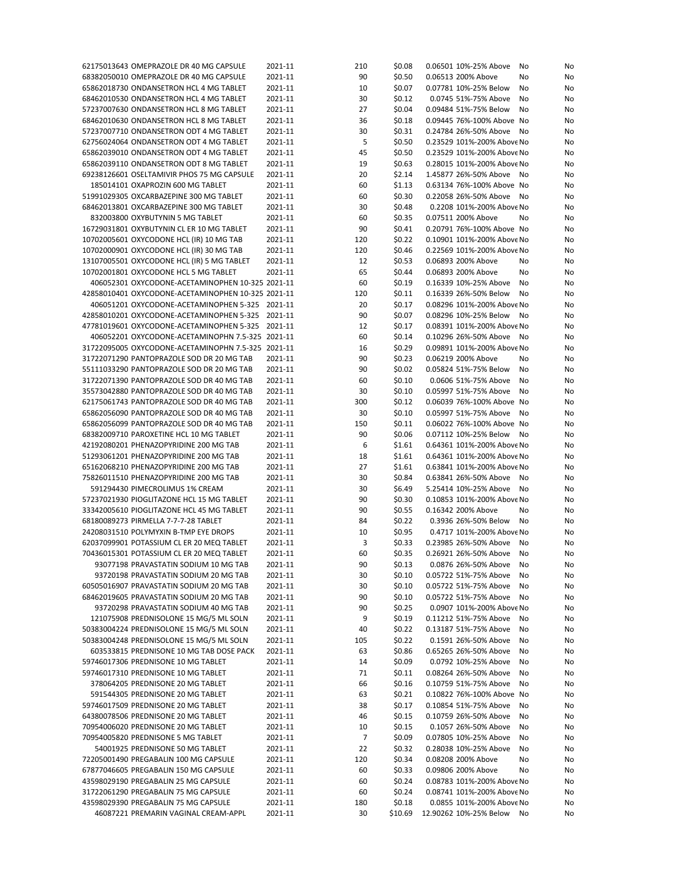| | | | | | | | |
|---|---|---|---|---|---|---|---|
| 62175013643 OMEPRAZOLE DR 40 MG CAPSULE | 2021-11 | 210 | $0.08 | 0.06501 | 10%-25% Above | No | No |
| 68382050010 OMEPRAZOLE DR 40 MG CAPSULE | 2021-11 | 90 | $0.50 | 0.06513 | 200% Above | No | No |
| 65862018730 ONDANSETRON HCL 4 MG TABLET | 2021-11 | 10 | $0.07 | 0.07781 | 10%-25% Below | No | No |
| 68462010530 ONDANSETRON HCL 4 MG TABLET | 2021-11 | 30 | $0.12 | 0.0745 | 51%-75% Above | No | No |
| 57237007630 ONDANSETRON HCL 8 MG TABLET | 2021-11 | 27 | $0.04 | 0.09484 | 51%-75% Below | No | No |
| 68462010630 ONDANSETRON HCL 8 MG TABLET | 2021-11 | 36 | $0.18 | 0.09445 | 76%-100% Above | No | No |
| 57237007710 ONDANSETRON ODT 4 MG TABLET | 2021-11 | 30 | $0.31 | 0.24784 | 26%-50% Above | No | No |
| 62756024064 ONDANSETRON ODT 4 MG TABLET | 2021-11 | 5 | $0.50 | 0.23529 | 101%-200% Above | No | No |
| 65862039010 ONDANSETRON ODT 4 MG TABLET | 2021-11 | 45 | $0.50 | 0.23529 | 101%-200% Above | No | No |
| 65862039110 ONDANSETRON ODT 8 MG TABLET | 2021-11 | 19 | $0.63 | 0.28015 | 101%-200% Above | No | No |
| 69238126601 OSELTAMIVIR PHOS 75 MG CAPSULE | 2021-11 | 20 | $2.14 | 1.45877 | 26%-50% Above | No | No |
| 185014101 OXAPROZIN 600 MG TABLET | 2021-11 | 60 | $1.13 | 0.63134 | 76%-100% Above | No | No |
| 51991029305 OXCARBAZEPINE 300 MG TABLET | 2021-11 | 60 | $0.30 | 0.22058 | 26%-50% Above | No | No |
| 68462013801 OXCARBAZEPINE 300 MG TABLET | 2021-11 | 30 | $0.48 | 0.2208 | 101%-200% Above | No | No |
| 832003800 OXYBUTYNIN 5 MG TABLET | 2021-11 | 60 | $0.35 | 0.07511 | 200% Above | No | No |
| 16729031801 OXYBUTYNIN CL ER 10 MG TABLET | 2021-11 | 90 | $0.41 | 0.20791 | 76%-100% Above | No | No |
| 10702005601 OXYCODONE HCL (IR) 10 MG TAB | 2021-11 | 120 | $0.22 | 0.10901 | 101%-200% Above | No | No |
| 10702000901 OXYCODONE HCL (IR) 30 MG TAB | 2021-11 | 120 | $0.46 | 0.22569 | 101%-200% Above | No | No |
| 13107005501 OXYCODONE HCL (IR) 5 MG TABLET | 2021-11 | 12 | $0.53 | 0.06893 | 200% Above | No | No |
| 10702001801 OXYCODONE HCL 5 MG TABLET | 2021-11 | 65 | $0.44 | 0.06893 | 200% Above | No | No |
| 406052301 OXYCODONE-ACETAMINOPHEN 10-325 | 2021-11 | 60 | $0.19 | 0.16339 | 10%-25% Above | No | No |
| 42858010401 OXYCODONE-ACETAMINOPHEN 10-325 | 2021-11 | 120 | $0.11 | 0.16339 | 26%-50% Below | No | No |
| 406051201 OXYCODONE-ACETAMINOPHEN 5-325 | 2021-11 | 20 | $0.17 | 0.08296 | 101%-200% Above | No | No |
| 42858010201 OXYCODONE-ACETAMINOPHEN 5-325 | 2021-11 | 90 | $0.07 | 0.08296 | 10%-25% Below | No | No |
| 47781019601 OXYCODONE-ACETAMINOPHEN 5-325 | 2021-11 | 12 | $0.17 | 0.08391 | 101%-200% Above | No | No |
| 406052201 OXYCODONE-ACETAMINOPHN 7.5-325 | 2021-11 | 60 | $0.14 | 0.10296 | 26%-50% Above | No | No |
| 31722095005 OXYCODONE-ACETAMINOPHN 7.5-325 | 2021-11 | 16 | $0.29 | 0.09891 | 101%-200% Above | No | No |
| 31722071290 PANTOPRAZOLE SOD DR 20 MG TAB | 2021-11 | 90 | $0.23 | 0.06219 | 200% Above | No | No |
| 55111033290 PANTOPRAZOLE SOD DR 20 MG TAB | 2021-11 | 90 | $0.02 | 0.05824 | 51%-75% Below | No | No |
| 31722071390 PANTOPRAZOLE SOD DR 40 MG TAB | 2021-11 | 60 | $0.10 | 0.0606 | 51%-75% Above | No | No |
| 35573042880 PANTOPRAZOLE SOD DR 40 MG TAB | 2021-11 | 30 | $0.10 | 0.05997 | 51%-75% Above | No | No |
| 62175061743 PANTOPRAZOLE SOD DR 40 MG TAB | 2021-11 | 300 | $0.12 | 0.06039 | 76%-100% Above | No | No |
| 65862056090 PANTOPRAZOLE SOD DR 40 MG TAB | 2021-11 | 30 | $0.10 | 0.05997 | 51%-75% Above | No | No |
| 65862056099 PANTOPRAZOLE SOD DR 40 MG TAB | 2021-11 | 150 | $0.11 | 0.06022 | 76%-100% Above | No | No |
| 68382009710 PAROXETINE HCL 10 MG TABLET | 2021-11 | 90 | $0.06 | 0.07112 | 10%-25% Below | No | No |
| 42192080201 PHENAZOPYRIDINE 200 MG TAB | 2021-11 | 6 | $1.61 | 0.64361 | 101%-200% Above | No | No |
| 51293061201 PHENAZOPYRIDINE 200 MG TAB | 2021-11 | 18 | $1.61 | 0.64361 | 101%-200% Above | No | No |
| 65162068210 PHENAZOPYRIDINE 200 MG TAB | 2021-11 | 27 | $1.61 | 0.63841 | 101%-200% Above | No | No |
| 75826011510 PHENAZOPYRIDINE 200 MG TAB | 2021-11 | 30 | $0.84 | 0.63841 | 26%-50% Above | No | No |
| 591294430 PIMECROLIMUS 1% CREAM | 2021-11 | 30 | $6.49 | 5.25414 | 10%-25% Above | No | No |
| 57237021930 PIOGLITAZONE HCL 15 MG TABLET | 2021-11 | 90 | $0.30 | 0.10853 | 101%-200% Above | No | No |
| 33342005610 PIOGLITAZONE HCL 45 MG TABLET | 2021-11 | 90 | $0.55 | 0.16342 | 200% Above | No | No |
| 68180089273 PIRMELLA 7-7-7-28 TABLET | 2021-11 | 84 | $0.22 | 0.3936 | 26%-50% Below | No | No |
| 24208031510 POLYMYXIN B-TMP EYE DROPS | 2021-11 | 10 | $0.95 | 0.4717 | 101%-200% Above | No | No |
| 62037099901 POTASSIUM CL ER 20 MEQ TABLET | 2021-11 | 3 | $0.33 | 0.23985 | 26%-50% Above | No | No |
| 70436015301 POTASSIUM CL ER 20 MEQ TABLET | 2021-11 | 60 | $0.35 | 0.26921 | 26%-50% Above | No | No |
| 93077198 PRAVASTATIN SODIUM 10 MG TAB | 2021-11 | 90 | $0.13 | 0.0876 | 26%-50% Above | No | No |
| 93720198 PRAVASTATIN SODIUM 20 MG TAB | 2021-11 | 30 | $0.10 | 0.05722 | 51%-75% Above | No | No |
| 60505016907 PRAVASTATIN SODIUM 20 MG TAB | 2021-11 | 30 | $0.10 | 0.05722 | 51%-75% Above | No | No |
| 68462019605 PRAVASTATIN SODIUM 20 MG TAB | 2021-11 | 90 | $0.10 | 0.05722 | 51%-75% Above | No | No |
| 93720298 PRAVASTATIN SODIUM 40 MG TAB | 2021-11 | 90 | $0.25 | 0.0907 | 101%-200% Above | No | No |
| 121075908 PREDNISOLONE 15 MG/5 ML SOLN | 2021-11 | 9 | $0.19 | 0.11212 | 51%-75% Above | No | No |
| 50383004224 PREDNISOLONE 15 MG/5 ML SOLN | 2021-11 | 40 | $0.22 | 0.13187 | 51%-75% Above | No | No |
| 50383004248 PREDNISOLONE 15 MG/5 ML SOLN | 2021-11 | 105 | $0.22 | 0.1591 | 26%-50% Above | No | No |
| 603533815 PREDNISONE 10 MG TAB DOSE PACK | 2021-11 | 63 | $0.86 | 0.65265 | 26%-50% Above | No | No |
| 59746017306 PREDNISONE 10 MG TABLET | 2021-11 | 14 | $0.09 | 0.0792 | 10%-25% Above | No | No |
| 59746017310 PREDNISONE 10 MG TABLET | 2021-11 | 71 | $0.11 | 0.08264 | 26%-50% Above | No | No |
| 378064205 PREDNISONE 20 MG TABLET | 2021-11 | 66 | $0.16 | 0.10759 | 51%-75% Above | No | No |
| 591544305 PREDNISONE 20 MG TABLET | 2021-11 | 63 | $0.21 | 0.10822 | 76%-100% Above | No | No |
| 59746017509 PREDNISONE 20 MG TABLET | 2021-11 | 38 | $0.17 | 0.10854 | 51%-75% Above | No | No |
| 64380078506 PREDNISONE 20 MG TABLET | 2021-11 | 46 | $0.15 | 0.10759 | 26%-50% Above | No | No |
| 70954006020 PREDNISONE 20 MG TABLET | 2021-11 | 10 | $0.15 | 0.1057 | 26%-50% Above | No | No |
| 70954005820 PREDNISONE 5 MG TABLET | 2021-11 | 7 | $0.09 | 0.07805 | 10%-25% Above | No | No |
| 54001925 PREDNISONE 50 MG TABLET | 2021-11 | 22 | $0.32 | 0.28038 | 10%-25% Above | No | No |
| 72205001490 PREGABALIN 100 MG CAPSULE | 2021-11 | 120 | $0.34 | 0.08208 | 200% Above | No | No |
| 67877046605 PREGABALIN 150 MG CAPSULE | 2021-11 | 60 | $0.33 | 0.09806 | 200% Above | No | No |
| 43598029190 PREGABALIN 25 MG CAPSULE | 2021-11 | 60 | $0.24 | 0.08783 | 101%-200% Above | No | No |
| 31722061290 PREGABALIN 75 MG CAPSULE | 2021-11 | 60 | $0.24 | 0.08741 | 101%-200% Above | No | No |
| 43598029390 PREGABALIN 75 MG CAPSULE | 2021-11 | 180 | $0.18 | 0.0855 | 101%-200% Above | No | No |
| 46087221 PREMARIN VAGINAL CREAM-APPL | 2021-11 | 30 | $10.69 | 12.90262 | 10%-25% Below | No | No |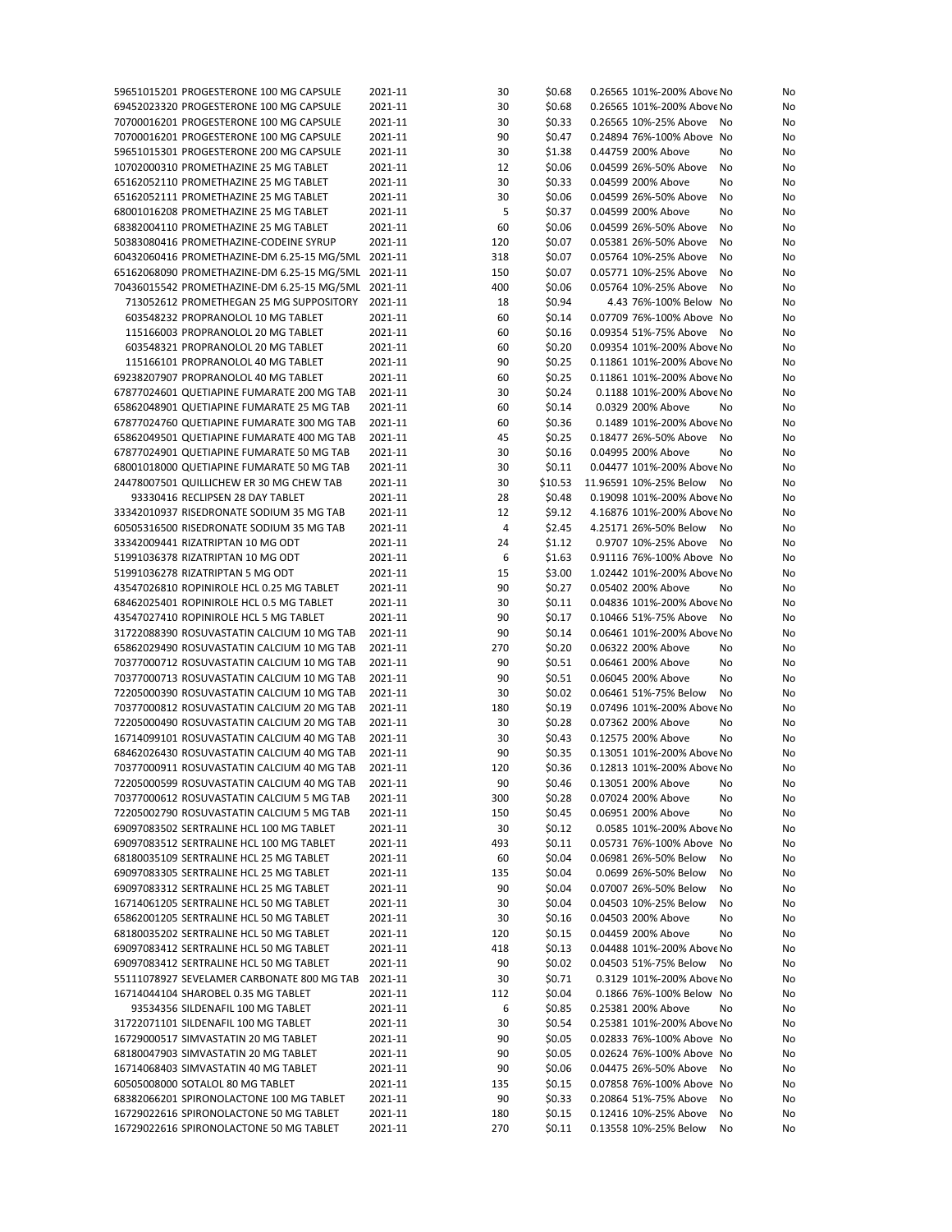| | | | | | | | |
|---|---|---|---|---|---|---|---|
| 59651015201 | PROGESTERONE 100 MG CAPSULE | 2021-11 | 30 | $0.68 | 0.26565 | 101%-200% Above | No | No |
| 69452023320 | PROGESTERONE 100 MG CAPSULE | 2021-11 | 30 | $0.68 | 0.26565 | 101%-200% Above | No | No |
| 70700016201 | PROGESTERONE 100 MG CAPSULE | 2021-11 | 30 | $0.33 | 0.26565 | 10%-25% Above | No | No |
| 70700016201 | PROGESTERONE 100 MG CAPSULE | 2021-11 | 90 | $0.47 | 0.24894 | 76%-100% Above | No | No |
| 59651015301 | PROGESTERONE 200 MG CAPSULE | 2021-11 | 30 | $1.38 | 0.44759 | 200% Above | No | No |
| 10702000310 | PROMETHAZINE 25 MG TABLET | 2021-11 | 12 | $0.06 | 0.04599 | 26%-50% Above | No | No |
| 65162052110 | PROMETHAZINE 25 MG TABLET | 2021-11 | 30 | $0.33 | 0.04599 | 200% Above | No | No |
| 65162052111 | PROMETHAZINE 25 MG TABLET | 2021-11 | 30 | $0.06 | 0.04599 | 26%-50% Above | No | No |
| 68001016208 | PROMETHAZINE 25 MG TABLET | 2021-11 | 5 | $0.37 | 0.04599 | 200% Above | No | No |
| 68382004110 | PROMETHAZINE 25 MG TABLET | 2021-11 | 60 | $0.06 | 0.04599 | 26%-50% Above | No | No |
| 50383080416 | PROMETHAZINE-CODEINE SYRUP | 2021-11 | 120 | $0.07 | 0.05381 | 26%-50% Above | No | No |
| 60432060416 | PROMETHAZINE-DM 6.25-15 MG/5ML | 2021-11 | 318 | $0.07 | 0.05764 | 10%-25% Above | No | No |
| 65162068090 | PROMETHAZINE-DM 6.25-15 MG/5ML | 2021-11 | 150 | $0.07 | 0.05771 | 10%-25% Above | No | No |
| 70436015542 | PROMETHAZINE-DM 6.25-15 MG/5ML | 2021-11 | 400 | $0.06 | 0.05764 | 10%-25% Above | No | No |
| 713052612 | PROMETHEGAN 25 MG SUPPOSITORY | 2021-11 | 18 | $0.94 | 4.43 | 76%-100% Below | No | No |
| 603548232 | PROPRANOLOL 10 MG TABLET | 2021-11 | 60 | $0.14 | 0.07709 | 76%-100% Above | No | No |
| 115166003 | PROPRANOLOL 20 MG TABLET | 2021-11 | 60 | $0.16 | 0.09354 | 51%-75% Above | No | No |
| 603548321 | PROPRANOLOL 20 MG TABLET | 2021-11 | 60 | $0.20 | 0.09354 | 101%-200% Above | No | No |
| 115166101 | PROPRANOLOL 40 MG TABLET | 2021-11 | 90 | $0.25 | 0.11861 | 101%-200% Above | No | No |
| 69238207907 | PROPRANOLOL 40 MG TABLET | 2021-11 | 60 | $0.25 | 0.11861 | 101%-200% Above | No | No |
| 67877024601 | QUETIAPINE FUMARATE 200 MG TAB | 2021-11 | 30 | $0.24 | 0.1188 | 101%-200% Above | No | No |
| 65862048901 | QUETIAPINE FUMARATE 25 MG TAB | 2021-11 | 60 | $0.14 | 0.0329 | 200% Above | No | No |
| 67877024760 | QUETIAPINE FUMARATE 300 MG TAB | 2021-11 | 60 | $0.36 | 0.1489 | 101%-200% Above | No | No |
| 65862049501 | QUETIAPINE FUMARATE 400 MG TAB | 2021-11 | 45 | $0.25 | 0.18477 | 26%-50% Above | No | No |
| 67877024901 | QUETIAPINE FUMARATE 50 MG TAB | 2021-11 | 30 | $0.16 | 0.04995 | 200% Above | No | No |
| 68001018000 | QUETIAPINE FUMARATE 50 MG TAB | 2021-11 | 30 | $0.11 | 0.04477 | 101%-200% Above | No | No |
| 24478007501 | QUILLICHEW ER 30 MG CHEW TAB | 2021-11 | 30 | $10.53 | 11.96591 | 10%-25% Below | No | No |
| 93330416 | RECLIPSEN 28 DAY TABLET | 2021-11 | 28 | $0.48 | 0.19098 | 101%-200% Above | No | No |
| 33342010937 | RISEDRONATE SODIUM 35 MG TAB | 2021-11 | 12 | $9.12 | 4.16876 | 101%-200% Above | No | No |
| 60505316500 | RISEDRONATE SODIUM 35 MG TAB | 2021-11 | 4 | $2.45 | 4.25171 | 26%-50% Below | No | No |
| 33342009441 | RIZATRIPTAN 10 MG ODT | 2021-11 | 24 | $1.12 | 0.9707 | 10%-25% Above | No | No |
| 51991036378 | RIZATRIPTAN 10 MG ODT | 2021-11 | 6 | $1.63 | 0.91116 | 76%-100% Above | No | No |
| 51991036278 | RIZATRIPTAN 5 MG ODT | 2021-11 | 15 | $3.00 | 1.02442 | 101%-200% Above | No | No |
| 43547026810 | ROPINIROLE HCL 0.25 MG TABLET | 2021-11 | 90 | $0.27 | 0.05402 | 200% Above | No | No |
| 68462025401 | ROPINIROLE HCL 0.5 MG TABLET | 2021-11 | 30 | $0.11 | 0.04836 | 101%-200% Above | No | No |
| 43547027410 | ROPINIROLE HCL 5 MG TABLET | 2021-11 | 90 | $0.17 | 0.10466 | 51%-75% Above | No | No |
| 31722088390 | ROSUVASTATIN CALCIUM 10 MG TAB | 2021-11 | 90 | $0.14 | 0.06461 | 101%-200% Above | No | No |
| 65862029490 | ROSUVASTATIN CALCIUM 10 MG TAB | 2021-11 | 270 | $0.20 | 0.06322 | 200% Above | No | No |
| 70377000712 | ROSUVASTATIN CALCIUM 10 MG TAB | 2021-11 | 90 | $0.51 | 0.06461 | 200% Above | No | No |
| 70377000713 | ROSUVASTATIN CALCIUM 10 MG TAB | 2021-11 | 90 | $0.51 | 0.06045 | 200% Above | No | No |
| 72205000390 | ROSUVASTATIN CALCIUM 10 MG TAB | 2021-11 | 30 | $0.02 | 0.06461 | 51%-75% Below | No | No |
| 70377000812 | ROSUVASTATIN CALCIUM 20 MG TAB | 2021-11 | 180 | $0.19 | 0.07496 | 101%-200% Above | No | No |
| 72205000490 | ROSUVASTATIN CALCIUM 20 MG TAB | 2021-11 | 30 | $0.28 | 0.07362 | 200% Above | No | No |
| 16714099101 | ROSUVASTATIN CALCIUM 40 MG TAB | 2021-11 | 30 | $0.43 | 0.12575 | 200% Above | No | No |
| 68462026430 | ROSUVASTATIN CALCIUM 40 MG TAB | 2021-11 | 90 | $0.35 | 0.13051 | 101%-200% Above | No | No |
| 70377000911 | ROSUVASTATIN CALCIUM 40 MG TAB | 2021-11 | 120 | $0.36 | 0.12813 | 101%-200% Above | No | No |
| 72205000599 | ROSUVASTATIN CALCIUM 40 MG TAB | 2021-11 | 90 | $0.46 | 0.13051 | 200% Above | No | No |
| 70377000612 | ROSUVASTATIN CALCIUM 5 MG TAB | 2021-11 | 300 | $0.28 | 0.07024 | 200% Above | No | No |
| 72205002790 | ROSUVASTATIN CALCIUM 5 MG TAB | 2021-11 | 150 | $0.45 | 0.06951 | 200% Above | No | No |
| 69097083502 | SERTRALINE HCL 100 MG TABLET | 2021-11 | 30 | $0.12 | 0.0585 | 101%-200% Above | No | No |
| 69097083512 | SERTRALINE HCL 100 MG TABLET | 2021-11 | 493 | $0.11 | 0.05731 | 76%-100% Above | No | No |
| 68180035109 | SERTRALINE HCL 25 MG TABLET | 2021-11 | 60 | $0.04 | 0.06981 | 26%-50% Below | No | No |
| 69097083305 | SERTRALINE HCL 25 MG TABLET | 2021-11 | 135 | $0.04 | 0.0699 | 26%-50% Below | No | No |
| 69097083312 | SERTRALINE HCL 25 MG TABLET | 2021-11 | 90 | $0.04 | 0.07007 | 26%-50% Below | No | No |
| 16714061205 | SERTRALINE HCL 50 MG TABLET | 2021-11 | 30 | $0.04 | 0.04503 | 10%-25% Below | No | No |
| 65862001205 | SERTRALINE HCL 50 MG TABLET | 2021-11 | 30 | $0.16 | 0.04503 | 200% Above | No | No |
| 68180035202 | SERTRALINE HCL 50 MG TABLET | 2021-11 | 120 | $0.15 | 0.04459 | 200% Above | No | No |
| 69097083412 | SERTRALINE HCL 50 MG TABLET | 2021-11 | 418 | $0.13 | 0.04488 | 101%-200% Above | No | No |
| 69097083412 | SERTRALINE HCL 50 MG TABLET | 2021-11 | 90 | $0.02 | 0.04503 | 51%-75% Below | No | No |
| 55111078927 | SEVELAMER CARBONATE 800 MG TAB | 2021-11 | 30 | $0.71 | 0.3129 | 101%-200% Above | No | No |
| 16714044104 | SHAROBEL 0.35 MG TABLET | 2021-11 | 112 | $0.04 | 0.1866 | 76%-100% Below | No | No |
| 93534356 | SILDENAFIL 100 MG TABLET | 2021-11 | 6 | $0.85 | 0.25381 | 200% Above | No | No |
| 31722071101 | SILDENAFIL 100 MG TABLET | 2021-11 | 30 | $0.54 | 0.25381 | 101%-200% Above | No | No |
| 16729000517 | SIMVASTATIN 20 MG TABLET | 2021-11 | 90 | $0.05 | 0.02833 | 76%-100% Above | No | No |
| 68180047903 | SIMVASTATIN 20 MG TABLET | 2021-11 | 90 | $0.05 | 0.02624 | 76%-100% Above | No | No |
| 16714068403 | SIMVASTATIN 40 MG TABLET | 2021-11 | 90 | $0.06 | 0.04475 | 26%-50% Above | No | No |
| 60505008000 | SOTALOL 80 MG TABLET | 2021-11 | 135 | $0.15 | 0.07858 | 76%-100% Above | No | No |
| 68382066201 | SPIRONOLACTONE 100 MG TABLET | 2021-11 | 90 | $0.33 | 0.20864 | 51%-75% Above | No | No |
| 16729022616 | SPIRONOLACTONE 50 MG TABLET | 2021-11 | 180 | $0.15 | 0.12416 | 10%-25% Above | No | No |
| 16729022616 | SPIRONOLACTONE 50 MG TABLET | 2021-11 | 270 | $0.11 | 0.13558 | 10%-25% Below | No | No |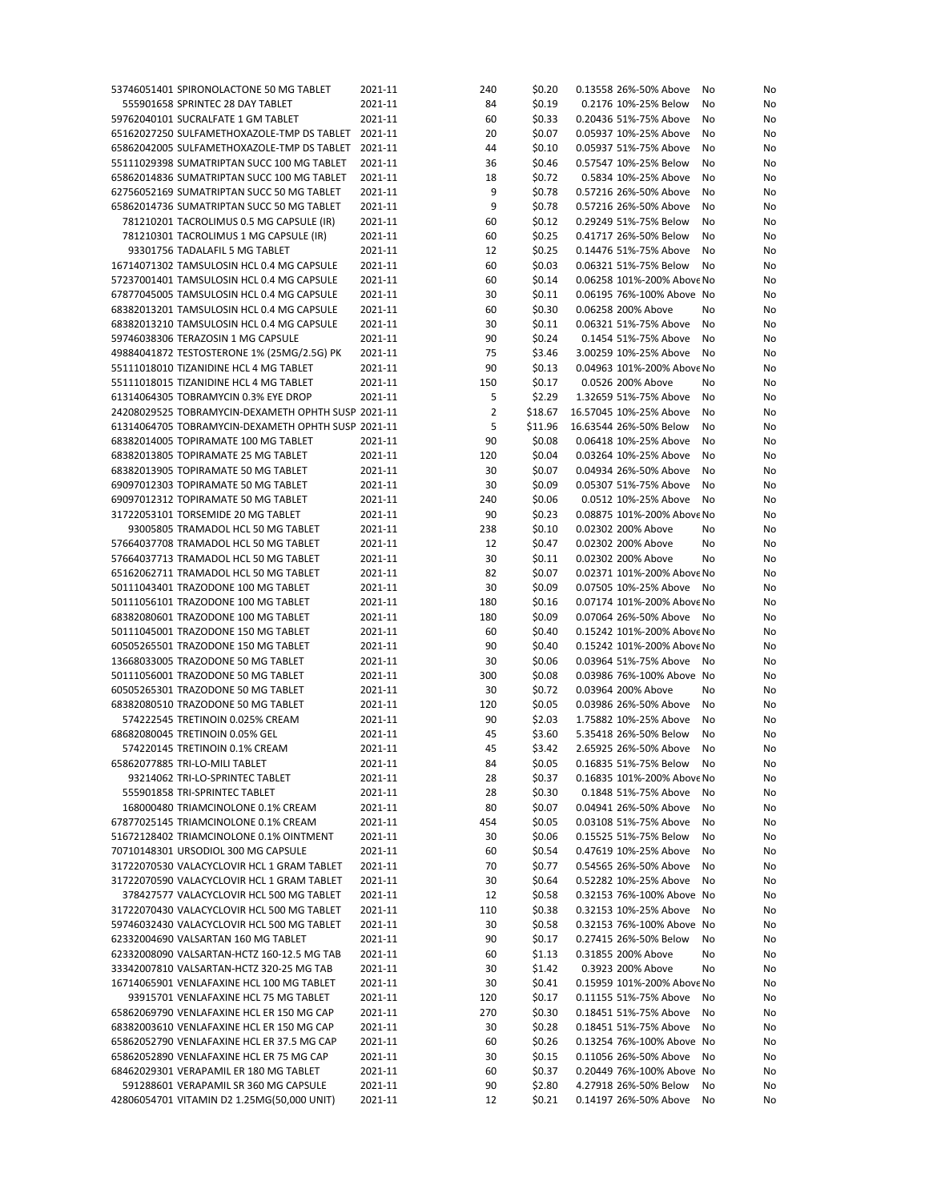| | | | | | | | |
|---|---|---|---|---|---|---|---|
| 53746051401 SPIRONOLACTONE 50 MG TABLET | 2021-11 | 240 | $0.20 | 0.13558 | 26%-50% Above | No | No |
| 555901658 SPRINTEC 28 DAY TABLET | 2021-11 | 84 | $0.19 | 0.2176 | 10%-25% Below | No | No |
| 59762040101 SUCRALFATE 1 GM TABLET | 2021-11 | 60 | $0.33 | 0.20436 | 51%-75% Above | No | No |
| 65162027250 SULFAMETHOXAZOLE-TMP DS TABLET | 2021-11 | 20 | $0.07 | 0.05937 | 10%-25% Above | No | No |
| 65862042005 SULFAMETHOXAZOLE-TMP DS TABLET | 2021-11 | 44 | $0.10 | 0.05937 | 51%-75% Above | No | No |
| 55111029398 SUMATRIPTAN SUCC 100 MG TABLET | 2021-11 | 36 | $0.46 | 0.57547 | 10%-25% Below | No | No |
| 65862014836 SUMATRIPTAN SUCC 100 MG TABLET | 2021-11 | 18 | $0.72 | 0.5834 | 10%-25% Above | No | No |
| 62756052169 SUMATRIPTAN SUCC 50 MG TABLET | 2021-11 | 9 | $0.78 | 0.57216 | 26%-50% Above | No | No |
| 65862014736 SUMATRIPTAN SUCC 50 MG TABLET | 2021-11 | 9 | $0.78 | 0.57216 | 26%-50% Above | No | No |
| 781210201 TACROLIMUS 0.5 MG CAPSULE (IR) | 2021-11 | 60 | $0.12 | 0.29249 | 51%-75% Below | No | No |
| 781210301 TACROLIMUS 1 MG CAPSULE (IR) | 2021-11 | 60 | $0.25 | 0.41717 | 26%-50% Below | No | No |
| 93301756 TADALAFIL 5 MG TABLET | 2021-11 | 12 | $0.25 | 0.14476 | 51%-75% Above | No | No |
| 16714071302 TAMSULOSIN HCL 0.4 MG CAPSULE | 2021-11 | 60 | $0.03 | 0.06321 | 51%-75% Below | No | No |
| 57237001401 TAMSULOSIN HCL 0.4 MG CAPSULE | 2021-11 | 60 | $0.14 | 0.06258 | 101%-200% Above | No | No |
| 67877045005 TAMSULOSIN HCL 0.4 MG CAPSULE | 2021-11 | 30 | $0.11 | 0.06195 | 76%-100% Above | No | No |
| 68382013201 TAMSULOSIN HCL 0.4 MG CAPSULE | 2021-11 | 60 | $0.30 | 0.06258 | 200% Above | No | No |
| 68382013210 TAMSULOSIN HCL 0.4 MG CAPSULE | 2021-11 | 30 | $0.11 | 0.06321 | 51%-75% Above | No | No |
| 59746038306 TERAZOSIN 1 MG CAPSULE | 2021-11 | 90 | $0.24 | 0.1454 | 51%-75% Above | No | No |
| 49884041872 TESTOSTERONE 1% (25MG/2.5G) PK | 2021-11 | 75 | $3.46 | 3.00259 | 10%-25% Above | No | No |
| 55111018010 TIZANIDINE HCL 4 MG TABLET | 2021-11 | 90 | $0.13 | 0.04963 | 101%-200% Above | No | No |
| 55111018015 TIZANIDINE HCL 4 MG TABLET | 2021-11 | 150 | $0.17 | 0.0526 | 200% Above | No | No |
| 61314064305 TOBRAMYCIN 0.3% EYE DROP | 2021-11 | 5 | $2.29 | 1.32659 | 51%-75% Above | No | No |
| 24208029525 TOBRAMYCIN-DEXAMETH OPHTH SUSP | 2021-11 | 2 | $18.67 | 16.57045 | 10%-25% Above | No | No |
| 61314064705 TOBRAMYCIN-DEXAMETH OPHTH SUSP | 2021-11 | 5 | $11.96 | 16.63544 | 26%-50% Below | No | No |
| 68382014005 TOPIRAMATE 100 MG TABLET | 2021-11 | 90 | $0.08 | 0.06418 | 10%-25% Above | No | No |
| 68382013805 TOPIRAMATE 25 MG TABLET | 2021-11 | 120 | $0.04 | 0.03264 | 10%-25% Above | No | No |
| 68382013905 TOPIRAMATE 50 MG TABLET | 2021-11 | 30 | $0.07 | 0.04934 | 26%-50% Above | No | No |
| 69097012303 TOPIRAMATE 50 MG TABLET | 2021-11 | 30 | $0.09 | 0.05307 | 51%-75% Above | No | No |
| 69097012312 TOPIRAMATE 50 MG TABLET | 2021-11 | 240 | $0.06 | 0.0512 | 10%-25% Above | No | No |
| 31722053101 TORSEMIDE 20 MG TABLET | 2021-11 | 90 | $0.23 | 0.08875 | 101%-200% Above | No | No |
| 93005805 TRAMADOL HCL 50 MG TABLET | 2021-11 | 238 | $0.10 | 0.02302 | 200% Above | No | No |
| 57664037708 TRAMADOL HCL 50 MG TABLET | 2021-11 | 12 | $0.47 | 0.02302 | 200% Above | No | No |
| 57664037713 TRAMADOL HCL 50 MG TABLET | 2021-11 | 30 | $0.11 | 0.02302 | 200% Above | No | No |
| 65162062711 TRAMADOL HCL 50 MG TABLET | 2021-11 | 82 | $0.07 | 0.02371 | 101%-200% Above | No | No |
| 50111043401 TRAZODONE 100 MG TABLET | 2021-11 | 30 | $0.09 | 0.07505 | 10%-25% Above | No | No |
| 50111056101 TRAZODONE 100 MG TABLET | 2021-11 | 180 | $0.16 | 0.07174 | 101%-200% Above | No | No |
| 68382080601 TRAZODONE 100 MG TABLET | 2021-11 | 180 | $0.09 | 0.07064 | 26%-50% Above | No | No |
| 50111045001 TRAZODONE 150 MG TABLET | 2021-11 | 60 | $0.40 | 0.15242 | 101%-200% Above | No | No |
| 60505265501 TRAZODONE 150 MG TABLET | 2021-11 | 90 | $0.40 | 0.15242 | 101%-200% Above | No | No |
| 13668033005 TRAZODONE 50 MG TABLET | 2021-11 | 30 | $0.06 | 0.03964 | 51%-75% Above | No | No |
| 50111056001 TRAZODONE 50 MG TABLET | 2021-11 | 300 | $0.08 | 0.03986 | 76%-100% Above | No | No |
| 60505265301 TRAZODONE 50 MG TABLET | 2021-11 | 30 | $0.72 | 0.03964 | 200% Above | No | No |
| 68382080510 TRAZODONE 50 MG TABLET | 2021-11 | 120 | $0.05 | 0.03986 | 26%-50% Above | No | No |
| 574222545 TRETINOIN 0.025% CREAM | 2021-11 | 90 | $2.03 | 1.75882 | 10%-25% Above | No | No |
| 68682080045 TRETINOIN 0.05% GEL | 2021-11 | 45 | $3.60 | 5.35418 | 26%-50% Below | No | No |
| 574220145 TRETINOIN 0.1% CREAM | 2021-11 | 45 | $3.42 | 2.65925 | 26%-50% Above | No | No |
| 65862077885 TRI-LO-MILI TABLET | 2021-11 | 84 | $0.05 | 0.16835 | 51%-75% Below | No | No |
| 93214062 TRI-LO-SPRINTEC TABLET | 2021-11 | 28 | $0.37 | 0.16835 | 101%-200% Above | No | No |
| 555901858 TRI-SPRINTEC TABLET | 2021-11 | 28 | $0.30 | 0.1848 | 51%-75% Above | No | No |
| 168000480 TRIAMCINOLONE 0.1% CREAM | 2021-11 | 80 | $0.07 | 0.04941 | 26%-50% Above | No | No |
| 67877025145 TRIAMCINOLONE 0.1% CREAM | 2021-11 | 454 | $0.05 | 0.03108 | 51%-75% Above | No | No |
| 51672128402 TRIAMCINOLONE 0.1% OINTMENT | 2021-11 | 30 | $0.06 | 0.15525 | 51%-75% Below | No | No |
| 70710148301 URSODIOL 300 MG CAPSULE | 2021-11 | 60 | $0.54 | 0.47619 | 10%-25% Above | No | No |
| 31722070530 VALACYCLOVIR HCL 1 GRAM TABLET | 2021-11 | 70 | $0.77 | 0.54565 | 26%-50% Above | No | No |
| 31722070590 VALACYCLOVIR HCL 1 GRAM TABLET | 2021-11 | 30 | $0.64 | 0.52282 | 10%-25% Above | No | No |
| 378427577 VALACYCLOVIR HCL 500 MG TABLET | 2021-11 | 12 | $0.58 | 0.32153 | 76%-100% Above | No | No |
| 31722070430 VALACYCLOVIR HCL 500 MG TABLET | 2021-11 | 110 | $0.38 | 0.32153 | 10%-25% Above | No | No |
| 59746032430 VALACYCLOVIR HCL 500 MG TABLET | 2021-11 | 30 | $0.58 | 0.32153 | 76%-100% Above | No | No |
| 62332004690 VALSARTAN 160 MG TABLET | 2021-11 | 90 | $0.17 | 0.27415 | 26%-50% Below | No | No |
| 62332008090 VALSARTAN-HCTZ 160-12.5 MG TAB | 2021-11 | 60 | $1.13 | 0.31855 | 200% Above | No | No |
| 33342007810 VALSARTAN-HCTZ 320-25 MG TAB | 2021-11 | 30 | $1.42 | 0.3923 | 200% Above | No | No |
| 16714065901 VENLAFAXINE HCL 100 MG TABLET | 2021-11 | 30 | $0.41 | 0.15959 | 101%-200% Above | No | No |
| 93915701 VENLAFAXINE HCL 75 MG TABLET | 2021-11 | 120 | $0.17 | 0.11155 | 51%-75% Above | No | No |
| 65862069790 VENLAFAXINE HCL ER 150 MG CAP | 2021-11 | 270 | $0.30 | 0.18451 | 51%-75% Above | No | No |
| 68382003610 VENLAFAXINE HCL ER 150 MG CAP | 2021-11 | 30 | $0.28 | 0.18451 | 51%-75% Above | No | No |
| 65862052790 VENLAFAXINE HCL ER 37.5 MG CAP | 2021-11 | 60 | $0.26 | 0.13254 | 76%-100% Above | No | No |
| 65862052890 VENLAFAXINE HCL ER 75 MG CAP | 2021-11 | 30 | $0.15 | 0.11056 | 26%-50% Above | No | No |
| 68462029301 VERAPAMIL ER 180 MG TABLET | 2021-11 | 60 | $0.37 | 0.20449 | 76%-100% Above | No | No |
| 591288601 VERAPAMIL SR 360 MG CAPSULE | 2021-11 | 90 | $2.80 | 4.27918 | 26%-50% Below | No | No |
| 42806054701 VITAMIN D2 1.25MG(50,000 UNIT) | 2021-11 | 12 | $0.21 | 0.14197 | 26%-50% Above | No | No |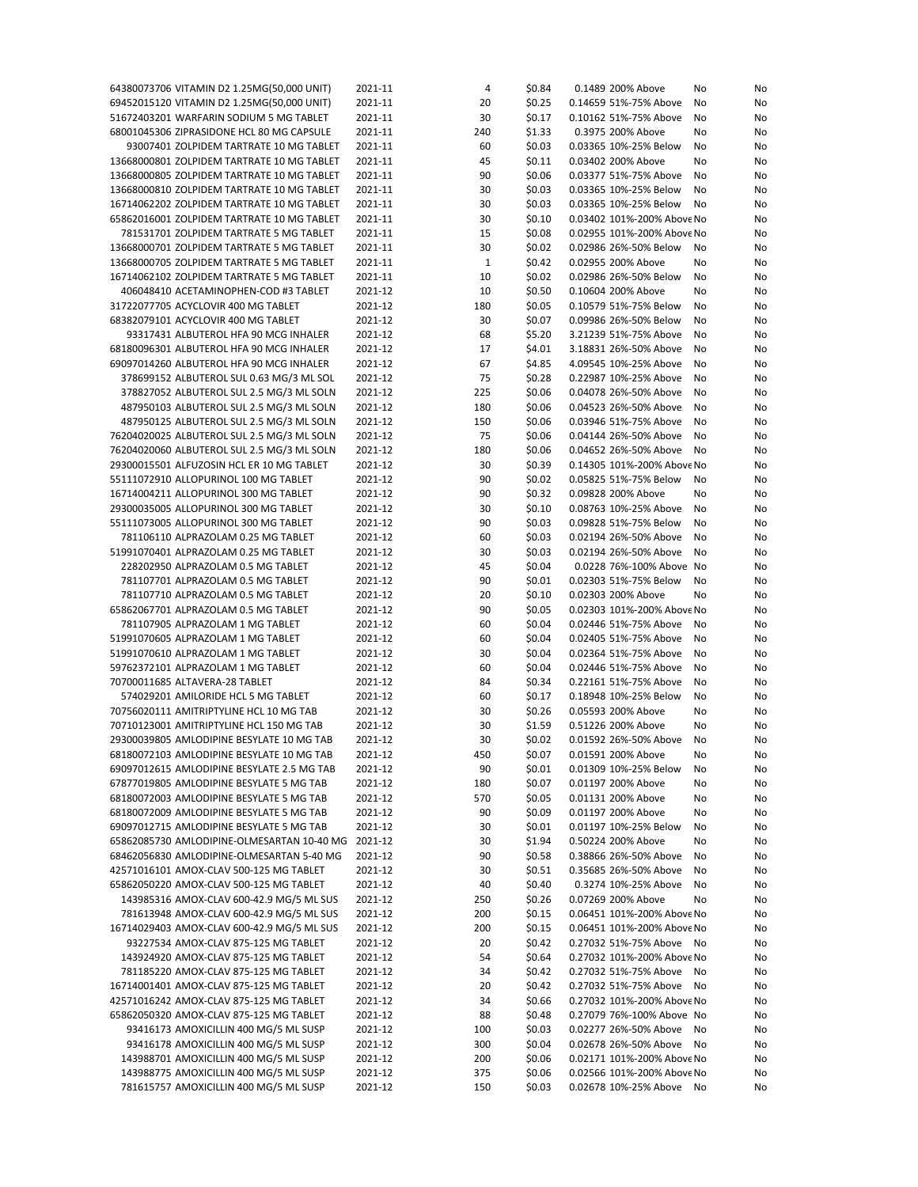| | | | | | | | |
|---|---|---|---|---|---|---|---|
| 64380073706 VITAMIN D2 1.25MG(50,000 UNIT) | 2021-11 | 4 | $0.84 | 0.1489 | 200% Above | No | No |
| 69452015120 VITAMIN D2 1.25MG(50,000 UNIT) | 2021-11 | 20 | $0.25 | 0.14659 | 51%-75% Above | No | No |
| 51672403201 WARFARIN SODIUM 5 MG TABLET | 2021-11 | 30 | $0.17 | 0.10162 | 51%-75% Above | No | No |
| 68001045306 ZIPRASIDONE HCL 80 MG CAPSULE | 2021-11 | 240 | $1.33 | 0.3975 | 200% Above | No | No |
| 93007401 ZOLPIDEM TARTRATE 10 MG TABLET | 2021-11 | 60 | $0.03 | 0.03365 | 10%-25% Below | No | No |
| 13668000801 ZOLPIDEM TARTRATE 10 MG TABLET | 2021-11 | 45 | $0.11 | 0.03402 | 200% Above | No | No |
| 13668000805 ZOLPIDEM TARTRATE 10 MG TABLET | 2021-11 | 90 | $0.06 | 0.03377 | 51%-75% Above | No | No |
| 13668000810 ZOLPIDEM TARTRATE 10 MG TABLET | 2021-11 | 30 | $0.03 | 0.03365 | 10%-25% Below | No | No |
| 16714062202 ZOLPIDEM TARTRATE 10 MG TABLET | 2021-11 | 30 | $0.03 | 0.03365 | 10%-25% Below | No | No |
| 65862016001 ZOLPIDEM TARTRATE 10 MG TABLET | 2021-11 | 30 | $0.10 | 0.03402 | 101%-200% Above | No | No |
| 781531701 ZOLPIDEM TARTRATE 5 MG TABLET | 2021-11 | 15 | $0.08 | 0.02955 | 101%-200% Above | No | No |
| 13668000701 ZOLPIDEM TARTRATE 5 MG TABLET | 2021-11 | 30 | $0.02 | 0.02986 | 26%-50% Below | No | No |
| 13668000705 ZOLPIDEM TARTRATE 5 MG TABLET | 2021-11 | 1 | $0.42 | 0.02955 | 200% Above | No | No |
| 16714062102 ZOLPIDEM TARTRATE 5 MG TABLET | 2021-11 | 10 | $0.02 | 0.02986 | 26%-50% Below | No | No |
| 406048410 ACETAMINOPHEN-COD #3 TABLET | 2021-12 | 10 | $0.50 | 0.10604 | 200% Above | No | No |
| 31722077705 ACYCLOVIR 400 MG TABLET | 2021-12 | 180 | $0.05 | 0.10579 | 51%-75% Below | No | No |
| 68382079101 ACYCLOVIR 400 MG TABLET | 2021-12 | 30 | $0.07 | 0.09986 | 26%-50% Below | No | No |
| 93317431 ALBUTEROL HFA 90 MCG INHALER | 2021-12 | 68 | $5.20 | 3.21239 | 51%-75% Above | No | No |
| 68180096301 ALBUTEROL HFA 90 MCG INHALER | 2021-12 | 17 | $4.01 | 3.18831 | 26%-50% Above | No | No |
| 69097014260 ALBUTEROL HFA 90 MCG INHALER | 2021-12 | 67 | $4.85 | 4.09545 | 10%-25% Above | No | No |
| 378699152 ALBUTEROL SUL 0.63 MG/3 ML SOL | 2021-12 | 75 | $0.28 | 0.22987 | 10%-25% Above | No | No |
| 378827052 ALBUTEROL SUL 2.5 MG/3 ML SOLN | 2021-12 | 225 | $0.06 | 0.04078 | 26%-50% Above | No | No |
| 487950103 ALBUTEROL SUL 2.5 MG/3 ML SOLN | 2021-12 | 180 | $0.06 | 0.04523 | 26%-50% Above | No | No |
| 487950125 ALBUTEROL SUL 2.5 MG/3 ML SOLN | 2021-12 | 150 | $0.06 | 0.03946 | 51%-75% Above | No | No |
| 76204020025 ALBUTEROL SUL 2.5 MG/3 ML SOLN | 2021-12 | 75 | $0.06 | 0.04144 | 26%-50% Above | No | No |
| 76204020060 ALBUTEROL SUL 2.5 MG/3 ML SOLN | 2021-12 | 180 | $0.06 | 0.04652 | 26%-50% Above | No | No |
| 29300015501 ALFUZOSIN HCL ER 10 MG TABLET | 2021-12 | 30 | $0.39 | 0.14305 | 101%-200% Above | No | No |
| 55111072910 ALLOPURINOL 100 MG TABLET | 2021-12 | 90 | $0.02 | 0.05825 | 51%-75% Below | No | No |
| 16714004211 ALLOPURINOL 300 MG TABLET | 2021-12 | 90 | $0.32 | 0.09828 | 200% Above | No | No |
| 29300035005 ALLOPURINOL 300 MG TABLET | 2021-12 | 30 | $0.10 | 0.08763 | 10%-25% Above | No | No |
| 55111073005 ALLOPURINOL 300 MG TABLET | 2021-12 | 90 | $0.03 | 0.09828 | 51%-75% Below | No | No |
| 781106110 ALPRAZOLAM 0.25 MG TABLET | 2021-12 | 60 | $0.03 | 0.02194 | 26%-50% Above | No | No |
| 51991070401 ALPRAZOLAM 0.25 MG TABLET | 2021-12 | 30 | $0.03 | 0.02194 | 26%-50% Above | No | No |
| 228202950 ALPRAZOLAM 0.5 MG TABLET | 2021-12 | 45 | $0.04 | 0.0228 | 76%-100% Above | No | No |
| 781107701 ALPRAZOLAM 0.5 MG TABLET | 2021-12 | 90 | $0.01 | 0.02303 | 51%-75% Below | No | No |
| 781107710 ALPRAZOLAM 0.5 MG TABLET | 2021-12 | 20 | $0.10 | 0.02303 | 200% Above | No | No |
| 65862067701 ALPRAZOLAM 0.5 MG TABLET | 2021-12 | 90 | $0.05 | 0.02303 | 101%-200% Above | No | No |
| 781107905 ALPRAZOLAM 1 MG TABLET | 2021-12 | 60 | $0.04 | 0.02446 | 51%-75% Above | No | No |
| 51991070605 ALPRAZOLAM 1 MG TABLET | 2021-12 | 60 | $0.04 | 0.02405 | 51%-75% Above | No | No |
| 51991070610 ALPRAZOLAM 1 MG TABLET | 2021-12 | 30 | $0.04 | 0.02364 | 51%-75% Above | No | No |
| 59762372101 ALPRAZOLAM 1 MG TABLET | 2021-12 | 60 | $0.04 | 0.02446 | 51%-75% Above | No | No |
| 70700011685 ALTAVERA-28 TABLET | 2021-12 | 84 | $0.34 | 0.22161 | 51%-75% Above | No | No |
| 574029201 AMILORIDE HCL 5 MG TABLET | 2021-12 | 60 | $0.17 | 0.18948 | 10%-25% Below | No | No |
| 70756020111 AMITRIPTYLINE HCL 10 MG TAB | 2021-12 | 30 | $0.26 | 0.05593 | 200% Above | No | No |
| 70710123001 AMITRIPTYLINE HCL 150 MG TAB | 2021-12 | 30 | $1.59 | 0.51226 | 200% Above | No | No |
| 29300039805 AMLODIPINE BESYLATE 10 MG TAB | 2021-12 | 30 | $0.02 | 0.01592 | 26%-50% Above | No | No |
| 68180072103 AMLODIPINE BESYLATE 10 MG TAB | 2021-12 | 450 | $0.07 | 0.01591 | 200% Above | No | No |
| 69097012615 AMLODIPINE BESYLATE 2.5 MG TAB | 2021-12 | 90 | $0.01 | 0.01309 | 10%-25% Below | No | No |
| 67877019805 AMLODIPINE BESYLATE 5 MG TAB | 2021-12 | 180 | $0.07 | 0.01197 | 200% Above | No | No |
| 68180072003 AMLODIPINE BESYLATE 5 MG TAB | 2021-12 | 570 | $0.05 | 0.01131 | 200% Above | No | No |
| 68180072009 AMLODIPINE BESYLATE 5 MG TAB | 2021-12 | 90 | $0.09 | 0.01197 | 200% Above | No | No |
| 69097012715 AMLODIPINE BESYLATE 5 MG TAB | 2021-12 | 30 | $0.01 | 0.01197 | 10%-25% Below | No | No |
| 65862085730 AMLODIPINE-OLMESARTAN 10-40 MG | 2021-12 | 30 | $1.94 | 0.50224 | 200% Above | No | No |
| 68462056830 AMLODIPINE-OLMESARTAN 5-40 MG | 2021-12 | 90 | $0.58 | 0.38866 | 26%-50% Above | No | No |
| 42571016101 AMOX-CLAV 500-125 MG TABLET | 2021-12 | 30 | $0.51 | 0.35685 | 26%-50% Above | No | No |
| 65862050220 AMOX-CLAV 500-125 MG TABLET | 2021-12 | 40 | $0.40 | 0.3274 | 10%-25% Above | No | No |
| 143985316 AMOX-CLAV 600-42.9 MG/5 ML SUS | 2021-12 | 250 | $0.26 | 0.07269 | 200% Above | No | No |
| 781613948 AMOX-CLAV 600-42.9 MG/5 ML SUS | 2021-12 | 200 | $0.15 | 0.06451 | 101%-200% Above | No | No |
| 16714029403 AMOX-CLAV 600-42.9 MG/5 ML SUS | 2021-12 | 200 | $0.15 | 0.06451 | 101%-200% Above | No | No |
| 93227534 AMOX-CLAV 875-125 MG TABLET | 2021-12 | 20 | $0.42 | 0.27032 | 51%-75% Above | No | No |
| 143924920 AMOX-CLAV 875-125 MG TABLET | 2021-12 | 54 | $0.64 | 0.27032 | 101%-200% Above | No | No |
| 781185220 AMOX-CLAV 875-125 MG TABLET | 2021-12 | 34 | $0.42 | 0.27032 | 51%-75% Above | No | No |
| 16714001401 AMOX-CLAV 875-125 MG TABLET | 2021-12 | 20 | $0.42 | 0.27032 | 51%-75% Above | No | No |
| 42571016242 AMOX-CLAV 875-125 MG TABLET | 2021-12 | 34 | $0.66 | 0.27032 | 101%-200% Above | No | No |
| 65862050320 AMOX-CLAV 875-125 MG TABLET | 2021-12 | 88 | $0.48 | 0.27079 | 76%-100% Above | No | No |
| 93416173 AMOXICILLIN 400 MG/5 ML SUSP | 2021-12 | 100 | $0.03 | 0.02277 | 26%-50% Above | No | No |
| 93416178 AMOXICILLIN 400 MG/5 ML SUSP | 2021-12 | 300 | $0.04 | 0.02678 | 26%-50% Above | No | No |
| 143988701 AMOXICILLIN 400 MG/5 ML SUSP | 2021-12 | 200 | $0.06 | 0.02171 | 101%-200% Above | No | No |
| 143988775 AMOXICILLIN 400 MG/5 ML SUSP | 2021-12 | 375 | $0.06 | 0.02566 | 101%-200% Above | No | No |
| 781615757 AMOXICILLIN 400 MG/5 ML SUSP | 2021-12 | 150 | $0.03 | 0.02678 | 10%-25% Above | No | No |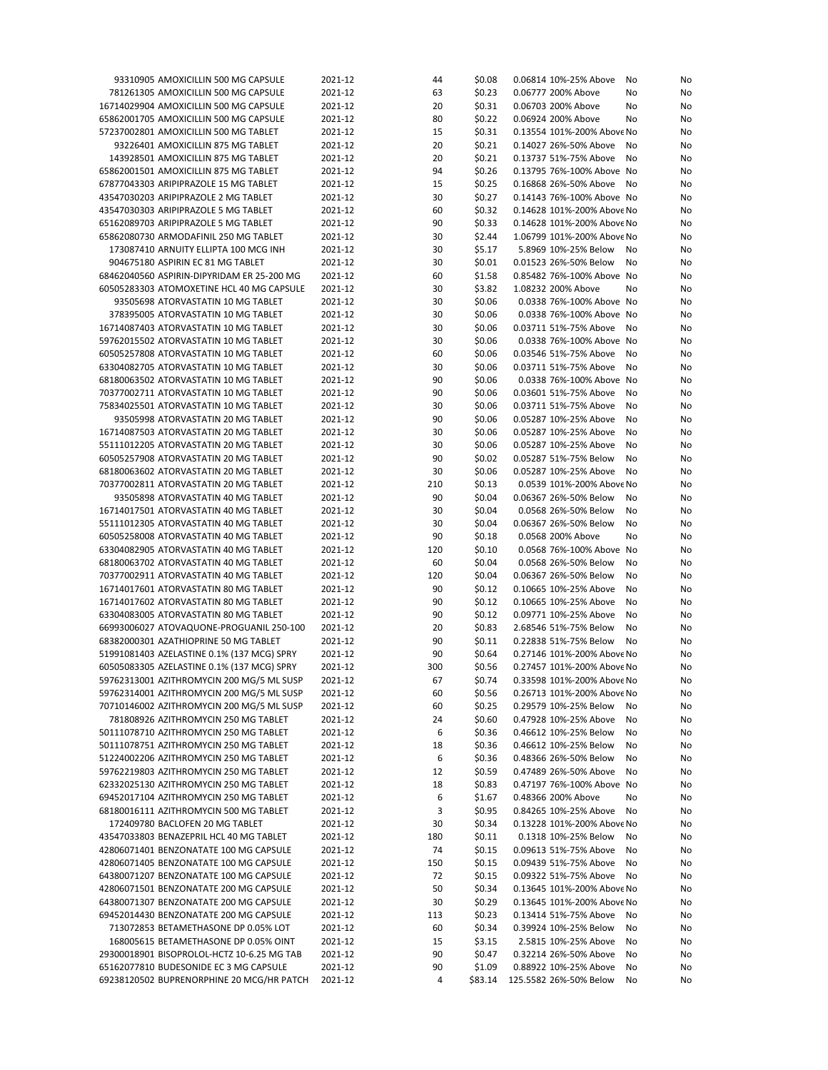| | | | | | | | |
|---|---|---|---|---|---|---|---|
| 93310905 | AMOXICILLIN 500 MG CAPSULE | 2021-12 | 44 | $0.08 | 0.06814 | 10%-25% Above | No | No |
| 781261305 | AMOXICILLIN 500 MG CAPSULE | 2021-12 | 63 | $0.23 | 0.06777 | 200% Above | No | No |
| 16714029904 | AMOXICILLIN 500 MG CAPSULE | 2021-12 | 20 | $0.31 | 0.06703 | 200% Above | No | No |
| 65862001705 | AMOXICILLIN 500 MG CAPSULE | 2021-12 | 80 | $0.22 | 0.06924 | 200% Above | No | No |
| 57237002801 | AMOXICILLIN 500 MG TABLET | 2021-12 | 15 | $0.31 | 0.13554 | 101%-200% Above | No | No |
| 93226401 | AMOXICILLIN 875 MG TABLET | 2021-12 | 20 | $0.21 | 0.14027 | 26%-50% Above | No | No |
| 143928501 | AMOXICILLIN 875 MG TABLET | 2021-12 | 20 | $0.21 | 0.13737 | 51%-75% Above | No | No |
| 65862001501 | AMOXICILLIN 875 MG TABLET | 2021-12 | 94 | $0.26 | 0.13795 | 76%-100% Above | No | No |
| 67877043303 | ARIPIPRAZOLE 15 MG TABLET | 2021-12 | 15 | $0.25 | 0.16868 | 26%-50% Above | No | No |
| 43547030203 | ARIPIPRAZOLE 2 MG TABLET | 2021-12 | 30 | $0.27 | 0.14143 | 76%-100% Above | No | No |
| 43547030303 | ARIPIPRAZOLE 5 MG TABLET | 2021-12 | 60 | $0.32 | 0.14628 | 101%-200% Above | No | No |
| 65162089703 | ARIPIPRAZOLE 5 MG TABLET | 2021-12 | 90 | $0.33 | 0.14628 | 101%-200% Above | No | No |
| 65862080730 | ARMODAFINIL 250 MG TABLET | 2021-12 | 30 | $2.44 | 1.06799 | 101%-200% Above | No | No |
| 173087410 | ARNUITY ELLIPTA 100 MCG INH | 2021-12 | 30 | $5.17 | 5.8969 | 10%-25% Below | No | No |
| 904675180 | ASPIRIN EC 81 MG TABLET | 2021-12 | 30 | $0.01 | 0.01523 | 26%-50% Below | No | No |
| 68462040560 | ASPIRIN-DIPYRIDAM ER 25-200 MG | 2021-12 | 60 | $1.58 | 0.85482 | 76%-100% Above | No | No |
| 60505283303 | ATOMOXETINE HCL 40 MG CAPSULE | 2021-12 | 30 | $3.82 | 1.08232 | 200% Above | No | No |
| 93505698 | ATORVASTATIN 10 MG TABLET | 2021-12 | 30 | $0.06 | 0.0338 | 76%-100% Above | No | No |
| 378395005 | ATORVASTATIN 10 MG TABLET | 2021-12 | 30 | $0.06 | 0.0338 | 76%-100% Above | No | No |
| 16714087403 | ATORVASTATIN 10 MG TABLET | 2021-12 | 30 | $0.06 | 0.03711 | 51%-75% Above | No | No |
| 59762015502 | ATORVASTATIN 10 MG TABLET | 2021-12 | 30 | $0.06 | 0.0338 | 76%-100% Above | No | No |
| 60505257808 | ATORVASTATIN 10 MG TABLET | 2021-12 | 60 | $0.06 | 0.03546 | 51%-75% Above | No | No |
| 63304082705 | ATORVASTATIN 10 MG TABLET | 2021-12 | 30 | $0.06 | 0.03711 | 51%-75% Above | No | No |
| 68180063502 | ATORVASTATIN 10 MG TABLET | 2021-12 | 90 | $0.06 | 0.0338 | 76%-100% Above | No | No |
| 70377002711 | ATORVASTATIN 10 MG TABLET | 2021-12 | 90 | $0.06 | 0.03601 | 51%-75% Above | No | No |
| 75834025501 | ATORVASTATIN 10 MG TABLET | 2021-12 | 30 | $0.06 | 0.03711 | 51%-75% Above | No | No |
| 93505998 | ATORVASTATIN 20 MG TABLET | 2021-12 | 90 | $0.06 | 0.05287 | 10%-25% Above | No | No |
| 16714087503 | ATORVASTATIN 20 MG TABLET | 2021-12 | 30 | $0.06 | 0.05287 | 10%-25% Above | No | No |
| 55111012205 | ATORVASTATIN 20 MG TABLET | 2021-12 | 30 | $0.06 | 0.05287 | 10%-25% Above | No | No |
| 60505257908 | ATORVASTATIN 20 MG TABLET | 2021-12 | 90 | $0.02 | 0.05287 | 51%-75% Below | No | No |
| 68180063602 | ATORVASTATIN 20 MG TABLET | 2021-12 | 30 | $0.06 | 0.05287 | 10%-25% Above | No | No |
| 70377002811 | ATORVASTATIN 20 MG TABLET | 2021-12 | 210 | $0.13 | 0.0539 | 101%-200% Above | No | No |
| 93505898 | ATORVASTATIN 40 MG TABLET | 2021-12 | 90 | $0.04 | 0.06367 | 26%-50% Below | No | No |
| 16714017501 | ATORVASTATIN 40 MG TABLET | 2021-12 | 30 | $0.04 | 0.0568 | 26%-50% Below | No | No |
| 55111012305 | ATORVASTATIN 40 MG TABLET | 2021-12 | 30 | $0.04 | 0.06367 | 26%-50% Below | No | No |
| 60505258008 | ATORVASTATIN 40 MG TABLET | 2021-12 | 90 | $0.18 | 0.0568 | 200% Above | No | No |
| 63304082905 | ATORVASTATIN 40 MG TABLET | 2021-12 | 120 | $0.10 | 0.0568 | 76%-100% Above | No | No |
| 68180063702 | ATORVASTATIN 40 MG TABLET | 2021-12 | 60 | $0.04 | 0.0568 | 26%-50% Below | No | No |
| 70377002911 | ATORVASTATIN 40 MG TABLET | 2021-12 | 120 | $0.04 | 0.06367 | 26%-50% Below | No | No |
| 16714017601 | ATORVASTATIN 80 MG TABLET | 2021-12 | 90 | $0.12 | 0.10665 | 10%-25% Above | No | No |
| 16714017602 | ATORVASTATIN 80 MG TABLET | 2021-12 | 90 | $0.12 | 0.10665 | 10%-25% Above | No | No |
| 63304083005 | ATORVASTATIN 80 MG TABLET | 2021-12 | 90 | $0.12 | 0.09771 | 10%-25% Above | No | No |
| 66993006027 | ATOVAQUONE-PROGUANIL 250-100 | 2021-12 | 20 | $0.83 | 2.68546 | 51%-75% Below | No | No |
| 68382000301 | AZATHIOPRINE 50 MG TABLET | 2021-12 | 90 | $0.11 | 0.22838 | 51%-75% Below | No | No |
| 51991081403 | AZELASTINE 0.1% (137 MCG) SPRY | 2021-12 | 90 | $0.64 | 0.27146 | 101%-200% Above | No | No |
| 60505083305 | AZELASTINE 0.1% (137 MCG) SPRY | 2021-12 | 300 | $0.56 | 0.27457 | 101%-200% Above | No | No |
| 59762313001 | AZITHROMYCIN 200 MG/5 ML SUSP | 2021-12 | 67 | $0.74 | 0.33598 | 101%-200% Above | No | No |
| 59762314001 | AZITHROMYCIN 200 MG/5 ML SUSP | 2021-12 | 60 | $0.56 | 0.26713 | 101%-200% Above | No | No |
| 70710146002 | AZITHROMYCIN 200 MG/5 ML SUSP | 2021-12 | 60 | $0.25 | 0.29579 | 10%-25% Below | No | No |
| 781808926 | AZITHROMYCIN 250 MG TABLET | 2021-12 | 24 | $0.60 | 0.47928 | 10%-25% Above | No | No |
| 50111078710 | AZITHROMYCIN 250 MG TABLET | 2021-12 | 6 | $0.36 | 0.46612 | 10%-25% Below | No | No |
| 50111078751 | AZITHROMYCIN 250 MG TABLET | 2021-12 | 18 | $0.36 | 0.46612 | 10%-25% Below | No | No |
| 51224002206 | AZITHROMYCIN 250 MG TABLET | 2021-12 | 6 | $0.36 | 0.48366 | 26%-50% Below | No | No |
| 59762219803 | AZITHROMYCIN 250 MG TABLET | 2021-12 | 12 | $0.59 | 0.47489 | 26%-50% Above | No | No |
| 62332025130 | AZITHROMYCIN 250 MG TABLET | 2021-12 | 18 | $0.83 | 0.47197 | 76%-100% Above | No | No |
| 69452017104 | AZITHROMYCIN 250 MG TABLET | 2021-12 | 6 | $1.67 | 0.48366 | 200% Above | No | No |
| 68180016111 | AZITHROMYCIN 500 MG TABLET | 2021-12 | 3 | $0.95 | 0.84265 | 10%-25% Above | No | No |
| 172409780 | BACLOFEN 20 MG TABLET | 2021-12 | 30 | $0.34 | 0.13228 | 101%-200% Above | No | No |
| 43547033803 | BENAZEPRIL HCL 40 MG TABLET | 2021-12 | 180 | $0.11 | 0.1318 | 10%-25% Below | No | No |
| 42806071401 | BENZONATATE 100 MG CAPSULE | 2021-12 | 74 | $0.15 | 0.09613 | 51%-75% Above | No | No |
| 42806071405 | BENZONATATE 100 MG CAPSULE | 2021-12 | 150 | $0.15 | 0.09439 | 51%-75% Above | No | No |
| 64380071207 | BENZONATATE 100 MG CAPSULE | 2021-12 | 72 | $0.15 | 0.09322 | 51%-75% Above | No | No |
| 42806071501 | BENZONATATE 200 MG CAPSULE | 2021-12 | 50 | $0.34 | 0.13645 | 101%-200% Above | No | No |
| 64380071307 | BENZONATATE 200 MG CAPSULE | 2021-12 | 30 | $0.29 | 0.13645 | 101%-200% Above | No | No |
| 69452014430 | BENZONATATE 200 MG CAPSULE | 2021-12 | 113 | $0.23 | 0.13414 | 51%-75% Above | No | No |
| 713072853 | BETAMETHASONE DP 0.05% LOT | 2021-12 | 60 | $0.34 | 0.39924 | 10%-25% Below | No | No |
| 168005615 | BETAMETHASONE DP 0.05% OINT | 2021-12 | 15 | $3.15 | 2.5815 | 10%-25% Above | No | No |
| 29300018901 | BISOPROLOL-HCTZ 10-6.25 MG TAB | 2021-12 | 90 | $0.47 | 0.32214 | 26%-50% Above | No | No |
| 65162077810 | BUDESONIDE EC 3 MG CAPSULE | 2021-12 | 90 | $1.09 | 0.88922 | 10%-25% Above | No | No |
| 69238120502 | BUPRENORPHINE 20 MCG/HR PATCH | 2021-12 | 4 | $83.14 | 125.5582 | 26%-50% Below | No | No |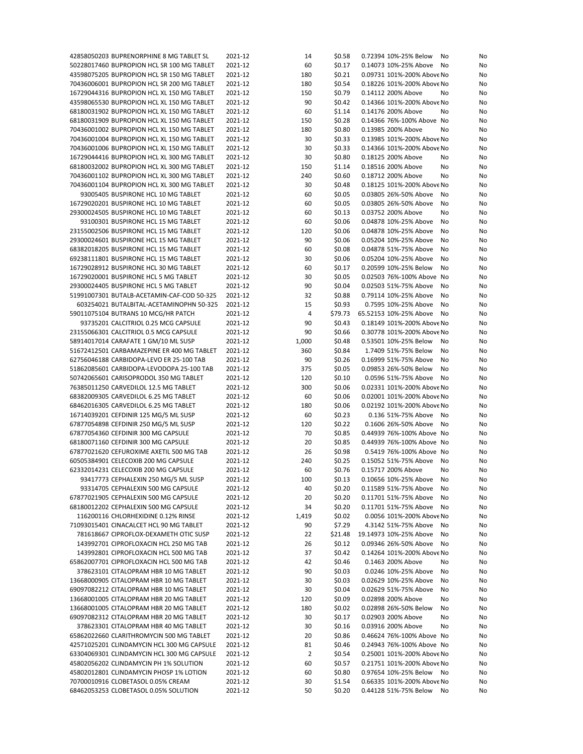| | | | | | | | |
|---|---|---|---|---|---|---|---|
| 42858050203 BUPRENORPHINE 8 MG TABLET SL | 2021-12 | 14 | $0.58 | 0.72394 | 10%-25% Below | No | No |
| 50228017460 BUPROPION HCL SR 100 MG TABLET | 2021-12 | 60 | $0.17 | 0.14073 | 10%-25% Above | No | No |
| 43598075205 BUPROPION HCL SR 150 MG TABLET | 2021-12 | 180 | $0.21 | 0.09731 | 101%-200% Above | No | No |
| 70436006001 BUPROPION HCL SR 200 MG TABLET | 2021-12 | 180 | $0.54 | 0.18226 | 101%-200% Above | No | No |
| 16729044316 BUPROPION HCL XL 150 MG TABLET | 2021-12 | 150 | $0.79 | 0.14112 | 200% Above | No | No |
| 43598065530 BUPROPION HCL XL 150 MG TABLET | 2021-12 | 90 | $0.42 | 0.14366 | 101%-200% Above | No | No |
| 68180031902 BUPROPION HCL XL 150 MG TABLET | 2021-12 | 60 | $1.14 | 0.14176 | 200% Above | No | No |
| 68180031909 BUPROPION HCL XL 150 MG TABLET | 2021-12 | 150 | $0.28 | 0.14366 | 76%-100% Above | No | No |
| 70436001002 BUPROPION HCL XL 150 MG TABLET | 2021-12 | 180 | $0.80 | 0.13985 | 200% Above | No | No |
| 70436001004 BUPROPION HCL XL 150 MG TABLET | 2021-12 | 30 | $0.33 | 0.13985 | 101%-200% Above | No | No |
| 70436001006 BUPROPION HCL XL 150 MG TABLET | 2021-12 | 30 | $0.33 | 0.14366 | 101%-200% Above | No | No |
| 16729044416 BUPROPION HCL XL 300 MG TABLET | 2021-12 | 30 | $0.80 | 0.18125 | 200% Above | No | No |
| 68180032002 BUPROPION HCL XL 300 MG TABLET | 2021-12 | 150 | $1.14 | 0.18516 | 200% Above | No | No |
| 70436001102 BUPROPION HCL XL 300 MG TABLET | 2021-12 | 240 | $0.60 | 0.18712 | 200% Above | No | No |
| 70436001104 BUPROPION HCL XL 300 MG TABLET | 2021-12 | 30 | $0.48 | 0.18125 | 101%-200% Above | No | No |
| 93005405 BUSPIRONE HCL 10 MG TABLET | 2021-12 | 60 | $0.05 | 0.03805 | 26%-50% Above | No | No |
| 16729020201 BUSPIRONE HCL 10 MG TABLET | 2021-12 | 60 | $0.05 | 0.03805 | 26%-50% Above | No | No |
| 29300024505 BUSPIRONE HCL 10 MG TABLET | 2021-12 | 60 | $0.13 | 0.03752 | 200% Above | No | No |
| 93100301 BUSPIRONE HCL 15 MG TABLET | 2021-12 | 60 | $0.06 | 0.04878 | 10%-25% Above | No | No |
| 23155002506 BUSPIRONE HCL 15 MG TABLET | 2021-12 | 120 | $0.06 | 0.04878 | 10%-25% Above | No | No |
| 29300024601 BUSPIRONE HCL 15 MG TABLET | 2021-12 | 90 | $0.06 | 0.05204 | 10%-25% Above | No | No |
| 68382018205 BUSPIRONE HCL 15 MG TABLET | 2021-12 | 60 | $0.08 | 0.04878 | 51%-75% Above | No | No |
| 69238111801 BUSPIRONE HCL 15 MG TABLET | 2021-12 | 30 | $0.06 | 0.05204 | 10%-25% Above | No | No |
| 16729028912 BUSPIRONE HCL 30 MG TABLET | 2021-12 | 60 | $0.17 | 0.20599 | 10%-25% Below | No | No |
| 16729020001 BUSPIRONE HCL 5 MG TABLET | 2021-12 | 30 | $0.05 | 0.02503 | 76%-100% Above | No | No |
| 29300024405 BUSPIRONE HCL 5 MG TABLET | 2021-12 | 90 | $0.04 | 0.02503 | 51%-75% Above | No | No |
| 51991007301 BUTALB-ACETAMIN-CAF-COD 50-325 | 2021-12 | 32 | $0.88 | 0.79114 | 10%-25% Above | No | No |
| 603254021 BUTALBITAL-ACETAMINOPHN 50-325 | 2021-12 | 15 | $0.93 | 0.7595 | 10%-25% Above | No | No |
| 59011075104 BUTRANS 10 MCG/HR PATCH | 2021-12 | 4 | $79.73 | 65.52153 | 10%-25% Above | No | No |
| 93735201 CALCITRIOL 0.25 MCG CAPSULE | 2021-12 | 90 | $0.43 | 0.18149 | 101%-200% Above | No | No |
| 23155066301 CALCITRIOL 0.5 MCG CAPSULE | 2021-12 | 90 | $0.66 | 0.30778 | 101%-200% Above | No | No |
| 58914017014 CARAFATE 1 GM/10 ML SUSP | 2021-12 | 1,000 | $0.48 | 0.53501 | 10%-25% Below | No | No |
| 51672412501 CARBAMAZEPINE ER 400 MG TABLET | 2021-12 | 360 | $0.84 | 1.7409 | 51%-75% Below | No | No |
| 62756046188 CARBIDOPA-LEVO ER 25-100 TAB | 2021-12 | 90 | $0.26 | 0.16999 | 51%-75% Above | No | No |
| 51862085601 CARBIDOPA-LEVODOPA 25-100 TAB | 2021-12 | 375 | $0.05 | 0.09853 | 26%-50% Below | No | No |
| 50742065601 CARISOPRODOL 350 MG TABLET | 2021-12 | 120 | $0.10 | 0.0596 | 51%-75% Above | No | No |
| 76385011250 CARVEDILOL 12.5 MG TABLET | 2021-12 | 300 | $0.06 | 0.02331 | 101%-200% Above | No | No |
| 68382009305 CARVEDILOL 6.25 MG TABLET | 2021-12 | 60 | $0.06 | 0.02001 | 101%-200% Above | No | No |
| 68462016305 CARVEDILOL 6.25 MG TABLET | 2021-12 | 180 | $0.06 | 0.02192 | 101%-200% Above | No | No |
| 16714039201 CEFDINIR 125 MG/5 ML SUSP | 2021-12 | 60 | $0.23 | 0.136 | 51%-75% Above | No | No |
| 67877054898 CEFDINIR 250 MG/5 ML SUSP | 2021-12 | 120 | $0.22 | 0.1606 | 26%-50% Above | No | No |
| 67877054360 CEFDINIR 300 MG CAPSULE | 2021-12 | 70 | $0.85 | 0.44939 | 76%-100% Above | No | No |
| 68180071160 CEFDINIR 300 MG CAPSULE | 2021-12 | 20 | $0.85 | 0.44939 | 76%-100% Above | No | No |
| 67877021620 CEFUROXIME AXETIL 500 MG TAB | 2021-12 | 26 | $0.98 | 0.5419 | 76%-100% Above | No | No |
| 60505384901 CELECOXIB 200 MG CAPSULE | 2021-12 | 240 | $0.25 | 0.15052 | 51%-75% Above | No | No |
| 62332014231 CELECOXIB 200 MG CAPSULE | 2021-12 | 60 | $0.76 | 0.15717 | 200% Above | No | No |
| 93417773 CEPHALEXIN 250 MG/5 ML SUSP | 2021-12 | 100 | $0.13 | 0.10656 | 10%-25% Above | No | No |
| 93314705 CEPHALEXIN 500 MG CAPSULE | 2021-12 | 40 | $0.20 | 0.11589 | 51%-75% Above | No | No |
| 67877021905 CEPHALEXIN 500 MG CAPSULE | 2021-12 | 20 | $0.20 | 0.11701 | 51%-75% Above | No | No |
| 68180012202 CEPHALEXIN 500 MG CAPSULE | 2021-12 | 34 | $0.20 | 0.11701 | 51%-75% Above | No | No |
| 116200116 CHLORHEXIDINE 0.12% RINSE | 2021-12 | 1,419 | $0.02 | 0.0056 | 101%-200% Above | No | No |
| 71093015401 CINACALCET HCL 90 MG TABLET | 2021-12 | 90 | $7.29 | 4.3142 | 51%-75% Above | No | No |
| 781618667 CIPROFLOX-DEXAMETH OTIC SUSP | 2021-12 | 22 | $21.48 | 19.14973 | 10%-25% Above | No | No |
| 143992701 CIPROFLOXACIN HCL 250 MG TAB | 2021-12 | 26 | $0.12 | 0.09346 | 26%-50% Above | No | No |
| 143992801 CIPROFLOXACIN HCL 500 MG TAB | 2021-12 | 37 | $0.42 | 0.14264 | 101%-200% Above | No | No |
| 65862007701 CIPROFLOXACIN HCL 500 MG TAB | 2021-12 | 42 | $0.46 | 0.1463 | 200% Above | No | No |
| 378623101 CITALOPRAM HBR 10 MG TABLET | 2021-12 | 90 | $0.03 | 0.0246 | 10%-25% Above | No | No |
| 13668000905 CITALOPRAM HBR 10 MG TABLET | 2021-12 | 30 | $0.03 | 0.02629 | 10%-25% Above | No | No |
| 69097082212 CITALOPRAM HBR 10 MG TABLET | 2021-12 | 30 | $0.04 | 0.02629 | 51%-75% Above | No | No |
| 13668001005 CITALOPRAM HBR 20 MG TABLET | 2021-12 | 120 | $0.09 | 0.02898 | 200% Above | No | No |
| 13668001005 CITALOPRAM HBR 20 MG TABLET | 2021-12 | 180 | $0.02 | 0.02898 | 26%-50% Below | No | No |
| 69097082312 CITALOPRAM HBR 20 MG TABLET | 2021-12 | 30 | $0.17 | 0.02903 | 200% Above | No | No |
| 378623301 CITALOPRAM HBR 40 MG TABLET | 2021-12 | 30 | $0.16 | 0.03916 | 200% Above | No | No |
| 65862022660 CLARITHROMYCIN 500 MG TABLET | 2021-12 | 20 | $0.86 | 0.46624 | 76%-100% Above | No | No |
| 42571025201 CLINDAMYCIN HCL 300 MG CAPSULE | 2021-12 | 81 | $0.46 | 0.24943 | 76%-100% Above | No | No |
| 63304069301 CLINDAMYCIN HCL 300 MG CAPSULE | 2021-12 | 2 | $0.54 | 0.25001 | 101%-200% Above | No | No |
| 45802056202 CLINDAMYCIN PH 1% SOLUTION | 2021-12 | 60 | $0.57 | 0.21751 | 101%-200% Above | No | No |
| 45802012801 CLINDAMYCIN PHOSP 1% LOTION | 2021-12 | 60 | $0.80 | 0.97654 | 10%-25% Below | No | No |
| 70700010916 CLOBETASOL 0.05% CREAM | 2021-12 | 30 | $1.54 | 0.66335 | 101%-200% Above | No | No |
| 68462053253 CLOBETASOL 0.05% SOLUTION | 2021-12 | 50 | $0.20 | 0.44128 | 51%-75% Below | No | No |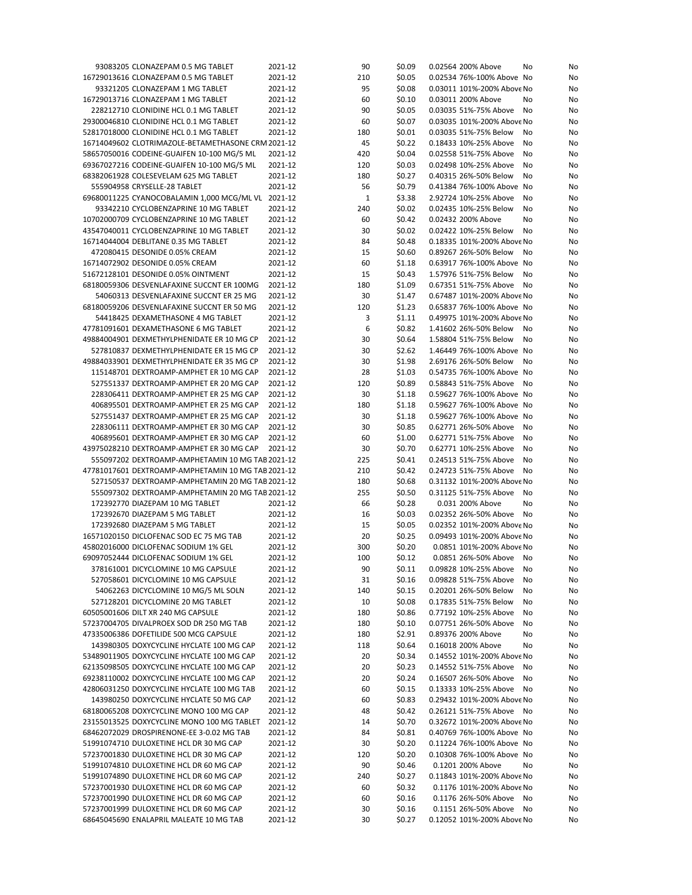| | | | | | | | | |
|---|---|---|---|---|---|---|---|---|
| 93083205 | CLONAZEPAM 0.5 MG TABLET | 2021-12 | 90 | $0.09 | 0.02564 | 200% Above | No | No |
| 16729013616 | CLONAZEPAM 0.5 MG TABLET | 2021-12 | 210 | $0.05 | 0.02534 | 76%-100% Above | No | No |
| 93321205 | CLONAZEPAM 1 MG TABLET | 2021-12 | 95 | $0.08 | 0.03011 | 101%-200% Above | No | No |
| 16729013716 | CLONAZEPAM 1 MG TABLET | 2021-12 | 60 | $0.10 | 0.03011 | 200% Above | No | No |
| 228212710 | CLONIDINE HCL 0.1 MG TABLET | 2021-12 | 90 | $0.05 | 0.03035 | 51%-75% Above | No | No |
| 29300046810 | CLONIDINE HCL 0.1 MG TABLET | 2021-12 | 60 | $0.07 | 0.03035 | 101%-200% Above | No | No |
| 52817018000 | CLONIDINE HCL 0.1 MG TABLET | 2021-12 | 180 | $0.01 | 0.03035 | 51%-75% Below | No | No |
| 16714049602 | CLOTRIMAZOLE-BETAMETHASONE CRM | 2021-12 | 45 | $0.22 | 0.18433 | 10%-25% Above | No | No |
| 58657050016 | CODEINE-GUAIFEN 10-100 MG/5 ML | 2021-12 | 420 | $0.04 | 0.02558 | 51%-75% Above | No | No |
| 69367027216 | CODEINE-GUAIFEN 10-100 MG/5 ML | 2021-12 | 120 | $0.03 | 0.02498 | 10%-25% Above | No | No |
| 68382061928 | COLESEVELAM 625 MG TABLET | 2021-12 | 180 | $0.27 | 0.40315 | 26%-50% Below | No | No |
| 555904958 | CRYSELLE-28 TABLET | 2021-12 | 56 | $0.79 | 0.41384 | 76%-100% Above | No | No |
| 69680011225 | CYANOCOBALAMIN 1,000 MCG/ML VL | 2021-12 | 1 | $3.38 | 2.92724 | 10%-25% Above | No | No |
| 93342210 | CYCLOBENZAPRINE 10 MG TABLET | 2021-12 | 240 | $0.02 | 0.02435 | 10%-25% Below | No | No |
| 10702000709 | CYCLOBENZAPRINE 10 MG TABLET | 2021-12 | 60 | $0.42 | 0.02432 | 200% Above | No | No |
| 43547040011 | CYCLOBENZAPRINE 10 MG TABLET | 2021-12 | 30 | $0.02 | 0.02422 | 10%-25% Below | No | No |
| 16714044004 | DEBLITANE 0.35 MG TABLET | 2021-12 | 84 | $0.48 | 0.18335 | 101%-200% Above | No | No |
| 472080415 | DESONIDE 0.05% CREAM | 2021-12 | 15 | $0.60 | 0.89267 | 26%-50% Below | No | No |
| 16714072902 | DESONIDE 0.05% CREAM | 2021-12 | 60 | $1.18 | 0.63917 | 76%-100% Above | No | No |
| 51672128101 | DESONIDE 0.05% OINTMENT | 2021-12 | 15 | $0.43 | 1.57976 | 51%-75% Below | No | No |
| 68180059306 | DESVENLAFAXINE SUCCNT ER 100MG | 2021-12 | 180 | $1.09 | 0.67351 | 51%-75% Above | No | No |
| 54060313 | DESVENLAFAXINE SUCCNT ER 25 MG | 2021-12 | 30 | $1.47 | 0.67487 | 101%-200% Above | No | No |
| 68180059206 | DESVENLAFAXINE SUCCNT ER 50 MG | 2021-12 | 120 | $1.23 | 0.65837 | 76%-100% Above | No | No |
| 54418425 | DEXAMETHASONE 4 MG TABLET | 2021-12 | 3 | $1.11 | 0.49975 | 101%-200% Above | No | No |
| 47781091601 | DEXAMETHASONE 6 MG TABLET | 2021-12 | 6 | $0.82 | 1.41602 | 26%-50% Below | No | No |
| 49884004901 | DEXMETHYLPHENIDATE ER 10 MG CP | 2021-12 | 30 | $0.64 | 1.58804 | 51%-75% Below | No | No |
| 527810837 | DEXMETHYLPHENIDATE ER 15 MG CP | 2021-12 | 30 | $2.62 | 1.46449 | 76%-100% Above | No | No |
| 49884033901 | DEXMETHYLPHENIDATE ER 35 MG CP | 2021-12 | 30 | $1.98 | 2.69176 | 26%-50% Below | No | No |
| 115148701 | DEXTROAMP-AMPHET ER 10 MG CAP | 2021-12 | 28 | $1.03 | 0.54735 | 76%-100% Above | No | No |
| 527551337 | DEXTROAMP-AMPHET ER 20 MG CAP | 2021-12 | 120 | $0.89 | 0.58843 | 51%-75% Above | No | No |
| 228306411 | DEXTROAMP-AMPHET ER 25 MG CAP | 2021-12 | 30 | $1.18 | 0.59627 | 76%-100% Above | No | No |
| 406895501 | DEXTROAMP-AMPHET ER 25 MG CAP | 2021-12 | 180 | $1.18 | 0.59627 | 76%-100% Above | No | No |
| 527551437 | DEXTROAMP-AMPHET ER 25 MG CAP | 2021-12 | 30 | $1.18 | 0.59627 | 76%-100% Above | No | No |
| 228306111 | DEXTROAMP-AMPHET ER 30 MG CAP | 2021-12 | 30 | $0.85 | 0.62771 | 26%-50% Above | No | No |
| 406895601 | DEXTROAMP-AMPHET ER 30 MG CAP | 2021-12 | 60 | $1.00 | 0.62771 | 51%-75% Above | No | No |
| 43975028210 | DEXTROAMP-AMPHET ER 30 MG CAP | 2021-12 | 30 | $0.70 | 0.62771 | 10%-25% Above | No | No |
| 555097202 | DEXTROAMP-AMPHETAMIN 10 MG TAB | 2021-12 | 225 | $0.41 | 0.24513 | 51%-75% Above | No | No |
| 47781017601 | DEXTROAMP-AMPHETAMIN 10 MG TAB | 2021-12 | 210 | $0.42 | 0.24723 | 51%-75% Above | No | No |
| 527150537 | DEXTROAMP-AMPHETAMIN 20 MG TAB | 2021-12 | 180 | $0.68 | 0.31132 | 101%-200% Above | No | No |
| 555097302 | DEXTROAMP-AMPHETAMIN 20 MG TAB | 2021-12 | 255 | $0.50 | 0.31125 | 51%-75% Above | No | No |
| 172392770 | DIAZEPAM 10 MG TABLET | 2021-12 | 66 | $0.28 | 0.031 | 200% Above | No | No |
| 172392670 | DIAZEPAM 5 MG TABLET | 2021-12 | 16 | $0.03 | 0.02352 | 26%-50% Above | No | No |
| 172392680 | DIAZEPAM 5 MG TABLET | 2021-12 | 15 | $0.05 | 0.02352 | 101%-200% Above | No | No |
| 16571020150 | DICLOFENAC SOD EC 75 MG TAB | 2021-12 | 20 | $0.25 | 0.09493 | 101%-200% Above | No | No |
| 45802016000 | DICLOFENAC SODIUM 1% GEL | 2021-12 | 300 | $0.20 | 0.0851 | 101%-200% Above | No | No |
| 69097052444 | DICLOFENAC SODIUM 1% GEL | 2021-12 | 100 | $0.12 | 0.0851 | 26%-50% Above | No | No |
| 378161001 | DICYCLOMINE 10 MG CAPSULE | 2021-12 | 90 | $0.11 | 0.09828 | 10%-25% Above | No | No |
| 527058601 | DICYCLOMINE 10 MG CAPSULE | 2021-12 | 31 | $0.16 | 0.09828 | 51%-75% Above | No | No |
| 54062263 | DICYCLOMINE 10 MG/5 ML SOLN | 2021-12 | 140 | $0.15 | 0.20201 | 26%-50% Below | No | No |
| 527128201 | DICYCLOMINE 20 MG TABLET | 2021-12 | 10 | $0.08 | 0.17835 | 51%-75% Below | No | No |
| 60505001606 | DILT XR 240 MG CAPSULE | 2021-12 | 180 | $0.86 | 0.77192 | 10%-25% Above | No | No |
| 57237004705 | DIVALPROEX SOD DR 250 MG TAB | 2021-12 | 180 | $0.10 | 0.07751 | 26%-50% Above | No | No |
| 47335006386 | DOFETILIDE 500 MCG CAPSULE | 2021-12 | 180 | $2.91 | 0.89376 | 200% Above | No | No |
| 143980305 | DOXYCYCLINE HYCLATE 100 MG CAP | 2021-12 | 118 | $0.64 | 0.16018 | 200% Above | No | No |
| 53489011905 | DOXYCYCLINE HYCLATE 100 MG CAP | 2021-12 | 20 | $0.34 | 0.14552 | 101%-200% Above | No | No |
| 62135098505 | DOXYCYCLINE HYCLATE 100 MG CAP | 2021-12 | 20 | $0.23 | 0.14552 | 51%-75% Above | No | No |
| 69238110002 | DOXYCYCLINE HYCLATE 100 MG CAP | 2021-12 | 20 | $0.24 | 0.16507 | 26%-50% Above | No | No |
| 42806031250 | DOXYCYCLINE HYCLATE 100 MG TAB | 2021-12 | 60 | $0.15 | 0.13333 | 10%-25% Above | No | No |
| 143980250 | DOXYCYCLINE HYCLATE 50 MG CAP | 2021-12 | 60 | $0.83 | 0.29432 | 101%-200% Above | No | No |
| 68180065208 | DOXYCYCLINE MONO 100 MG CAP | 2021-12 | 48 | $0.42 | 0.26121 | 51%-75% Above | No | No |
| 23155013525 | DOXYCYCLINE MONO 100 MG TABLET | 2021-12 | 14 | $0.70 | 0.32672 | 101%-200% Above | No | No |
| 68462072029 | DROSPIRENONE-EE 3-0.02 MG TAB | 2021-12 | 84 | $0.81 | 0.40769 | 76%-100% Above | No | No |
| 51991074710 | DULOXETINE HCL DR 30 MG CAP | 2021-12 | 30 | $0.20 | 0.11224 | 76%-100% Above | No | No |
| 57237001830 | DULOXETINE HCL DR 30 MG CAP | 2021-12 | 120 | $0.20 | 0.10308 | 76%-100% Above | No | No |
| 51991074810 | DULOXETINE HCL DR 60 MG CAP | 2021-12 | 90 | $0.46 | 0.1201 | 200% Above | No | No |
| 51991074890 | DULOXETINE HCL DR 60 MG CAP | 2021-12 | 240 | $0.27 | 0.11843 | 101%-200% Above | No | No |
| 57237001930 | DULOXETINE HCL DR 60 MG CAP | 2021-12 | 60 | $0.32 | 0.1176 | 101%-200% Above | No | No |
| 57237001990 | DULOXETINE HCL DR 60 MG CAP | 2021-12 | 60 | $0.16 | 0.1176 | 26%-50% Above | No | No |
| 57237001999 | DULOXETINE HCL DR 60 MG CAP | 2021-12 | 30 | $0.16 | 0.1151 | 26%-50% Above | No | No |
| 68645045690 | ENALAPRIL MALEATE 10 MG TAB | 2021-12 | 30 | $0.27 | 0.12052 | 101%-200% Above | No | No |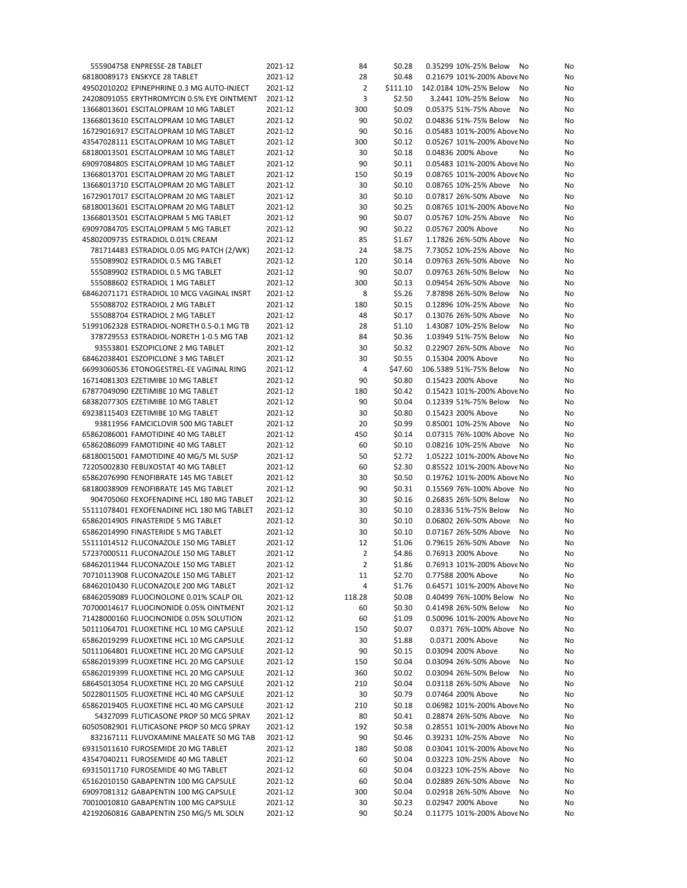| | | | | | | | |
|---|---|---|---|---|---|---|---|
| 555904758 ENPRESSE-28 TABLET | 2021-12 | 84 | $0.28 | 0.35299 | 10%-25% Below | No | No |
| 68180089173 ENSKYCE 28 TABLET | 2021-12 | 28 | $0.48 | 0.21679 | 101%-200% Above | No | No |
| 49502010202 EPINEPHRINE 0.3 MG AUTO-INJECT | 2021-12 | 2 | $111.10 | 142.0184 | 10%-25% Below | No | No |
| 24208091055 ERYTHROMYCIN 0.5% EYE OINTMENT | 2021-12 | 3 | $2.50 | 3.2441 | 10%-25% Below | No | No |
| 13668013601 ESCITALOPRAM 10 MG TABLET | 2021-12 | 300 | $0.09 | 0.05375 | 51%-75% Above | No | No |
| 13668013610 ESCITALOPRAM 10 MG TABLET | 2021-12 | 90 | $0.02 | 0.04836 | 51%-75% Below | No | No |
| 16729016917 ESCITALOPRAM 10 MG TABLET | 2021-12 | 90 | $0.16 | 0.05483 | 101%-200% Above | No | No |
| 43547028111 ESCITALOPRAM 10 MG TABLET | 2021-12 | 300 | $0.12 | 0.05267 | 101%-200% Above | No | No |
| 68180013501 ESCITALOPRAM 10 MG TABLET | 2021-12 | 30 | $0.18 | 0.04836 | 200% Above | No | No |
| 69097084805 ESCITALOPRAM 10 MG TABLET | 2021-12 | 90 | $0.11 | 0.05483 | 101%-200% Above | No | No |
| 13668013701 ESCITALOPRAM 20 MG TABLET | 2021-12 | 150 | $0.19 | 0.08765 | 101%-200% Above | No | No |
| 13668013710 ESCITALOPRAM 20 MG TABLET | 2021-12 | 30 | $0.10 | 0.08765 | 10%-25% Above | No | No |
| 16729017017 ESCITALOPRAM 20 MG TABLET | 2021-12 | 30 | $0.10 | 0.07817 | 26%-50% Above | No | No |
| 68180013601 ESCITALOPRAM 20 MG TABLET | 2021-12 | 30 | $0.25 | 0.08765 | 101%-200% Above | No | No |
| 13668013501 ESCITALOPRAM 5 MG TABLET | 2021-12 | 90 | $0.07 | 0.05767 | 10%-25% Above | No | No |
| 69097084705 ESCITALOPRAM 5 MG TABLET | 2021-12 | 90 | $0.22 | 0.05767 | 200% Above | No | No |
| 45802009735 ESTRADIOL 0.01% CREAM | 2021-12 | 85 | $1.67 | 1.17826 | 26%-50% Above | No | No |
| 781714483 ESTRADIOL 0.05 MG PATCH (2/WK) | 2021-12 | 24 | $8.75 | 7.73052 | 10%-25% Above | No | No |
| 555089902 ESTRADIOL 0.5 MG TABLET | 2021-12 | 120 | $0.14 | 0.09763 | 26%-50% Above | No | No |
| 555089902 ESTRADIOL 0.5 MG TABLET | 2021-12 | 90 | $0.07 | 0.09763 | 26%-50% Below | No | No |
| 555088602 ESTRADIOL 1 MG TABLET | 2021-12 | 300 | $0.13 | 0.09454 | 26%-50% Above | No | No |
| 68462071171 ESTRADIOL 10 MCG VAGINAL INSRT | 2021-12 | 8 | $5.26 | 7.87898 | 26%-50% Below | No | No |
| 555088702 ESTRADIOL 2 MG TABLET | 2021-12 | 180 | $0.15 | 0.12896 | 10%-25% Above | No | No |
| 555088704 ESTRADIOL 2 MG TABLET | 2021-12 | 48 | $0.17 | 0.13076 | 26%-50% Above | No | No |
| 51991062328 ESTRADIOL-NORETH 0.5-0.1 MG TB | 2021-12 | 28 | $1.10 | 1.43087 | 10%-25% Below | No | No |
| 378729553 ESTRADIOL-NORETH 1-0.5 MG TAB | 2021-12 | 84 | $0.36 | 1.03949 | 51%-75% Below | No | No |
| 93553801 ESZOPICLONE 2 MG TABLET | 2021-12 | 30 | $0.32 | 0.22907 | 26%-50% Above | No | No |
| 68462038401 ESZOPICLONE 3 MG TABLET | 2021-12 | 30 | $0.55 | 0.15304 | 200% Above | No | No |
| 66993060536 ETONOGESTREL-EE VAGINAL RING | 2021-12 | 4 | $47.60 | 106.5389 | 51%-75% Below | No | No |
| 16714081303 EZETIMIBE 10 MG TABLET | 2021-12 | 90 | $0.80 | 0.15423 | 200% Above | No | No |
| 67877049090 EZETIMIBE 10 MG TABLET | 2021-12 | 180 | $0.42 | 0.15423 | 101%-200% Above | No | No |
| 68382077305 EZETIMIBE 10 MG TABLET | 2021-12 | 90 | $0.04 | 0.12339 | 51%-75% Below | No | No |
| 69238115403 EZETIMIBE 10 MG TABLET | 2021-12 | 30 | $0.80 | 0.15423 | 200% Above | No | No |
| 93811956 FAMCICLOVIR 500 MG TABLET | 2021-12 | 20 | $0.99 | 0.85001 | 10%-25% Above | No | No |
| 65862086001 FAMOTIDINE 40 MG TABLET | 2021-12 | 450 | $0.14 | 0.07315 | 76%-100% Above | No | No |
| 65862086099 FAMOTIDINE 40 MG TABLET | 2021-12 | 60 | $0.10 | 0.08216 | 10%-25% Above | No | No |
| 68180015001 FAMOTIDINE 40 MG/5 ML SUSP | 2021-12 | 50 | $2.72 | 1.05222 | 101%-200% Above | No | No |
| 72205002830 FEBUXOSTAT 40 MG TABLET | 2021-12 | 60 | $2.30 | 0.85522 | 101%-200% Above | No | No |
| 65862076990 FENOFIBRATE 145 MG TABLET | 2021-12 | 30 | $0.50 | 0.19762 | 101%-200% Above | No | No |
| 68180038909 FENOFIBRATE 145 MG TABLET | 2021-12 | 90 | $0.31 | 0.15569 | 76%-100% Above | No | No |
| 904705060 FEXOFENADINE HCL 180 MG TABLET | 2021-12 | 30 | $0.16 | 0.26835 | 26%-50% Below | No | No |
| 55111078401 FEXOFENADINE HCL 180 MG TABLET | 2021-12 | 30 | $0.10 | 0.28336 | 51%-75% Below | No | No |
| 65862014905 FINASTERIDE 5 MG TABLET | 2021-12 | 30 | $0.10 | 0.06802 | 26%-50% Above | No | No |
| 65862014990 FINASTERIDE 5 MG TABLET | 2021-12 | 30 | $0.10 | 0.07167 | 26%-50% Above | No | No |
| 55111014512 FLUCONAZOLE 150 MG TABLET | 2021-12 | 12 | $1.06 | 0.79615 | 26%-50% Above | No | No |
| 57237000511 FLUCONAZOLE 150 MG TABLET | 2021-12 | 2 | $4.86 | 0.76913 | 200% Above | No | No |
| 68462011944 FLUCONAZOLE 150 MG TABLET | 2021-12 | 2 | $1.86 | 0.76913 | 101%-200% Above | No | No |
| 70710113908 FLUCONAZOLE 150 MG TABLET | 2021-12 | 11 | $2.70 | 0.77588 | 200% Above | No | No |
| 68462010430 FLUCONAZOLE 200 MG TABLET | 2021-12 | 4 | $1.76 | 0.64571 | 101%-200% Above | No | No |
| 68462059089 FLUOCINOLONE 0.01% SCALP OIL | 2021-12 | 118.28 | $0.08 | 0.40499 | 76%-100% Below | No | No |
| 70700014617 FLUOCINONIDE 0.05% OINTMENT | 2021-12 | 60 | $0.30 | 0.41498 | 26%-50% Below | No | No |
| 71428000160 FLUOCINONIDE 0.05% SOLUTION | 2021-12 | 60 | $1.09 | 0.50096 | 101%-200% Above | No | No |
| 50111064701 FLUOXETINE HCL 10 MG CAPSULE | 2021-12 | 150 | $0.07 | 0.0371 | 76%-100% Above | No | No |
| 65862019299 FLUOXETINE HCL 10 MG CAPSULE | 2021-12 | 30 | $1.88 | 0.0371 | 200% Above | No | No |
| 50111064801 FLUOXETINE HCL 20 MG CAPSULE | 2021-12 | 90 | $0.15 | 0.03094 | 200% Above | No | No |
| 65862019399 FLUOXETINE HCL 20 MG CAPSULE | 2021-12 | 150 | $0.04 | 0.03094 | 26%-50% Above | No | No |
| 65862019399 FLUOXETINE HCL 20 MG CAPSULE | 2021-12 | 360 | $0.02 | 0.03094 | 26%-50% Below | No | No |
| 68645013054 FLUOXETINE HCL 20 MG CAPSULE | 2021-12 | 210 | $0.04 | 0.03118 | 26%-50% Above | No | No |
| 50228011505 FLUOXETINE HCL 40 MG CAPSULE | 2021-12 | 30 | $0.79 | 0.07464 | 200% Above | No | No |
| 65862019405 FLUOXETINE HCL 40 MG CAPSULE | 2021-12 | 210 | $0.18 | 0.06982 | 101%-200% Above | No | No |
| 54327099 FLUTICASONE PROP 50 MCG SPRAY | 2021-12 | 80 | $0.41 | 0.28874 | 26%-50% Above | No | No |
| 60505082901 FLUTICASONE PROP 50 MCG SPRAY | 2021-12 | 192 | $0.58 | 0.28551 | 101%-200% Above | No | No |
| 832167111 FLUVOXAMINE MALEATE 50 MG TAB | 2021-12 | 90 | $0.46 | 0.39231 | 10%-25% Above | No | No |
| 69315011610 FUROSEMIDE 20 MG TABLET | 2021-12 | 180 | $0.08 | 0.03041 | 101%-200% Above | No | No |
| 43547040211 FUROSEMIDE 40 MG TABLET | 2021-12 | 60 | $0.04 | 0.03223 | 10%-25% Above | No | No |
| 69315011710 FUROSEMIDE 40 MG TABLET | 2021-12 | 60 | $0.04 | 0.03223 | 10%-25% Above | No | No |
| 65162010150 GABAPENTIN 100 MG CAPSULE | 2021-12 | 60 | $0.04 | 0.02889 | 26%-50% Above | No | No |
| 69097081312 GABAPENTIN 100 MG CAPSULE | 2021-12 | 300 | $0.04 | 0.02918 | 26%-50% Above | No | No |
| 70010010810 GABAPENTIN 100 MG CAPSULE | 2021-12 | 30 | $0.23 | 0.02947 | 200% Above | No | No |
| 42192060816 GABAPENTIN 250 MG/5 ML SOLN | 2021-12 | 90 | $0.24 | 0.11775 | 101%-200% Above | No | No |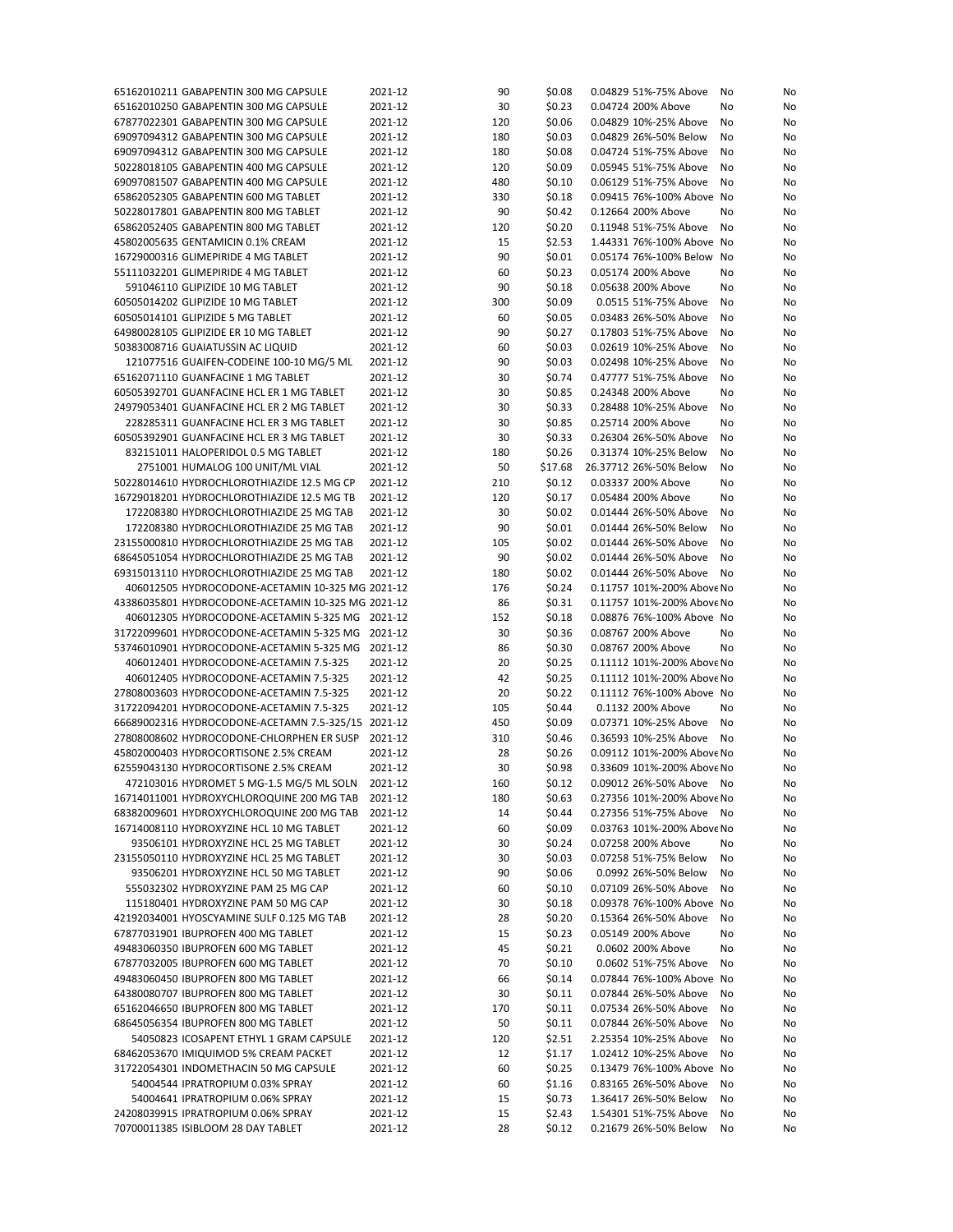| | | | | | | | |
|---|---|---|---|---|---|---|---|
| 65162010211 GABAPENTIN 300 MG CAPSULE | 2021-12 | 90 | $0.08 | 0.04829 51%-75% Above | No | | No |
| 65162010250 GABAPENTIN 300 MG CAPSULE | 2021-12 | 30 | $0.23 | 0.04724 200% Above | No | | No |
| 67877022301 GABAPENTIN 300 MG CAPSULE | 2021-12 | 120 | $0.06 | 0.04829 10%-25% Above | No | | No |
| 69097094312 GABAPENTIN 300 MG CAPSULE | 2021-12 | 180 | $0.03 | 0.04829 26%-50% Below | No | | No |
| 69097094312 GABAPENTIN 300 MG CAPSULE | 2021-12 | 180 | $0.08 | 0.04724 51%-75% Above | No | | No |
| 50228018105 GABAPENTIN 400 MG CAPSULE | 2021-12 | 120 | $0.09 | 0.05945 51%-75% Above | No | | No |
| 69097081507 GABAPENTIN 400 MG CAPSULE | 2021-12 | 480 | $0.10 | 0.06129 51%-75% Above | No | | No |
| 65862052305 GABAPENTIN 600 MG TABLET | 2021-12 | 330 | $0.18 | 0.09415 76%-100% Above | No | | No |
| 50228017801 GABAPENTIN 800 MG TABLET | 2021-12 | 90 | $0.42 | 0.12664 200% Above | No | | No |
| 65862052405 GABAPENTIN 800 MG TABLET | 2021-12 | 120 | $0.20 | 0.11948 51%-75% Above | No | | No |
| 45802005635 GENTAMICIN 0.1% CREAM | 2021-12 | 15 | $2.53 | 1.44331 76%-100% Above | No | | No |
| 16729000316 GLIMEPIRIDE 4 MG TABLET | 2021-12 | 90 | $0.01 | 0.05174 76%-100% Below | No | | No |
| 55111032201 GLIMEPIRIDE 4 MG TABLET | 2021-12 | 60 | $0.23 | 0.05174 200% Above | No | | No |
| 591046110 GLIPIZIDE 10 MG TABLET | 2021-12 | 90 | $0.18 | 0.05638 200% Above | No | | No |
| 60505014202 GLIPIZIDE 10 MG TABLET | 2021-12 | 300 | $0.09 | 0.0515 51%-75% Above | No | | No |
| 60505014101 GLIPIZIDE 5 MG TABLET | 2021-12 | 60 | $0.05 | 0.03483 26%-50% Above | No | | No |
| 64980028105 GLIPIZIDE ER 10 MG TABLET | 2021-12 | 90 | $0.27 | 0.17803 51%-75% Above | No | | No |
| 50383008716 GUAIATUSSIN AC LIQUID | 2021-12 | 60 | $0.03 | 0.02619 10%-25% Above | No | | No |
| 121077516 GUAIFEN-CODEINE 100-10 MG/5 ML | 2021-12 | 90 | $0.03 | 0.02498 10%-25% Above | No | | No |
| 65162071110 GUANFACINE 1 MG TABLET | 2021-12 | 30 | $0.74 | 0.47777 51%-75% Above | No | | No |
| 60505392701 GUANFACINE HCL ER 1 MG TABLET | 2021-12 | 30 | $0.85 | 0.24348 200% Above | No | | No |
| 24979053401 GUANFACINE HCL ER 2 MG TABLET | 2021-12 | 30 | $0.33 | 0.28488 10%-25% Above | No | | No |
| 228285311 GUANFACINE HCL ER 3 MG TABLET | 2021-12 | 30 | $0.85 | 0.25714 200% Above | No | | No |
| 60505392901 GUANFACINE HCL ER 3 MG TABLET | 2021-12 | 30 | $0.33 | 0.26304 26%-50% Above | No | | No |
| 832151011 HALOPERIDOL 0.5 MG TABLET | 2021-12 | 180 | $0.26 | 0.31374 10%-25% Below | No | | No |
| 2751001 HUMALOG 100 UNIT/ML VIAL | 2021-12 | 50 | $17.68 | 26.37712 26%-50% Below | No | | No |
| 50228014610 HYDROCHLOROTHIAZIDE 12.5 MG CP | 2021-12 | 210 | $0.12 | 0.03337 200% Above | No | | No |
| 16729018201 HYDROCHLOROTHIAZIDE 12.5 MG TB | 2021-12 | 120 | $0.17 | 0.05484 200% Above | No | | No |
| 172208380 HYDROCHLOROTHIAZIDE 25 MG TAB | 2021-12 | 30 | $0.02 | 0.01444 26%-50% Above | No | | No |
| 172208380 HYDROCHLOROTHIAZIDE 25 MG TAB | 2021-12 | 90 | $0.01 | 0.01444 26%-50% Below | No | | No |
| 23155000810 HYDROCHLOROTHIAZIDE 25 MG TAB | 2021-12 | 105 | $0.02 | 0.01444 26%-50% Above | No | | No |
| 68645051054 HYDROCHLOROTHIAZIDE 25 MG TAB | 2021-12 | 90 | $0.02 | 0.01444 26%-50% Above | No | | No |
| 69315013110 HYDROCHLOROTHIAZIDE 25 MG TAB | 2021-12 | 180 | $0.02 | 0.01444 26%-50% Above | No | | No |
| 406012505 HYDROCODONE-ACETAMIN 10-325 MG | 2021-12 | 176 | $0.24 | 0.11757 101%-200% Above | No | | No |
| 43386035801 HYDROCODONE-ACETAMIN 10-325 MG | 2021-12 | 86 | $0.31 | 0.11757 101%-200% Above | No | | No |
| 406012305 HYDROCODONE-ACETAMIN 5-325 MG | 2021-12 | 152 | $0.18 | 0.08876 76%-100% Above | No | | No |
| 31722099601 HYDROCODONE-ACETAMIN 5-325 MG | 2021-12 | 30 | $0.36 | 0.08767 200% Above | No | | No |
| 53746010901 HYDROCODONE-ACETAMIN 5-325 MG | 2021-12 | 86 | $0.30 | 0.08767 200% Above | No | | No |
| 406012401 HYDROCODONE-ACETAMIN 7.5-325 | 2021-12 | 20 | $0.25 | 0.11112 101%-200% Above | No | | No |
| 406012405 HYDROCODONE-ACETAMIN 7.5-325 | 2021-12 | 42 | $0.25 | 0.11112 101%-200% Above | No | | No |
| 27808003603 HYDROCODONE-ACETAMIN 7.5-325 | 2021-12 | 20 | $0.22 | 0.11112 76%-100% Above | No | | No |
| 31722094201 HYDROCODONE-ACETAMIN 7.5-325 | 2021-12 | 105 | $0.44 | 0.1132 200% Above | No | | No |
| 66689002316 HYDROCODONE-ACETAMN 7.5-325/15 | 2021-12 | 450 | $0.09 | 0.07371 10%-25% Above | No | | No |
| 27808008602 HYDROCODONE-CHLORPHEN ER SUSP | 2021-12 | 310 | $0.46 | 0.36593 10%-25% Above | No | | No |
| 45802000403 HYDROCORTISONE 2.5% CREAM | 2021-12 | 28 | $0.26 | 0.09112 101%-200% Above | No | | No |
| 62559043130 HYDROCORTISONE 2.5% CREAM | 2021-12 | 30 | $0.98 | 0.33609 101%-200% Above | No | | No |
| 472103016 HYDROMET 5 MG-1.5 MG/5 ML SOLN | 2021-12 | 160 | $0.12 | 0.09012 26%-50% Above | No | | No |
| 16714011001 HYDROXYCHLOROQUINE 200 MG TAB | 2021-12 | 180 | $0.63 | 0.27356 101%-200% Above | No | | No |
| 68382009601 HYDROXYCHLOROQUINE 200 MG TAB | 2021-12 | 14 | $0.44 | 0.27356 51%-75% Above | No | | No |
| 16714008110 HYDROXYZINE HCL 10 MG TABLET | 2021-12 | 60 | $0.09 | 0.03763 101%-200% Above | No | | No |
| 93506101 HYDROXYZINE HCL 25 MG TABLET | 2021-12 | 30 | $0.24 | 0.07258 200% Above | No | | No |
| 23155050110 HYDROXYZINE HCL 25 MG TABLET | 2021-12 | 30 | $0.03 | 0.07258 51%-75% Below | No | | No |
| 93506201 HYDROXYZINE HCL 50 MG TABLET | 2021-12 | 90 | $0.06 | 0.0992 26%-50% Below | No | | No |
| 555032302 HYDROXYZINE PAM 25 MG CAP | 2021-12 | 60 | $0.10 | 0.07109 26%-50% Above | No | | No |
| 115180401 HYDROXYZINE PAM 50 MG CAP | 2021-12 | 30 | $0.18 | 0.09378 76%-100% Above | No | | No |
| 42192034001 HYOSCYAMINE SULF 0.125 MG TAB | 2021-12 | 28 | $0.20 | 0.15364 26%-50% Above | No | | No |
| 67877031901 IBUPROFEN 400 MG TABLET | 2021-12 | 15 | $0.23 | 0.05149 200% Above | No | | No |
| 49483060350 IBUPROFEN 600 MG TABLET | 2021-12 | 45 | $0.21 | 0.0602 200% Above | No | | No |
| 67877032005 IBUPROFEN 600 MG TABLET | 2021-12 | 70 | $0.10 | 0.0602 51%-75% Above | No | | No |
| 49483060450 IBUPROFEN 800 MG TABLET | 2021-12 | 66 | $0.14 | 0.07844 76%-100% Above | No | | No |
| 64380080707 IBUPROFEN 800 MG TABLET | 2021-12 | 30 | $0.11 | 0.07844 26%-50% Above | No | | No |
| 65162046650 IBUPROFEN 800 MG TABLET | 2021-12 | 170 | $0.11 | 0.07534 26%-50% Above | No | | No |
| 68645056354 IBUPROFEN 800 MG TABLET | 2021-12 | 50 | $0.11 | 0.07844 26%-50% Above | No | | No |
| 54050823 ICOSAPENT ETHYL 1 GRAM CAPSULE | 2021-12 | 120 | $2.51 | 2.25354 10%-25% Above | No | | No |
| 68462053670 IMIQUIMOD 5% CREAM PACKET | 2021-12 | 12 | $1.17 | 1.02412 10%-25% Above | No | | No |
| 31722054301 INDOMETHACIN 50 MG CAPSULE | 2021-12 | 60 | $0.25 | 0.13479 76%-100% Above | No | | No |
| 54004544 IPRATROPIUM 0.03% SPRAY | 2021-12 | 60 | $1.16 | 0.83165 26%-50% Above | No | | No |
| 54004641 IPRATROPIUM 0.06% SPRAY | 2021-12 | 15 | $0.73 | 1.36417 26%-50% Below | No | | No |
| 24208039915 IPRATROPIUM 0.06% SPRAY | 2021-12 | 15 | $2.43 | 1.54301 51%-75% Above | No | | No |
| 70700011385 ISIBLOOM 28 DAY TABLET | 2021-12 | 28 | $0.12 | 0.21679 26%-50% Below | No | | No |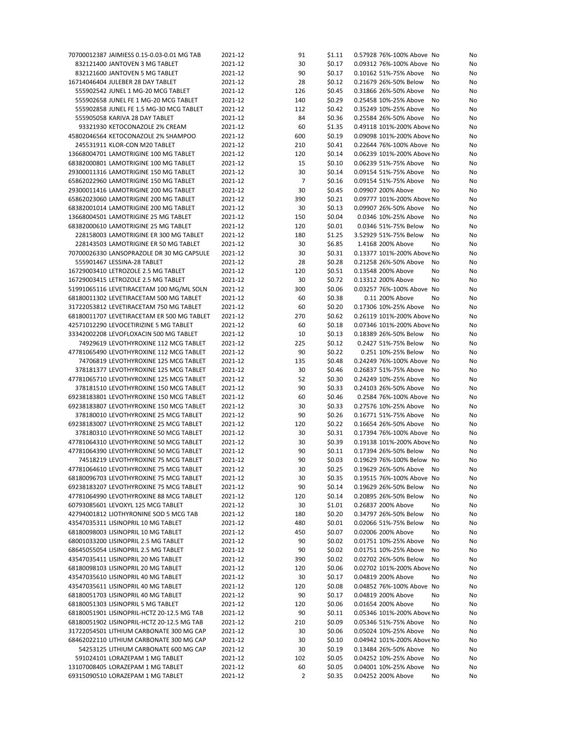| | | | | | | | |
|---|---|---|---|---|---|---|---|
| 70700012387 JAIMIESS 0.15-0.03-0.01 MG TAB | 2021-12 | 91 | \$1.11 | 0.57928 | 76%-100% Above | No | No |
| 832121400 JANTOVEN 3 MG TABLET | 2021-12 | 30 | \$0.17 | 0.09312 | 76%-100% Above | No | No |
| 832121600 JANTOVEN 5 MG TABLET | 2021-12 | 90 | \$0.17 | 0.10162 | 51%-75% Above | No | No |
| 16714046404 JULEBER 28 DAY TABLET | 2021-12 | 28 | \$0.12 | 0.21679 | 26%-50% Below | No | No |
| 555902542 JUNEL 1 MG-20 MCG TABLET | 2021-12 | 126 | \$0.45 | 0.31866 | 26%-50% Above | No | No |
| 555902658 JUNEL FE 1 MG-20 MCG TABLET | 2021-12 | 140 | \$0.29 | 0.25458 | 10%-25% Above | No | No |
| 555902858 JUNEL FE 1.5 MG-30 MCG TABLET | 2021-12 | 112 | \$0.42 | 0.35249 | 10%-25% Above | No | No |
| 555905058 KARIVA 28 DAY TABLET | 2021-12 | 84 | \$0.36 | 0.25584 | 26%-50% Above | No | No |
| 93321930 KETOCONAZOLE 2% CREAM | 2021-12 | 60 | \$1.35 | 0.49118 | 101%-200% Above | No | No |
| 45802046564 KETOCONAZOLE 2% SHAMPOO | 2021-12 | 600 | \$0.19 | 0.09098 | 101%-200% Above | No | No |
| 245531911 KLOR-CON M20 TABLET | 2021-12 | 210 | \$0.41 | 0.22644 | 76%-100% Above | No | No |
| 13668004701 LAMOTRIGINE 100 MG TABLET | 2021-12 | 120 | \$0.14 | 0.06239 | 101%-200% Above | No | No |
| 68382000801 LAMOTRIGINE 100 MG TABLET | 2021-12 | 15 | \$0.10 | 0.06239 | 51%-75% Above | No | No |
| 29300011316 LAMOTRIGINE 150 MG TABLET | 2021-12 | 30 | \$0.14 | 0.09154 | 51%-75% Above | No | No |
| 65862022960 LAMOTRIGINE 150 MG TABLET | 2021-12 | 7 | \$0.16 | 0.09154 | 51%-75% Above | No | No |
| 29300011416 LAMOTRIGINE 200 MG TABLET | 2021-12 | 30 | \$0.45 | 0.09907 | 200% Above | No | No |
| 65862023060 LAMOTRIGINE 200 MG TABLET | 2021-12 | 390 | \$0.21 | 0.09777 | 101%-200% Above | No | No |
| 68382001014 LAMOTRIGINE 200 MG TABLET | 2021-12 | 30 | \$0.13 | 0.09907 | 26%-50% Above | No | No |
| 13668004501 LAMOTRIGINE 25 MG TABLET | 2021-12 | 150 | \$0.04 | 0.0346 | 10%-25% Above | No | No |
| 68382000610 LAMOTRIGINE 25 MG TABLET | 2021-12 | 120 | \$0.01 | 0.0346 | 51%-75% Below | No | No |
| 228158003 LAMOTRIGINE ER 300 MG TABLET | 2021-12 | 180 | \$1.25 | 3.52929 | 51%-75% Below | No | No |
| 228143503 LAMOTRIGINE ER 50 MG TABLET | 2021-12 | 30 | \$6.85 | 1.4168 | 200% Above | No | No |
| 70700026330 LANSOPRAZOLE DR 30 MG CAPSULE | 2021-12 | 30 | \$0.31 | 0.13377 | 101%-200% Above | No | No |
| 555901467 LESSINA-28 TABLET | 2021-12 | 28 | \$0.28 | 0.21258 | 26%-50% Above | No | No |
| 16729003410 LETROZOLE 2.5 MG TABLET | 2021-12 | 120 | \$0.51 | 0.13548 | 200% Above | No | No |
| 16729003415 LETROZOLE 2.5 MG TABLET | 2021-12 | 30 | \$0.72 | 0.13312 | 200% Above | No | No |
| 51991065116 LEVETIRACETAM 100 MG/ML SOLN | 2021-12 | 300 | \$0.06 | 0.03257 | 76%-100% Above | No | No |
| 68180011302 LEVETIRACETAM 500 MG TABLET | 2021-12 | 60 | \$0.38 | 0.11 | 200% Above | No | No |
| 31722053812 LEVETIRACETAM 750 MG TABLET | 2021-12 | 60 | \$0.20 | 0.17306 | 10%-25% Above | No | No |
| 68180011707 LEVETIRACETAM ER 500 MG TABLET | 2021-12 | 270 | \$0.62 | 0.26119 | 101%-200% Above | No | No |
| 42571012290 LEVOCETIRIZINE 5 MG TABLET | 2021-12 | 60 | \$0.18 | 0.07346 | 101%-200% Above | No | No |
| 33342002208 LEVOFLOXACIN 500 MG TABLET | 2021-12 | 10 | \$0.13 | 0.18389 | 26%-50% Below | No | No |
| 74929619 LEVOTHYROXINE 112 MCG TABLET | 2021-12 | 225 | \$0.12 | 0.2427 | 51%-75% Below | No | No |
| 47781065490 LEVOTHYROXINE 112 MCG TABLET | 2021-12 | 90 | \$0.22 | 0.251 | 10%-25% Below | No | No |
| 74706819 LEVOTHYROXINE 125 MCG TABLET | 2021-12 | 135 | \$0.48 | 0.24249 | 76%-100% Above | No | No |
| 378181377 LEVOTHYROXINE 125 MCG TABLET | 2021-12 | 30 | \$0.46 | 0.26837 | 51%-75% Above | No | No |
| 47781065710 LEVOTHYROXINE 125 MCG TABLET | 2021-12 | 52 | \$0.30 | 0.24249 | 10%-25% Above | No | No |
| 378181510 LEVOTHYROXINE 150 MCG TABLET | 2021-12 | 90 | \$0.33 | 0.24103 | 26%-50% Above | No | No |
| 69238183801 LEVOTHYROXINE 150 MCG TABLET | 2021-12 | 60 | \$0.46 | 0.2584 | 76%-100% Above | No | No |
| 69238183807 LEVOTHYROXINE 150 MCG TABLET | 2021-12 | 30 | \$0.33 | 0.27576 | 10%-25% Above | No | No |
| 378180010 LEVOTHYROXINE 25 MCG TABLET | 2021-12 | 90 | \$0.26 | 0.16771 | 51%-75% Above | No | No |
| 69238183007 LEVOTHYROXINE 25 MCG TABLET | 2021-12 | 120 | \$0.22 | 0.16654 | 26%-50% Above | No | No |
| 378180310 LEVOTHYROXINE 50 MCG TABLET | 2021-12 | 30 | \$0.31 | 0.17394 | 76%-100% Above | No | No |
| 47781064310 LEVOTHYROXINE 50 MCG TABLET | 2021-12 | 30 | \$0.39 | 0.19138 | 101%-200% Above | No | No |
| 47781064390 LEVOTHYROXINE 50 MCG TABLET | 2021-12 | 90 | \$0.11 | 0.17394 | 26%-50% Below | No | No |
| 74518219 LEVOTHYROXINE 75 MCG TABLET | 2021-12 | 90 | \$0.03 | 0.19629 | 76%-100% Below | No | No |
| 47781064610 LEVOTHYROXINE 75 MCG TABLET | 2021-12 | 30 | \$0.25 | 0.19629 | 26%-50% Above | No | No |
| 68180096703 LEVOTHYROXINE 75 MCG TABLET | 2021-12 | 30 | \$0.35 | 0.19515 | 76%-100% Above | No | No |
| 69238183207 LEVOTHYROXINE 75 MCG TABLET | 2021-12 | 90 | \$0.14 | 0.19629 | 26%-50% Below | No | No |
| 47781064990 LEVOTHYROXINE 88 MCG TABLET | 2021-12 | 120 | \$0.14 | 0.20895 | 26%-50% Below | No | No |
| 60793085601 LEVOXYL 125 MCG TABLET | 2021-12 | 30 | \$1.01 | 0.26837 | 200% Above | No | No |
| 42794001812 LIOTHYRONINE SOD 5 MCG TAB | 2021-12 | 180 | \$0.20 | 0.34797 | 26%-50% Below | No | No |
| 43547035311 LISINOPRIL 10 MG TABLET | 2021-12 | 480 | \$0.01 | 0.02066 | 51%-75% Below | No | No |
| 68180098003 LISINOPRIL 10 MG TABLET | 2021-12 | 450 | \$0.07 | 0.02006 | 200% Above | No | No |
| 68001033200 LISINOPRIL 2.5 MG TABLET | 2021-12 | 90 | \$0.02 | 0.01751 | 10%-25% Above | No | No |
| 68645055054 LISINOPRIL 2.5 MG TABLET | 2021-12 | 90 | \$0.02 | 0.01751 | 10%-25% Above | No | No |
| 43547035411 LISINOPRIL 20 MG TABLET | 2021-12 | 390 | \$0.02 | 0.02702 | 26%-50% Below | No | No |
| 68180098103 LISINOPRIL 20 MG TABLET | 2021-12 | 120 | \$0.06 | 0.02702 | 101%-200% Above | No | No |
| 43547035610 LISINOPRIL 40 MG TABLET | 2021-12 | 30 | \$0.17 | 0.04819 | 200% Above | No | No |
| 43547035611 LISINOPRIL 40 MG TABLET | 2021-12 | 120 | \$0.08 | 0.04852 | 76%-100% Above | No | No |
| 68180051703 LISINOPRIL 40 MG TABLET | 2021-12 | 90 | \$0.17 | 0.04819 | 200% Above | No | No |
| 68180051303 LISINOPRIL 5 MG TABLET | 2021-12 | 120 | \$0.06 | 0.01654 | 200% Above | No | No |
| 68180051901 LISINOPRIL-HCTZ 20-12.5 MG TAB | 2021-12 | 90 | \$0.11 | 0.05346 | 101%-200% Above | No | No |
| 68180051902 LISINOPRIL-HCTZ 20-12.5 MG TAB | 2021-12 | 210 | \$0.09 | 0.05346 | 51%-75% Above | No | No |
| 31722054501 LITHIUM CARBONATE 300 MG CAP | 2021-12 | 30 | \$0.06 | 0.05024 | 10%-25% Above | No | No |
| 68462022110 LITHIUM CARBONATE 300 MG CAP | 2021-12 | 30 | \$0.10 | 0.04942 | 101%-200% Above | No | No |
| 54253125 LITHIUM CARBONATE 600 MG CAP | 2021-12 | 30 | \$0.19 | 0.13484 | 26%-50% Above | No | No |
| 591024101 LORAZEPAM 1 MG TABLET | 2021-12 | 102 | \$0.05 | 0.04252 | 10%-25% Above | No | No |
| 13107008405 LORAZEPAM 1 MG TABLET | 2021-12 | 60 | \$0.05 | 0.04001 | 10%-25% Above | No | No |
| 69315090510 LORAZEPAM 1 MG TABLET | 2021-12 | 2 | \$0.35 | 0.04252 | 200% Above | No | No |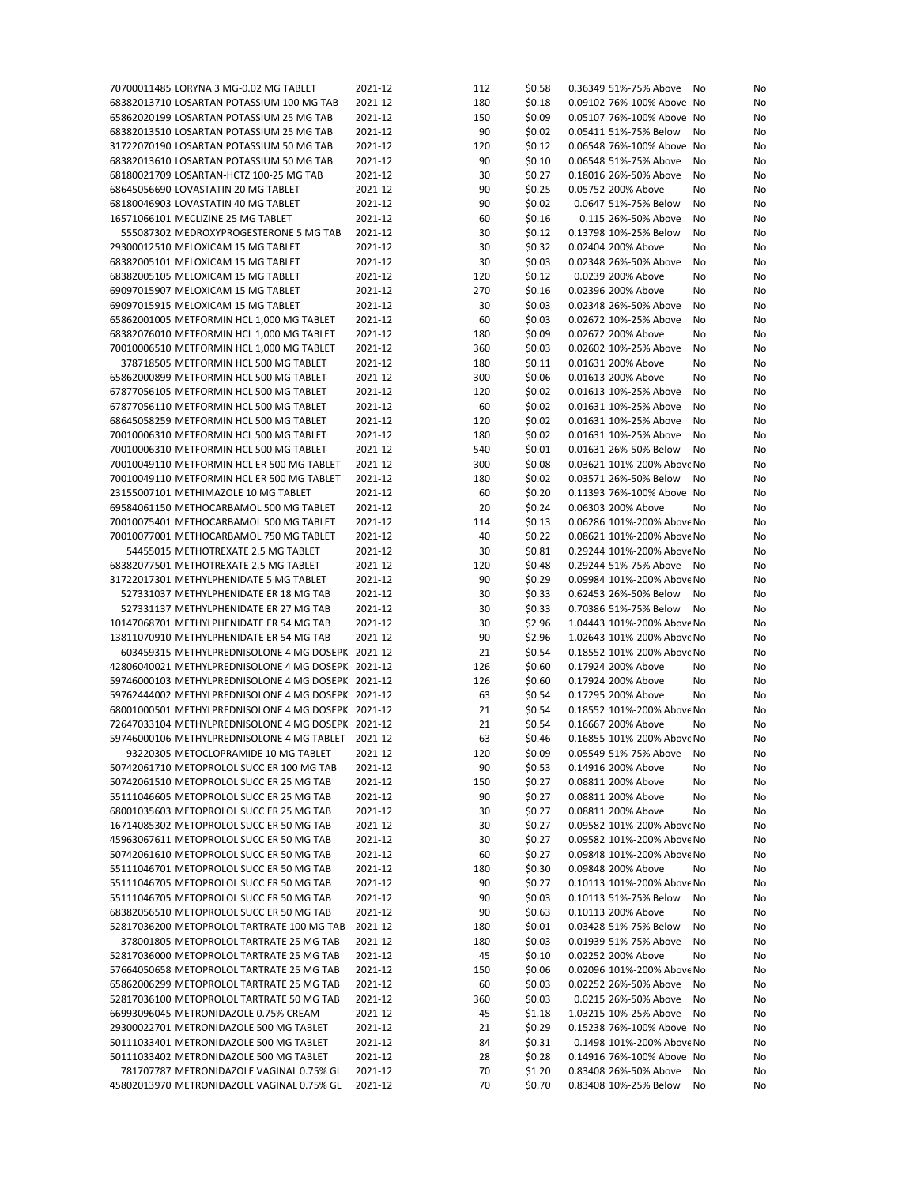| | | | | | | | |
|---|---|---|---|---|---|---|---|
| 70700011485 | LORYNA 3 MG-0.02 MG TABLET | 2021-12 | 112 | $0.58 | 0.36349 | 51%-75% Above | No | No |
| 68382013710 | LOSARTAN POTASSIUM 100 MG TAB | 2021-12 | 180 | $0.18 | 0.09102 | 76%-100% Above | No | No |
| 65862020199 | LOSARTAN POTASSIUM 25 MG TAB | 2021-12 | 150 | $0.09 | 0.05107 | 76%-100% Above | No | No |
| 68382013510 | LOSARTAN POTASSIUM 25 MG TAB | 2021-12 | 90 | $0.02 | 0.05411 | 51%-75% Below | No | No |
| 31722070190 | LOSARTAN POTASSIUM 50 MG TAB | 2021-12 | 120 | $0.12 | 0.06548 | 76%-100% Above | No | No |
| 68382013610 | LOSARTAN POTASSIUM 50 MG TAB | 2021-12 | 90 | $0.10 | 0.06548 | 51%-75% Above | No | No |
| 68180021709 | LOSARTAN-HCTZ 100-25 MG TAB | 2021-12 | 30 | $0.27 | 0.18016 | 26%-50% Above | No | No |
| 68645056690 | LOVASTATIN 20 MG TABLET | 2021-12 | 90 | $0.25 | 0.05752 | 200% Above | No | No |
| 68180046903 | LOVASTATIN 40 MG TABLET | 2021-12 | 90 | $0.02 | 0.0647 | 51%-75% Below | No | No |
| 16571066101 | MECLIZINE 25 MG TABLET | 2021-12 | 60 | $0.16 | 0.115 | 26%-50% Above | No | No |
| 555087302 | MEDROXYPROGESTERONE 5 MG TAB | 2021-12 | 30 | $0.12 | 0.13798 | 10%-25% Below | No | No |
| 29300012510 | MELOXICAM 15 MG TABLET | 2021-12 | 30 | $0.32 | 0.02404 | 200% Above | No | No |
| 68382005101 | MELOXICAM 15 MG TABLET | 2021-12 | 30 | $0.03 | 0.02348 | 26%-50% Above | No | No |
| 68382005105 | MELOXICAM 15 MG TABLET | 2021-12 | 120 | $0.12 | 0.0239 | 200% Above | No | No |
| 69097015907 | MELOXICAM 15 MG TABLET | 2021-12 | 270 | $0.16 | 0.02396 | 200% Above | No | No |
| 69097015915 | MELOXICAM 15 MG TABLET | 2021-12 | 30 | $0.03 | 0.02348 | 26%-50% Above | No | No |
| 65862001005 | METFORMIN HCL 1,000 MG TABLET | 2021-12 | 60 | $0.03 | 0.02672 | 10%-25% Above | No | No |
| 68382076010 | METFORMIN HCL 1,000 MG TABLET | 2021-12 | 180 | $0.09 | 0.02672 | 200% Above | No | No |
| 70010006510 | METFORMIN HCL 1,000 MG TABLET | 2021-12 | 360 | $0.03 | 0.02602 | 10%-25% Above | No | No |
| 378718505 | METFORMIN HCL 500 MG TABLET | 2021-12 | 180 | $0.11 | 0.01631 | 200% Above | No | No |
| 65862000899 | METFORMIN HCL 500 MG TABLET | 2021-12 | 300 | $0.06 | 0.01613 | 200% Above | No | No |
| 67877056105 | METFORMIN HCL 500 MG TABLET | 2021-12 | 120 | $0.02 | 0.01613 | 10%-25% Above | No | No |
| 67877056110 | METFORMIN HCL 500 MG TABLET | 2021-12 | 60 | $0.02 | 0.01631 | 10%-25% Above | No | No |
| 68645058259 | METFORMIN HCL 500 MG TABLET | 2021-12 | 120 | $0.02 | 0.01631 | 10%-25% Above | No | No |
| 70010006310 | METFORMIN HCL 500 MG TABLET | 2021-12 | 180 | $0.02 | 0.01631 | 10%-25% Above | No | No |
| 70010006310 | METFORMIN HCL 500 MG TABLET | 2021-12 | 540 | $0.01 | 0.01631 | 26%-50% Below | No | No |
| 70010049110 | METFORMIN HCL ER 500 MG TABLET | 2021-12 | 300 | $0.08 | 0.03621 | 101%-200% Above | No | No |
| 70010049110 | METFORMIN HCL ER 500 MG TABLET | 2021-12 | 180 | $0.02 | 0.03571 | 26%-50% Below | No | No |
| 23155007101 | METHIMAZOLE 10 MG TABLET | 2021-12 | 60 | $0.20 | 0.11393 | 76%-100% Above | No | No |
| 69584061150 | METHOCARBAMOL 500 MG TABLET | 2021-12 | 20 | $0.24 | 0.06303 | 200% Above | No | No |
| 70010075401 | METHOCARBAMOL 500 MG TABLET | 2021-12 | 114 | $0.13 | 0.06286 | 101%-200% Above | No | No |
| 70010077001 | METHOCARBAMOL 750 MG TABLET | 2021-12 | 40 | $0.22 | 0.08621 | 101%-200% Above | No | No |
| 54455015 | METHOTREXATE 2.5 MG TABLET | 2021-12 | 30 | $0.81 | 0.29244 | 101%-200% Above | No | No |
| 68382077501 | METHOTREXATE 2.5 MG TABLET | 2021-12 | 120 | $0.48 | 0.29244 | 51%-75% Above | No | No |
| 31722017301 | METHYLPHENIDATE 5 MG TABLET | 2021-12 | 90 | $0.29 | 0.09984 | 101%-200% Above | No | No |
| 527331037 | METHYLPHENIDATE ER 18 MG TAB | 2021-12 | 30 | $0.33 | 0.62453 | 26%-50% Below | No | No |
| 527331137 | METHYLPHENIDATE ER 27 MG TAB | 2021-12 | 30 | $0.33 | 0.70386 | 51%-75% Below | No | No |
| 10147068701 | METHYLPHENIDATE ER 54 MG TAB | 2021-12 | 30 | $2.96 | 1.04443 | 101%-200% Above | No | No |
| 13811070910 | METHYLPHENIDATE ER 54 MG TAB | 2021-12 | 90 | $2.96 | 1.02643 | 101%-200% Above | No | No |
| 603459315 | METHYLPREDNISOLONE 4 MG DOSEPK | 2021-12 | 21 | $0.54 | 0.18552 | 101%-200% Above | No | No |
| 42806040021 | METHYLPREDNISOLONE 4 MG DOSEPK | 2021-12 | 126 | $0.60 | 0.17924 | 200% Above | No | No |
| 59746000103 | METHYLPREDNISOLONE 4 MG DOSEPK | 2021-12 | 126 | $0.60 | 0.17924 | 200% Above | No | No |
| 59762444002 | METHYLPREDNISOLONE 4 MG DOSEPK | 2021-12 | 63 | $0.54 | 0.17295 | 200% Above | No | No |
| 68001000501 | METHYLPREDNISOLONE 4 MG DOSEPK | 2021-12 | 21 | $0.54 | 0.18552 | 101%-200% Above | No | No |
| 72647033104 | METHYLPREDNISOLONE 4 MG DOSEPK | 2021-12 | 21 | $0.54 | 0.16667 | 200% Above | No | No |
| 59746000106 | METHYLPREDNISOLONE 4 MG TABLET | 2021-12 | 63 | $0.46 | 0.16855 | 101%-200% Above | No | No |
| 93220305 | METOCLOPRAMIDE 10 MG TABLET | 2021-12 | 120 | $0.09 | 0.05549 | 51%-75% Above | No | No |
| 50742061710 | METOPROLOL SUCC ER 100 MG TAB | 2021-12 | 90 | $0.53 | 0.14916 | 200% Above | No | No |
| 50742061510 | METOPROLOL SUCC ER 25 MG TAB | 2021-12 | 150 | $0.27 | 0.08811 | 200% Above | No | No |
| 55111046605 | METOPROLOL SUCC ER 25 MG TAB | 2021-12 | 90 | $0.27 | 0.08811 | 200% Above | No | No |
| 68001035603 | METOPROLOL SUCC ER 25 MG TAB | 2021-12 | 30 | $0.27 | 0.08811 | 200% Above | No | No |
| 16714085302 | METOPROLOL SUCC ER 50 MG TAB | 2021-12 | 30 | $0.27 | 0.09582 | 101%-200% Above | No | No |
| 45963067611 | METOPROLOL SUCC ER 50 MG TAB | 2021-12 | 30 | $0.27 | 0.09582 | 101%-200% Above | No | No |
| 50742061610 | METOPROLOL SUCC ER 50 MG TAB | 2021-12 | 60 | $0.27 | 0.09848 | 101%-200% Above | No | No |
| 55111046701 | METOPROLOL SUCC ER 50 MG TAB | 2021-12 | 180 | $0.30 | 0.09848 | 200% Above | No | No |
| 55111046705 | METOPROLOL SUCC ER 50 MG TAB | 2021-12 | 90 | $0.27 | 0.10113 | 101%-200% Above | No | No |
| 55111046705 | METOPROLOL SUCC ER 50 MG TAB | 2021-12 | 90 | $0.03 | 0.10113 | 51%-75% Below | No | No |
| 68382056510 | METOPROLOL SUCC ER 50 MG TAB | 2021-12 | 90 | $0.63 | 0.10113 | 200% Above | No | No |
| 52817036200 | METOPROLOL TARTRATE 100 MG TAB | 2021-12 | 180 | $0.01 | 0.03428 | 51%-75% Below | No | No |
| 378001805 | METOPROLOL TARTRATE 25 MG TAB | 2021-12 | 180 | $0.03 | 0.01939 | 51%-75% Above | No | No |
| 52817036000 | METOPROLOL TARTRATE 25 MG TAB | 2021-12 | 45 | $0.10 | 0.02252 | 200% Above | No | No |
| 57664050658 | METOPROLOL TARTRATE 25 MG TAB | 2021-12 | 150 | $0.06 | 0.02096 | 101%-200% Above | No | No |
| 65862006299 | METOPROLOL TARTRATE 25 MG TAB | 2021-12 | 60 | $0.03 | 0.02252 | 26%-50% Above | No | No |
| 52817036100 | METOPROLOL TARTRATE 50 MG TAB | 2021-12 | 360 | $0.03 | 0.0215 | 26%-50% Above | No | No |
| 66993096045 | METRONIDAZOLE 0.75% CREAM | 2021-12 | 45 | $1.18 | 1.03215 | 10%-25% Above | No | No |
| 29300022701 | METRONIDAZOLE 500 MG TABLET | 2021-12 | 21 | $0.29 | 0.15238 | 76%-100% Above | No | No |
| 50111033401 | METRONIDAZOLE 500 MG TABLET | 2021-12 | 84 | $0.31 | 0.1498 | 101%-200% Above | No | No |
| 50111033402 | METRONIDAZOLE 500 MG TABLET | 2021-12 | 28 | $0.28 | 0.14916 | 76%-100% Above | No | No |
| 781707787 | METRONIDAZOLE VAGINAL 0.75% GL | 2021-12 | 70 | $1.20 | 0.83408 | 26%-50% Above | No | No |
| 45802013970 | METRONIDAZOLE VAGINAL 0.75% GL | 2021-12 | 70 | $0.70 | 0.83408 | 10%-25% Below | No | No |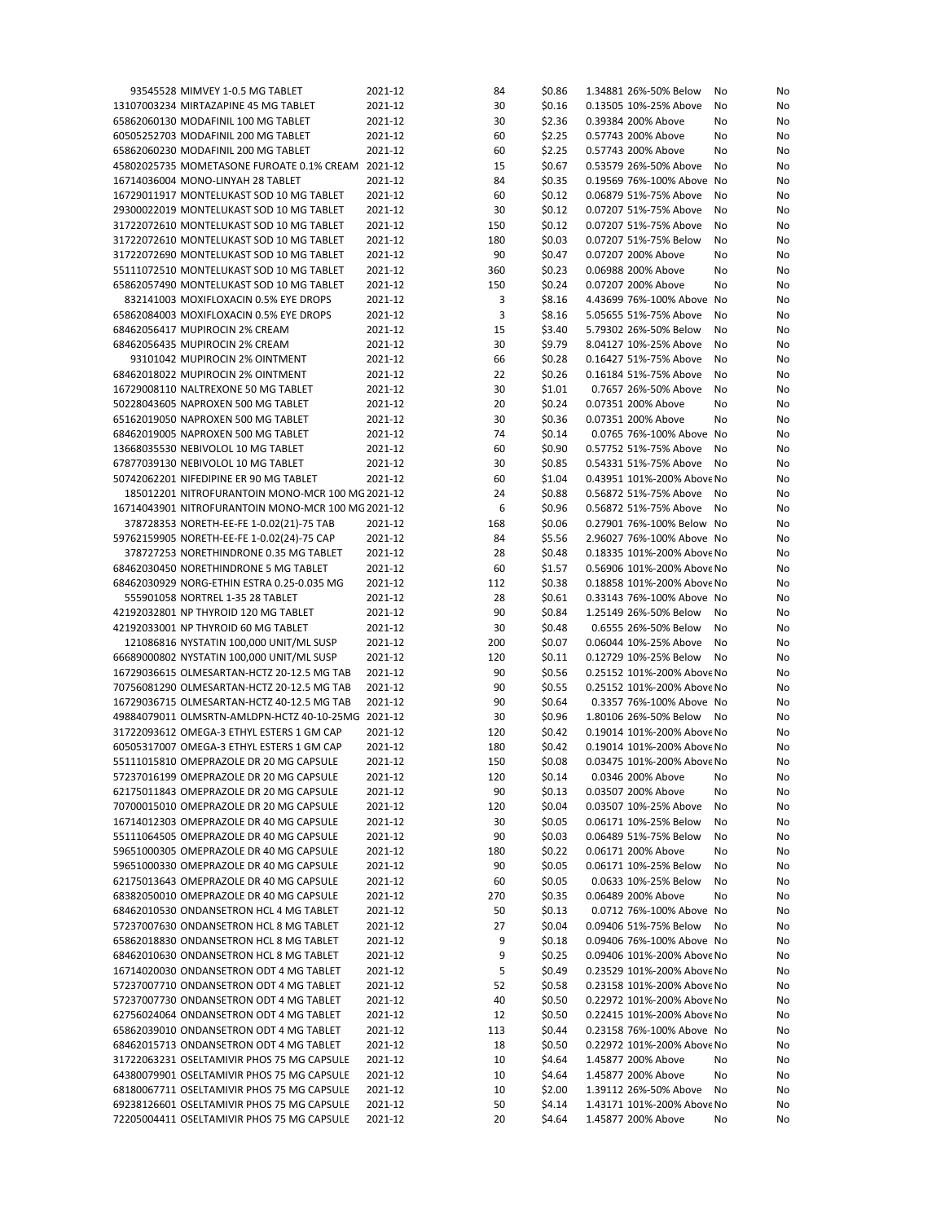| | | | | | | | |
|---|---|---|---|---|---|---|---|
| 93545528 MIMVEY 1-0.5 MG TABLET | 2021-12 | 84 | $0.86 | 1.34881 | 26%-50% Below | No | No |
| 13107003234 MIRTAZAPINE 45 MG TABLET | 2021-12 | 30 | $0.16 | 0.13505 | 10%-25% Above | No | No |
| 65862060130 MODAFINIL 100 MG TABLET | 2021-12 | 30 | $2.36 | 0.39384 | 200% Above | No | No |
| 60505252703 MODAFINIL 200 MG TABLET | 2021-12 | 60 | $2.25 | 0.57743 | 200% Above | No | No |
| 65862060230 MODAFINIL 200 MG TABLET | 2021-12 | 60 | $2.25 | 0.57743 | 200% Above | No | No |
| 45802025735 MOMETASONE FUROATE 0.1% CREAM | 2021-12 | 15 | $0.67 | 0.53579 | 26%-50% Above | No | No |
| 16714036004 MONO-LINYAH 28 TABLET | 2021-12 | 84 | $0.35 | 0.19569 | 76%-100% Above | No | No |
| 16729011917 MONTELUKAST SOD 10 MG TABLET | 2021-12 | 60 | $0.12 | 0.06879 | 51%-75% Above | No | No |
| 29300022019 MONTELUKAST SOD 10 MG TABLET | 2021-12 | 30 | $0.12 | 0.07207 | 51%-75% Above | No | No |
| 31722072610 MONTELUKAST SOD 10 MG TABLET | 2021-12 | 150 | $0.12 | 0.07207 | 51%-75% Above | No | No |
| 31722072610 MONTELUKAST SOD 10 MG TABLET | 2021-12 | 180 | $0.03 | 0.07207 | 51%-75% Below | No | No |
| 31722072690 MONTELUKAST SOD 10 MG TABLET | 2021-12 | 90 | $0.47 | 0.07207 | 200% Above | No | No |
| 55111072510 MONTELUKAST SOD 10 MG TABLET | 2021-12 | 360 | $0.23 | 0.06988 | 200% Above | No | No |
| 65862057490 MONTELUKAST SOD 10 MG TABLET | 2021-12 | 150 | $0.24 | 0.07207 | 200% Above | No | No |
| 832141003 MOXIFLOXACIN 0.5% EYE DROPS | 2021-12 | 3 | $8.16 | 4.43699 | 76%-100% Above | No | No |
| 65862084003 MOXIFLOXACIN 0.5% EYE DROPS | 2021-12 | 3 | $8.16 | 5.05655 | 51%-75% Above | No | No |
| 68462056417 MUPIROCIN 2% CREAM | 2021-12 | 15 | $3.40 | 5.79302 | 26%-50% Below | No | No |
| 68462056435 MUPIROCIN 2% CREAM | 2021-12 | 30 | $9.79 | 8.04127 | 10%-25% Above | No | No |
| 93101042 MUPIROCIN 2% OINTMENT | 2021-12 | 66 | $0.28 | 0.16427 | 51%-75% Above | No | No |
| 68462018022 MUPIROCIN 2% OINTMENT | 2021-12 | 22 | $0.26 | 0.16184 | 51%-75% Above | No | No |
| 16729008110 NALTREXONE 50 MG TABLET | 2021-12 | 30 | $1.01 | 0.7657 | 26%-50% Above | No | No |
| 50228043605 NAPROXEN 500 MG TABLET | 2021-12 | 20 | $0.24 | 0.07351 | 200% Above | No | No |
| 65162019050 NAPROXEN 500 MG TABLET | 2021-12 | 30 | $0.36 | 0.07351 | 200% Above | No | No |
| 68462019005 NAPROXEN 500 MG TABLET | 2021-12 | 74 | $0.14 | 0.0765 | 76%-100% Above | No | No |
| 13668035530 NEBIVOLOL 10 MG TABLET | 2021-12 | 60 | $0.90 | 0.57752 | 51%-75% Above | No | No |
| 67877039130 NEBIVOLOL 10 MG TABLET | 2021-12 | 30 | $0.85 | 0.54331 | 51%-75% Above | No | No |
| 50742062201 NIFEDIPINE ER 90 MG TABLET | 2021-12 | 60 | $1.04 | 0.43951 | 101%-200% Above | No | No |
| 185012201 NITROFURANTOIN MONO-MCR 100 MG | 2021-12 | 24 | $0.88 | 0.56872 | 51%-75% Above | No | No |
| 16714043901 NITROFURANTOIN MONO-MCR 100 MG | 2021-12 | 6 | $0.96 | 0.56872 | 51%-75% Above | No | No |
| 378728353 NORETH-EE-FE 1-0.02(21)-75 TAB | 2021-12 | 168 | $0.06 | 0.27901 | 76%-100% Below | No | No |
| 59762159905 NORETH-EE-FE 1-0.02(24)-75 CAP | 2021-12 | 84 | $5.56 | 2.96027 | 76%-100% Above | No | No |
| 378727253 NORETHINDRONE 0.35 MG TABLET | 2021-12 | 28 | $0.48 | 0.18335 | 101%-200% Above | No | No |
| 68462030450 NORETHINDRONE 5 MG TABLET | 2021-12 | 60 | $1.57 | 0.56906 | 101%-200% Above | No | No |
| 68462030929 NORG-ETHIN ESTRA 0.25-0.035 MG | 2021-12 | 112 | $0.38 | 0.18858 | 101%-200% Above | No | No |
| 555901058 NORTREL 1-35 28 TABLET | 2021-12 | 28 | $0.61 | 0.33143 | 76%-100% Above | No | No |
| 42192032801 NP THYROID 120 MG TABLET | 2021-12 | 90 | $0.84 | 1.25149 | 26%-50% Below | No | No |
| 42192033001 NP THYROID 60 MG TABLET | 2021-12 | 30 | $0.48 | 0.6555 | 26%-50% Below | No | No |
| 121086816 NYSTATIN 100,000 UNIT/ML SUSP | 2021-12 | 200 | $0.07 | 0.06044 | 10%-25% Above | No | No |
| 66689000802 NYSTATIN 100,000 UNIT/ML SUSP | 2021-12 | 120 | $0.11 | 0.12729 | 10%-25% Below | No | No |
| 16729036615 OLMESARTAN-HCTZ 20-12.5 MG TAB | 2021-12 | 90 | $0.56 | 0.25152 | 101%-200% Above | No | No |
| 70756081290 OLMESARTAN-HCTZ 20-12.5 MG TAB | 2021-12 | 90 | $0.55 | 0.25152 | 101%-200% Above | No | No |
| 16729036715 OLMESARTAN-HCTZ 40-12.5 MG TAB | 2021-12 | 90 | $0.64 | 0.3357 | 76%-100% Above | No | No |
| 49884079011 OLMSRTN-AMLDPN-HCTZ 40-10-25MG | 2021-12 | 30 | $0.96 | 1.80106 | 26%-50% Below | No | No |
| 31722093612 OMEGA-3 ETHYL ESTERS 1 GM CAP | 2021-12 | 120 | $0.42 | 0.19014 | 101%-200% Above | No | No |
| 60505317007 OMEGA-3 ETHYL ESTERS 1 GM CAP | 2021-12 | 180 | $0.42 | 0.19014 | 101%-200% Above | No | No |
| 55111015810 OMEPRAZOLE DR 20 MG CAPSULE | 2021-12 | 150 | $0.08 | 0.03475 | 101%-200% Above | No | No |
| 57237016199 OMEPRAZOLE DR 20 MG CAPSULE | 2021-12 | 120 | $0.14 | 0.0346 | 200% Above | No | No |
| 62175011843 OMEPRAZOLE DR 20 MG CAPSULE | 2021-12 | 90 | $0.13 | 0.03507 | 200% Above | No | No |
| 70700015010 OMEPRAZOLE DR 20 MG CAPSULE | 2021-12 | 120 | $0.04 | 0.03507 | 10%-25% Above | No | No |
| 16714012303 OMEPRAZOLE DR 40 MG CAPSULE | 2021-12 | 30 | $0.05 | 0.06171 | 10%-25% Below | No | No |
| 55111064505 OMEPRAZOLE DR 40 MG CAPSULE | 2021-12 | 90 | $0.03 | 0.06489 | 51%-75% Below | No | No |
| 59651000305 OMEPRAZOLE DR 40 MG CAPSULE | 2021-12 | 180 | $0.22 | 0.06171 | 200% Above | No | No |
| 59651000330 OMEPRAZOLE DR 40 MG CAPSULE | 2021-12 | 90 | $0.05 | 0.06171 | 10%-25% Below | No | No |
| 62175013643 OMEPRAZOLE DR 40 MG CAPSULE | 2021-12 | 60 | $0.05 | 0.0633 | 10%-25% Below | No | No |
| 68382050010 OMEPRAZOLE DR 40 MG CAPSULE | 2021-12 | 270 | $0.35 | 0.06489 | 200% Above | No | No |
| 68462010530 ONDANSETRON HCL 4 MG TABLET | 2021-12 | 50 | $0.13 | 0.0712 | 76%-100% Above | No | No |
| 57237007630 ONDANSETRON HCL 8 MG TABLET | 2021-12 | 27 | $0.04 | 0.09406 | 51%-75% Below | No | No |
| 65862018830 ONDANSETRON HCL 8 MG TABLET | 2021-12 | 9 | $0.18 | 0.09406 | 76%-100% Above | No | No |
| 68462010630 ONDANSETRON HCL 8 MG TABLET | 2021-12 | 9 | $0.25 | 0.09406 | 101%-200% Above | No | No |
| 16714020030 ONDANSETRON ODT 4 MG TABLET | 2021-12 | 5 | $0.49 | 0.23529 | 101%-200% Above | No | No |
| 57237007710 ONDANSETRON ODT 4 MG TABLET | 2021-12 | 52 | $0.58 | 0.23158 | 101%-200% Above | No | No |
| 57237007730 ONDANSETRON ODT 4 MG TABLET | 2021-12 | 40 | $0.50 | 0.22972 | 101%-200% Above | No | No |
| 62756024064 ONDANSETRON ODT 4 MG TABLET | 2021-12 | 12 | $0.50 | 0.22415 | 101%-200% Above | No | No |
| 65862039010 ONDANSETRON ODT 4 MG TABLET | 2021-12 | 113 | $0.44 | 0.23158 | 76%-100% Above | No | No |
| 68462015713 ONDANSETRON ODT 4 MG TABLET | 2021-12 | 18 | $0.50 | 0.22972 | 101%-200% Above | No | No |
| 31722063231 OSELTAMIVIR PHOS 75 MG CAPSULE | 2021-12 | 10 | $4.64 | 1.45877 | 200% Above | No | No |
| 64380079901 OSELTAMIVIR PHOS 75 MG CAPSULE | 2021-12 | 10 | $4.64 | 1.45877 | 200% Above | No | No |
| 68180067711 OSELTAMIVIR PHOS 75 MG CAPSULE | 2021-12 | 10 | $2.00 | 1.39112 | 26%-50% Above | No | No |
| 69238126601 OSELTAMIVIR PHOS 75 MG CAPSULE | 2021-12 | 50 | $4.14 | 1.43171 | 101%-200% Above | No | No |
| 72205004411 OSELTAMIVIR PHOS 75 MG CAPSULE | 2021-12 | 20 | $4.64 | 1.45877 | 200% Above | No | No |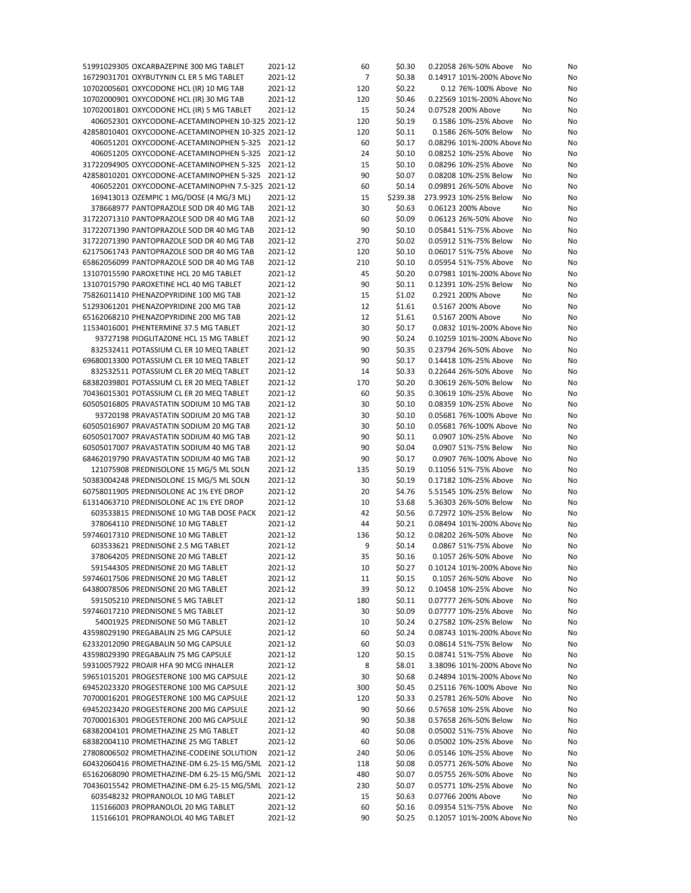| | | | | | | | |
|---|---|---|---|---|---|---|---|
| 51991029305 OXCARBAZEPINE 300 MG TABLET | 2021-12 | 60 | $0.30 | 0.22058 | 26%-50% Above | No | No |
| 16729031701 OXYBUTYNIN CL ER 5 MG TABLET | 2021-12 | 7 | $0.38 | 0.14917 | 101%-200% Above | No | No |
| 10702005601 OXYCODONE HCL (IR) 10 MG TAB | 2021-12 | 120 | $0.22 | 0.12 | 76%-100% Above | No | No |
| 10702000901 OXYCODONE HCL (IR) 30 MG TAB | 2021-12 | 120 | $0.46 | 0.22569 | 101%-200% Above | No | No |
| 10702001801 OXYCODONE HCL (IR) 5 MG TABLET | 2021-12 | 15 | $0.24 | 0.07528 | 200% Above | No | No |
| 406052301 OXYCODONE-ACETAMINOPHEN 10-325 | 2021-12 | 120 | $0.19 | 0.1586 | 10%-25% Above | No | No |
| 42858010401 OXYCODONE-ACETAMINOPHEN 10-325 | 2021-12 | 120 | $0.11 | 0.1586 | 26%-50% Below | No | No |
| 406051201 OXYCODONE-ACETAMINOPHEN 5-325 | 2021-12 | 60 | $0.17 | 0.08296 | 101%-200% Above | No | No |
| 406051205 OXYCODONE-ACETAMINOPHEN 5-325 | 2021-12 | 24 | $0.10 | 0.08252 | 10%-25% Above | No | No |
| 31722094905 OXYCODONE-ACETAMINOPHEN 5-325 | 2021-12 | 15 | $0.10 | 0.08296 | 10%-25% Above | No | No |
| 42858010201 OXYCODONE-ACETAMINOPHEN 5-325 | 2021-12 | 90 | $0.07 | 0.08208 | 10%-25% Below | No | No |
| 406052201 OXYCODONE-ACETAMINOPHN 7.5-325 | 2021-12 | 60 | $0.14 | 0.09891 | 26%-50% Above | No | No |
| 169413013 OZEMPIC 1 MG/DOSE (4 MG/3 ML) | 2021-12 | 15 | $239.38 | 273.9923 | 10%-25% Below | No | No |
| 378668977 PANTOPRAZOLE SOD DR 40 MG TAB | 2021-12 | 30 | $0.63 | 0.06123 | 200% Above | No | No |
| 31722071310 PANTOPRAZOLE SOD DR 40 MG TAB | 2021-12 | 60 | $0.09 | 0.06123 | 26%-50% Above | No | No |
| 31722071390 PANTOPRAZOLE SOD DR 40 MG TAB | 2021-12 | 90 | $0.10 | 0.05841 | 51%-75% Above | No | No |
| 31722071390 PANTOPRAZOLE SOD DR 40 MG TAB | 2021-12 | 270 | $0.02 | 0.05912 | 51%-75% Below | No | No |
| 62175061743 PANTOPRAZOLE SOD DR 40 MG TAB | 2021-12 | 120 | $0.10 | 0.06017 | 51%-75% Above | No | No |
| 65862056099 PANTOPRAZOLE SOD DR 40 MG TAB | 2021-12 | 210 | $0.10 | 0.05954 | 51%-75% Above | No | No |
| 13107015590 PAROXETINE HCL 20 MG TABLET | 2021-12 | 45 | $0.20 | 0.07981 | 101%-200% Above | No | No |
| 13107015790 PAROXETINE HCL 40 MG TABLET | 2021-12 | 90 | $0.11 | 0.12391 | 10%-25% Below | No | No |
| 75826011410 PHENAZOPYRIDINE 100 MG TAB | 2021-12 | 15 | $1.02 | 0.2921 | 200% Above | No | No |
| 51293061201 PHENAZOPYRIDINE 200 MG TAB | 2021-12 | 12 | $1.61 | 0.5167 | 200% Above | No | No |
| 65162068210 PHENAZOPYRIDINE 200 MG TAB | 2021-12 | 12 | $1.61 | 0.5167 | 200% Above | No | No |
| 11534016001 PHENTERMINE 37.5 MG TABLET | 2021-12 | 30 | $0.17 | 0.0832 | 101%-200% Above | No | No |
| 93727198 PIOGLITAZONE HCL 15 MG TABLET | 2021-12 | 90 | $0.24 | 0.10259 | 101%-200% Above | No | No |
| 832532411 POTASSIUM CL ER 10 MEQ TABLET | 2021-12 | 90 | $0.35 | 0.23794 | 26%-50% Above | No | No |
| 69680013300 POTASSIUM CL ER 10 MEQ TABLET | 2021-12 | 90 | $0.17 | 0.14418 | 10%-25% Above | No | No |
| 832532511 POTASSIUM CL ER 20 MEQ TABLET | 2021-12 | 14 | $0.33 | 0.22644 | 26%-50% Above | No | No |
| 68382039801 POTASSIUM CL ER 20 MEQ TABLET | 2021-12 | 170 | $0.20 | 0.30619 | 26%-50% Below | No | No |
| 70436015301 POTASSIUM CL ER 20 MEQ TABLET | 2021-12 | 60 | $0.35 | 0.30619 | 10%-25% Above | No | No |
| 60505016805 PRAVASTATIN SODIUM 10 MG TAB | 2021-12 | 30 | $0.10 | 0.08359 | 10%-25% Above | No | No |
| 93720198 PRAVASTATIN SODIUM 20 MG TAB | 2021-12 | 30 | $0.10 | 0.05681 | 76%-100% Above | No | No |
| 60505016907 PRAVASTATIN SODIUM 20 MG TAB | 2021-12 | 30 | $0.10 | 0.05681 | 76%-100% Above | No | No |
| 60505017007 PRAVASTATIN SODIUM 40 MG TAB | 2021-12 | 90 | $0.11 | 0.0907 | 10%-25% Above | No | No |
| 60505017007 PRAVASTATIN SODIUM 40 MG TAB | 2021-12 | 90 | $0.04 | 0.0907 | 51%-75% Below | No | No |
| 68462019790 PRAVASTATIN SODIUM 40 MG TAB | 2021-12 | 90 | $0.17 | 0.0907 | 76%-100% Above | No | No |
| 121075908 PREDNISOLONE 15 MG/5 ML SOLN | 2021-12 | 135 | $0.19 | 0.11056 | 51%-75% Above | No | No |
| 50383004248 PREDNISOLONE 15 MG/5 ML SOLN | 2021-12 | 30 | $0.19 | 0.17182 | 10%-25% Above | No | No |
| 60758011905 PREDNISOLONE AC 1% EYE DROP | 2021-12 | 20 | $4.76 | 5.51545 | 10%-25% Below | No | No |
| 61314063710 PREDNISOLONE AC 1% EYE DROP | 2021-12 | 10 | $3.68 | 5.36303 | 26%-50% Below | No | No |
| 603533815 PREDNISONE 10 MG TAB DOSE PACK | 2021-12 | 42 | $0.56 | 0.72972 | 10%-25% Below | No | No |
| 378064110 PREDNISONE 10 MG TABLET | 2021-12 | 44 | $0.21 | 0.08494 | 101%-200% Above | No | No |
| 59746017310 PREDNISONE 10 MG TABLET | 2021-12 | 136 | $0.12 | 0.08202 | 26%-50% Above | No | No |
| 603533621 PREDNISONE 2.5 MG TABLET | 2021-12 | 9 | $0.14 | 0.0867 | 51%-75% Above | No | No |
| 378064205 PREDNISONE 20 MG TABLET | 2021-12 | 35 | $0.16 | 0.1057 | 26%-50% Above | No | No |
| 591544305 PREDNISONE 20 MG TABLET | 2021-12 | 10 | $0.27 | 0.10124 | 101%-200% Above | No | No |
| 59746017506 PREDNISONE 20 MG TABLET | 2021-12 | 11 | $0.15 | 0.1057 | 26%-50% Above | No | No |
| 64380078506 PREDNISONE 20 MG TABLET | 2021-12 | 39 | $0.12 | 0.10458 | 10%-25% Above | No | No |
| 591505210 PREDNISONE 5 MG TABLET | 2021-12 | 180 | $0.11 | 0.07777 | 26%-50% Above | No | No |
| 59746017210 PREDNISONE 5 MG TABLET | 2021-12 | 30 | $0.09 | 0.07777 | 10%-25% Above | No | No |
| 54001925 PREDNISONE 50 MG TABLET | 2021-12 | 10 | $0.24 | 0.27582 | 10%-25% Below | No | No |
| 43598029190 PREGABALIN 25 MG CAPSULE | 2021-12 | 60 | $0.24 | 0.08743 | 101%-200% Above | No | No |
| 62332012090 PREGABALIN 50 MG CAPSULE | 2021-12 | 60 | $0.03 | 0.08614 | 51%-75% Below | No | No |
| 43598029390 PREGABALIN 75 MG CAPSULE | 2021-12 | 120 | $0.15 | 0.08741 | 51%-75% Above | No | No |
| 59310057922 PROAIR HFA 90 MCG INHALER | 2021-12 | 8 | $8.01 | 3.38096 | 101%-200% Above | No | No |
| 59651015201 PROGESTERONE 100 MG CAPSULE | 2021-12 | 30 | $0.68 | 0.24894 | 101%-200% Above | No | No |
| 69452023320 PROGESTERONE 100 MG CAPSULE | 2021-12 | 300 | $0.45 | 0.25116 | 76%-100% Above | No | No |
| 70700016201 PROGESTERONE 100 MG CAPSULE | 2021-12 | 120 | $0.33 | 0.25781 | 26%-50% Above | No | No |
| 69452023420 PROGESTERONE 200 MG CAPSULE | 2021-12 | 90 | $0.66 | 0.57658 | 10%-25% Above | No | No |
| 70700016301 PROGESTERONE 200 MG CAPSULE | 2021-12 | 90 | $0.38 | 0.57658 | 26%-50% Below | No | No |
| 68382004101 PROMETHAZINE 25 MG TABLET | 2021-12 | 40 | $0.08 | 0.05002 | 51%-75% Above | No | No |
| 68382004110 PROMETHAZINE 25 MG TABLET | 2021-12 | 60 | $0.06 | 0.05002 | 10%-25% Above | No | No |
| 27808006502 PROMETHAZINE-CODEINE SOLUTION | 2021-12 | 240 | $0.06 | 0.05146 | 10%-25% Above | No | No |
| 60432060416 PROMETHAZINE-DM 6.25-15 MG/5ML | 2021-12 | 118 | $0.08 | 0.05771 | 26%-50% Above | No | No |
| 65162068090 PROMETHAZINE-DM 6.25-15 MG/5ML | 2021-12 | 480 | $0.07 | 0.05755 | 26%-50% Above | No | No |
| 70436015542 PROMETHAZINE-DM 6.25-15 MG/5ML | 2021-12 | 230 | $0.07 | 0.05771 | 10%-25% Above | No | No |
| 603548232 PROPRANOLOL 10 MG TABLET | 2021-12 | 15 | $0.63 | 0.07766 | 200% Above | No | No |
| 115166003 PROPRANOLOL 20 MG TABLET | 2021-12 | 60 | $0.16 | 0.09354 | 51%-75% Above | No | No |
| 115166101 PROPRANOLOL 40 MG TABLET | 2021-12 | 90 | $0.25 | 0.12057 | 101%-200% Above | No | No |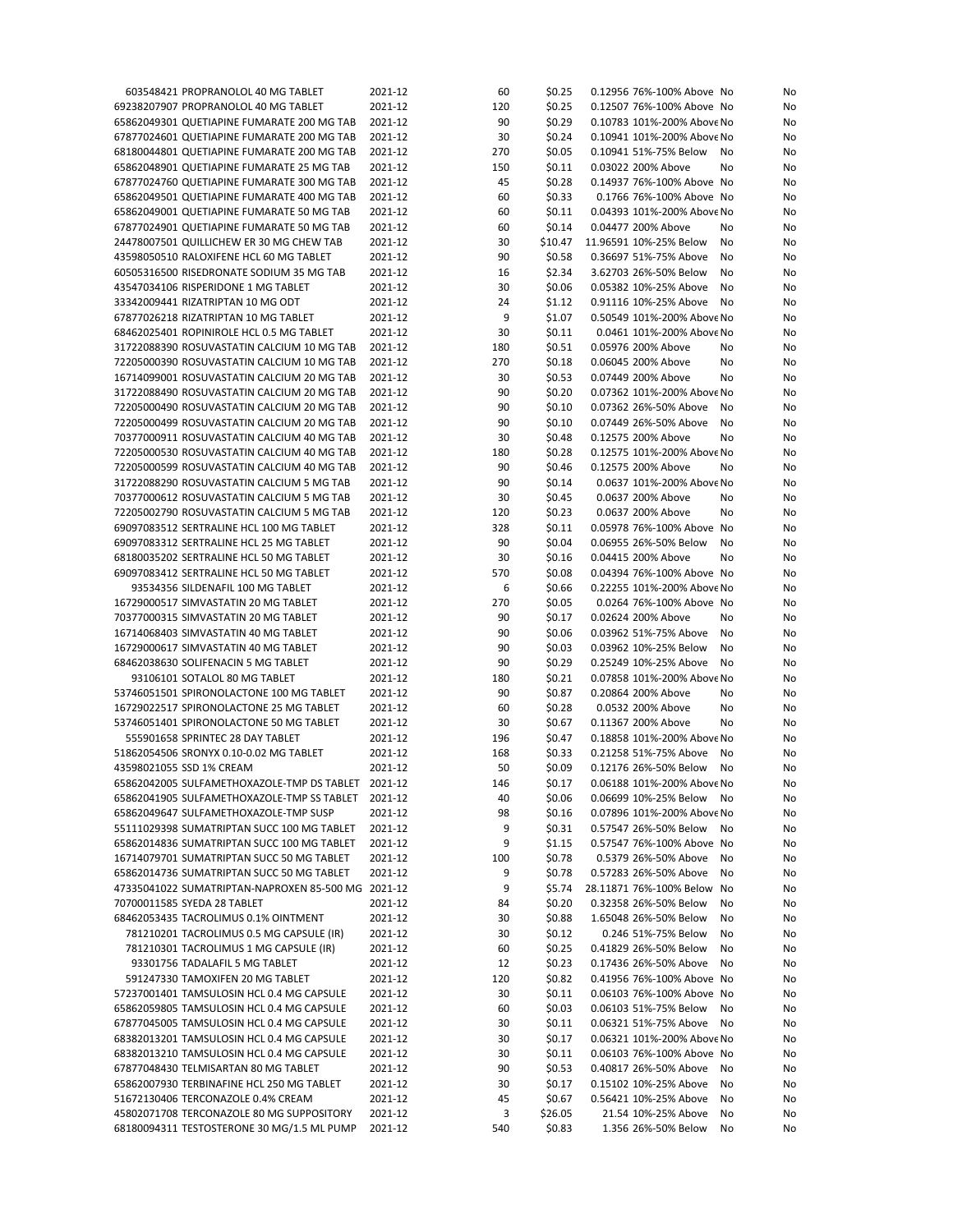| | | | | | | | | |
|---|---|---|---|---|---|---|---|---|
| 603548421 | PROPRANOLOL 40 MG TABLET | 2021-12 | 60 | $0.25 | 0.12956 | 76%-100% Above | No | No |
| 69238207907 | PROPRANOLOL 40 MG TABLET | 2021-12 | 120 | $0.25 | 0.12507 | 76%-100% Above | No | No |
| 65862049301 | QUETIAPINE FUMARATE 200 MG TAB | 2021-12 | 90 | $0.29 | 0.10783 | 101%-200% Above | No | No |
| 67877024601 | QUETIAPINE FUMARATE 200 MG TAB | 2021-12 | 30 | $0.24 | 0.10941 | 101%-200% Above | No | No |
| 68180044801 | QUETIAPINE FUMARATE 200 MG TAB | 2021-12 | 270 | $0.05 | 0.10941 | 51%-75% Below | No | No |
| 65862048901 | QUETIAPINE FUMARATE 25 MG TAB | 2021-12 | 150 | $0.11 | 0.03022 | 200% Above | No | No |
| 67877024760 | QUETIAPINE FUMARATE 300 MG TAB | 2021-12 | 45 | $0.28 | 0.14937 | 76%-100% Above | No | No |
| 65862049501 | QUETIAPINE FUMARATE 400 MG TAB | 2021-12 | 60 | $0.33 | 0.1766 | 76%-100% Above | No | No |
| 65862049001 | QUETIAPINE FUMARATE 50 MG TAB | 2021-12 | 60 | $0.11 | 0.04393 | 101%-200% Above | No | No |
| 67877024901 | QUETIAPINE FUMARATE 50 MG TAB | 2021-12 | 60 | $0.14 | 0.04477 | 200% Above | No | No |
| 24478007501 | QUILLICHEW ER 30 MG CHEW TAB | 2021-12 | 30 | $10.47 | 11.96591 | 10%-25% Below | No | No |
| 43598050510 | RALOXIFENE HCL 60 MG TABLET | 2021-12 | 90 | $0.58 | 0.36697 | 51%-75% Above | No | No |
| 60505316500 | RISEDRONATE SODIUM 35 MG TAB | 2021-12 | 16 | $2.34 | 3.62703 | 26%-50% Below | No | No |
| 43547034106 | RISPERIDONE 1 MG TABLET | 2021-12 | 30 | $0.06 | 0.05382 | 10%-25% Above | No | No |
| 33342009441 | RIZATRIPTAN 10 MG ODT | 2021-12 | 24 | $1.12 | 0.91116 | 10%-25% Above | No | No |
| 67877026218 | RIZATRIPTAN 10 MG TABLET | 2021-12 | 9 | $1.07 | 0.50549 | 101%-200% Above | No | No |
| 68462025401 | ROPINIROLE HCL 0.5 MG TABLET | 2021-12 | 30 | $0.11 | 0.0461 | 101%-200% Above | No | No |
| 31722088390 | ROSUVASTATIN CALCIUM 10 MG TAB | 2021-12 | 180 | $0.51 | 0.05976 | 200% Above | No | No |
| 72205000390 | ROSUVASTATIN CALCIUM 10 MG TAB | 2021-12 | 270 | $0.18 | 0.06045 | 200% Above | No | No |
| 16714099001 | ROSUVASTATIN CALCIUM 20 MG TAB | 2021-12 | 30 | $0.53 | 0.07449 | 200% Above | No | No |
| 31722088490 | ROSUVASTATIN CALCIUM 20 MG TAB | 2021-12 | 90 | $0.20 | 0.07362 | 101%-200% Above | No | No |
| 72205000490 | ROSUVASTATIN CALCIUM 20 MG TAB | 2021-12 | 90 | $0.10 | 0.07362 | 26%-50% Above | No | No |
| 72205000499 | ROSUVASTATIN CALCIUM 20 MG TAB | 2021-12 | 90 | $0.10 | 0.07449 | 26%-50% Above | No | No |
| 70377000911 | ROSUVASTATIN CALCIUM 40 MG TAB | 2021-12 | 30 | $0.48 | 0.12575 | 200% Above | No | No |
| 72205000530 | ROSUVASTATIN CALCIUM 40 MG TAB | 2021-12 | 180 | $0.28 | 0.12575 | 101%-200% Above | No | No |
| 72205000599 | ROSUVASTATIN CALCIUM 40 MG TAB | 2021-12 | 90 | $0.46 | 0.12575 | 200% Above | No | No |
| 31722088290 | ROSUVASTATIN CALCIUM 5 MG TAB | 2021-12 | 90 | $0.14 | 0.0637 | 101%-200% Above | No | No |
| 70377000612 | ROSUVASTATIN CALCIUM 5 MG TAB | 2021-12 | 30 | $0.45 | 0.0637 | 200% Above | No | No |
| 72205002790 | ROSUVASTATIN CALCIUM 5 MG TAB | 2021-12 | 120 | $0.23 | 0.0637 | 200% Above | No | No |
| 69097083512 | SERTRALINE HCL 100 MG TABLET | 2021-12 | 328 | $0.11 | 0.05978 | 76%-100% Above | No | No |
| 69097083312 | SERTRALINE HCL 25 MG TABLET | 2021-12 | 90 | $0.04 | 0.06955 | 26%-50% Below | No | No |
| 68180035202 | SERTRALINE HCL 50 MG TABLET | 2021-12 | 30 | $0.16 | 0.04415 | 200% Above | No | No |
| 69097083412 | SERTRALINE HCL 50 MG TABLET | 2021-12 | 570 | $0.08 | 0.04394 | 76%-100% Above | No | No |
| 93534356 | SILDENAFIL 100 MG TABLET | 2021-12 | 6 | $0.66 | 0.22255 | 101%-200% Above | No | No |
| 16729000517 | SIMVASTATIN 20 MG TABLET | 2021-12 | 270 | $0.05 | 0.0264 | 76%-100% Above | No | No |
| 70377000315 | SIMVASTATIN 20 MG TABLET | 2021-12 | 90 | $0.17 | 0.02624 | 200% Above | No | No |
| 16714068403 | SIMVASTATIN 40 MG TABLET | 2021-12 | 90 | $0.06 | 0.03962 | 51%-75% Above | No | No |
| 16729000617 | SIMVASTATIN 40 MG TABLET | 2021-12 | 90 | $0.03 | 0.03962 | 10%-25% Below | No | No |
| 68462038630 | SOLIFENACIN 5 MG TABLET | 2021-12 | 90 | $0.29 | 0.25249 | 10%-25% Above | No | No |
| 93106101 | SOTALOL 80 MG TABLET | 2021-12 | 180 | $0.21 | 0.07858 | 101%-200% Above | No | No |
| 53746051501 | SPIRONOLACTONE 100 MG TABLET | 2021-12 | 90 | $0.87 | 0.20864 | 200% Above | No | No |
| 16729022517 | SPIRONOLACTONE 25 MG TABLET | 2021-12 | 60 | $0.28 | 0.0532 | 200% Above | No | No |
| 53746051401 | SPIRONOLACTONE 50 MG TABLET | 2021-12 | 30 | $0.67 | 0.11367 | 200% Above | No | No |
| 555901658 | SPRINTEC 28 DAY TABLET | 2021-12 | 196 | $0.47 | 0.18858 | 101%-200% Above | No | No |
| 51862054506 | SRONYX 0.10-0.02 MG TABLET | 2021-12 | 168 | $0.33 | 0.21258 | 51%-75% Above | No | No |
| 43598021055 | SSD 1% CREAM | 2021-12 | 50 | $0.09 | 0.12176 | 26%-50% Below | No | No |
| 65862042005 | SULFAMETHOXAZOLE-TMP DS TABLET | 2021-12 | 146 | $0.17 | 0.06188 | 101%-200% Above | No | No |
| 65862041905 | SULFAMETHOXAZOLE-TMP SS TABLET | 2021-12 | 40 | $0.06 | 0.06699 | 10%-25% Below | No | No |
| 65862049647 | SULFAMETHOXAZOLE-TMP SUSP | 2021-12 | 98 | $0.16 | 0.07896 | 101%-200% Above | No | No |
| 55111029398 | SUMATRIPTAN SUCC 100 MG TABLET | 2021-12 | 9 | $0.31 | 0.57547 | 26%-50% Below | No | No |
| 65862014836 | SUMATRIPTAN SUCC 100 MG TABLET | 2021-12 | 9 | $1.15 | 0.57547 | 76%-100% Above | No | No |
| 16714079701 | SUMATRIPTAN SUCC 50 MG TABLET | 2021-12 | 100 | $0.78 | 0.5379 | 26%-50% Above | No | No |
| 65862014736 | SUMATRIPTAN SUCC 50 MG TABLET | 2021-12 | 9 | $0.78 | 0.57283 | 26%-50% Above | No | No |
| 47335041022 | SUMATRIPTAN-NAPROXEN 85-500 MG | 2021-12 | 9 | $5.74 | 28.11871 | 76%-100% Below | No | No |
| 70700011585 | SYEDA 28 TABLET | 2021-12 | 84 | $0.20 | 0.32358 | 26%-50% Below | No | No |
| 68462053435 | TACROLIMUS 0.1% OINTMENT | 2021-12 | 30 | $0.88 | 1.65048 | 26%-50% Below | No | No |
| 781210201 | TACROLIMUS 0.5 MG CAPSULE (IR) | 2021-12 | 30 | $0.12 | 0.246 | 51%-75% Below | No | No |
| 781210301 | TACROLIMUS 1 MG CAPSULE (IR) | 2021-12 | 60 | $0.25 | 0.41829 | 26%-50% Below | No | No |
| 93301756 | TADALAFIL 5 MG TABLET | 2021-12 | 12 | $0.23 | 0.17436 | 26%-50% Above | No | No |
| 591247330 | TAMOXIFEN 20 MG TABLET | 2021-12 | 120 | $0.82 | 0.41956 | 76%-100% Above | No | No |
| 57237001401 | TAMSULOSIN HCL 0.4 MG CAPSULE | 2021-12 | 30 | $0.11 | 0.06103 | 76%-100% Above | No | No |
| 65862059805 | TAMSULOSIN HCL 0.4 MG CAPSULE | 2021-12 | 60 | $0.03 | 0.06103 | 51%-75% Below | No | No |
| 67877045005 | TAMSULOSIN HCL 0.4 MG CAPSULE | 2021-12 | 30 | $0.11 | 0.06321 | 51%-75% Above | No | No |
| 68382013201 | TAMSULOSIN HCL 0.4 MG CAPSULE | 2021-12 | 30 | $0.17 | 0.06321 | 101%-200% Above | No | No |
| 68382013210 | TAMSULOSIN HCL 0.4 MG CAPSULE | 2021-12 | 30 | $0.11 | 0.06103 | 76%-100% Above | No | No |
| 67877048430 | TELMISARTAN 80 MG TABLET | 2021-12 | 90 | $0.53 | 0.40817 | 26%-50% Above | No | No |
| 65862007930 | TERBINAFINE HCL 250 MG TABLET | 2021-12 | 30 | $0.17 | 0.15102 | 10%-25% Above | No | No |
| 51672130406 | TERCONAZOLE 0.4% CREAM | 2021-12 | 45 | $0.67 | 0.56421 | 10%-25% Above | No | No |
| 45802071708 | TERCONAZOLE 80 MG SUPPOSITORY | 2021-12 | 3 | $26.05 | 21.54 | 10%-25% Above | No | No |
| 68180094311 | TESTOSTERONE 30 MG/1.5 ML PUMP | 2021-12 | 540 | $0.83 | 1.356 | 26%-50% Below | No | No |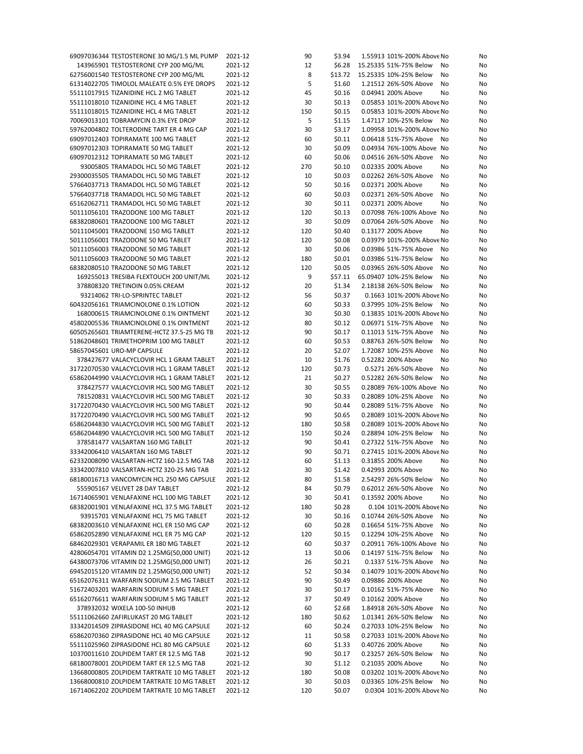| | | | | | | | | |
|---|---|---|---|---|---|---|---|---|
| 69097036344 | TESTOSTERONE 30 MG/1.5 ML PUMP | 2021-12 | 90 | $3.94 | 1.55913 | 101%-200% Above | No | No |
| 143965901 | TESTOSTERONE CYP 200 MG/ML | 2021-12 | 12 | $6.28 | 15.25335 | 51%-75% Below | No | No |
| 62756001540 | TESTOSTERONE CYP 200 MG/ML | 2021-12 | 8 | $13.72 | 15.25335 | 10%-25% Below | No | No |
| 61314022705 | TIMOLOL MALEATE 0.5% EYE DROPS | 2021-12 | 5 | $1.60 | 1.21512 | 26%-50% Above | No | No |
| 55111017915 | TIZANIDINE HCL 2 MG TABLET | 2021-12 | 45 | $0.16 | 0.04941 | 200% Above | No | No |
| 55111018010 | TIZANIDINE HCL 4 MG TABLET | 2021-12 | 30 | $0.13 | 0.05853 | 101%-200% Above | No | No |
| 55111018015 | TIZANIDINE HCL 4 MG TABLET | 2021-12 | 150 | $0.15 | 0.05853 | 101%-200% Above | No | No |
| 70069013101 | TOBRAMYCIN 0.3% EYE DROP | 2021-12 | 5 | $1.15 | 1.47117 | 10%-25% Below | No | No |
| 59762004802 | TOLTERODINE TART ER 4 MG CAP | 2021-12 | 30 | $3.17 | 1.09958 | 101%-200% Above | No | No |
| 69097012403 | TOPIRAMATE 100 MG TABLET | 2021-12 | 60 | $0.11 | 0.06418 | 51%-75% Above | No | No |
| 69097012303 | TOPIRAMATE 50 MG TABLET | 2021-12 | 30 | $0.09 | 0.04934 | 76%-100% Above | No | No |
| 69097012312 | TOPIRAMATE 50 MG TABLET | 2021-12 | 60 | $0.06 | 0.04516 | 26%-50% Above | No | No |
| 93005805 | TRAMADOL HCL 50 MG TABLET | 2021-12 | 270 | $0.10 | 0.02335 | 200% Above | No | No |
| 29300035505 | TRAMADOL HCL 50 MG TABLET | 2021-12 | 10 | $0.03 | 0.02262 | 26%-50% Above | No | No |
| 57664037713 | TRAMADOL HCL 50 MG TABLET | 2021-12 | 50 | $0.16 | 0.02371 | 200% Above | No | No |
| 57664037718 | TRAMADOL HCL 50 MG TABLET | 2021-12 | 60 | $0.03 | 0.02371 | 26%-50% Above | No | No |
| 65162062711 | TRAMADOL HCL 50 MG TABLET | 2021-12 | 30 | $0.11 | 0.02371 | 200% Above | No | No |
| 50111056101 | TRAZODONE 100 MG TABLET | 2021-12 | 120 | $0.13 | 0.07098 | 76%-100% Above | No | No |
| 68382080601 | TRAZODONE 100 MG TABLET | 2021-12 | 30 | $0.09 | 0.07064 | 26%-50% Above | No | No |
| 50111045001 | TRAZODONE 150 MG TABLET | 2021-12 | 120 | $0.40 | 0.13177 | 200% Above | No | No |
| 50111056001 | TRAZODONE 50 MG TABLET | 2021-12 | 120 | $0.08 | 0.03979 | 101%-200% Above | No | No |
| 50111056003 | TRAZODONE 50 MG TABLET | 2021-12 | 30 | $0.06 | 0.03986 | 51%-75% Above | No | No |
| 50111056003 | TRAZODONE 50 MG TABLET | 2021-12 | 180 | $0.01 | 0.03986 | 51%-75% Below | No | No |
| 68382080510 | TRAZODONE 50 MG TABLET | 2021-12 | 120 | $0.05 | 0.03965 | 26%-50% Above | No | No |
| 169255013 | TRESIBA FLEXTOUCH 200 UNIT/ML | 2021-12 | 9 | $57.11 | 65.09407 | 10%-25% Below | No | No |
| 378808320 | TRETINOIN 0.05% CREAM | 2021-12 | 20 | $1.34 | 2.18138 | 26%-50% Below | No | No |
| 93214062 | TRI-LO-SPRINTEC TABLET | 2021-12 | 56 | $0.37 | 0.1663 | 101%-200% Above | No | No |
| 60432056161 | TRIAMCINOLONE 0.1% LOTION | 2021-12 | 60 | $0.33 | 0.37995 | 10%-25% Below | No | No |
| 168000615 | TRIAMCINOLONE 0.1% OINTMENT | 2021-12 | 30 | $0.30 | 0.13835 | 101%-200% Above | No | No |
| 45802005536 | TRIAMCINOLONE 0.1% OINTMENT | 2021-12 | 80 | $0.12 | 0.06971 | 51%-75% Above | No | No |
| 60505265601 | TRIAMTERENE-HCTZ 37.5-25 MG TB | 2021-12 | 90 | $0.17 | 0.11013 | 51%-75% Above | No | No |
| 51862048601 | TRIMETHOPRIM 100 MG TABLET | 2021-12 | 60 | $0.53 | 0.88763 | 26%-50% Below | No | No |
| 58657045601 | URO-MP CAPSULE | 2021-12 | 20 | $2.07 | 1.72087 | 10%-25% Above | No | No |
| 378427677 | VALACYCLOVIR HCL 1 GRAM TABLET | 2021-12 | 10 | $1.76 | 0.52282 | 200% Above | No | No |
| 31722070530 | VALACYCLOVIR HCL 1 GRAM TABLET | 2021-12 | 120 | $0.73 | 0.5271 | 26%-50% Above | No | No |
| 65862044990 | VALACYCLOVIR HCL 1 GRAM TABLET | 2021-12 | 21 | $0.27 | 0.52282 | 26%-50% Below | No | No |
| 378427577 | VALACYCLOVIR HCL 500 MG TABLET | 2021-12 | 30 | $0.55 | 0.28089 | 76%-100% Above | No | No |
| 781520831 | VALACYCLOVIR HCL 500 MG TABLET | 2021-12 | 30 | $0.33 | 0.28089 | 10%-25% Above | No | No |
| 31722070430 | VALACYCLOVIR HCL 500 MG TABLET | 2021-12 | 90 | $0.44 | 0.28089 | 51%-75% Above | No | No |
| 31722070490 | VALACYCLOVIR HCL 500 MG TABLET | 2021-12 | 90 | $0.65 | 0.28089 | 101%-200% Above | No | No |
| 65862044830 | VALACYCLOVIR HCL 500 MG TABLET | 2021-12 | 180 | $0.58 | 0.28089 | 101%-200% Above | No | No |
| 65862044890 | VALACYCLOVIR HCL 500 MG TABLET | 2021-12 | 150 | $0.24 | 0.28894 | 10%-25% Below | No | No |
| 378581477 | VALSARTAN 160 MG TABLET | 2021-12 | 90 | $0.41 | 0.27322 | 51%-75% Above | No | No |
| 33342006410 | VALSARTAN 160 MG TABLET | 2021-12 | 90 | $0.71 | 0.27415 | 101%-200% Above | No | No |
| 62332008090 | VALSARTAN-HCTZ 160-12.5 MG TAB | 2021-12 | 60 | $1.13 | 0.31855 | 200% Above | No | No |
| 33342007810 | VALSARTAN-HCTZ 320-25 MG TAB | 2021-12 | 30 | $1.42 | 0.42993 | 200% Above | No | No |
| 68180016713 | VANCOMYCIN HCL 250 MG CAPSULE | 2021-12 | 80 | $1.58 | 2.54297 | 26%-50% Below | No | No |
| 555905167 | VELIVET 28 DAY TABLET | 2021-12 | 84 | $0.79 | 0.62012 | 26%-50% Above | No | No |
| 16714065901 | VENLAFAXINE HCL 100 MG TABLET | 2021-12 | 30 | $0.41 | 0.13592 | 200% Above | No | No |
| 68382001901 | VENLAFAXINE HCL 37.5 MG TABLET | 2021-12 | 180 | $0.28 | 0.104 | 101%-200% Above | No | No |
| 93915701 | VENLAFAXINE HCL 75 MG TABLET | 2021-12 | 30 | $0.16 | 0.10744 | 26%-50% Above | No | No |
| 68382003610 | VENLAFAXINE HCL ER 150 MG CAP | 2021-12 | 60 | $0.28 | 0.16654 | 51%-75% Above | No | No |
| 65862052890 | VENLAFAXINE HCL ER 75 MG CAP | 2021-12 | 120 | $0.15 | 0.12294 | 10%-25% Above | No | No |
| 68462029301 | VERAPAMIL ER 180 MG TABLET | 2021-12 | 60 | $0.37 | 0.20911 | 76%-100% Above | No | No |
| 42806054701 | VITAMIN D2 1.25MG(50,000 UNIT) | 2021-12 | 13 | $0.06 | 0.14197 | 51%-75% Below | No | No |
| 64380073706 | VITAMIN D2 1.25MG(50,000 UNIT) | 2021-12 | 26 | $0.21 | 0.1337 | 51%-75% Above | No | No |
| 69452015120 | VITAMIN D2 1.25MG(50,000 UNIT) | 2021-12 | 52 | $0.34 | 0.14079 | 101%-200% Above | No | No |
| 65162076311 | WARFARIN SODIUM 2.5 MG TABLET | 2021-12 | 90 | $0.49 | 0.09886 | 200% Above | No | No |
| 51672403201 | WARFARIN SODIUM 5 MG TABLET | 2021-12 | 30 | $0.17 | 0.10162 | 51%-75% Above | No | No |
| 65162076611 | WARFARIN SODIUM 5 MG TABLET | 2021-12 | 37 | $0.49 | 0.10162 | 200% Above | No | No |
| 378932032 | WIXELA 100-50 INHUB | 2021-12 | 60 | $2.68 | 1.84918 | 26%-50% Above | No | No |
| 55111062660 | ZAFIRLUKAST 20 MG TABLET | 2021-12 | 180 | $0.62 | 1.01341 | 26%-50% Below | No | No |
| 33342014509 | ZIPRASIDONE HCL 40 MG CAPSULE | 2021-12 | 60 | $0.24 | 0.27033 | 10%-25% Below | No | No |
| 65862070360 | ZIPRASIDONE HCL 40 MG CAPSULE | 2021-12 | 11 | $0.58 | 0.27033 | 101%-200% Above | No | No |
| 55111025960 | ZIPRASIDONE HCL 80 MG CAPSULE | 2021-12 | 60 | $1.33 | 0.40726 | 200% Above | No | No |
| 10370011610 | ZOLPIDEM TART ER 12.5 MG TAB | 2021-12 | 90 | $0.17 | 0.23257 | 26%-50% Below | No | No |
| 68180078001 | ZOLPIDEM TART ER 12.5 MG TAB | 2021-12 | 30 | $1.12 | 0.21035 | 200% Above | No | No |
| 13668000805 | ZOLPIDEM TARTRATE 10 MG TABLET | 2021-12 | 180 | $0.08 | 0.03202 | 101%-200% Above | No | No |
| 13668000810 | ZOLPIDEM TARTRATE 10 MG TABLET | 2021-12 | 30 | $0.03 | 0.03365 | 10%-25% Below | No | No |
| 16714062202 | ZOLPIDEM TARTRATE 10 MG TABLET | 2021-12 | 120 | $0.07 | 0.0304 | 101%-200% Above | No | No |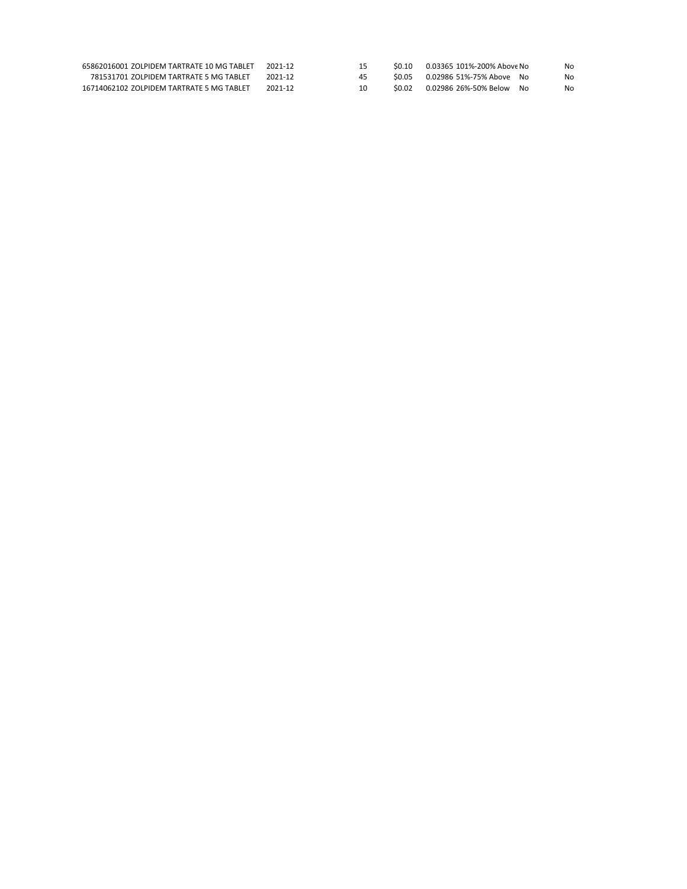| | | | | | | | | |
|---|---|---|---|---|---|---|---|---|
| 65862016001 | ZOLPIDEM TARTRATE 10 MG TABLET | 2021-12 | 15 | $0.10 | 0.03365 | 101%-200% Above | No | No |
| 781531701 | ZOLPIDEM TARTRATE 5 MG TABLET | 2021-12 | 45 | $0.05 | 0.02986 | 51%-75% Above | No | No |
| 16714062102 | ZOLPIDEM TARTRATE 5 MG TABLET | 2021-12 | 10 | $0.02 | 0.02986 | 26%-50% Below | No | No |